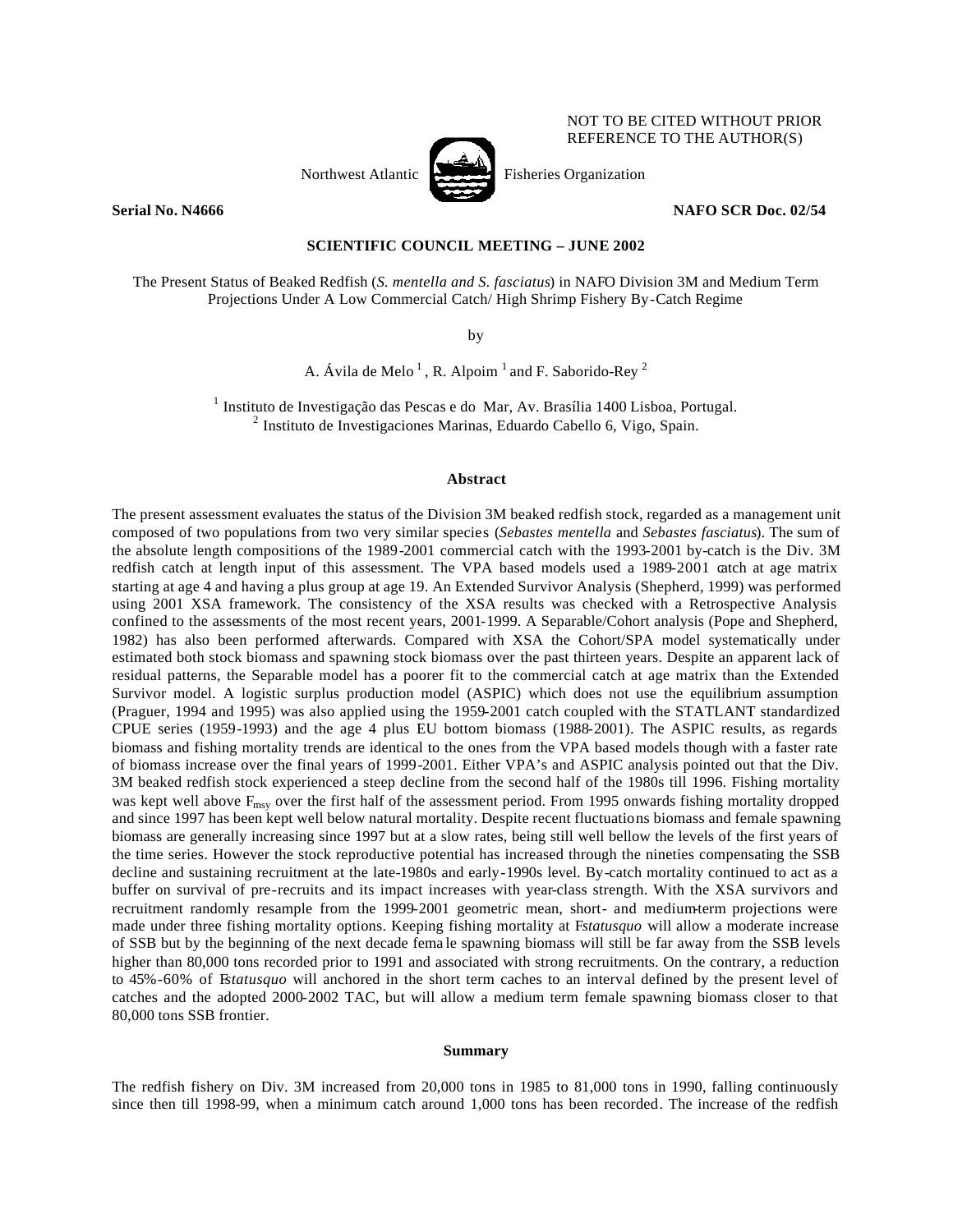NOT TO BE CITED WITHOUT PRIOR REFERENCE TO THE AUTHOR(S)

Northwest Atlantic Fisheries Organization

**Serial No. N4666** **NAFO SCR Doc. 02/54**

**SCIENTIFIC COUNCIL MEETING – JUNE 2002**

The Present Status of Beaked Redfish (*S. mentella and S. fasciatus*) in NAFO Division 3M and Medium Term Projections Under A Low Commercial Catch/ High Shrimp Fishery By-Catch Regime

by

A. Ávila de Melo [1] , R. Alpoim [1] and F. Saborido-Rey [2]

[1] Instituto de Investigação das Pescas e do Mar, Av. Brasília 1400 Lisboa, Portugal.
[2] Instituto de Investigaciones Marinas, Eduardo Cabello 6, Vigo, Spain.

## Abstract

The present assessment evaluates the status of the Division 3M beaked redfish stock, regarded as a management unit composed of two populations from two very similar species (*Sebastes mentella* and *Sebastes fasciatus*). The sum of the absolute length compositions of the 1989-2001 commercial catch with the 1993-2001 by-catch is the Div. 3M redfish catch at length input of this assessment. The VPA based models used a 1989-2001 catch at age matrix starting at age 4 and having a plus group at age 19. An Extended Survivor Analysis (Shepherd, 1999) was performed using 2001 XSA framework. The consistency of the XSA results was checked with a Retrospective Analysis confined to the assessments of the most recent years, 2001-1999. A Separable/Cohort analysis (Pope and Shepherd, 1982) has also been performed afterwards. Compared with XSA the Cohort/SPA model systematically under estimated both stock biomass and spawning stock biomass over the past thirteen years. Despite an apparent lack of residual patterns, the Separable model has a poorer fit to the commercial catch at age matrix than the Extended Survivor model. A logistic surplus production model (ASPIC) which does not use the equilibrium assumption (Praguer, 1994 and 1995) was also applied using the 1959-2001 catch coupled with the STATLANT standardized CPUE series (1959-1993) and the age 4 plus EU bottom biomass (1988-2001). The ASPIC results, as regards biomass and fishing mortality trends are identical to the ones from the VPA based models though with a faster rate of biomass increase over the final years of 1999-2001. Either VPA's and ASPIC analysis pointed out that the Div. 3M beaked redfish stock experienced a steep decline from the second half of the 1980s till 1996. Fishing mortality was kept well above $F_{msy}$ over the first half of the assessment period. From 1995 onwards fishing mortality dropped and since 1997 has been kept well below natural mortality. Despite recent fluctuations biomass and female spawning biomass are generally increasing since 1997 but at a slow rates, being still well bellow the levels of the first years of the time series. However the stock reproductive potential has increased through the nineties compensating the SSB decline and sustaining recruitment at the late-1980s and early-1990s level. By-catch mortality continued to act as a buffer on survival of pre-recruits and its impact increases with year-class strength. With the XSA survivors and recruitment randomly resample from the 1999-2001 geometric mean, short- and medium-term projections were made under three fishing mortality options. Keeping fishing mortality at F*statusquo* will allow a moderate increase of SSB but by the beginning of the next decade female spawning biomass will still be far away from the SSB levels higher than 80,000 tons recorded prior to 1991 and associated with strong recruitments. On the contrary, a reduction to 45%-60% of F*statusquo* will anchored in the short term caches to an interval defined by the present level of catches and the adopted 2000-2002 TAC, but will allow a medium term female spawning biomass closer to that 80,000 tons SSB frontier.

## Summary

The redfish fishery on Div. 3M increased from 20,000 tons in 1985 to 81,000 tons in 1990, falling continuously since then till 1998-99, when a minimum catch around 1,000 tons has been recorded. The increase of the redfish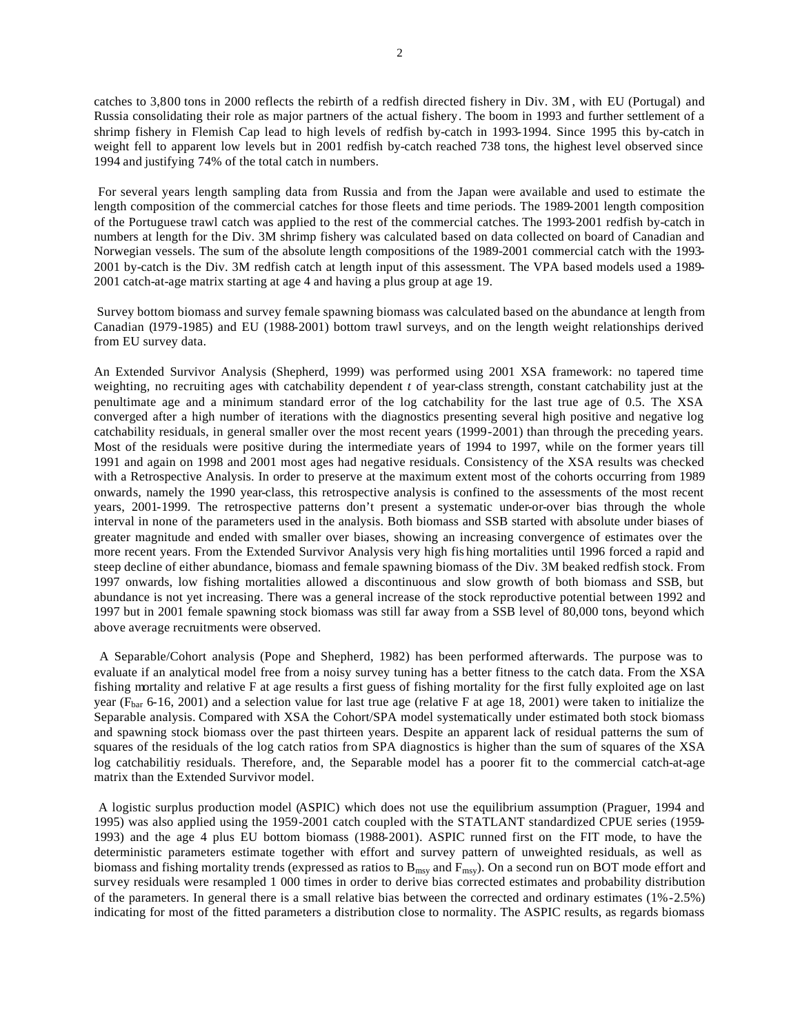catches to 3,800 tons in 2000 reflects the rebirth of a redfish directed fishery in Div. 3M, with EU (Portugal) and Russia consolidating their role as major partners of the actual fishery. The boom in 1993 and further settlement of a shrimp fishery in Flemish Cap lead to high levels of redfish by-catch in 1993-1994. Since 1995 this by-catch in weight fell to apparent low levels but in 2001 redfish by-catch reached 738 tons, the highest level observed since 1994 and justifying 74% of the total catch in numbers.

For several years length sampling data from Russia and from the Japan were available and used to estimate the length composition of the commercial catches for those fleets and time periods. The 1989-2001 length composition of the Portuguese trawl catch was applied to the rest of the commercial catches. The 1993-2001 redfish by-catch in numbers at length for the Div. 3M shrimp fishery was calculated based on data collected on board of Canadian and Norwegian vessels. The sum of the absolute length compositions of the 1989-2001 commercial catch with the 1993-2001 by-catch is the Div. 3M redfish catch at length input of this assessment. The VPA based models used a 1989-2001 catch-at-age matrix starting at age 4 and having a plus group at age 19.

Survey bottom biomass and survey female spawning biomass was calculated based on the abundance at length from Canadian (1979-1985) and EU (1988-2001) bottom trawl surveys, and on the length weight relationships derived from EU survey data.

An Extended Survivor Analysis (Shepherd, 1999) was performed using 2001 XSA framework: no tapered time weighting, no recruiting ages with catchability dependent *t* of year-class strength, constant catchability just at the penultimate age and a minimum standard error of the log catchability for the last true age of 0.5. The XSA converged after a high number of iterations with the diagnostics presenting several high positive and negative log catchability residuals, in general smaller over the most recent years (1999-2001) than through the preceding years. Most of the residuals were positive during the intermediate years of 1994 to 1997, while on the former years till 1991 and again on 1998 and 2001 most ages had negative residuals. Consistency of the XSA results was checked with a Retrospective Analysis. In order to preserve at the maximum extent most of the cohorts occurring from 1989 onwards, namely the 1990 year-class, this retrospective analysis is confined to the assessments of the most recent years, 2001-1999. The retrospective patterns don't present a systematic under-or-over bias through the whole interval in none of the parameters used in the analysis. Both biomass and SSB started with absolute under biases of greater magnitude and ended with smaller over biases, showing an increasing convergence of estimates over the more recent years. From the Extended Survivor Analysis very high fishing mortalities until 1996 forced a rapid and steep decline of either abundance, biomass and female spawning biomass of the Div. 3M beaked redfish stock. From 1997 onwards, low fishing mortalities allowed a discontinuous and slow growth of both biomass and SSB, but abundance is not yet increasing. There was a general increase of the stock reproductive potential between 1992 and 1997 but in 2001 female spawning stock biomass was still far away from a SSB level of 80,000 tons, beyond which above average recruitments were observed.

A Separable/Cohort analysis (Pope and Shepherd, 1982) has been performed afterwards. The purpose was to evaluate if an analytical model free from a noisy survey tuning has a better fitness to the catch data. From the XSA fishing mortality and relative F at age results a first guess of fishing mortality for the first fully exploited age on last year ($F_{bar}$ 6-16, 2001) and a selection value for last true age (relative F at age 18, 2001) were taken to initialize the Separable analysis. Compared with XSA the Cohort/SPA model systematically under estimated both stock biomass and spawning stock biomass over the past thirteen years. Despite an apparent lack of residual patterns the sum of squares of the residuals of the log catch ratios from SPA diagnostics is higher than the sum of squares of the XSA log catchabilitiy residuals. Therefore, and, the Separable model has a poorer fit to the commercial catch-at-age matrix than the Extended Survivor model.

A logistic surplus production model (ASPIC) which does not use the equilibrium assumption (Praguer, 1994 and 1995) was also applied using the 1959-2001 catch coupled with the STATLANT standardized CPUE series (1959-1993) and the age 4 plus EU bottom biomass (1988-2001). ASPIC runned first on the FIT mode, to have the deterministic parameters estimate together with effort and survey pattern of unweighted residuals, as well as biomass and fishing mortality trends (expressed as ratios to $B_{msy}$ and $F_{msy}$). On a second run on BOT mode effort and survey residuals were resampled 1 000 times in order to derive bias corrected estimates and probability distribution of the parameters. In general there is a small relative bias between the corrected and ordinary estimates (1%-2.5%) indicating for most of the fitted parameters a distribution close to normality. The ASPIC results, as regards biomass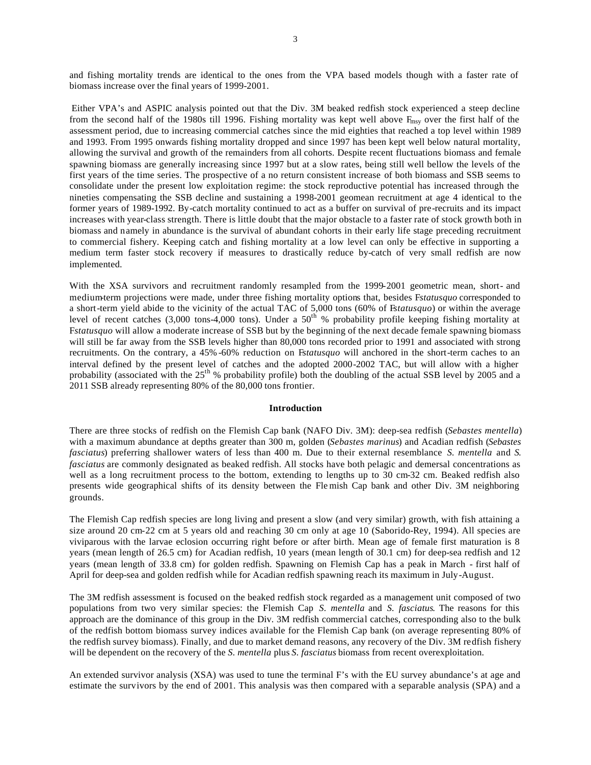and fishing mortality trends are identical to the ones from the VPA based models though with a faster rate of biomass increase over the final years of 1999-2001.

Either VPA's and ASPIC analysis pointed out that the Div. 3M beaked redfish stock experienced a steep decline from the second half of the 1980s till 1996. Fishing mortality was kept well above $F_{msy}$ over the first half of the assessment period, due to increasing commercial catches since the mid eighties that reached a top level within 1989 and 1993. From 1995 onwards fishing mortality dropped and since 1997 has been kept well below natural mortality, allowing the survival and growth of the remainders from all cohorts. Despite recent fluctuations biomass and female spawning biomass are generally increasing since 1997 but at a slow rates, being still well bellow the levels of the first years of the time series. The prospective of a no return consistent increase of both biomass and SSB seems to consolidate under the present low exploitation regime: the stock reproductive potential has increased through the nineties compensating the SSB decline and sustaining a 1998-2001 geomean recruitment at age 4 identical to the former years of 1989-1992. By-catch mortality continued to act as a buffer on survival of pre-recruits and its impact increases with year-class strength. There is little doubt that the major obstacle to a faster rate of stock growth both in biomass and namely in abundance is the survival of abundant cohorts in their early life stage preceding recruitment to commercial fishery. Keeping catch and fishing mortality at a low level can only be effective in supporting a medium term faster stock recovery if measures to drastically reduce by-catch of very small redfish are now implemented.

With the XSA survivors and recruitment randomly resampled from the 1999-2001 geometric mean, short- and medium-term projections were made, under three fishing mortality options that, besides F*statusquo* corresponded to a short-term yield abide to the vicinity of the actual TAC of 5,000 tons (60% of F*statusquo*) or within the average level of recent catches (3,000 tons-4,000 tons). Under a 50$^{th}$ % probability profile keeping fishing mortality at F*statusquo* will allow a moderate increase of SSB but by the beginning of the next decade female spawning biomass will still be far away from the SSB levels higher than 80,000 tons recorded prior to 1991 and associated with strong recruitments. On the contrary, a 45%-60% reduction on F*statusquo* will anchored in the short-term caches to an interval defined by the present level of catches and the adopted 2000-2002 TAC, but will allow with a higher probability (associated with the 25$^{th}$ % probability profile) both the doubling of the actual SSB level by 2005 and a 2011 SSB already representing 80% of the 80,000 tons frontier.

## Introduction

There are three stocks of redfish on the Flemish Cap bank (NAFO Div. 3M): deep-sea redfish (*Sebastes mentella*) with a maximum abundance at depths greater than 300 m, golden (*Sebastes marinus*) and Acadian redfish (*Sebastes fasciatus*) preferring shallower waters of less than 400 m. Due to their external resemblance *S. mentella* and *S. fasciatus* are commonly designated as beaked redfish. All stocks have both pelagic and demersal concentrations as well as a long recruitment process to the bottom, extending to lengths up to 30 cm-32 cm. Beaked redfish also presents wide geographical shifts of its density between the Flemish Cap bank and other Div. 3M neighboring grounds.

The Flemish Cap redfish species are long living and present a slow (and very similar) growth, with fish attaining a size around 20 cm-22 cm at 5 years old and reaching 30 cm only at age 10 (Saborido-Rey, 1994). All species are viviparous with the larvae eclosion occurring right before or after birth. Mean age of female first maturation is 8 years (mean length of 26.5 cm) for Acadian redfish, 10 years (mean length of 30.1 cm) for deep-sea redfish and 12 years (mean length of 33.8 cm) for golden redfish. Spawning on Flemish Cap has a peak in March - first half of April for deep-sea and golden redfish while for Acadian redfish spawning reach its maximum in July-August.

The 3M redfish assessment is focused on the beaked redfish stock regarded as a management unit composed of two populations from two very similar species: the Flemish Cap *S. mentella* and *S. fasciatus*. The reasons for this approach are the dominance of this group in the Div. 3M redfish commercial catches, corresponding also to the bulk of the redfish bottom biomass survey indices available for the Flemish Cap bank (on average representing 80% of the redfish survey biomass). Finally, and due to market demand reasons, any recovery of the Div. 3M redfish fishery will be dependent on the recovery of the *S. mentella* plus *S. fasciatus* biomass from recent overexploitation.

An extended survivor analysis (XSA) was used to tune the terminal F's with the EU survey abundance's at age and estimate the survivors by the end of 2001. This analysis was then compared with a separable analysis (SPA) and a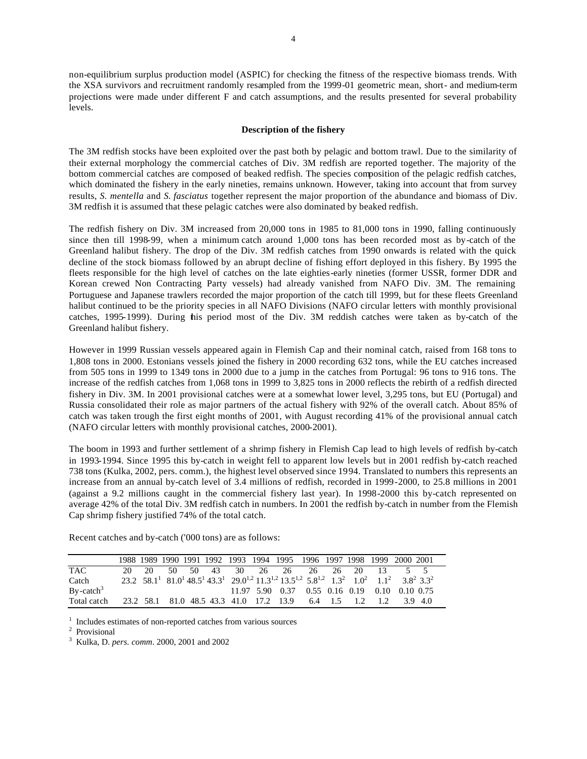non-equilibrium surplus production model (ASPIC) for checking the fitness of the respective biomass trends. With the XSA survivors and recruitment randomly resampled from the 1999-01 geometric mean, short- and medium-term projections were made under different F and catch assumptions, and the results presented for several probability levels.

**Description of the fishery**

The 3M redfish stocks have been exploited over the past both by pelagic and bottom trawl. Due to the similarity of their external morphology the commercial catches of Div. 3M redfish are reported together. The majority of the bottom commercial catches are composed of beaked redfish. The species composition of the pelagic redfish catches, which dominated the fishery in the early nineties, remains unknown. However, taking into account that from survey results, *S. mentella* and *S. fasciatus* together represent the major proportion of the abundance and biomass of Div. 3M redfish it is assumed that these pelagic catches were also dominated by beaked redfish.

The redfish fishery on Div. 3M increased from 20,000 tons in 1985 to 81,000 tons in 1990, falling continuously since then till 1998-99, when a minimum catch around 1,000 tons has been recorded most as by-catch of the Greenland halibut fishery. The drop of the Div. 3M redfish catches from 1990 onwards is related with the quick decline of the stock biomass followed by an abrupt decline of fishing effort deployed in this fishery. By 1995 the fleets responsible for the high level of catches on the late eighties-early nineties (former USSR, former DDR and Korean crewed Non Contracting Party vessels) had already vanished from NAFO Div. 3M. The remaining Portuguese and Japanese trawlers recorded the major proportion of the catch till 1999, but for these fleets Greenland halibut continued to be the priority species in all NAFO Divisions (NAFO circular letters with monthly provisional catches, 1995-1999). During this period most of the Div. 3M reddish catches were taken as by-catch of the Greenland halibut fishery.

However in 1999 Russian vessels appeared again in Flemish Cap and their nominal catch, raised from 168 tons to 1,808 tons in 2000. Estonians vessels joined the fishery in 2000 recording 632 tons, while the EU catches increased from 505 tons in 1999 to 1349 tons in 2000 due to a jump in the catches from Portugal: 96 tons to 916 tons. The increase of the redfish catches from 1,068 tons in 1999 to 3,825 tons in 2000 reflects the rebirth of a redfish directed fishery in Div. 3M. In 2001 provisional catches were at a somewhat lower level, 3,295 tons, but EU (Portugal) and Russia consolidated their role as major partners of the actual fishery with 92% of the overall catch. About 85% of catch was taken trough the first eight months of 2001, with August recording 41% of the provisional annual catch (NAFO circular letters with monthly provisional catches, 2000-2001).

The boom in 1993 and further settlement of a shrimp fishery in Flemish Cap lead to high levels of redfish by-catch in 1993-1994. Since 1995 this by-catch in weight fell to apparent low levels but in 2001 redfish by-catch reached 738 tons (Kulka, 2002, pers. comm.), the highest level observed since 1994. Translated to numbers this represents an increase from an annual by-catch level of 3.4 millions of redfish, recorded in 1999-2000, to 25.8 millions in 2001 (against a 9.2 millions caught in the commercial fishery last year). In 1998-2000 this by-catch represented on average 42% of the total Div. 3M redfish catch in numbers. In 2001 the redfish by-catch in number from the Flemish Cap shrimp fishery justified 74% of the total catch.

Recent catches and by-catch ('000 tons) are as follows:

| | 1988 | 1989 | 1990 | 1991 | 1992 | 1993 | 1994 | 1995 | 1996 | 1997 | 1998 | 1999 | 2000 | 2001 |
|---|---|---|---|---|---|---|---|---|---|---|---|---|---|---|
| TAC | 20 | 20 | 50 | 50 | 43 | 30 | 26 | 26 | 26 | 26 | 20 | 13 | 5 | 5 |
| Catch | 23.2 | 58.1[1] | 81.0[1] | 48.5[1] | 43.3[1] | 29.0[1,2] | 11.3[1,2] | 13.5[1,2] | 5.8[1,2] | 1.3[2] | 1.0[2] | 1.1[2] | 3.8[2] | 3.3[2] |
| By-catch[3] | | | | | | 11.97 | 5.90 | 0.37 | 0.55 | 0.16 | 0.19 | 0.10 | 0.10 | 0.75 |
| Total catch | 23.2 | 58.1 | 81.0 | 48.5 | 43.3 | 41.0 | 17.2 | 13.9 | 6.4 | 1.5 | 1.2 | 1.2 | 3.9 | 4.0 |

[1] Includes estimates of non-reported catches from various sources

[2] Provisional

[3] Kulka, D. *pers. comm*. 2000, 2001 and 2002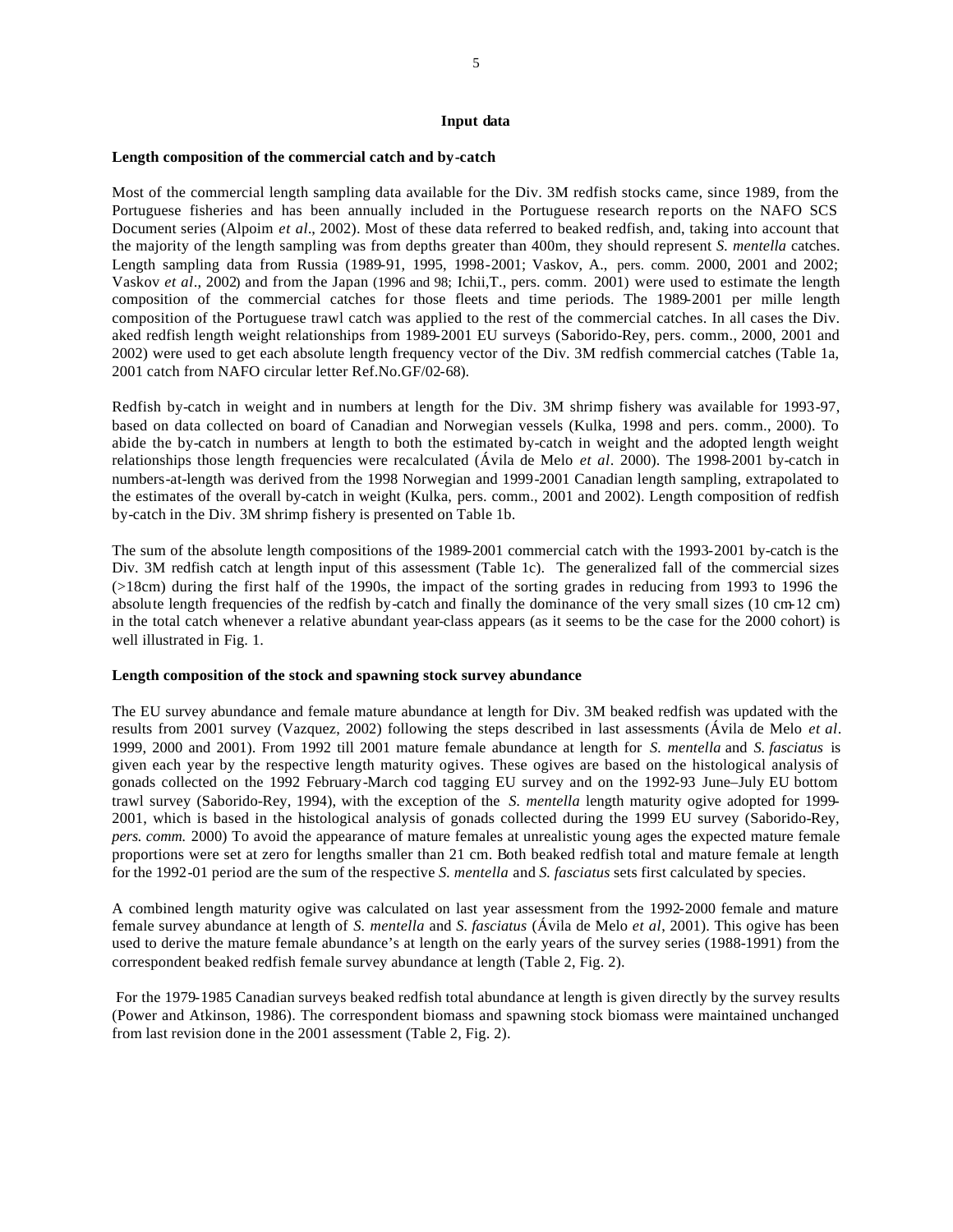## Input data

### Length composition of the commercial catch and by-catch

Most of the commercial length sampling data available for the Div. 3M redfish stocks came, since 1989, from the Portuguese fisheries and has been annually included in the Portuguese research reports on the NAFO SCS Document series (Alpoim *et al*., 2002). Most of these data referred to beaked redfish, and, taking into account that the majority of the length sampling was from depths greater than 400m, they should represent *S. mentella* catches. Length sampling data from Russia (1989-91, 1995, 1998-2001; Vaskov, A., pers. comm. 2000, 2001 and 2002; Vaskov *et al*., 2002) and from the Japan (1996 and 98; Ichii,T., pers. comm. 2001) were used to estimate the length composition of the commercial catches for those fleets and time periods. The 1989-2001 per mille length composition of the Portuguese trawl catch was applied to the rest of the commercial catches. In all cases the Div. aked redfish length weight relationships from 1989-2001 EU surveys (Saborido-Rey, pers. comm., 2000, 2001 and 2002) were used to get each absolute length frequency vector of the Div. 3M redfish commercial catches (Table 1a, 2001 catch from NAFO circular letter Ref.No.GF/02-68).

Redfish by-catch in weight and in numbers at length for the Div. 3M shrimp fishery was available for 1993-97, based on data collected on board of Canadian and Norwegian vessels (Kulka, 1998 and pers. comm., 2000). To abide the by-catch in numbers at length to both the estimated by-catch in weight and the adopted length weight relationships those length frequencies were recalculated (Ávila de Melo *et al*. 2000). The 1998-2001 by-catch in numbers-at-length was derived from the 1998 Norwegian and 1999-2001 Canadian length sampling, extrapolated to the estimates of the overall by-catch in weight (Kulka, pers. comm., 2001 and 2002). Length composition of redfish by-catch in the Div. 3M shrimp fishery is presented on Table 1b.

The sum of the absolute length compositions of the 1989-2001 commercial catch with the 1993-2001 by-catch is the Div. 3M redfish catch at length input of this assessment (Table 1c). The generalized fall of the commercial sizes (>18cm) during the first half of the 1990s, the impact of the sorting grades in reducing from 1993 to 1996 the absolute length frequencies of the redfish by-catch and finally the dominance of the very small sizes (10 cm-12 cm) in the total catch whenever a relative abundant year-class appears (as it seems to be the case for the 2000 cohort) is well illustrated in Fig. 1.

### Length composition of the stock and spawning stock survey abundance

The EU survey abundance and female mature abundance at length for Div. 3M beaked redfish was updated with the results from 2001 survey (Vazquez, 2002) following the steps described in last assessments (Ávila de Melo *et al*. 1999, 2000 and 2001). From 1992 till 2001 mature female abundance at length for *S. mentella* and *S. fasciatus* is given each year by the respective length maturity ogives. These ogives are based on the histological analysis of gonads collected on the 1992 February-March cod tagging EU survey and on the 1992-93 June–July EU bottom trawl survey (Saborido-Rey, 1994), with the exception of the *S. mentella* length maturity ogive adopted for 1999-2001, which is based in the histological analysis of gonads collected during the 1999 EU survey (Saborido-Rey, *pers. comm.* 2000) To avoid the appearance of mature females at unrealistic young ages the expected mature female proportions were set at zero for lengths smaller than 21 cm. Both beaked redfish total and mature female at length for the 1992-01 period are the sum of the respective *S. mentella* and *S. fasciatus* sets first calculated by species.

A combined length maturity ogive was calculated on last year assessment from the 1992-2000 female and mature female survey abundance at length of *S. mentella* and *S. fasciatus* (Ávila de Melo *et al*, 2001). This ogive has been used to derive the mature female abundance's at length on the early years of the survey series (1988-1991) from the correspondent beaked redfish female survey abundance at length (Table 2, Fig. 2).

For the 1979-1985 Canadian surveys beaked redfish total abundance at length is given directly by the survey results (Power and Atkinson, 1986). The correspondent biomass and spawning stock biomass were maintained unchanged from last revision done in the 2001 assessment (Table 2, Fig. 2).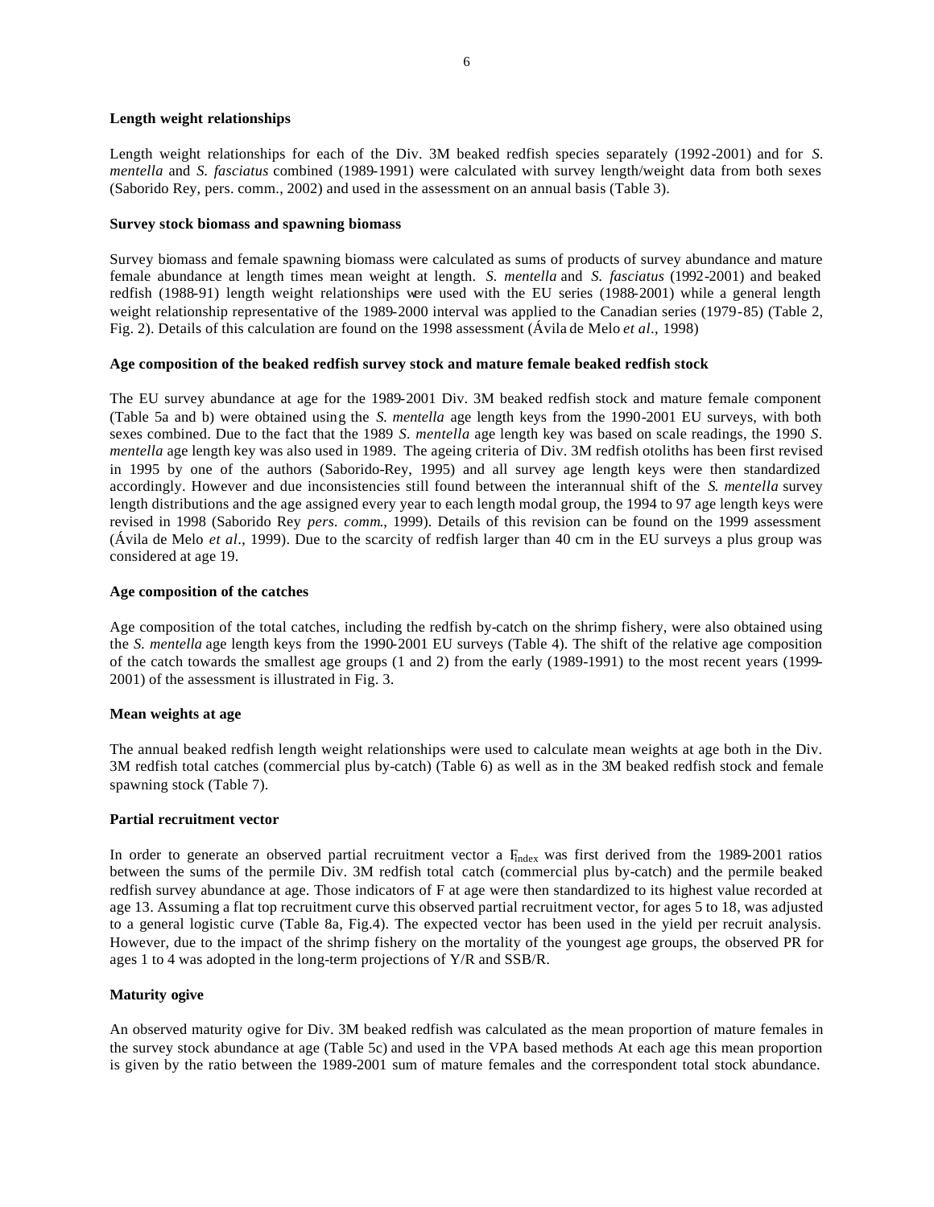### Length weight relationships

Length weight relationships for each of the Div. 3M beaked redfish species separately (1992-2001) and for *S. mentella* and *S. fasciatus* combined (1989-1991) were calculated with survey length/weight data from both sexes (Saborido Rey, pers. comm., 2002) and used in the assessment on an annual basis (Table 3).

### Survey stock biomass and spawning biomass

Survey biomass and female spawning biomass were calculated as sums of products of survey abundance and mature female abundance at length times mean weight at length. *S. mentella* and *S. fasciatus* (1992-2001) and beaked redfish (1988-91) length weight relationships were used with the EU series (1988-2001) while a general length weight relationship representative of the 1989-2000 interval was applied to the Canadian series (1979-85) (Table 2, Fig. 2). Details of this calculation are found on the 1998 assessment (Ávila de Melo *et al*., 1998)

### Age composition of the beaked redfish survey stock and mature female beaked redfish stock

The EU survey abundance at age for the 1989-2001 Div. 3M beaked redfish stock and mature female component (Table 5a and b) were obtained using the *S. mentella* age length keys from the 1990-2001 EU surveys, with both sexes combined. Due to the fact that the 1989 *S. mentella* age length key was based on scale readings, the 1990 *S. mentella* age length key was also used in 1989. The ageing criteria of Div. 3M redfish otoliths has been first revised in 1995 by one of the authors (Saborido-Rey, 1995) and all survey age length keys were then standardized accordingly. However and due inconsistencies still found between the interannual shift of the *S. mentella* survey length distributions and the age assigned every year to each length modal group, the 1994 to 97 age length keys were revised in 1998 (Saborido Rey *pers. comm*., 1999). Details of this revision can be found on the 1999 assessment (Ávila de Melo *et al*., 1999). Due to the scarcity of redfish larger than 40 cm in the EU surveys a plus group was considered at age 19.

### Age composition of the catches

Age composition of the total catches, including the redfish by-catch on the shrimp fishery, were also obtained using the *S. mentella* age length keys from the 1990-2001 EU surveys (Table 4). The shift of the relative age composition of the catch towards the smallest age groups (1 and 2) from the early (1989-1991) to the most recent years (1999-2001) of the assessment is illustrated in Fig. 3.

### Mean weights at age

The annual beaked redfish length weight relationships were used to calculate mean weights at age both in the Div. 3M redfish total catches (commercial plus by-catch) (Table 6) as well as in the 3M beaked redfish stock and female spawning stock (Table 7).

### Partial recruitment vector

In order to generate an observed partial recruitment vector a $F_{index}$ was first derived from the 1989-2001 ratios between the sums of the permile Div. 3M redfish total catch (commercial plus by-catch) and the permile beaked redfish survey abundance at age. Those indicators of F at age were then standardized to its highest value recorded at age 13. Assuming a flat top recruitment curve this observed partial recruitment vector, for ages 5 to 18, was adjusted to a general logistic curve (Table 8a, Fig.4). The expected vector has been used in the yield per recruit analysis. However, due to the impact of the shrimp fishery on the mortality of the youngest age groups, the observed PR for ages 1 to 4 was adopted in the long-term projections of Y/R and SSB/R.

### Maturity ogive

An observed maturity ogive for Div. 3M beaked redfish was calculated as the mean proportion of mature females in the survey stock abundance at age (Table 5c) and used in the VPA based methods At each age this mean proportion is given by the ratio between the 1989-2001 sum of mature females and the correspondent total stock abundance.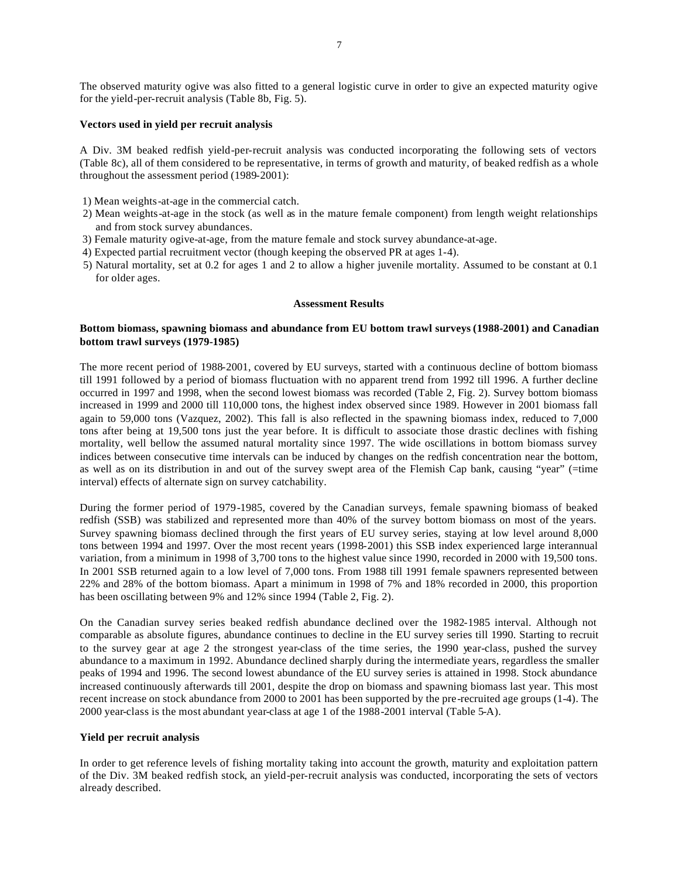The observed maturity ogive was also fitted to a general logistic curve in order to give an expected maturity ogive for the yield-per-recruit analysis (Table 8b, Fig. 5).

**Vectors used in yield per recruit analysis**

A Div. 3M beaked redfish yield-per-recruit analysis was conducted incorporating the following sets of vectors (Table 8c), all of them considered to be representative, in terms of growth and maturity, of beaked redfish as a whole throughout the assessment period (1989-2001):

1) Mean weights-at-age in the commercial catch.
2) Mean weights-at-age in the stock (as well as in the mature female component) from length weight relationships and from stock survey abundances.
3) Female maturity ogive-at-age, from the mature female and stock survey abundance-at-age.
4) Expected partial recruitment vector (though keeping the observed PR at ages 1-4).
5) Natural mortality, set at 0.2 for ages 1 and 2 to allow a higher juvenile mortality. Assumed to be constant at 0.1 for older ages.

## Assessment Results

**Bottom biomass, spawning biomass and abundance from EU bottom trawl surveys (1988-2001) and Canadian bottom trawl surveys (1979-1985)**

The more recent period of 1988-2001, covered by EU surveys, started with a continuous decline of bottom biomass till 1991 followed by a period of biomass fluctuation with no apparent trend from 1992 till 1996. A further decline occurred in 1997 and 1998, when the second lowest biomass was recorded (Table 2, Fig. 2). Survey bottom biomass increased in 1999 and 2000 till 110,000 tons, the highest index observed since 1989. However in 2001 biomass fall again to 59,000 tons (Vazquez, 2002). This fall is also reflected in the spawning biomass index, reduced to 7,000 tons after being at 19,500 tons just the year before. It is difficult to associate those drastic declines with fishing mortality, well bellow the assumed natural mortality since 1997. The wide oscillations in bottom biomass survey indices between consecutive time intervals can be induced by changes on the redfish concentration near the bottom, as well as on its distribution in and out of the survey swept area of the Flemish Cap bank, causing "year" (=time interval) effects of alternate sign on survey catchability.

During the former period of 1979-1985, covered by the Canadian surveys, female spawning biomass of beaked redfish (SSB) was stabilized and represented more than 40% of the survey bottom biomass on most of the years. Survey spawning biomass declined through the first years of EU survey series, staying at low level around 8,000 tons between 1994 and 1997. Over the most recent years (1998-2001) this SSB index experienced large interannual variation, from a minimum in 1998 of 3,700 tons to the highest value since 1990, recorded in 2000 with 19,500 tons. In 2001 SSB returned again to a low level of 7,000 tons. From 1988 till 1991 female spawners represented between 22% and 28% of the bottom biomass. Apart a minimum in 1998 of 7% and 18% recorded in 2000, this proportion has been oscillating between 9% and 12% since 1994 (Table 2, Fig. 2).

On the Canadian survey series beaked redfish abundance declined over the 1982-1985 interval. Although not comparable as absolute figures, abundance continues to decline in the EU survey series till 1990. Starting to recruit to the survey gear at age 2 the strongest year-class of the time series, the 1990 year-class, pushed the survey abundance to a maximum in 1992. Abundance declined sharply during the intermediate years, regardless the smaller peaks of 1994 and 1996. The second lowest abundance of the EU survey series is attained in 1998. Stock abundance increased continuously afterwards till 2001, despite the drop on biomass and spawning biomass last year. This most recent increase on stock abundance from 2000 to 2001 has been supported by the pre-recruited age groups (1-4). The 2000 year-class is the most abundant year-class at age 1 of the 1988-2001 interval (Table 5-A).

**Yield per recruit analysis**

In order to get reference levels of fishing mortality taking into account the growth, maturity and exploitation pattern of the Div. 3M beaked redfish stock, an yield-per-recruit analysis was conducted, incorporating the sets of vectors already described.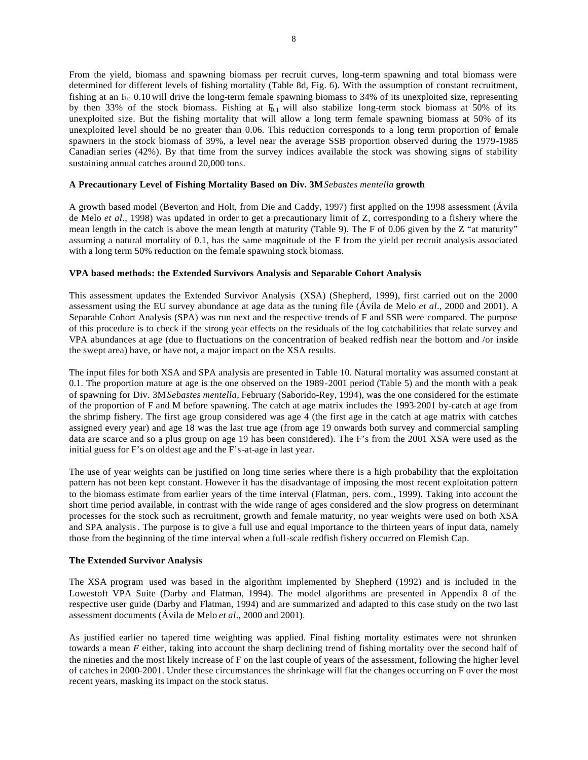From the yield, biomass and spawning biomass per recruit curves, long-term spawning and total biomass were determined for different levels of fishing mortality (Table 8d, Fig. 6). With the assumption of constant recruitment, fishing at an $F_{0.1}$ 0.10 will drive the long-term female spawning biomass to 34% of its unexploited size, representing by then 33% of the stock biomass. Fishing at $F_{0.1}$ will also stabilize long-term stock biomass at 50% of its unexploited size. But the fishing mortality that will allow a long term female spawning biomass at 50% of its unexploited level should be no greater than 0.06. This reduction corresponds to a long term proportion of female spawners in the stock biomass of 39%, a level near the average SSB proportion observed during the 1979-1985 Canadian series (42%). By that time from the survey indices available the stock was showing signs of stability sustaining annual catches around 20,000 tons.

**A Precautionary Level of Fishing Mortality Based on Div. 3M *Sebastes mentella* growth**

A growth based model (Beverton and Holt, from Die and Caddy, 1997) first applied on the 1998 assessment (Ávila de Melo *et al*., 1998) was updated in order to get a precautionary limit of Z, corresponding to a fishery where the mean length in the catch is above the mean length at maturity (Table 9). The F of 0.06 given by the Z "at maturity" assuming a natural mortality of 0.1, has the same magnitude of the F from the yield per recruit analysis associated with a long term 50% reduction on the female spawning stock biomass.

**VPA based methods: the Extended Survivors Analysis and Separable Cohort Analysis**

This assessment updates the Extended Survivor Analysis (XSA) (Shepherd, 1999), first carried out on the 2000 assessment using the EU survey abundance at age data as the tuning file (Ávila de Melo *et al*., 2000 and 2001). A Separable Cohort Analysis (SPA) was run next and the respective trends of F and SSB were compared. The purpose of this procedure is to check if the strong year effects on the residuals of the log catchabilities that relate survey and VPA abundances at age (due to fluctuations on the concentration of beaked redfish near the bottom and /or inside the swept area) have, or have not, a major impact on the XSA results.

The input files for both XSA and SPA analysis are presented in Table 10. Natural mortality was assumed constant at 0.1. The proportion mature at age is the one observed on the 1989-2001 period (Table 5) and the month with a peak of spawning for Div. 3M *Sebastes mentella*, February (Saborido-Rey, 1994), was the one considered for the estimate of the proportion of F and M before spawning. The catch at age matrix includes the 1993-2001 by-catch at age from the shrimp fishery. The first age group considered was age 4 (the first age in the catch at age matrix with catches assigned every year) and age 18 was the last true age (from age 19 onwards both survey and commercial sampling data are scarce and so a plus group on age 19 has been considered). The F's from the 2001 XSA were used as the initial guess for F's on oldest age and the F's-at-age in last year.

The use of year weights can be justified on long time series where there is a high probability that the exploitation pattern has not been kept constant. However it has the disadvantage of imposing the most recent exploitation pattern to the biomass estimate from earlier years of the time interval (Flatman, pers. com., 1999). Taking into account the short time period available, in contrast with the wide range of ages considered and the slow progress on determinant processes for the stock such as recruitment, growth and female maturity, no year weights were used on both XSA and SPA analysis. The purpose is to give a full use and equal importance to the thirteen years of input data, namely those from the beginning of the time interval when a full-scale redfish fishery occurred on Flemish Cap.

**The Extended Survivor Analysis**

The XSA program used was based in the algorithm implemented by Shepherd (1992) and is included in the Lowestoft VPA Suite (Darby and Flatman, 1994). The model algorithms are presented in Appendix 8 of the respective user guide (Darby and Flatman, 1994) and are summarized and adapted to this case study on the two last assessment documents (Ávila de Melo *et al*., 2000 and 2001).

As justified earlier no tapered time weighting was applied. Final fishing mortality estimates were not shrunken towards a mean *F* either, taking into account the sharp declining trend of fishing mortality over the second half of the nineties and the most likely increase of F on the last couple of years of the assessment, following the higher level of catches in 2000-2001. Under these circumstances the shrinkage will flat the changes occurring on F over the most recent years, masking its impact on the stock status.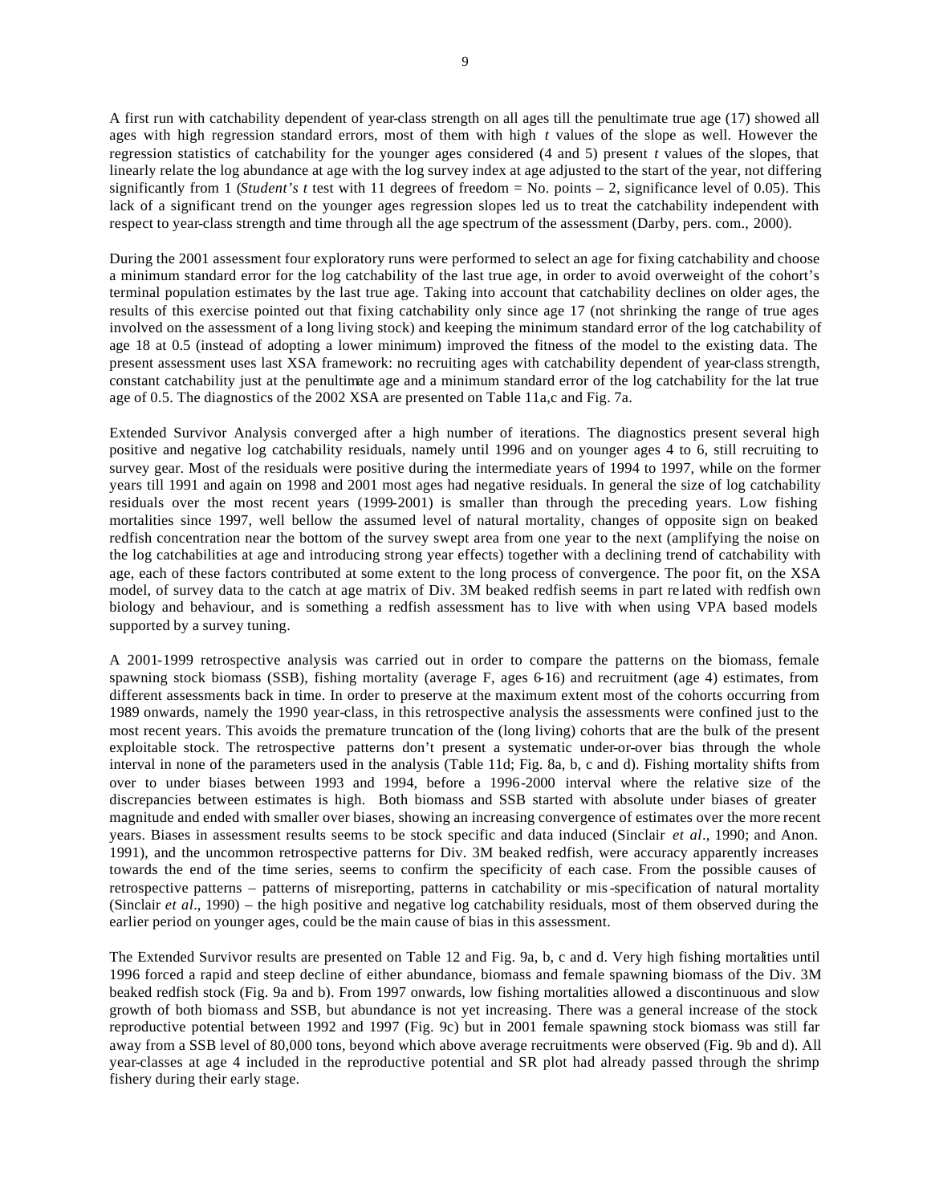A first run with catchability dependent of year-class strength on all ages till the penultimate true age (17) showed all ages with high regression standard errors, most of them with high *t* values of the slope as well. However the regression statistics of catchability for the younger ages considered (4 and 5) present *t* values of the slopes, that linearly relate the log abundance at age with the log survey index at age adjusted to the start of the year, not differing significantly from 1 (*Student's t* test with 11 degrees of freedom = No. points – 2, significance level of 0.05). This lack of a significant trend on the younger ages regression slopes led us to treat the catchability independent with respect to year-class strength and time through all the age spectrum of the assessment (Darby, pers. com., 2000).

During the 2001 assessment four exploratory runs were performed to select an age for fixing catchability and choose a minimum standard error for the log catchability of the last true age, in order to avoid overweight of the cohort's terminal population estimates by the last true age. Taking into account that catchability declines on older ages, the results of this exercise pointed out that fixing catchability only since age 17 (not shrinking the range of true ages involved on the assessment of a long living stock) and keeping the minimum standard error of the log catchability of age 18 at 0.5 (instead of adopting a lower minimum) improved the fitness of the model to the existing data. The present assessment uses last XSA framework: no recruiting ages with catchability dependent of year-class strength, constant catchability just at the penultimate age and a minimum standard error of the log catchability for the lat true age of 0.5. The diagnostics of the 2002 XSA are presented on Table 11a,c and Fig. 7a.

Extended Survivor Analysis converged after a high number of iterations. The diagnostics present several high positive and negative log catchability residuals, namely until 1996 and on younger ages 4 to 6, still recruiting to survey gear. Most of the residuals were positive during the intermediate years of 1994 to 1997, while on the former years till 1991 and again on 1998 and 2001 most ages had negative residuals. In general the size of log catchability residuals over the most recent years (1999-2001) is smaller than through the preceding years. Low fishing mortalities since 1997, well bellow the assumed level of natural mortality, changes of opposite sign on beaked redfish concentration near the bottom of the survey swept area from one year to the next (amplifying the noise on the log catchabilities at age and introducing strong year effects) together with a declining trend of catchability with age, each of these factors contributed at some extent to the long process of convergence. The poor fit, on the XSA model, of survey data to the catch at age matrix of Div. 3M beaked redfish seems in part related with redfish own biology and behaviour, and is something a redfish assessment has to live with when using VPA based models supported by a survey tuning.

A 2001-1999 retrospective analysis was carried out in order to compare the patterns on the biomass, female spawning stock biomass (SSB), fishing mortality (average F, ages 6-16) and recruitment (age 4) estimates, from different assessments back in time. In order to preserve at the maximum extent most of the cohorts occurring from 1989 onwards, namely the 1990 year-class, in this retrospective analysis the assessments were confined just to the most recent years. This avoids the premature truncation of the (long living) cohorts that are the bulk of the present exploitable stock. The retrospective patterns don't present a systematic under-or-over bias through the whole interval in none of the parameters used in the analysis (Table 11d; Fig. 8a, b, c and d). Fishing mortality shifts from over to under biases between 1993 and 1994, before a 1996-2000 interval where the relative size of the discrepancies between estimates is high. Both biomass and SSB started with absolute under biases of greater magnitude and ended with smaller over biases, showing an increasing convergence of estimates over the more recent years. Biases in assessment results seems to be stock specific and data induced (Sinclair *et al*., 1990; and Anon. 1991), and the uncommon retrospective patterns for Div. 3M beaked redfish, were accuracy apparently increases towards the end of the time series, seems to confirm the specificity of each case. From the possible causes of retrospective patterns – patterns of misreporting, patterns in catchability or mis-specification of natural mortality (Sinclair *et al*., 1990) – the high positive and negative log catchability residuals, most of them observed during the earlier period on younger ages, could be the main cause of bias in this assessment.

The Extended Survivor results are presented on Table 12 and Fig. 9a, b, c and d. Very high fishing mortalities until 1996 forced a rapid and steep decline of either abundance, biomass and female spawning biomass of the Div. 3M beaked redfish stock (Fig. 9a and b). From 1997 onwards, low fishing mortalities allowed a discontinuous and slow growth of both biomass and SSB, but abundance is not yet increasing. There was a general increase of the stock reproductive potential between 1992 and 1997 (Fig. 9c) but in 2001 female spawning stock biomass was still far away from a SSB level of 80,000 tons, beyond which above average recruitments were observed (Fig. 9b and d). All year-classes at age 4 included in the reproductive potential and SR plot had already passed through the shrimp fishery during their early stage.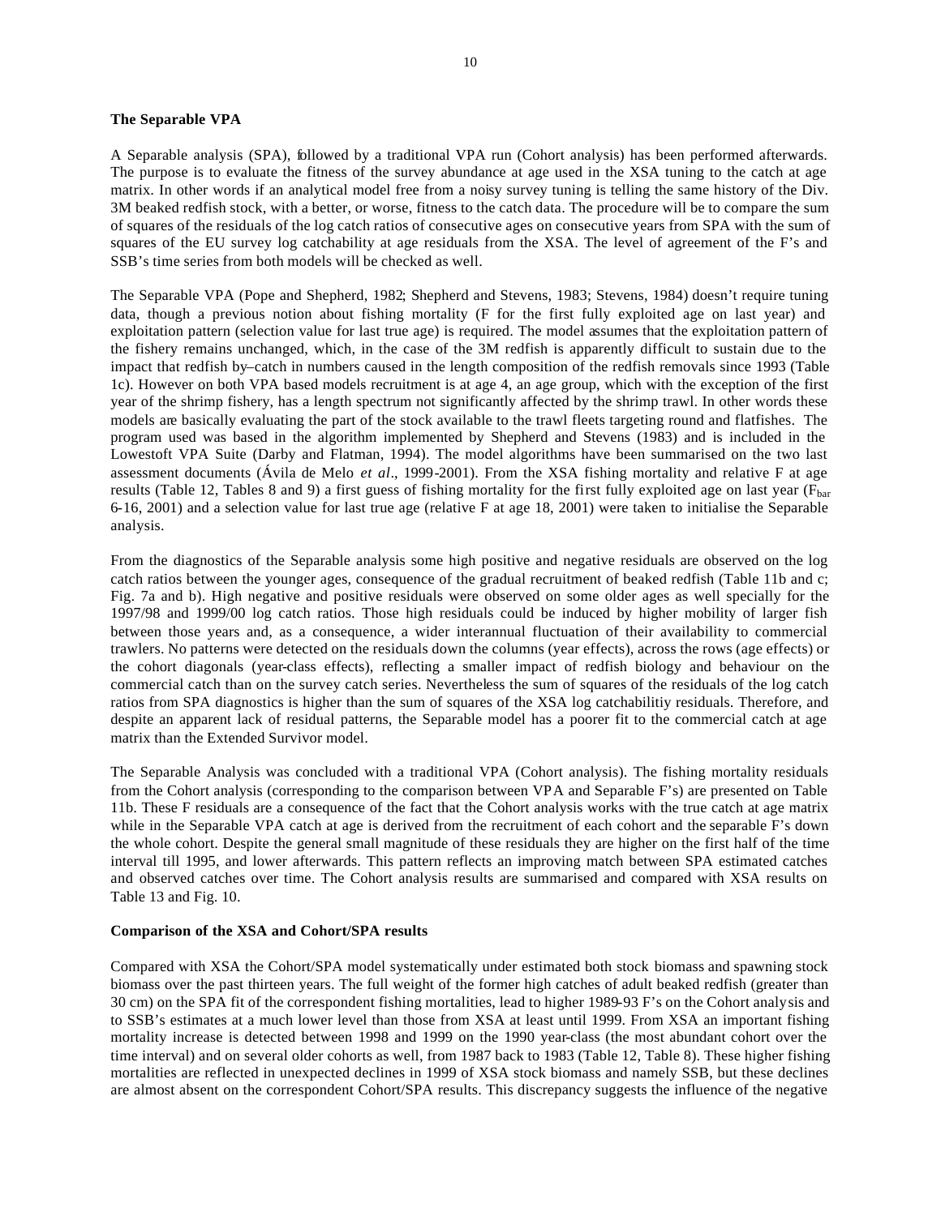**The Separable VPA**

A Separable analysis (SPA), followed by a traditional VPA run (Cohort analysis) has been performed afterwards. The purpose is to evaluate the fitness of the survey abundance at age used in the XSA tuning to the catch at age matrix. In other words if an analytical model free from a noisy survey tuning is telling the same history of the Div. 3M beaked redfish stock, with a better, or worse, fitness to the catch data. The procedure will be to compare the sum of squares of the residuals of the log catch ratios of consecutive ages on consecutive years from SPA with the sum of squares of the EU survey log catchability at age residuals from the XSA. The level of agreement of the F's and SSB's time series from both models will be checked as well.

The Separable VPA (Pope and Shepherd, 1982; Shepherd and Stevens, 1983; Stevens, 1984) doesn't require tuning data, though a previous notion about fishing mortality (F for the first fully exploited age on last year) and exploitation pattern (selection value for last true age) is required. The model assumes that the exploitation pattern of the fishery remains unchanged, which, in the case of the 3M redfish is apparently difficult to sustain due to the impact that redfish by–catch in numbers caused in the length composition of the redfish removals since 1993 (Table 1c). However on both VPA based models recruitment is at age 4, an age group, which with the exception of the first year of the shrimp fishery, has a length spectrum not significantly affected by the shrimp trawl. In other words these models are basically evaluating the part of the stock available to the trawl fleets targeting round and flatfishes. The program used was based in the algorithm implemented by Shepherd and Stevens (1983) and is included in the Lowestoft VPA Suite (Darby and Flatman, 1994). The model algorithms have been summarised on the two last assessment documents (Ávila de Melo *et al*., 1999-2001). From the XSA fishing mortality and relative F at age results (Table 12, Tables 8 and 9) a first guess of fishing mortality for the first fully exploited age on last year ($F_{bar}$ 6-16, 2001) and a selection value for last true age (relative F at age 18, 2001) were taken to initialise the Separable analysis.

From the diagnostics of the Separable analysis some high positive and negative residuals are observed on the log catch ratios between the younger ages, consequence of the gradual recruitment of beaked redfish (Table 11b and c; Fig. 7a and b). High negative and positive residuals were observed on some older ages as well specially for the 1997/98 and 1999/00 log catch ratios. Those high residuals could be induced by higher mobility of larger fish between those years and, as a consequence, a wider interannual fluctuation of their availability to commercial trawlers. No patterns were detected on the residuals down the columns (year effects), across the rows (age effects) or the cohort diagonals (year-class effects), reflecting a smaller impact of redfish biology and behaviour on the commercial catch than on the survey catch series. Nevertheless the sum of squares of the residuals of the log catch ratios from SPA diagnostics is higher than the sum of squares of the XSA log catchabilitiy residuals. Therefore, and despite an apparent lack of residual patterns, the Separable model has a poorer fit to the commercial catch at age matrix than the Extended Survivor model.

The Separable Analysis was concluded with a traditional VPA (Cohort analysis). The fishing mortality residuals from the Cohort analysis (corresponding to the comparison between VPA and Separable F's) are presented on Table 11b. These F residuals are a consequence of the fact that the Cohort analysis works with the true catch at age matrix while in the Separable VPA catch at age is derived from the recruitment of each cohort and the separable F's down the whole cohort. Despite the general small magnitude of these residuals they are higher on the first half of the time interval till 1995, and lower afterwards. This pattern reflects an improving match between SPA estimated catches and observed catches over time. The Cohort analysis results are summarised and compared with XSA results on Table 13 and Fig. 10.

**Comparison of the XSA and Cohort/SPA results**

Compared with XSA the Cohort/SPA model systematically under estimated both stock biomass and spawning stock biomass over the past thirteen years. The full weight of the former high catches of adult beaked redfish (greater than 30 cm) on the SPA fit of the correspondent fishing mortalities, lead to higher 1989-93 F's on the Cohort analysis and to SSB's estimates at a much lower level than those from XSA at least until 1999. From XSA an important fishing mortality increase is detected between 1998 and 1999 on the 1990 year-class (the most abundant cohort over the time interval) and on several older cohorts as well, from 1987 back to 1983 (Table 12, Table 8). These higher fishing mortalities are reflected in unexpected declines in 1999 of XSA stock biomass and namely SSB, but these declines are almost absent on the correspondent Cohort/SPA results. This discrepancy suggests the influence of the negative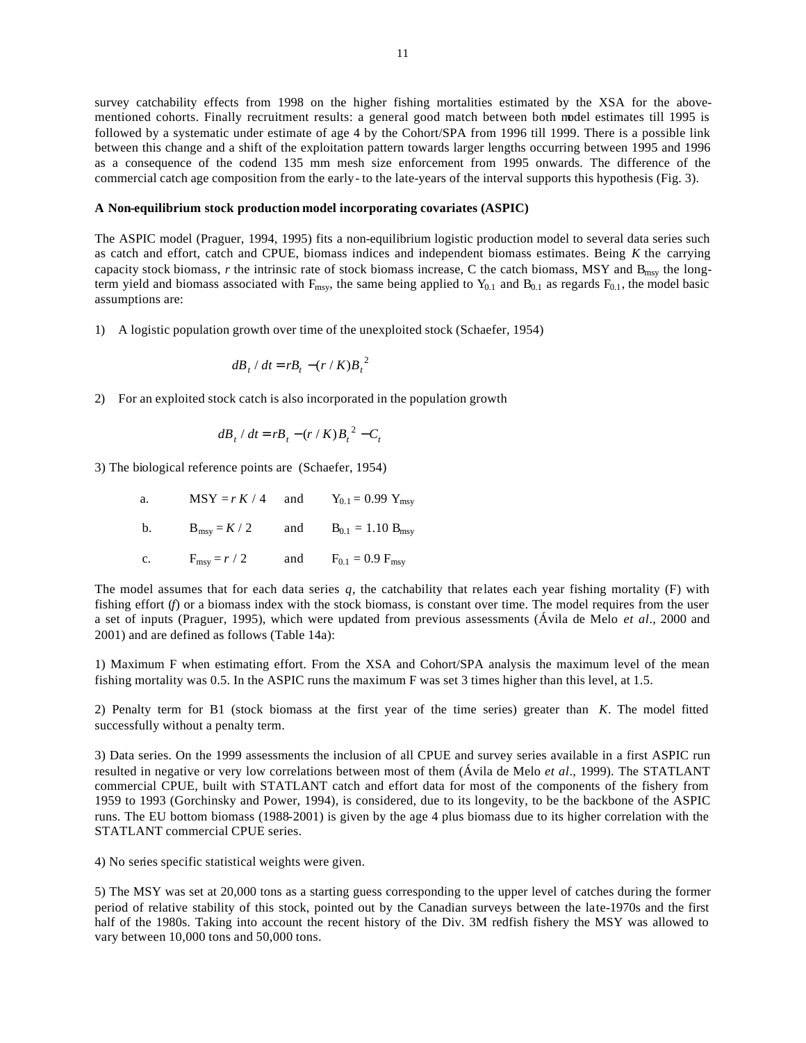survey catchability effects from 1998 on the higher fishing mortalities estimated by the XSA for the above-mentioned cohorts. Finally recruitment results: a general good match between both model estimates till 1995 is followed by a systematic under estimate of age 4 by the Cohort/SPA from 1996 till 1999. There is a possible link between this change and a shift of the exploitation pattern towards larger lengths occurring between 1995 and 1996 as a consequence of the codend 135 mm mesh size enforcement from 1995 onwards. The difference of the commercial catch age composition from the early- to the late-years of the interval supports this hypothesis (Fig. 3).

**A Non-equilibrium stock production model incorporating covariates (ASPIC)**

The ASPIC model (Praguer, 1994, 1995) fits a non-equilibrium logistic production model to several data series such as catch and effort, catch and CPUE, biomass indices and independent biomass estimates. Being *K* the carrying capacity stock biomass, *r* the intrinsic rate of stock biomass increase, C the catch biomass, MSY and $B_{msy}$ the long-term yield and biomass associated with $F_{msy}$, the same being applied to $Y_{0.1}$ and $B_{0.1}$ as regards $F_{0.1}$, the model basic assumptions are:

1) A logistic population growth over time of the unexploited stock (Schaefer, 1954)

$$dB_t / dt = rB_t - (r / K)B_t^2$$

2) For an exploited stock catch is also incorporated in the population growth

$$dB_t / dt = rB_t - (r / K)B_t^2 - C_t$$

3) The biological reference points are (Schaefer, 1954)

a. $MSY = r K / 4$ and $Y_{0.1} = 0.99\ Y_{msy}$

b. $B_{msy} = K / 2$ and $B_{0.1} = 1.10\ B_{msy}$

c. $F_{msy} = r / 2$ and $F_{0.1} = 0.9\ F_{msy}$

The model assumes that for each data series *q*, the catchability that relates each year fishing mortality (F) with fishing effort (*f*) or a biomass index with the stock biomass, is constant over time. The model requires from the user a set of inputs (Praguer, 1995), which were updated from previous assessments (Ávila de Melo *et al*., 2000 and 2001) and are defined as follows (Table 14a):

1) Maximum F when estimating effort. From the XSA and Cohort/SPA analysis the maximum level of the mean fishing mortality was 0.5. In the ASPIC runs the maximum F was set 3 times higher than this level, at 1.5.

2) Penalty term for B1 (stock biomass at the first year of the time series) greater than *K*. The model fitted successfully without a penalty term.

3) Data series. On the 1999 assessments the inclusion of all CPUE and survey series available in a first ASPIC run resulted in negative or very low correlations between most of them (Ávila de Melo *et al*., 1999). The STATLANT commercial CPUE, built with STATLANT catch and effort data for most of the components of the fishery from 1959 to 1993 (Gorchinsky and Power, 1994), is considered, due to its longevity, to be the backbone of the ASPIC runs. The EU bottom biomass (1988-2001) is given by the age 4 plus biomass due to its higher correlation with the STATLANT commercial CPUE series.

4) No series specific statistical weights were given.

5) The MSY was set at 20,000 tons as a starting guess corresponding to the upper level of catches during the former period of relative stability of this stock, pointed out by the Canadian surveys between the late-1970s and the first half of the 1980s. Taking into account the recent history of the Div. 3M redfish fishery the MSY was allowed to vary between 10,000 tons and 50,000 tons.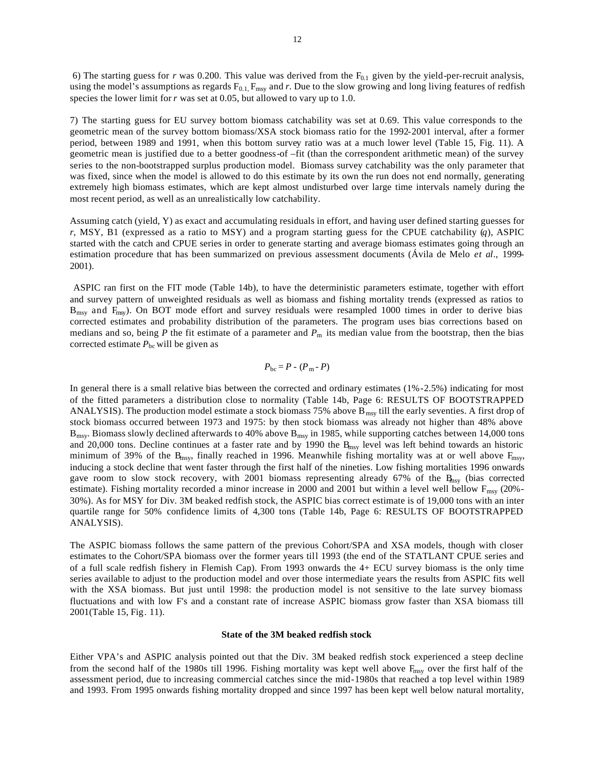6) The starting guess for $r$ was 0.200. This value was derived from the $F_{0.1}$ given by the yield-per-recruit analysis, using the model's assumptions as regards $F_{0.1}$, $F_{msy}$ and $r$. Due to the slow growing and long living features of redfish species the lower limit for $r$ was set at 0.05, but allowed to vary up to 1.0.

7) The starting guess for EU survey bottom biomass catchability was set at 0.69. This value corresponds to the geometric mean of the survey bottom biomass/XSA stock biomass ratio for the 1992-2001 interval, after a former period, between 1989 and 1991, when this bottom survey ratio was at a much lower level (Table 15, Fig. 11). A geometric mean is justified due to a better goodness-of –fit (than the correspondent arithmetic mean) of the survey series to the non-bootstrapped surplus production model. Biomass survey catchability was the only parameter that was fixed, since when the model is allowed to do this estimate by its own the run does not end normally, generating extremely high biomass estimates, which are kept almost undisturbed over large time intervals namely during the most recent period, as well as an unrealistically low catchability.

Assuming catch (yield, Y) as exact and accumulating residuals in effort, and having user defined starting guesses for $r$, MSY, B1 (expressed as a ratio to MSY) and a program starting guess for the CPUE catchability ($q$), ASPIC started with the catch and CPUE series in order to generate starting and average biomass estimates going through an estimation procedure that has been summarized on previous assessment documents (Ávila de Melo *et al*., 1999-2001).

ASPIC ran first on the FIT mode (Table 14b), to have the deterministic parameters estimate, together with effort and survey pattern of unweighted residuals as well as biomass and fishing mortality trends (expressed as ratios to $B_{msy}$ and $F_{msy}$). On BOT mode effort and survey residuals were resampled 1000 times in order to derive bias corrected estimates and probability distribution of the parameters. The program uses bias corrections based on medians and so, being $P$ the fit estimate of a parameter and $P_m$ its median value from the bootstrap, then the bias corrected estimate $P_{bc}$ will be given as

$$P_{bc} = P - (P_m - P)$$

In general there is a small relative bias between the corrected and ordinary estimates (1%-2.5%) indicating for most of the fitted parameters a distribution close to normality (Table 14b, Page 6: RESULTS OF BOOTSTRAPPED ANALYSIS). The production model estimate a stock biomass 75% above $B_{msy}$ till the early seventies. A first drop of stock biomass occurred between 1973 and 1975: by then stock biomass was already not higher than 48% above $B_{msy}$. Biomass slowly declined afterwards to 40% above $B_{msy}$ in 1985, while supporting catches between 14,000 tons and 20,000 tons. Decline continues at a faster rate and by 1990 the $B_{msy}$ level was left behind towards an historic minimum of 39% of the $B_{msy}$, finally reached in 1996. Meanwhile fishing mortality was at or well above $F_{msy}$, inducing a stock decline that went faster through the first half of the nineties. Low fishing mortalities 1996 onwards gave room to slow stock recovery, with 2001 biomass representing already 67% of the $B_{msy}$ (bias corrected estimate). Fishing mortality recorded a minor increase in 2000 and 2001 but within a level well bellow $F_{msy}$ (20%-30%). As for MSY for Div. 3M beaked redfish stock, the ASPIC bias correct estimate is of 19,000 tons with an inter quartile range for 50% confidence limits of 4,300 tons (Table 14b, Page 6: RESULTS OF BOOTSTRAPPED ANALYSIS).

The ASPIC biomass follows the same pattern of the previous Cohort/SPA and XSA models, though with closer estimates to the Cohort/SPA biomass over the former years till 1993 (the end of the STATLANT CPUE series and of a full scale redfish fishery in Flemish Cap). From 1993 onwards the 4+ ECU survey biomass is the only time series available to adjust to the production model and over those intermediate years the results from ASPIC fits well with the XSA biomass. But just until 1998: the production model is not sensitive to the late survey biomass fluctuations and with low F's and a constant rate of increase ASPIC biomass grow faster than XSA biomass till 2001(Table 15, Fig. 11).

**State of the 3M beaked redfish stock**

Either VPA's and ASPIC analysis pointed out that the Div. 3M beaked redfish stock experienced a steep decline from the second half of the 1980s till 1996. Fishing mortality was kept well above $F_{msy}$ over the first half of the assessment period, due to increasing commercial catches since the mid-1980s that reached a top level within 1989 and 1993. From 1995 onwards fishing mortality dropped and since 1997 has been kept well below natural mortality,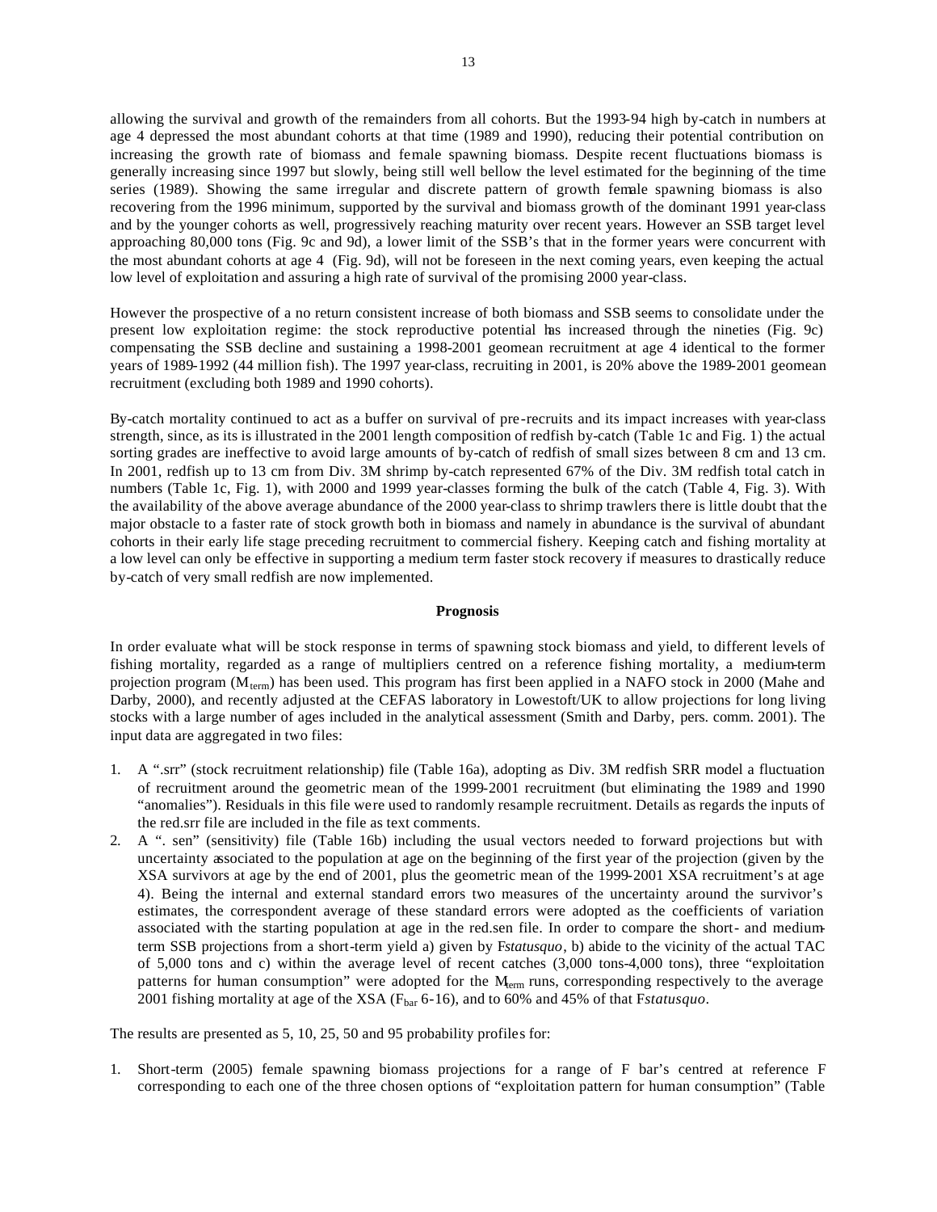allowing the survival and growth of the remainders from all cohorts. But the 1993-94 high by-catch in numbers at age 4 depressed the most abundant cohorts at that time (1989 and 1990), reducing their potential contribution on increasing the growth rate of biomass and female spawning biomass. Despite recent fluctuations biomass is generally increasing since 1997 but slowly, being still well bellow the level estimated for the beginning of the time series (1989). Showing the same irregular and discrete pattern of growth female spawning biomass is also recovering from the 1996 minimum, supported by the survival and biomass growth of the dominant 1991 year-class and by the younger cohorts as well, progressively reaching maturity over recent years. However an SSB target level approaching 80,000 tons (Fig. 9c and 9d), a lower limit of the SSB's that in the former years were concurrent with the most abundant cohorts at age 4 (Fig. 9d), will not be foreseen in the next coming years, even keeping the actual low level of exploitation and assuring a high rate of survival of the promising 2000 year-class.

However the prospective of a no return consistent increase of both biomass and SSB seems to consolidate under the present low exploitation regime: the stock reproductive potential has increased through the nineties (Fig. 9c) compensating the SSB decline and sustaining a 1998-2001 geomean recruitment at age 4 identical to the former years of 1989-1992 (44 million fish). The 1997 year-class, recruiting in 2001, is 20% above the 1989-2001 geomean recruitment (excluding both 1989 and 1990 cohorts).

By-catch mortality continued to act as a buffer on survival of pre-recruits and its impact increases with year-class strength, since, as its is illustrated in the 2001 length composition of redfish by-catch (Table 1c and Fig. 1) the actual sorting grades are ineffective to avoid large amounts of by-catch of redfish of small sizes between 8 cm and 13 cm. In 2001, redfish up to 13 cm from Div. 3M shrimp by-catch represented 67% of the Div. 3M redfish total catch in numbers (Table 1c, Fig. 1), with 2000 and 1999 year-classes forming the bulk of the catch (Table 4, Fig. 3). With the availability of the above average abundance of the 2000 year-class to shrimp trawlers there is little doubt that the major obstacle to a faster rate of stock growth both in biomass and namely in abundance is the survival of abundant cohorts in their early life stage preceding recruitment to commercial fishery. Keeping catch and fishing mortality at a low level can only be effective in supporting a medium term faster stock recovery if measures to drastically reduce by-catch of very small redfish are now implemented.

**Prognosis**

In order evaluate what will be stock response in terms of spawning stock biomass and yield, to different levels of fishing mortality, regarded as a range of multipliers centred on a reference fishing mortality, a medium-term projection program ($M_{term}$) has been used. This program has first been applied in a NAFO stock in 2000 (Mahe and Darby, 2000), and recently adjusted at the CEFAS laboratory in Lowestoft/UK to allow projections for long living stocks with a large number of ages included in the analytical assessment (Smith and Darby, pers. comm. 2001). The input data are aggregated in two files:

1. A ".srr" (stock recruitment relationship) file (Table 16a), adopting as Div. 3M redfish SRR model a fluctuation of recruitment around the geometric mean of the 1999-2001 recruitment (but eliminating the 1989 and 1990 "anomalies"). Residuals in this file were used to randomly resample recruitment. Details as regards the inputs of the red.srr file are included in the file as text comments.
2. A ". sen" (sensitivity) file (Table 16b) including the usual vectors needed to forward projections but with uncertainty associated to the population at age on the beginning of the first year of the projection (given by the XSA survivors at age by the end of 2001, plus the geometric mean of the 1999-2001 XSA recruitment's at age 4). Being the internal and external standard errors two measures of the uncertainty around the survivor's estimates, the correspondent average of these standard errors were adopted as the coefficients of variation associated with the starting population at age in the red.sen file. In order to compare the short- and medium-term SSB projections from a short-term yield a) given by F*statusquo*, b) abide to the vicinity of the actual TAC of 5,000 tons and c) within the average level of recent catches (3,000 tons-4,000 tons), three "exploitation patterns for human consumption" were adopted for the $M_{term}$ runs, corresponding respectively to the average 2001 fishing mortality at age of the XSA ($F_{bar}$ 6-16), and to 60% and 45% of that F*statusquo*.

The results are presented as 5, 10, 25, 50 and 95 probability profiles for:

1. Short-term (2005) female spawning biomass projections for a range of F bar's centred at reference F corresponding to each one of the three chosen options of "exploitation pattern for human consumption" (Table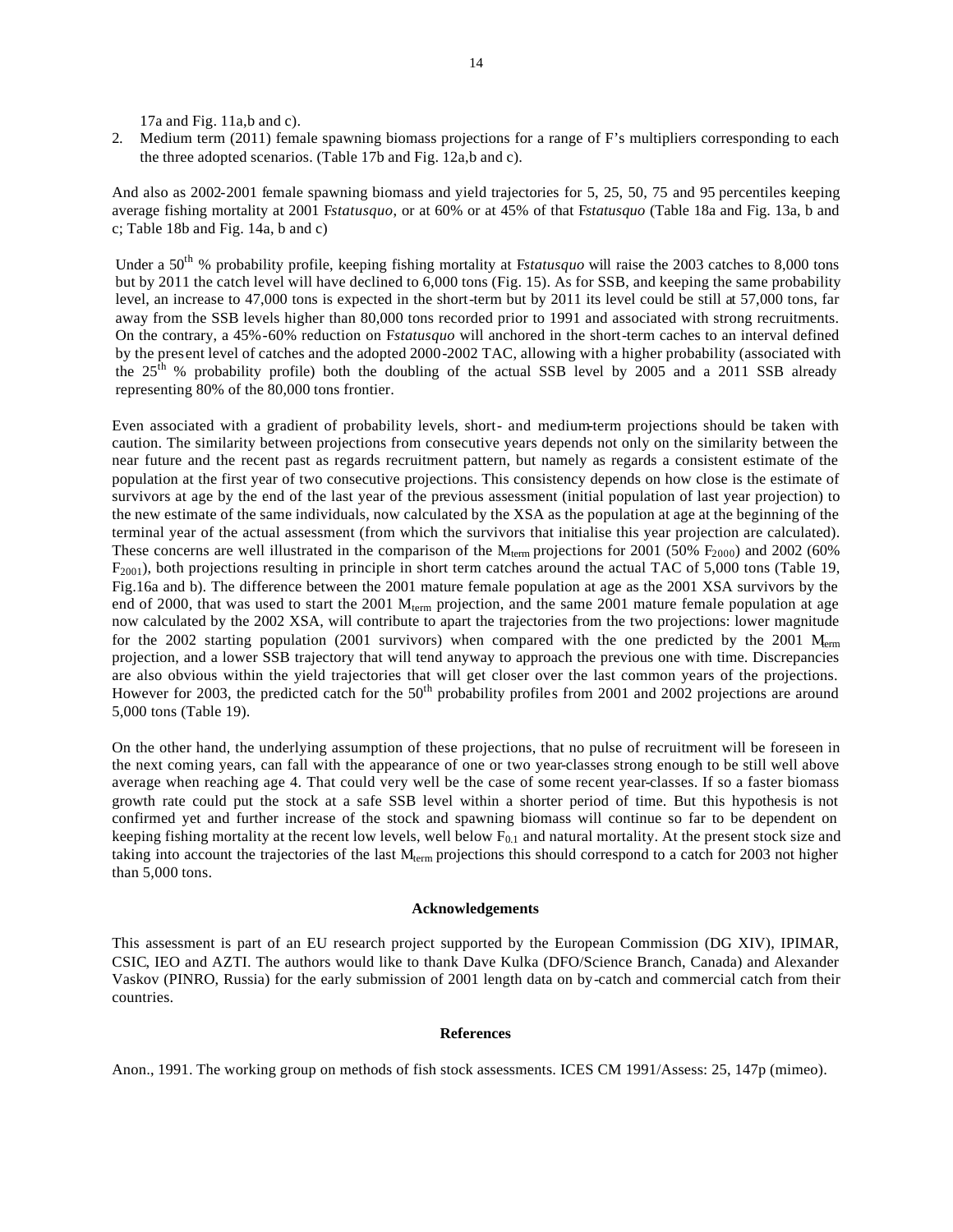17a and Fig. 11a,b and c).

2. Medium term (2011) female spawning biomass projections for a range of F's multipliers corresponding to each the three adopted scenarios. (Table 17b and Fig. 12a,b and c).

And also as 2002-2001 female spawning biomass and yield trajectories for 5, 25, 50, 75 and 95 percentiles keeping average fishing mortality at 2001 F*statusquo*, or at 60% or at 45% of that F*statusquo* (Table 18a and Fig. 13a, b and c; Table 18b and Fig. 14a, b and c)

Under a $50^{th}$ % probability profile, keeping fishing mortality at F*statusquo* will raise the 2003 catches to 8,000 tons but by 2011 the catch level will have declined to 6,000 tons (Fig. 15). As for SSB, and keeping the same probability level, an increase to 47,000 tons is expected in the short-term but by 2011 its level could be still at 57,000 tons, far away from the SSB levels higher than 80,000 tons recorded prior to 1991 and associated with strong recruitments. On the contrary, a 45%-60% reduction on F*statusquo* will anchored in the short-term caches to an interval defined by the present level of catches and the adopted 2000-2002 TAC, allowing with a higher probability (associated with the $25^{th}$ % probability profile) both the doubling of the actual SSB level by 2005 and a 2011 SSB already representing 80% of the 80,000 tons frontier.

Even associated with a gradient of probability levels, short- and medium-term projections should be taken with caution. The similarity between projections from consecutive years depends not only on the similarity between the near future and the recent past as regards recruitment pattern, but namely as regards a consistent estimate of the population at the first year of two consecutive projections. This consistency depends on how close is the estimate of survivors at age by the end of the last year of the previous assessment (initial population of last year projection) to the new estimate of the same individuals, now calculated by the XSA as the population at age at the beginning of the terminal year of the actual assessment (from which the survivors that initialise this year projection are calculated). These concerns are well illustrated in the comparison of the $M_{term}$ projections for 2001 (50% $F_{2000}$) and 2002 (60% $F_{2001}$), both projections resulting in principle in short term catches around the actual TAC of 5,000 tons (Table 19, Fig.16a and b). The difference between the 2001 mature female population at age as the 2001 XSA survivors by the end of 2000, that was used to start the 2001 $M_{term}$ projection, and the same 2001 mature female population at age now calculated by the 2002 XSA, will contribute to apart the trajectories from the two projections: lower magnitude for the 2002 starting population (2001 survivors) when compared with the one predicted by the 2001 $M_{term}$ projection, and a lower SSB trajectory that will tend anyway to approach the previous one with time. Discrepancies are also obvious within the yield trajectories that will get closer over the last common years of the projections. However for 2003, the predicted catch for the $50^{th}$ probability profiles from 2001 and 2002 projections are around 5,000 tons (Table 19).

On the other hand, the underlying assumption of these projections, that no pulse of recruitment will be foreseen in the next coming years, can fall with the appearance of one or two year-classes strong enough to be still well above average when reaching age 4. That could very well be the case of some recent year-classes. If so a faster biomass growth rate could put the stock at a safe SSB level within a shorter period of time. But this hypothesis is not confirmed yet and further increase of the stock and spawning biomass will continue so far to be dependent on keeping fishing mortality at the recent low levels, well below $F_{0.1}$ and natural mortality. At the present stock size and taking into account the trajectories of the last $M_{term}$ projections this should correspond to a catch for 2003 not higher than 5,000 tons.

## Acknowledgements

This assessment is part of an EU research project supported by the European Commission (DG XIV), IPIMAR, CSIC, IEO and AZTI. The authors would like to thank Dave Kulka (DFO/Science Branch, Canada) and Alexander Vaskov (PINRO, Russia) for the early submission of 2001 length data on by-catch and commercial catch from their countries.

## References

Anon., 1991. The working group on methods of fish stock assessments. ICES CM 1991/Assess: 25, 147p (mimeo).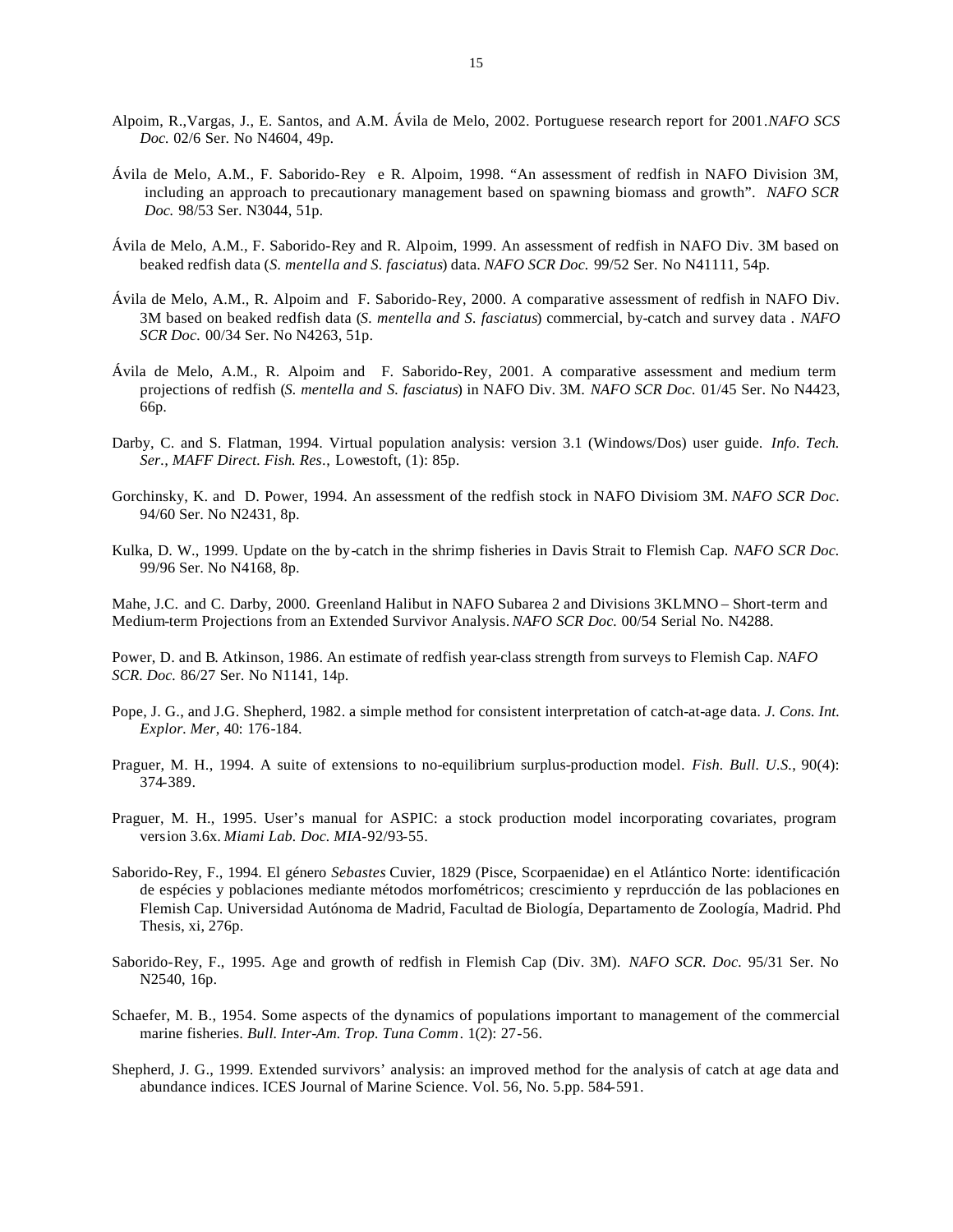Alpoim, R.,Vargas, J., E. Santos, and A.M. Ávila de Melo, 2002. Portuguese research report for 2001.*NAFO SCS Doc.* 02/6 Ser. No N4604, 49p.

Ávila de Melo, A.M., F. Saborido-Rey e R. Alpoim, 1998. "An assessment of redfish in NAFO Division 3M, including an approach to precautionary management based on spawning biomass and growth". *NAFO SCR Doc.* 98/53 Ser. N3044, 51p.

Ávila de Melo, A.M., F. Saborido-Rey and R. Alpoim, 1999. An assessment of redfish in NAFO Div. 3M based on beaked redfish data (*S. mentella and S. fasciatus*) data. *NAFO SCR Doc.* 99/52 Ser. No N41111, 54p.

Ávila de Melo, A.M., R. Alpoim and F. Saborido-Rey, 2000. A comparative assessment of redfish in NAFO Div. 3M based on beaked redfish data (*S. mentella and S. fasciatus*) commercial, by-catch and survey data . *NAFO SCR Doc.* 00/34 Ser. No N4263, 51p.

Ávila de Melo, A.M., R. Alpoim and F. Saborido-Rey, 2001. A comparative assessment and medium term projections of redfish (*S. mentella and S. fasciatus*) in NAFO Div. 3M. *NAFO SCR Doc.* 01/45 Ser. No N4423, 66p.

Darby, C. and S. Flatman, 1994. Virtual population analysis: version 3.1 (Windows/Dos) user guide. *Info. Tech. Ser., MAFF Direct. Fish. Res.*, Lowestoft, (1): 85p.

Gorchinsky, K. and D. Power, 1994. An assessment of the redfish stock in NAFO Divisiom 3M. *NAFO SCR Doc.* 94/60 Ser. No N2431, 8p.

Kulka, D. W., 1999. Update on the by-catch in the shrimp fisheries in Davis Strait to Flemish Cap. *NAFO SCR Doc.* 99/96 Ser. No N4168, 8p.

Mahe, J.C. and C. Darby, 2000. Greenland Halibut in NAFO Subarea 2 and Divisions 3KLMNO – Short-term and Medium-term Projections from an Extended Survivor Analysis. *NAFO SCR Doc.* 00/54 Serial No. N4288.

Power, D. and B. Atkinson, 1986. An estimate of redfish year-class strength from surveys to Flemish Cap. *NAFO SCR. Doc.* 86/27 Ser. No N1141, 14p.

Pope, J. G., and J.G. Shepherd, 1982. a simple method for consistent interpretation of catch-at-age data. *J. Cons. Int. Explor. Mer*, 40: 176-184.

Praguer, M. H., 1994. A suite of extensions to no-equilibrium surplus-production model. *Fish. Bull. U.S.*, 90(4): 374-389.

Praguer, M. H., 1995. User's manual for ASPIC: a stock production model incorporating covariates, program version 3.6x. *Miami Lab. Doc. MIA*-92/93-55.

Saborido-Rey, F., 1994. El género *Sebastes* Cuvier, 1829 (Pisce, Scorpaenidae) en el Atlántico Norte: identificación de espécies y poblaciones mediante métodos morfométricos; crescimiento y reprducción de las poblaciones en Flemish Cap. Universidad Autónoma de Madrid, Facultad de Biología, Departamento de Zoología, Madrid. Phd Thesis, xi, 276p.

Saborido-Rey, F., 1995. Age and growth of redfish in Flemish Cap (Div. 3M). *NAFO SCR. Doc.* 95/31 Ser. No N2540, 16p.

Schaefer, M. B., 1954. Some aspects of the dynamics of populations important to management of the commercial marine fisheries. *Bull. Inter-Am. Trop. Tuna Comm*. 1(2): 27-56.

Shepherd, J. G., 1999. Extended survivors' analysis: an improved method for the analysis of catch at age data and abundance indices. ICES Journal of Marine Science. Vol. 56, No. 5.pp. 584-591.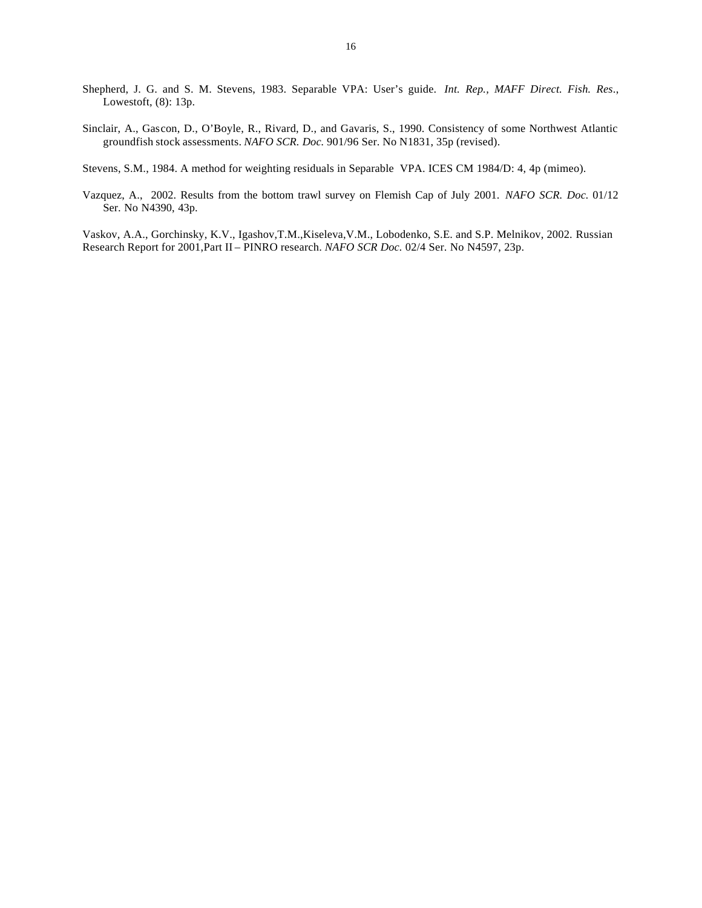Shepherd, J. G. and S. M. Stevens, 1983. Separable VPA: User's guide. *Int. Rep., MAFF Direct. Fish. Res.*, Lowestoft, (8): 13p.

Sinclair, A., Gascon, D., O'Boyle, R., Rivard, D., and Gavaris, S., 1990. Consistency of some Northwest Atlantic groundfish stock assessments. *NAFO SCR. Doc.* 901/96 Ser. No N1831, 35p (revised).

Stevens, S.M., 1984. A method for weighting residuals in Separable VPA. ICES CM 1984/D: 4, 4p (mimeo).

Vazquez, A., 2002. Results from the bottom trawl survey on Flemish Cap of July 2001. *NAFO SCR. Doc.* 01/12 Ser. No N4390, 43p.

Vaskov, A.A., Gorchinsky, K.V., Igashov,T.M.,Kiseleva,V.M., Lobodenko, S.E. and S.P. Melnikov, 2002. Russian Research Report for 2001,Part II – PINRO research. *NAFO SCR Doc.* 02/4 Ser. No N4597, 23p.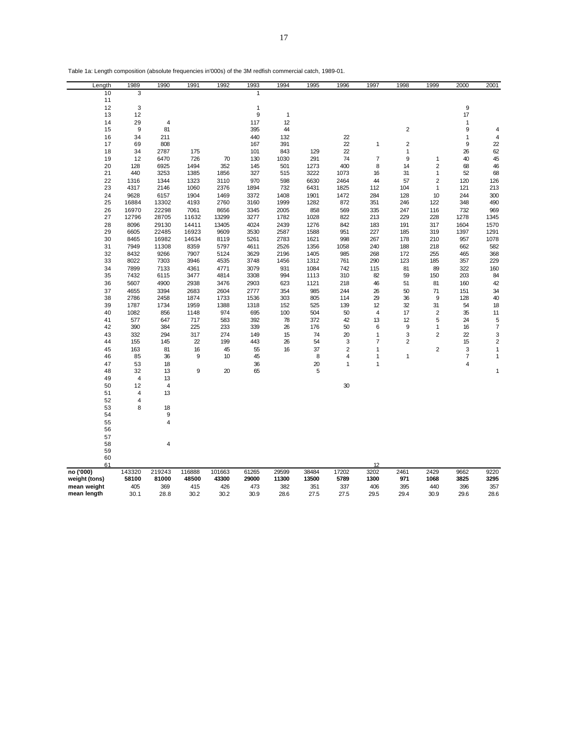Table 1a: Length composition (absolute frequencies in'000s) of the 3M redfish commercial catch, 1989-01.

| Length | 1989 | 1990 | 1991 | 1992 | 1993 | 1994 | 1995 | 1996 | 1997 | 1998 | 1999 | 2000 | 2001 |
|---|---|---|---|---|---|---|---|---|---|---|---|---|---|
| 10 | 3 | | | | 1 | | | | | | | | |
| 11 | | | | | | | | | | | | | |
| 12 | 3 | | | | 1 | | | | | | | 9 | |
| 13 | 12 | | | | 9 | 1 | | | | | | 17 | |
| 14 | 29 | 4 | | | 117 | 12 | | | | | | 1 | |
| 15 | 9 | 81 | | | 395 | 44 | | | | 2 | | 9 | 4 |
| 16 | 34 | 211 | | | 440 | 132 | | 22 | | | | 1 | 4 |
| 17 | 69 | 808 | | | 167 | 391 | | 22 | 1 | 2 | | 9 | 22 |
| 18 | 34 | 2787 | 175 | | 101 | 843 | 129 | 22 | | 1 | | 26 | 62 |
| 19 | 12 | 6470 | 726 | 70 | 130 | 1030 | 291 | 74 | 7 | 9 | 1 | 40 | 45 |
| 20 | 128 | 6925 | 1494 | 352 | 145 | 501 | 1273 | 400 | 8 | 14 | 2 | 68 | 46 |
| 21 | 440 | 3253 | 1385 | 1856 | 327 | 515 | 3222 | 1073 | 16 | 31 | 1 | 52 | 68 |
| 22 | 1316 | 1344 | 1323 | 3110 | 970 | 598 | 6630 | 2464 | 44 | 57 | 2 | 120 | 126 |
| 23 | 4317 | 2146 | 1060 | 2376 | 1894 | 732 | 6431 | 1825 | 112 | 104 | 1 | 121 | 213 |
| 24 | 9628 | 6157 | 1904 | 1469 | 3372 | 1408 | 1901 | 1472 | 284 | 128 | 10 | 244 | 300 |
| 25 | 16884 | 13302 | 4193 | 2760 | 3160 | 1999 | 1282 | 872 | 351 | 246 | 122 | 348 | 490 |
| 26 | 16970 | 22298 | 7061 | 8656 | 3345 | 2005 | 858 | 569 | 335 | 247 | 116 | 732 | 969 |
| 27 | 12796 | 28705 | 11632 | 13299 | 3277 | 1782 | 1028 | 822 | 213 | 229 | 228 | 1278 | 1345 |
| 28 | 8096 | 29130 | 14411 | 13405 | 4024 | 2439 | 1276 | 842 | 183 | 191 | 317 | 1604 | 1570 |
| 29 | 6605 | 22485 | 16923 | 9609 | 3530 | 2587 | 1588 | 951 | 227 | 185 | 319 | 1397 | 1291 |
| 30 | 8465 | 16982 | 14634 | 8119 | 5261 | 2783 | 1621 | 998 | 267 | 178 | 210 | 957 | 1078 |
| 31 | 7949 | 11308 | 8359 | 5797 | 4611 | 2526 | 1356 | 1058 | 240 | 188 | 218 | 662 | 582 |
| 32 | 8432 | 9266 | 7907 | 5124 | 3629 | 2196 | 1405 | 985 | 268 | 172 | 255 | 465 | 368 |
| 33 | 8022 | 7303 | 3946 | 4535 | 3748 | 1456 | 1312 | 761 | 290 | 123 | 185 | 357 | 229 |
| 34 | 7899 | 7133 | 4361 | 4771 | 3079 | 931 | 1084 | 742 | 115 | 81 | 89 | 322 | 160 |
| 35 | 7432 | 6115 | 3477 | 4814 | 3308 | 994 | 1113 | 310 | 82 | 59 | 150 | 203 | 84 |
| 36 | 5607 | 4900 | 2938 | 3476 | 2903 | 623 | 1121 | 218 | 46 | 51 | 81 | 160 | 42 |
| 37 | 4655 | 3394 | 2683 | 2604 | 2777 | 354 | 985 | 244 | 26 | 50 | 71 | 151 | 34 |
| 38 | 2786 | 2458 | 1874 | 1733 | 1536 | 303 | 805 | 114 | 29 | 36 | 9 | 128 | 40 |
| 39 | 1787 | 1734 | 1959 | 1388 | 1318 | 152 | 525 | 139 | 12 | 32 | 31 | 54 | 18 |
| 40 | 1082 | 856 | 1148 | 974 | 695 | 100 | 504 | 50 | 4 | 17 | 2 | 35 | 11 |
| 41 | 577 | 647 | 717 | 583 | 392 | 78 | 372 | 42 | 13 | 12 | 5 | 24 | 5 |
| 42 | 390 | 384 | 225 | 233 | 339 | 26 | 176 | 50 | 6 | 9 | 1 | 16 | 7 |
| 43 | 332 | 294 | 317 | 274 | 149 | 15 | 74 | 20 | 1 | 3 | 2 | 22 | 3 |
| 44 | 155 | 145 | 22 | 199 | 443 | 26 | 54 | 3 | 7 | 2 | | 15 | 2 |
| 45 | 163 | 81 | 16 | 45 | 55 | 16 | 37 | 2 | 1 | | 2 | 3 | 1 |
| 46 | 85 | 36 | 9 | 10 | 45 | | 8 | 4 | 1 | 1 | | 7 | 1 |
| 47 | 53 | 18 | | | 36 | | 20 | 1 | 1 | | | 4 | |
| 48 | 32 | 13 | 9 | 20 | 65 | | 5 | | | | | | 1 |
| 49 | 4 | 13 | | | | | | | | | | | |
| 50 | 12 | 4 | | | | | | 30 | | | | | |
| 51 | 4 | 13 | | | | | | | | | | | |
| 52 | 4 | | | | | | | | | | | | |
| 53 | 8 | 18 | | | | | | | | | | | |
| 54 | | 9 | | | | | | | | | | | |
| 55 | | 4 | | | | | | | | | | | |
| 56 | | | | | | | | | | | | | |
| 57 | | | | | | | | | | | | | |
| 58 | | 4 | | | | | | | | | | | |
| 59 | | | | | | | | | | | | | |
| 60 | | | | | | | | | | | | | |
| 61 | | | | | | | | | 12 | | | | |
| **no ('000)** | 143320 | 219243 | 116888 | 101663 | 61265 | 29599 | 38484 | 17202 | 3202 | 2461 | 2429 | 9662 | 9220 |
| **weight (tons)** | **58100** | **81000** | **48500** | **43300** | **29000** | **11300** | **13500** | **5789** | **1300** | **971** | **1068** | **3825** | **3295** |
| **mean weight** | 405 | 369 | 415 | 426 | 473 | 382 | 351 | 337 | 406 | 395 | 440 | 396 | 357 |
| **mean length** | 30.1 | 28.8 | 30.2 | 30.2 | 30.9 | 28.6 | 27.5 | 27.5 | 29.5 | 29.4 | 30.9 | 29.6 | 28.6 |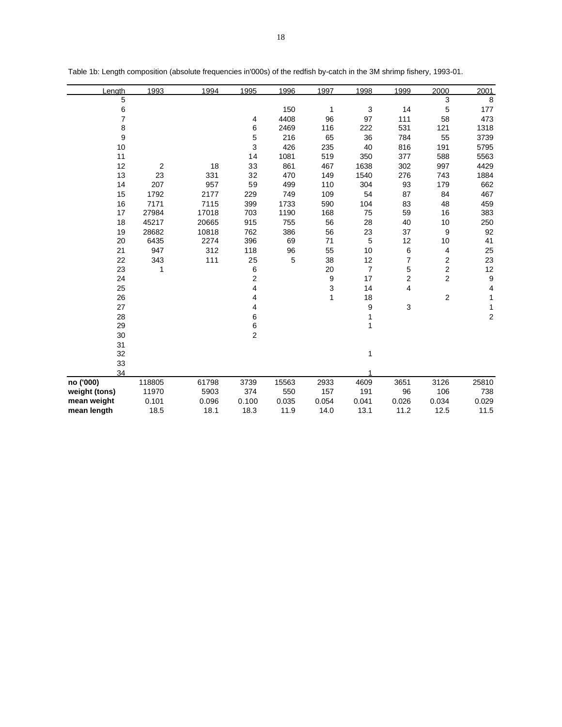Table 1b: Length composition (absolute frequencies in'000s) of the redfish by-catch in the 3M shrimp fishery, 1993-01.

| Length | 1993 | 1994 | 1995 | 1996 | 1997 | 1998 | 1999 | 2000 | 2001 |
|---|---|---|---|---|---|---|---|---|---|
| 5 | | | | | | | | 3 | 8 |
| 6 | | | | 150 | 1 | 3 | 14 | 5 | 177 |
| 7 | | | 4 | 4408 | 96 | 97 | 111 | 58 | 473 |
| 8 | | | 6 | 2469 | 116 | 222 | 531 | 121 | 1318 |
| 9 | | | 5 | 216 | 65 | 36 | 784 | 55 | 3739 |
| 10 | | | 3 | 426 | 235 | 40 | 816 | 191 | 5795 |
| 11 | | | 14 | 1081 | 519 | 350 | 377 | 588 | 5563 |
| 12 | 2 | 18 | 33 | 861 | 467 | 1638 | 302 | 997 | 4429 |
| 13 | 23 | 331 | 32 | 470 | 149 | 1540 | 276 | 743 | 1884 |
| 14 | 207 | 957 | 59 | 499 | 110 | 304 | 93 | 179 | 662 |
| 15 | 1792 | 2177 | 229 | 749 | 109 | 54 | 87 | 84 | 467 |
| 16 | 7171 | 7115 | 399 | 1733 | 590 | 104 | 83 | 48 | 459 |
| 17 | 27984 | 17018 | 703 | 1190 | 168 | 75 | 59 | 16 | 383 |
| 18 | 45217 | 20665 | 915 | 755 | 56 | 28 | 40 | 10 | 250 |
| 19 | 28682 | 10818 | 762 | 386 | 56 | 23 | 37 | 9 | 92 |
| 20 | 6435 | 2274 | 396 | 69 | 71 | 5 | 12 | 10 | 41 |
| 21 | 947 | 312 | 118 | 96 | 55 | 10 | 6 | 4 | 25 |
| 22 | 343 | 111 | 25 | 5 | 38 | 12 | 7 | 2 | 23 |
| 23 | 1 | | 6 | | 20 | 7 | 5 | 2 | 12 |
| 24 | | | 2 | | 9 | 17 | 2 | 2 | 9 |
| 25 | | | 4 | | 3 | 14 | 4 | | 4 |
| 26 | | | 4 | | 1 | 18 | | 2 | 1 |
| 27 | | | 4 | | | 9 | 3 | | 1 |
| 28 | | | 6 | | | 1 | | | 2 |
| 29 | | | 6 | | | 1 | | | |
| 30 | | | 2 | | | | | | |
| 31 | | | | | | | | | |
| 32 | | | | | | 1 | | | |
| 33 | | | | | | | | | |
| 34 | | | | | | 1 | | | |
| **no ('000)** | 118805 | 61798 | 3739 | 15563 | 2933 | 4609 | 3651 | 3126 | 25810 |
| **weight (tons)** | 11970 | 5903 | 374 | 550 | 157 | 191 | 96 | 106 | 738 |
| **mean weight** | 0.101 | 0.096 | 0.100 | 0.035 | 0.054 | 0.041 | 0.026 | 0.034 | 0.029 |
| **mean length** | 18.5 | 18.1 | 18.3 | 11.9 | 14.0 | 13.1 | 11.2 | 12.5 | 11.5 |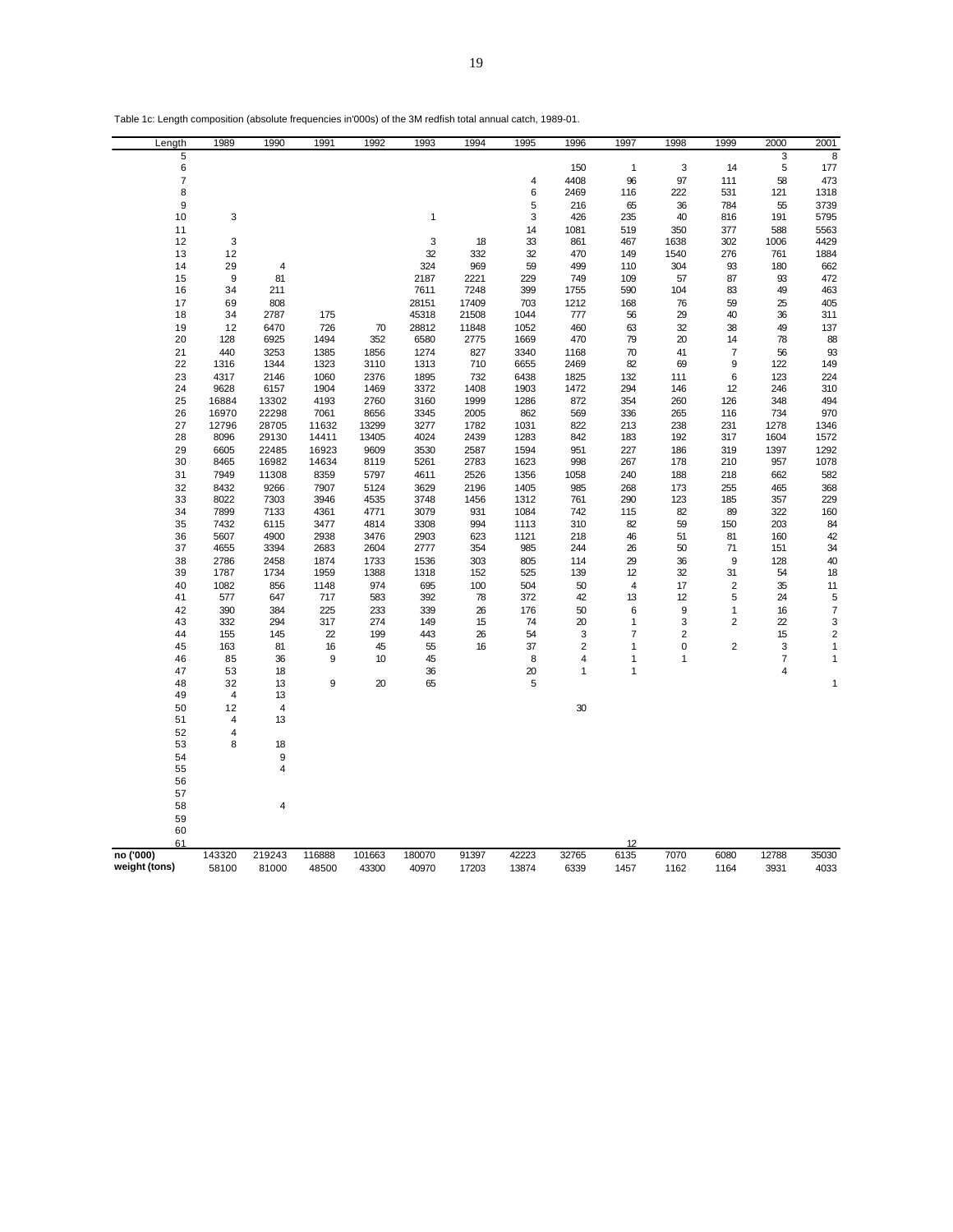Table 1c: Length composition (absolute frequencies in'000s) of the 3M redfish total annual catch, 1989-01.

| Length | 1989 | 1990 | 1991 | 1992 | 1993 | 1994 | 1995 | 1996 | 1997 | 1998 | 1999 | 2000 | 2001 |
|---|---|---|---|---|---|---|---|---|---|---|---|---|---|
| 5 | | | | | | | | | | | | 3 | 8 |
| 6 | | | | | | | | 150 | 1 | 3 | 14 | 5 | 177 |
| 7 | | | | | | | 4 | 4408 | 96 | 97 | 111 | 58 | 473 |
| 8 | | | | | | | 6 | 2469 | 116 | 222 | 531 | 121 | 1318 |
| 9 | | | | | | | 5 | 216 | 65 | 36 | 784 | 55 | 3739 |
| 10 | 3 | | | | 1 | | 3 | 426 | 235 | 40 | 816 | 191 | 5795 |
| 11 | | | | | | | 14 | 1081 | 519 | 350 | 377 | 588 | 5563 |
| 12 | 3 | | | | 3 | 18 | 33 | 861 | 467 | 1638 | 302 | 1006 | 4429 |
| 13 | 12 | | | | 32 | 332 | 32 | 470 | 149 | 1540 | 276 | 761 | 1884 |
| 14 | 29 | 4 | | | 324 | 969 | 59 | 499 | 110 | 304 | 93 | 180 | 662 |
| 15 | 9 | 81 | | | 2187 | 2221 | 229 | 749 | 109 | 57 | 87 | 93 | 472 |
| 16 | 34 | 211 | | | 7611 | 7248 | 399 | 1755 | 590 | 104 | 83 | 49 | 463 |
| 17 | 69 | 808 | | | 28151 | 17409 | 703 | 1212 | 168 | 76 | 59 | 25 | 405 |
| 18 | 34 | 2787 | 175 | | 45318 | 21508 | 1044 | 777 | 56 | 29 | 40 | 36 | 311 |
| 19 | 12 | 6470 | 726 | 70 | 28812 | 11848 | 1052 | 460 | 63 | 32 | 38 | 49 | 137 |
| 20 | 128 | 6925 | 1494 | 352 | 6580 | 2775 | 1669 | 470 | 79 | 20 | 14 | 78 | 88 |
| 21 | 440 | 3253 | 1385 | 1856 | 1274 | 827 | 3340 | 1168 | 70 | 41 | 7 | 56 | 93 |
| 22 | 1316 | 1344 | 1323 | 3110 | 1313 | 710 | 6655 | 2469 | 82 | 69 | 9 | 122 | 149 |
| 23 | 4317 | 2146 | 1060 | 2376 | 1895 | 732 | 6438 | 1825 | 132 | 111 | 6 | 123 | 224 |
| 24 | 9628 | 6157 | 1904 | 1469 | 3372 | 1408 | 1903 | 1472 | 294 | 146 | 12 | 246 | 310 |
| 25 | 16884 | 13302 | 4193 | 2760 | 3160 | 1999 | 1286 | 872 | 354 | 260 | 126 | 348 | 494 |
| 26 | 16970 | 22298 | 7061 | 8656 | 3345 | 2005 | 862 | 569 | 336 | 265 | 116 | 734 | 970 |
| 27 | 12796 | 28705 | 11632 | 13299 | 3277 | 1782 | 1031 | 822 | 213 | 238 | 231 | 1278 | 1346 |
| 28 | 8096 | 29130 | 14411 | 13405 | 4024 | 2439 | 1283 | 842 | 183 | 192 | 317 | 1604 | 1572 |
| 29 | 6605 | 22485 | 16923 | 9609 | 3530 | 2587 | 1594 | 951 | 227 | 186 | 319 | 1397 | 1292 |
| 30 | 8465 | 16982 | 14634 | 8119 | 5261 | 2783 | 1623 | 998 | 267 | 178 | 210 | 957 | 1078 |
| 31 | 7949 | 11308 | 8359 | 5797 | 4611 | 2526 | 1356 | 1058 | 240 | 188 | 218 | 662 | 582 |
| 32 | 8432 | 9266 | 7907 | 5124 | 3629 | 2196 | 1405 | 985 | 268 | 173 | 255 | 465 | 368 |
| 33 | 8022 | 7303 | 3946 | 4535 | 3748 | 1456 | 1312 | 761 | 290 | 123 | 185 | 357 | 229 |
| 34 | 7899 | 7133 | 4361 | 4771 | 3079 | 931 | 1084 | 742 | 115 | 82 | 89 | 322 | 160 |
| 35 | 7432 | 6115 | 3477 | 4814 | 3308 | 994 | 1113 | 310 | 82 | 59 | 150 | 203 | 84 |
| 36 | 5607 | 4900 | 2938 | 3476 | 2903 | 623 | 1121 | 218 | 46 | 51 | 81 | 160 | 42 |
| 37 | 4655 | 3394 | 2683 | 2604 | 2777 | 354 | 985 | 244 | 26 | 50 | 71 | 151 | 34 |
| 38 | 2786 | 2458 | 1874 | 1733 | 1536 | 303 | 805 | 114 | 29 | 36 | 9 | 128 | 40 |
| 39 | 1787 | 1734 | 1959 | 1388 | 1318 | 152 | 525 | 139 | 12 | 32 | 31 | 54 | 18 |
| 40 | 1082 | 856 | 1148 | 974 | 695 | 100 | 504 | 50 | 4 | 17 | 2 | 35 | 11 |
| 41 | 577 | 647 | 717 | 583 | 392 | 78 | 372 | 42 | 13 | 12 | 5 | 24 | 5 |
| 42 | 390 | 384 | 225 | 233 | 339 | 26 | 176 | 50 | 6 | 9 | 1 | 16 | 7 |
| 43 | 332 | 294 | 317 | 274 | 149 | 15 | 74 | 20 | 1 | 3 | 2 | 22 | 3 |
| 44 | 155 | 145 | 22 | 199 | 443 | 26 | 54 | 3 | 7 | 2 | | 15 | 2 |
| 45 | 163 | 81 | 16 | 45 | 55 | 16 | 37 | 2 | 1 | 0 | 2 | 3 | 1 |
| 46 | 85 | 36 | 9 | 10 | 45 | | 8 | 4 | 1 | 1 | | 7 | 1 |
| 47 | 53 | 18 | | | 36 | | 20 | 1 | 1 | | | 4 | |
| 48 | 32 | 13 | 9 | 20 | 65 | | 5 | | | | | | 1 |
| 49 | 4 | 13 | | | | | | | | | | | |
| 50 | 12 | 4 | | | | | | 30 | | | | | |
| 51 | 4 | 13 | | | | | | | | | | | |
| 52 | 4 | | | | | | | | | | | | |
| 53 | 8 | 18 | | | | | | | | | | | |
| 54 | | 9 | | | | | | | | | | | |
| 55 | | 4 | | | | | | | | | | | |
| 56 | | | | | | | | | | | | | |
| 57 | | | | | | | | | | | | | |
| 58 | | 4 | | | | | | | | | | | |
| 59 | | | | | | | | | | | | | |
| 60 | | | | | | | | | | | | | |
| 61 | | | | | | | | | 12 | | | | |
| no ('000) | 143320 | 219243 | 116888 | 101663 | 180070 | 91397 | 42223 | 32765 | 6135 | 7070 | 6080 | 12788 | 35030 |
| weight (tons) | 58100 | 81000 | 48500 | 43300 | 40970 | 17203 | 13874 | 6339 | 1457 | 1162 | 1164 | 3931 | 4033 |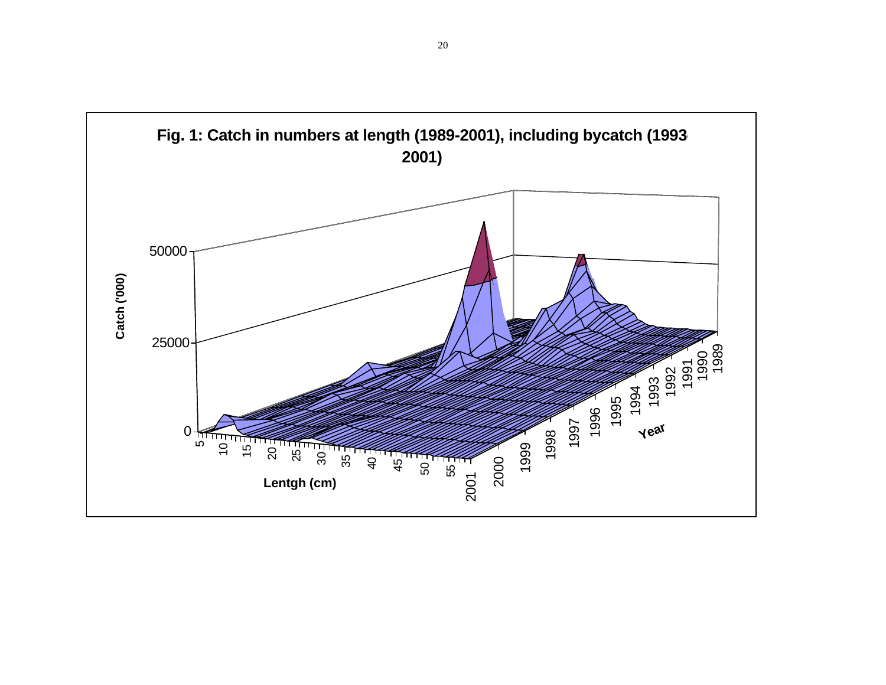**Fig. 1: Catch in numbers at length (1989-2001), including bycatch (1993-2001)**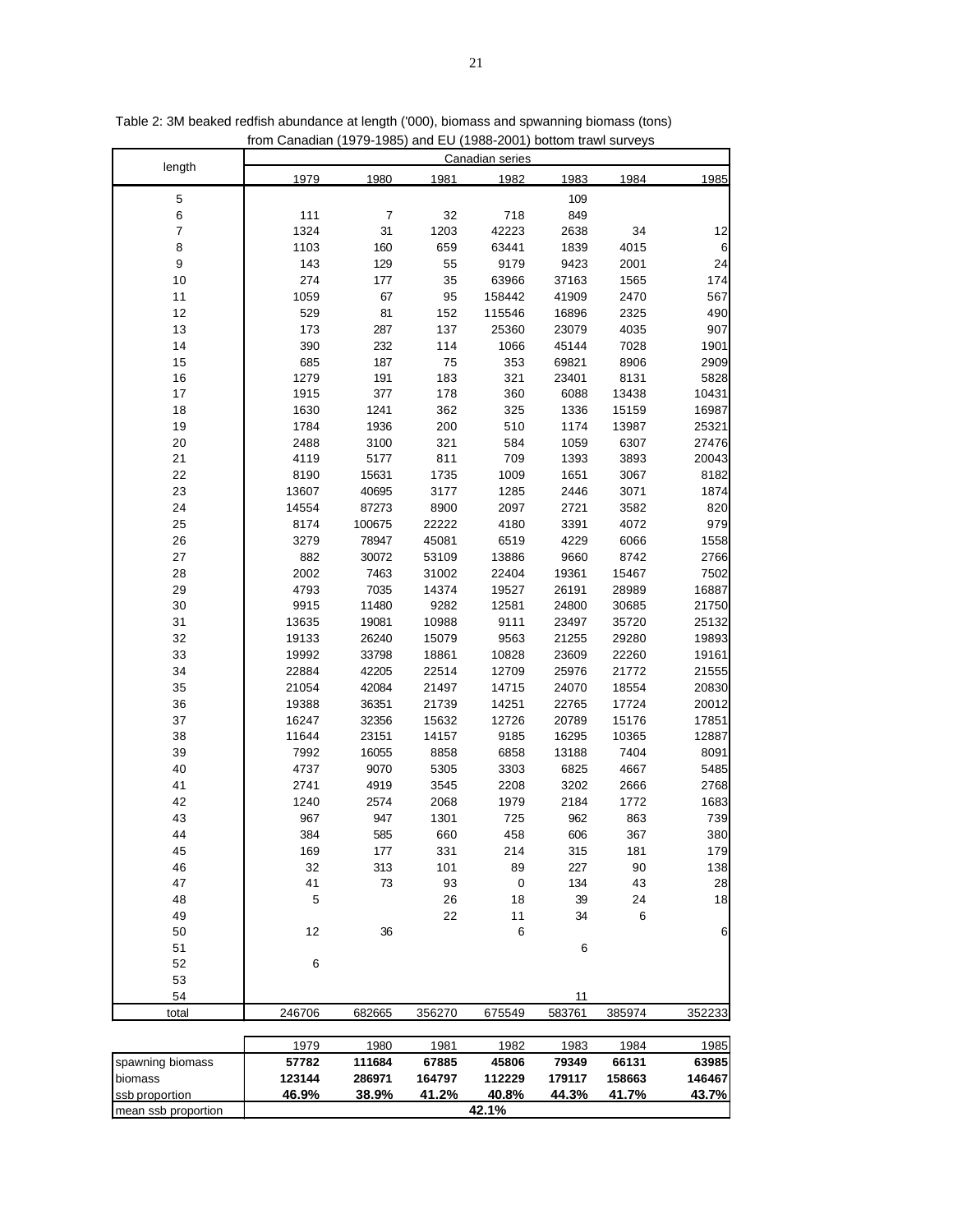Table 2: 3M beaked redfish abundance at length ('000), biomass and spwanning biomass (tons) from Canadian (1979-1985) and EU (1988-2001) bottom trawl surveys

| length | Canadian series | | | | | | |
|---|---|---|---|---|---|---|---|
| | 1979 | 1980 | 1981 | 1982 | 1983 | 1984 | 1985 |
| 5 | | | | | 109 | | |
| 6 | 111 | 7 | 32 | 718 | 849 | | |
| 7 | 1324 | 31 | 1203 | 42223 | 2638 | 34 | 12 |
| 8 | 1103 | 160 | 659 | 63441 | 1839 | 4015 | 6 |
| 9 | 143 | 129 | 55 | 9179 | 9423 | 2001 | 24 |
| 10 | 274 | 177 | 35 | 63966 | 37163 | 1565 | 174 |
| 11 | 1059 | 67 | 95 | 158442 | 41909 | 2470 | 567 |
| 12 | 529 | 81 | 152 | 115546 | 16896 | 2325 | 490 |
| 13 | 173 | 287 | 137 | 25360 | 23079 | 4035 | 907 |
| 14 | 390 | 232 | 114 | 1066 | 45144 | 7028 | 1901 |
| 15 | 685 | 187 | 75 | 353 | 69821 | 8906 | 2909 |
| 16 | 1279 | 191 | 183 | 321 | 23401 | 8131 | 5828 |
| 17 | 1915 | 377 | 178 | 360 | 6088 | 13438 | 10431 |
| 18 | 1630 | 1241 | 362 | 325 | 1336 | 15159 | 16987 |
| 19 | 1784 | 1936 | 200 | 510 | 1174 | 13987 | 25321 |
| 20 | 2488 | 3100 | 321 | 584 | 1059 | 6307 | 27476 |
| 21 | 4119 | 5177 | 811 | 709 | 1393 | 3893 | 20043 |
| 22 | 8190 | 15631 | 1735 | 1009 | 1651 | 3067 | 8182 |
| 23 | 13607 | 40695 | 3177 | 1285 | 2446 | 3071 | 1874 |
| 24 | 14554 | 87273 | 8900 | 2097 | 2721 | 3582 | 820 |
| 25 | 8174 | 100675 | 22222 | 4180 | 3391 | 4072 | 979 |
| 26 | 3279 | 78947 | 45081 | 6519 | 4229 | 6066 | 1558 |
| 27 | 882 | 30072 | 53109 | 13886 | 9660 | 8742 | 2766 |
| 28 | 2002 | 7463 | 31002 | 22404 | 19361 | 15467 | 7502 |
| 29 | 4793 | 7035 | 14374 | 19527 | 26191 | 28989 | 16887 |
| 30 | 9915 | 11480 | 9282 | 12581 | 24800 | 30685 | 21750 |
| 31 | 13635 | 19081 | 10988 | 9111 | 23497 | 35720 | 25132 |
| 32 | 19133 | 26240 | 15079 | 9563 | 21255 | 29280 | 19893 |
| 33 | 19992 | 33798 | 18861 | 10828 | 23609 | 22260 | 19161 |
| 34 | 22884 | 42205 | 22514 | 12709 | 25976 | 21772 | 21555 |
| 35 | 21054 | 42084 | 21497 | 14715 | 24070 | 18554 | 20830 |
| 36 | 19388 | 36351 | 21739 | 14251 | 22765 | 17724 | 20012 |
| 37 | 16247 | 32356 | 15632 | 12726 | 20789 | 15176 | 17851 |
| 38 | 11644 | 23151 | 14157 | 9185 | 16295 | 10365 | 12887 |
| 39 | 7992 | 16055 | 8858 | 6858 | 13188 | 7404 | 8091 |
| 40 | 4737 | 9070 | 5305 | 3303 | 6825 | 4667 | 5485 |
| 41 | 2741 | 4919 | 3545 | 2208 | 3202 | 2666 | 2768 |
| 42 | 1240 | 2574 | 2068 | 1979 | 2184 | 1772 | 1683 |
| 43 | 967 | 947 | 1301 | 725 | 962 | 863 | 739 |
| 44 | 384 | 585 | 660 | 458 | 606 | 367 | 380 |
| 45 | 169 | 177 | 331 | 214 | 315 | 181 | 179 |
| 46 | 32 | 313 | 101 | 89 | 227 | 90 | 138 |
| 47 | 41 | 73 | 93 | 0 | 134 | 43 | 28 |
| 48 | 5 | | 26 | 18 | 39 | 24 | 18 |
| 49 | | | 22 | 11 | 34 | 6 | |
| 50 | 12 | 36 | | 6 | | | 6 |
| 51 | | | | | 6 | | |
| 52 | 6 | | | | | | |
| 53 | | | | | | | |
| 54 | | | | | 11 | | |
| total | 246706 | 682665 | 356270 | 675549 | 583761 | 385974 | 352233 |

| | 1979 | 1980 | 1981 | 1982 | 1983 | 1984 | 1985 |
|---|---|---|---|---|---|---|---|
| spawning biomass | **57782** | **111684** | **67885** | **45806** | **79349** | **66131** | **63985** |
| biomass | **123144** | **286971** | **164797** | **112229** | **179117** | **158663** | **146467** |
| ssb proportion | **46.9%** | **38.9%** | **41.2%** | **40.8%** | **44.3%** | **41.7%** | **43.7%** |
| mean ssb proportion | **42.1%** | | | | | | |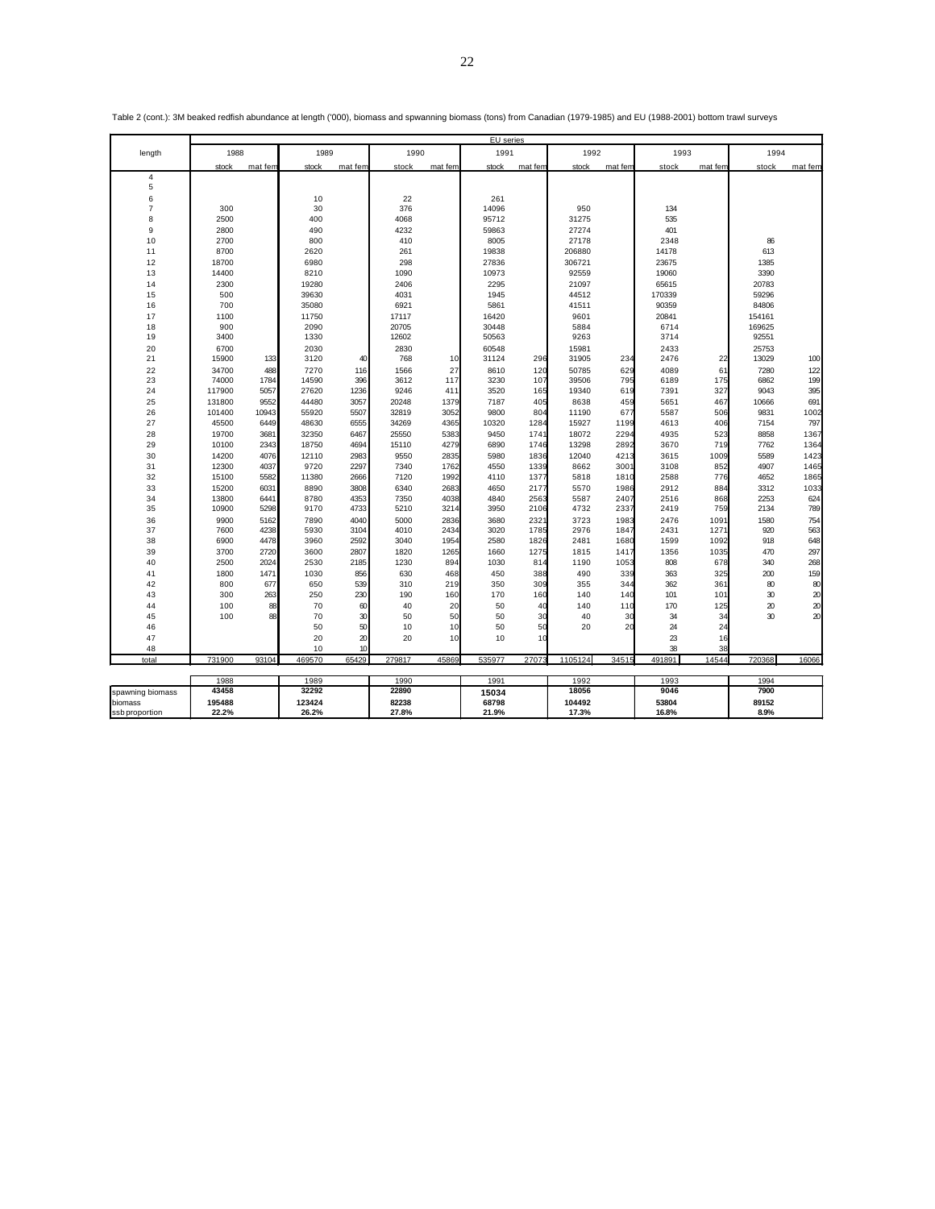Table 2 (cont.): 3M beaked redfish abundance at length ('000), biomass and spwanning biomass (tons) from Canadian (1979-1985) and EU (1988-2001) bottom trawl surveys

| | EU series | | | | | | | | | | | | | |
|---|---|---|---|---|---|---|---|---|---|---|---|---|---|---|
| length | 1988 | | 1989 | | 1990 | | 1991 | | 1992 | | 1993 | | 1994 | |
| | stock | mat fem | stock | mat fem | stock | mat fem | stock | mat fem | stock | mat fem | stock | mat fem | stock | mat fem |
| 4 | | | | | | | | | | | | | | |
| 5 | | | | | | | | | | | | | | |
| 6 | | | 10 | | 22 | | 261 | | | | | | | |
| 7 | 300 | | 30 | | 376 | | 14096 | | 950 | | 134 | | | |
| 8 | 2500 | | 400 | | 4068 | | 95712 | | 31275 | | 535 | | | |
| 9 | 2800 | | 490 | | 4232 | | 59863 | | 27274 | | 401 | | | |
| 10 | 2700 | | 800 | | 410 | | 8005 | | 27178 | | 2348 | | 86 | |
| 11 | 8700 | | 2620 | | 261 | | 19838 | | 206880 | | 14178 | | 613 | |
| 12 | 18700 | | 6980 | | 298 | | 27836 | | 306721 | | 23675 | | 1385 | |
| 13 | 14400 | | 8210 | | 1090 | | 10973 | | 92559 | | 19060 | | 3390 | |
| 14 | 2300 | | 19280 | | 2406 | | 2295 | | 21097 | | 65615 | | 20783 | |
| 15 | 500 | | 39630 | | 4031 | | 1945 | | 44512 | | 170339 | | 59296 | |
| 16 | 700 | | 35080 | | 6921 | | 5861 | | 41511 | | 90359 | | 84806 | |
| 17 | 1100 | | 11750 | | 17117 | | 16420 | | 9601 | | 20841 | | 154161 | |
| 18 | 900 | | 2090 | | 20705 | | 30448 | | 5884 | | 6714 | | 169625 | |
| 19 | 3400 | | 1330 | | 12602 | | 50563 | | 9263 | | 3714 | | 92551 | |
| 20 | 6700 | | 2030 | | 2830 | | 60548 | | 15981 | | 2433 | | 25753 | |
| 21 | 15900 | 133 | 3120 | 40 | 768 | 10 | 31124 | 296 | 31905 | 234 | 2476 | 22 | 13029 | 100 |
| 22 | 34700 | 488 | 7270 | 116 | 1566 | 27 | 8610 | 120 | 50785 | 629 | 4089 | 61 | 7280 | 122 |
| 23 | 74000 | 1784 | 14590 | 396 | 3612 | 117 | 3230 | 107 | 39506 | 795 | 6189 | 175 | 6862 | 199 |
| 24 | 117900 | 5057 | 27620 | 1236 | 9246 | 411 | 3520 | 165 | 19340 | 619 | 7391 | 327 | 9043 | 395 |
| 25 | 131800 | 9552 | 44480 | 3057 | 20248 | 1379 | 7187 | 405 | 8638 | 459 | 5651 | 467 | 10666 | 691 |
| 26 | 101400 | 10943 | 55920 | 5507 | 32819 | 3052 | 9800 | 804 | 11190 | 677 | 5587 | 506 | 9831 | 1002 |
| 27 | 45500 | 6449 | 48630 | 6555 | 34269 | 4365 | 10320 | 1284 | 15927 | 1199 | 4613 | 406 | 7154 | 797 |
| 28 | 19700 | 3681 | 32350 | 6467 | 25550 | 5383 | 9450 | 1741 | 18072 | 2294 | 4935 | 523 | 8858 | 1367 |
| 29 | 10100 | 2343 | 18750 | 4694 | 15110 | 4279 | 6890 | 1746 | 13298 | 2892 | 3670 | 719 | 7762 | 1364 |
| 30 | 14200 | 4076 | 12110 | 2983 | 9550 | 2835 | 5980 | 1836 | 12040 | 4213 | 3615 | 1009 | 5589 | 1423 |
| 31 | 12300 | 4037 | 9720 | 2297 | 7340 | 1762 | 4550 | 1339 | 8662 | 3001 | 3108 | 852 | 4907 | 1465 |
| 32 | 15100 | 5582 | 11380 | 2666 | 7120 | 1992 | 4110 | 1377 | 5818 | 1810 | 2588 | 776 | 4652 | 1865 |
| 33 | 15200 | 6031 | 8890 | 3808 | 6340 | 2683 | 4650 | 2177 | 5570 | 1986 | 2912 | 884 | 3312 | 1033 |
| 34 | 13800 | 6441 | 8780 | 4353 | 7350 | 4038 | 4840 | 2563 | 5587 | 2407 | 2516 | 868 | 2253 | 624 |
| 35 | 10900 | 5298 | 9170 | 4733 | 5210 | 3214 | 3950 | 2106 | 4732 | 2337 | 2419 | 759 | 2134 | 789 |
| 36 | 9900 | 5162 | 7890 | 4040 | 5000 | 2836 | 3680 | 2321 | 3723 | 1983 | 2476 | 1091 | 1580 | 754 |
| 37 | 7600 | 4238 | 5930 | 3104 | 4010 | 2434 | 3020 | 1785 | 2976 | 1847 | 2431 | 1271 | 920 | 563 |
| 38 | 6900 | 4478 | 3960 | 2592 | 3040 | 1954 | 2580 | 1826 | 2481 | 1680 | 1599 | 1092 | 918 | 648 |
| 39 | 3700 | 2720 | 3600 | 2807 | 1820 | 1265 | 1660 | 1275 | 1815 | 1417 | 1356 | 1035 | 470 | 297 |
| 40 | 2500 | 2024 | 2530 | 2185 | 1230 | 894 | 1030 | 814 | 1190 | 1053 | 808 | 678 | 340 | 268 |
| 41 | 1800 | 1471 | 1030 | 856 | 630 | 468 | 450 | 388 | 490 | 339 | 363 | 325 | 200 | 159 |
| 42 | 800 | 677 | 650 | 539 | 310 | 219 | 350 | 309 | 355 | 344 | 362 | 361 | 80 | 80 |
| 43 | 300 | 263 | 250 | 230 | 190 | 160 | 170 | 160 | 140 | 140 | 101 | 101 | 30 | 20 |
| 44 | 100 | 88 | 70 | 60 | 40 | 20 | 50 | 40 | 140 | 110 | 170 | 125 | 20 | 20 |
| 45 | 100 | 88 | 70 | 30 | 50 | 50 | 50 | 30 | 40 | 30 | 34 | 34 | 30 | 20 |
| 46 | | | 50 | 50 | 10 | 10 | 50 | 50 | 20 | 20 | 24 | 24 | | |
| 47 | | | 20 | 20 | 20 | 10 | 10 | 10 | | | 23 | 16 | | |
| 48 | | | 10 | 10 | | | | | | | 38 | 38 | | |
| total | 731900 | 93104 | 469570 | 65429 | 279817 | 45869 | 535977 | 27073 | 1105124 | 34515 | 491891 | 14544 | 720368 | 16066 |

| | 1988 | 1989 | 1990 | 1991 | 1992 | 1993 | 1994 |
|---|---|---|---|---|---|---|---|
| spawning biomass | **43458** | **32292** | **22890** | **15034** | **18056** | **9046** | **7900** |
| biomass | **195488** | **123424** | **82238** | **68798** | **104492** | **53804** | **89152** |
| ssb proportion | **22.2%** | **26.2%** | **27.8%** | **21.9%** | **17.3%** | **16.8%** | **8.9%** |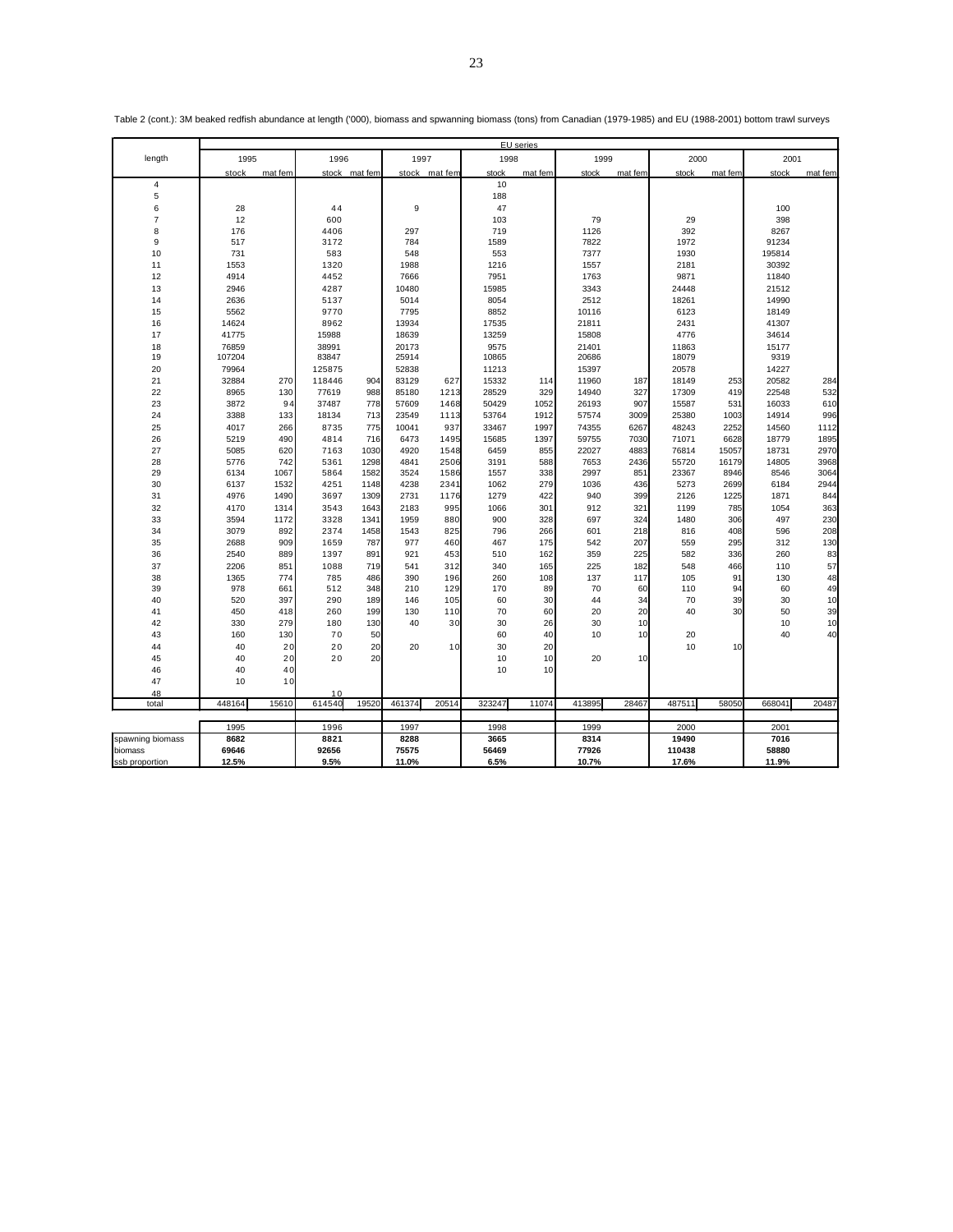Table 2 (cont.): 3M beaked redfish abundance at length ('000), biomass and spwanning biomass (tons) from Canadian (1979-1985) and EU (1988-2001) bottom trawl surveys

| length | EU series | | | | | | | | | | | | | |
|---|---|---|---|---|---|---|---|---|---|---|---|---|---|---|
| | 1995 | | 1996 | | 1997 | | 1998 | | 1999 | | 2000 | | 2001 | |
| | stock | mat fem | stock | mat fem | stock | mat fem | stock | mat fem | stock | mat fem | stock | mat fem | stock | mat fem |
| 4 | | | | | | | 10 | | | | | | | |
| 5 | | | | | | | 188 | | | | | | | |
| 6 | 28 | | 44 | | 9 | | 47 | | | | | | 100 | |
| 7 | 12 | | 600 | | | | 103 | | 79 | | 29 | | 398 | |
| 8 | 176 | | 4406 | | 297 | | 719 | | 1126 | | 392 | | 8267 | |
| 9 | 517 | | 3172 | | 784 | | 1589 | | 7822 | | 1972 | | 91234 | |
| 10 | 731 | | 583 | | 548 | | 553 | | 7377 | | 1930 | | 195814 | |
| 11 | 1553 | | 1320 | | 1988 | | 1216 | | 1557 | | 2181 | | 30392 | |
| 12 | 4914 | | 4452 | | 7666 | | 7951 | | 1763 | | 9871 | | 11840 | |
| 13 | 2946 | | 4287 | | 10480 | | 15985 | | 3343 | | 24448 | | 21512 | |
| 14 | 2636 | | 5137 | | 5014 | | 8054 | | 2512 | | 18261 | | 14990 | |
| 15 | 5562 | | 9770 | | 7795 | | 8852 | | 10116 | | 6123 | | 18149 | |
| 16 | 14624 | | 8962 | | 13934 | | 17535 | | 21811 | | 2431 | | 41307 | |
| 17 | 41775 | | 15988 | | 18639 | | 13259 | | 15808 | | 4776 | | 34614 | |
| 18 | 76859 | | 38991 | | 20173 | | 9575 | | 21401 | | 11863 | | 15177 | |
| 19 | 107204 | | 83847 | | 25914 | | 10865 | | 20686 | | 18079 | | 9319 | |
| 20 | 79964 | | 125875 | | 52838 | | 11213 | | 15397 | | 20578 | | 14227 | |
| 21 | 32884 | 270 | 118446 | 904 | 83129 | 627 | 15332 | 114 | 11960 | 187 | 18149 | 253 | 20582 | 284 |
| 22 | 8965 | 130 | 77619 | 988 | 85180 | 1213 | 28529 | 329 | 14940 | 327 | 17309 | 419 | 22548 | 532 |
| 23 | 3872 | 94 | 37487 | 778 | 57609 | 1468 | 50429 | 1052 | 26193 | 907 | 15587 | 531 | 16033 | 610 |
| 24 | 3388 | 133 | 18134 | 713 | 23549 | 1113 | 53764 | 1912 | 57574 | 3009 | 25380 | 1003 | 14914 | 996 |
| 25 | 4017 | 266 | 8735 | 775 | 10041 | 937 | 33467 | 1997 | 74355 | 6267 | 48243 | 2252 | 14560 | 1112 |
| 26 | 5219 | 490 | 4814 | 716 | 6473 | 1495 | 15685 | 1397 | 59755 | 7030 | 71071 | 6628 | 18779 | 1895 |
| 27 | 5085 | 620 | 7163 | 1030 | 4920 | 1548 | 6459 | 855 | 22027 | 4883 | 76814 | 15057 | 18731 | 2970 |
| 28 | 5776 | 742 | 5361 | 1298 | 4841 | 2506 | 3191 | 588 | 7653 | 2436 | 55720 | 16179 | 14805 | 3968 |
| 29 | 6134 | 1067 | 5864 | 1582 | 3524 | 1586 | 1557 | 338 | 2997 | 851 | 23367 | 8946 | 8546 | 3064 |
| 30 | 6137 | 1532 | 4251 | 1148 | 4238 | 2341 | 1062 | 279 | 1036 | 436 | 5273 | 2699 | 6184 | 2944 |
| 31 | 4976 | 1490 | 3697 | 1309 | 2731 | 1176 | 1279 | 422 | 940 | 399 | 2126 | 1225 | 1871 | 844 |
| 32 | 4170 | 1314 | 3543 | 1643 | 2183 | 995 | 1066 | 301 | 912 | 321 | 1199 | 785 | 1054 | 363 |
| 33 | 3594 | 1172 | 3328 | 1341 | 1959 | 880 | 900 | 328 | 697 | 324 | 1480 | 306 | 497 | 230 |
| 34 | 3079 | 892 | 2374 | 1458 | 1543 | 825 | 796 | 266 | 601 | 218 | 816 | 408 | 596 | 208 |
| 35 | 2688 | 909 | 1659 | 787 | 977 | 460 | 467 | 175 | 542 | 207 | 559 | 295 | 312 | 130 |
| 36 | 2540 | 889 | 1397 | 891 | 921 | 453 | 510 | 162 | 359 | 225 | 582 | 336 | 260 | 83 |
| 37 | 2206 | 851 | 1088 | 719 | 541 | 312 | 340 | 165 | 225 | 182 | 548 | 466 | 110 | 57 |
| 38 | 1365 | 774 | 785 | 486 | 390 | 196 | 260 | 108 | 137 | 117 | 105 | 91 | 130 | 48 |
| 39 | 978 | 661 | 512 | 348 | 210 | 129 | 170 | 89 | 70 | 60 | 110 | 94 | 60 | 49 |
| 40 | 520 | 397 | 290 | 189 | 146 | 105 | 60 | 30 | 44 | 34 | 70 | 39 | 30 | 10 |
| 41 | 450 | 418 | 260 | 199 | 130 | 110 | 70 | 60 | 20 | 20 | 40 | 30 | 50 | 39 |
| 42 | 330 | 279 | 180 | 130 | 40 | 30 | 30 | 26 | 30 | 10 | | | 10 | 10 |
| 43 | 160 | 130 | 70 | 50 | | | 60 | 40 | 10 | 10 | 20 | | 40 | 40 |
| 44 | 40 | 20 | 20 | 20 | 20 | 10 | 30 | 20 | | | 10 | 10 | | |
| 45 | 40 | 20 | 20 | 20 | | | 10 | 10 | 20 | 10 | | | | |
| 46 | 40 | 40 | | | | | 10 | 10 | | | | | | |
| 47 | 10 | 10 | | | | | | | | | | | | |
| 48 | | | 10 | | | | | | | | | | | |
| total | 448164 | 15610 | 614540 | 19520 | 461374 | 20514 | 323247 | 11074 | 413895 | 28467 | 487511 | 58050 | 668041 | 20487 |

| | 1995 | 1996 | 1997 | 1998 | 1999 | 2000 | 2001 |
|---|---|---|---|---|---|---|---|
| spawning biomass | **8682** | **8821** | **8288** | **3665** | **8314** | **19490** | **7016** |
| biomass | **69646** | **92656** | **75575** | **56469** | **77926** | **110438** | **58880** |
| ssb proportion | **12.5%** | **9.5%** | **11.0%** | **6.5%** | **10.7%** | **17.6%** | **11.9%** |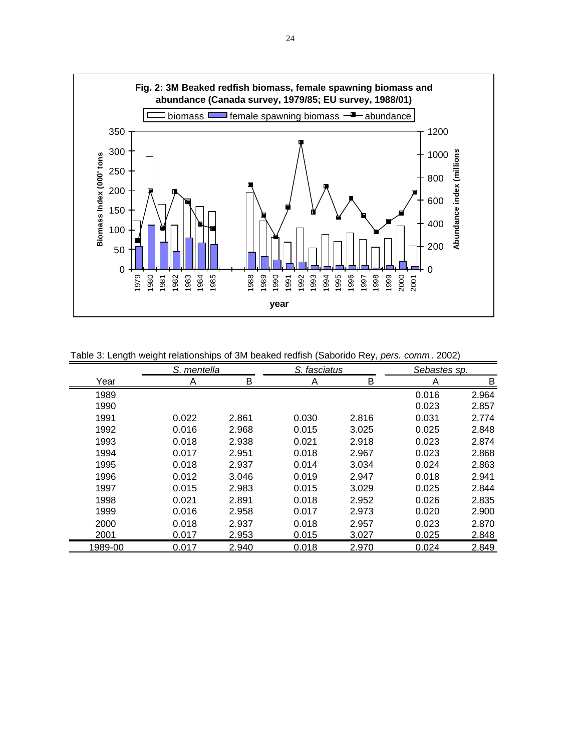**Fig. 2: 3M Beaked redfish biomass, female spawning biomass and abundance (Canada survey, 1979/85; EU survey, 1988/01)**

Table 3: Length weight relationships of 3M beaked redfish (Saborido Rey, *pers. comm*. 2002)

| | *S. mentella* | | *S. fasciatus* | | *Sebastes sp.* | |
|---|---|---|---|---|---|---|
| Year | A | B | A | B | A | B |
| 1989 | | | | | 0.016 | 2.964 |
| 1990 | | | | | 0.023 | 2.857 |
| 1991 | 0.022 | 2.861 | 0.030 | 2.816 | 0.031 | 2.774 |
| 1992 | 0.016 | 2.968 | 0.015 | 3.025 | 0.025 | 2.848 |
| 1993 | 0.018 | 2.938 | 0.021 | 2.918 | 0.023 | 2.874 |
| 1994 | 0.017 | 2.951 | 0.018 | 2.967 | 0.023 | 2.868 |
| 1995 | 0.018 | 2.937 | 0.014 | 3.034 | 0.024 | 2.863 |
| 1996 | 0.012 | 3.046 | 0.019 | 2.947 | 0.018 | 2.941 |
| 1997 | 0.015 | 2.983 | 0.015 | 3.029 | 0.025 | 2.844 |
| 1998 | 0.021 | 2.891 | 0.018 | 2.952 | 0.026 | 2.835 |
| 1999 | 0.016 | 2.958 | 0.017 | 2.973 | 0.020 | 2.900 |
| 2000 | 0.018 | 2.937 | 0.018 | 2.957 | 0.023 | 2.870 |
| 2001 | 0.017 | 2.953 | 0.015 | 3.027 | 0.025 | 2.848 |
| 1989-00 | 0.017 | 2.940 | 0.018 | 2.970 | 0.024 | 2.849 |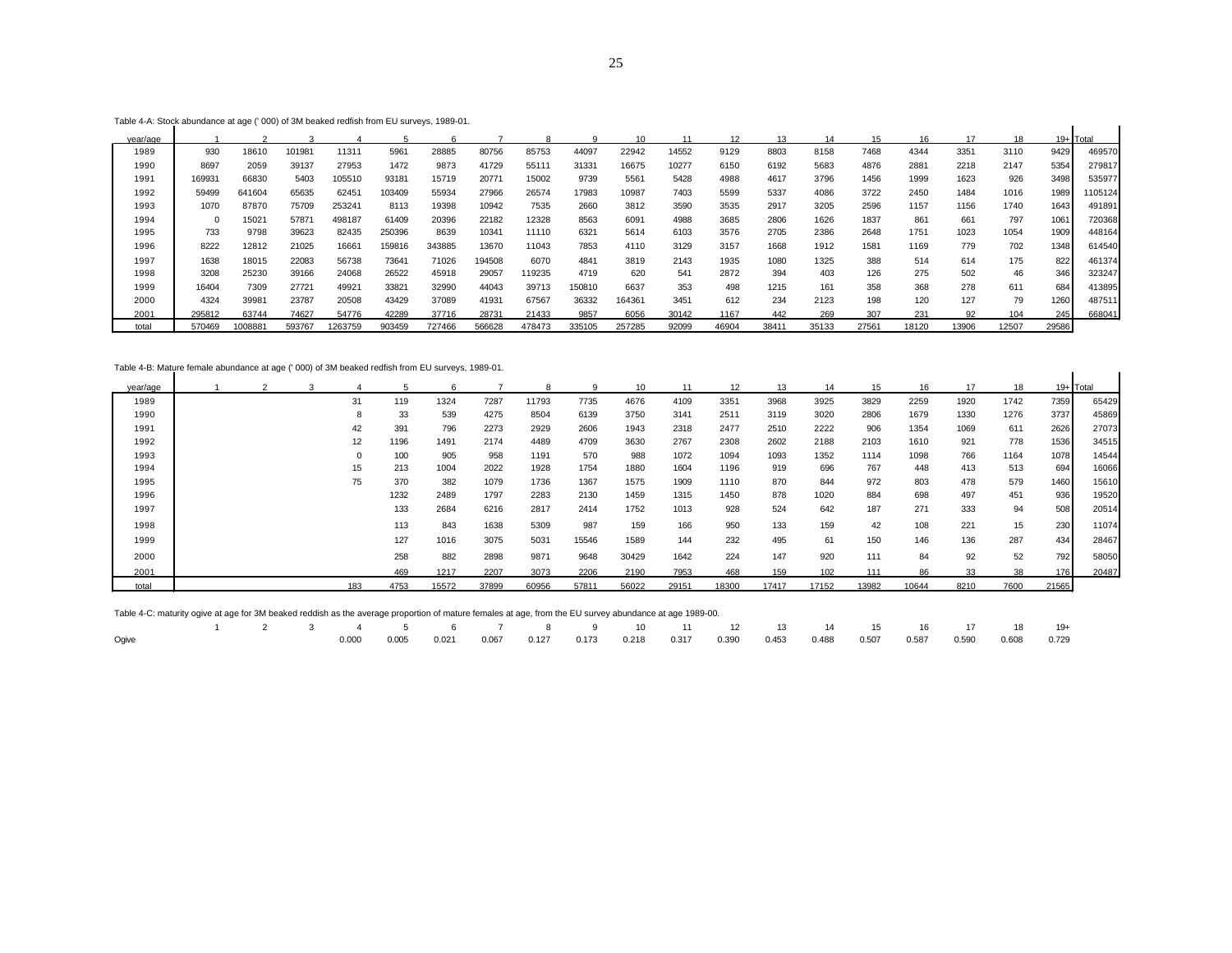Table 4-A: Stock abundance at age (' 000) of 3M beaked redfish from EU surveys, 1989-01.

| year/age | 1 | 2 | 3 | 4 | 5 | 6 | 7 | 8 | 9 | 10 | 11 | 12 | 13 | 14 | 15 | 16 | 17 | 18 | 19+ | Total |
|---|---|---|---|---|---|---|---|---|---|---|---|---|---|---|---|---|---|---|---|---|
| 1989 | 930 | 18610 | 101981 | 11311 | 5961 | 28885 | 80756 | 85753 | 44097 | 22942 | 14552 | 9129 | 8803 | 8158 | 7468 | 4344 | 3351 | 3110 | 9429 | 469570 |
| 1990 | 8697 | 2059 | 39137 | 27953 | 1472 | 9873 | 41729 | 55111 | 31331 | 16675 | 10277 | 6150 | 6192 | 5683 | 4876 | 2881 | 2218 | 2147 | 5354 | 279817 |
| 1991 | 169931 | 66830 | 5403 | 105510 | 93181 | 15719 | 20771 | 15002 | 9739 | 5561 | 5428 | 4988 | 4617 | 3796 | 1456 | 1999 | 1623 | 926 | 3498 | 535977 |
| 1992 | 59499 | 641604 | 65635 | 62451 | 103409 | 55934 | 27966 | 26574 | 17983 | 10987 | 7403 | 5599 | 5337 | 4086 | 3722 | 2450 | 1484 | 1016 | 1989 | 1105124 |
| 1993 | 1070 | 87870 | 75709 | 253241 | 8113 | 19398 | 10942 | 7535 | 2660 | 3812 | 3590 | 3535 | 2917 | 3205 | 2596 | 1157 | 1156 | 1740 | 1643 | 491891 |
| 1994 | 0 | 15021 | 57871 | 498187 | 61409 | 20396 | 22182 | 12328 | 8563 | 6091 | 4988 | 3685 | 2806 | 1626 | 1837 | 861 | 661 | 797 | 1061 | 720368 |
| 1995 | 733 | 9798 | 39623 | 82435 | 250396 | 8639 | 10341 | 11110 | 6321 | 5614 | 6103 | 3576 | 2705 | 2386 | 2648 | 1751 | 1023 | 1054 | 1909 | 448164 |
| 1996 | 8222 | 12812 | 21025 | 16661 | 159816 | 343885 | 13670 | 11043 | 7853 | 4110 | 3129 | 3157 | 1668 | 1912 | 1581 | 1169 | 779 | 702 | 1348 | 614540 |
| 1997 | 1638 | 18015 | 22083 | 56738 | 73641 | 71026 | 194508 | 6070 | 4841 | 3819 | 2143 | 1935 | 1080 | 1325 | 388 | 514 | 614 | 175 | 822 | 461374 |
| 1998 | 3208 | 25230 | 39166 | 24068 | 26522 | 45918 | 29057 | 119235 | 4719 | 620 | 541 | 2872 | 394 | 403 | 126 | 275 | 502 | 46 | 346 | 323247 |
| 1999 | 16404 | 7309 | 27721 | 49921 | 33821 | 32990 | 44043 | 39713 | 150810 | 6637 | 353 | 498 | 1215 | 161 | 358 | 368 | 278 | 611 | 684 | 413895 |
| 2000 | 4324 | 39981 | 23787 | 20508 | 43429 | 37089 | 41931 | 67567 | 36332 | 164361 | 3451 | 612 | 234 | 2123 | 198 | 120 | 127 | 79 | 1260 | 487511 |
| 2001 | 295812 | 63744 | 74627 | 54776 | 42289 | 37716 | 28731 | 21433 | 9857 | 6056 | 30142 | 1167 | 442 | 269 | 307 | 231 | 92 | 104 | 245 | 668041 |
| total | 570469 | 1008881 | 593767 | 1263759 | 903459 | 727466 | 566628 | 478473 | 335105 | 257285 | 92099 | 46904 | 38411 | 35133 | 27561 | 18120 | 13906 | 12507 | 29586 | |

Table 4-B: Mature female abundance at age (' 000) of 3M beaked redfish from EU surveys, 1989-01.

| year/age | 1 | 2 | 3 | 4 | 5 | 6 | 7 | 8 | 9 | 10 | 11 | 12 | 13 | 14 | 15 | 16 | 17 | 18 | 19+ | Total |
|---|---|---|---|---|---|---|---|---|---|---|---|---|---|---|---|---|---|---|---|---|
| 1989 | | | | 31 | 119 | 1324 | 7287 | 11793 | 7735 | 4676 | 4109 | 3351 | 3968 | 3925 | 3829 | 2259 | 1920 | 1742 | 7359 | 65429 |
| 1990 | | | | 8 | 33 | 539 | 4275 | 8504 | 6139 | 3750 | 3141 | 2511 | 3119 | 3020 | 2806 | 1679 | 1330 | 1276 | 3737 | 45869 |
| 1991 | | | | 42 | 391 | 796 | 2273 | 2929 | 2606 | 1943 | 2318 | 2477 | 2510 | 2222 | 906 | 1354 | 1069 | 611 | 2626 | 27073 |
| 1992 | | | | 12 | 1196 | 1491 | 2174 | 4489 | 4709 | 3630 | 2767 | 2308 | 2602 | 2188 | 2103 | 1610 | 921 | 778 | 1536 | 34515 |
| 1993 | | | | 0 | 100 | 905 | 958 | 1191 | 570 | 988 | 1072 | 1094 | 1093 | 1352 | 1114 | 1098 | 766 | 1164 | 1078 | 14544 |
| 1994 | | | | 15 | 213 | 1004 | 2022 | 1928 | 1754 | 1880 | 1604 | 1196 | 919 | 696 | 767 | 448 | 413 | 513 | 694 | 16066 |
| 1995 | | | | 75 | 370 | 382 | 1079 | 1736 | 1367 | 1575 | 1909 | 1110 | 870 | 844 | 972 | 803 | 478 | 579 | 1460 | 15610 |
| 1996 | | | | | 1232 | 2489 | 1797 | 2283 | 2130 | 1459 | 1315 | 1450 | 878 | 1020 | 884 | 698 | 497 | 451 | 936 | 19520 |
| 1997 | | | | | 133 | 2684 | 6216 | 2817 | 2414 | 1752 | 1013 | 928 | 524 | 642 | 187 | 271 | 333 | 94 | 508 | 20514 |
| 1998 | | | | | 113 | 843 | 1638 | 5309 | 987 | 159 | 166 | 950 | 133 | 159 | 42 | 108 | 221 | 15 | 230 | 11074 |
| 1999 | | | | | 127 | 1016 | 3075 | 5031 | 15546 | 1589 | 144 | 232 | 495 | 61 | 150 | 146 | 136 | 287 | 434 | 28467 |
| 2000 | | | | | 258 | 882 | 2898 | 9871 | 9648 | 30429 | 1642 | 224 | 147 | 920 | 111 | 84 | 92 | 52 | 792 | 58050 |
| 2001 | | | | | 469 | 1217 | 2207 | 3073 | 2206 | 2190 | 7953 | 468 | 159 | 102 | 111 | 86 | 33 | 38 | 176 | 20487 |
| total | | | | 183 | 4753 | 15572 | 37899 | 60956 | 57811 | 56022 | 29151 | 18300 | 17417 | 17152 | 13982 | 10644 | 8210 | 7600 | 21565 | |

Table 4-C: maturity ogive at age for 3M beaked reddish as the average proportion of mature females at age, from the EU survey abundance at age 1989-00.

| | 1 | 2 | 3 | 4 | 5 | 6 | 7 | 8 | 9 | 10 | 11 | 12 | 13 | 14 | 15 | 16 | 17 | 18 | 19+ |
|---|---|---|---|---|---|---|---|---|---|---|---|---|---|---|---|---|---|---|---|
| Ogive | | | | 0.000 | 0.005 | 0.021 | 0.067 | 0.127 | 0.173 | 0.218 | 0.317 | 0.390 | 0.453 | 0.488 | 0.507 | 0.587 | 0.590 | 0.608 | 0.729 |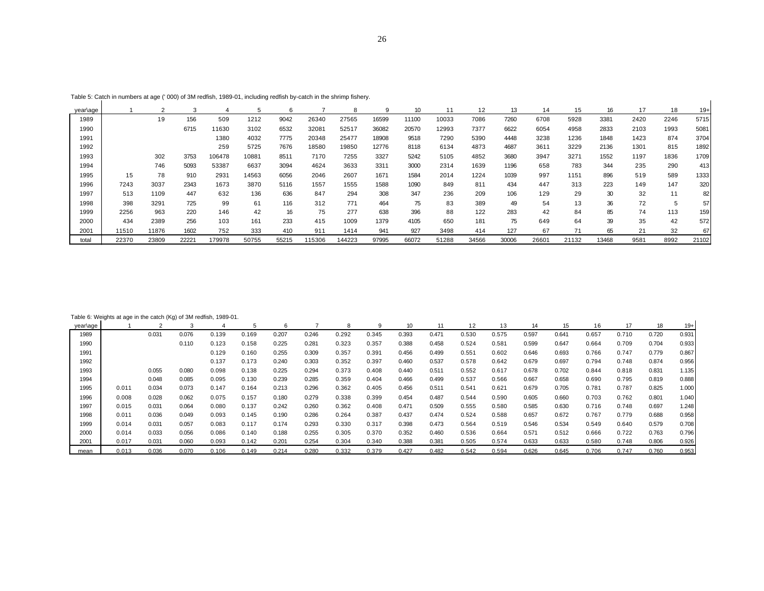Table 5: Catch in numbers at age (' 000) of 3M redfish, 1989-01, including redfish by-catch in the shrimp fishery.

| year\age | 1 | 2 | 3 | 4 | 5 | 6 | 7 | 8 | 9 | 10 | 11 | 12 | 13 | 14 | 15 | 16 | 17 | 18 | 19+ |
|---|---|---|---|---|---|---|---|---|---|---|---|---|---|---|---|---|---|---|---|
| 1989 | | 19 | 156 | 509 | 1212 | 9042 | 26340 | 27565 | 16599 | 11100 | 10033 | 7086 | 7260 | 6708 | 5928 | 3381 | 2420 | 2246 | 5715 |
| 1990 | | | 6715 | 11630 | 3102 | 6532 | 32081 | 52517 | 36082 | 20570 | 12993 | 7377 | 6622 | 6054 | 4958 | 2833 | 2103 | 1993 | 5081 |
| 1991 | | | | 1380 | 4032 | 7775 | 20348 | 25477 | 18908 | 9518 | 7290 | 5390 | 4448 | 3238 | 1236 | 1848 | 1423 | 874 | 3704 |
| 1992 | | | | 259 | 5725 | 7676 | 18580 | 19850 | 12776 | 8118 | 6134 | 4873 | 4687 | 3611 | 3229 | 2136 | 1301 | 815 | 1892 |
| 1993 | | 302 | 3753 | 106478 | 10881 | 8511 | 7170 | 7255 | 3327 | 5242 | 5105 | 4852 | 3680 | 3947 | 3271 | 1552 | 1197 | 1836 | 1709 |
| 1994 | | 746 | 5093 | 53387 | 6637 | 3094 | 4624 | 3633 | 3311 | 3000 | 2314 | 1639 | 1196 | 658 | 783 | 344 | 235 | 290 | 413 |
| 1995 | 15 | 78 | 910 | 2931 | 14563 | 6056 | 2046 | 2607 | 1671 | 1584 | 2014 | 1224 | 1039 | 997 | 1151 | 896 | 519 | 589 | 1333 |
| 1996 | 7243 | 3037 | 2343 | 1673 | 3870 | 5116 | 1557 | 1555 | 1588 | 1090 | 849 | 811 | 434 | 447 | 313 | 223 | 149 | 147 | 320 |
| 1997 | 513 | 1109 | 447 | 632 | 136 | 636 | 847 | 294 | 308 | 347 | 236 | 209 | 106 | 129 | 29 | 30 | 32 | 11 | 82 |
| 1998 | 398 | 3291 | 725 | 99 | 61 | 116 | 312 | 771 | 464 | 75 | 83 | 389 | 49 | 54 | 13 | 36 | 72 | 5 | 57 |
| 1999 | 2256 | 963 | 220 | 146 | 42 | 16 | 75 | 277 | 638 | 396 | 88 | 122 | 283 | 42 | 84 | 85 | 74 | 113 | 159 |
| 2000 | 434 | 2389 | 256 | 103 | 161 | 233 | 415 | 1009 | 1379 | 4105 | 650 | 181 | 75 | 649 | 64 | 39 | 35 | 42 | 572 |
| 2001 | 11510 | 11876 | 1602 | 752 | 333 | 410 | 911 | 1414 | 941 | 927 | 3498 | 414 | 127 | 67 | 71 | 65 | 21 | 32 | 67 |
| total | 22370 | 23809 | 22221 | 179978 | 50755 | 55215 | 115306 | 144223 | 97995 | 66072 | 51288 | 34566 | 30006 | 26601 | 21132 | 13468 | 9581 | 8992 | 21102 |

Table 6: Weights at age in the catch (Kg) of 3M redfish, 1989-01.

| year\age | 1 | 2 | 3 | 4 | 5 | 6 | 7 | 8 | 9 | 10 | 11 | 12 | 13 | 14 | 15 | 16 | 17 | 18 | 19+ |
|---|---|---|---|---|---|---|---|---|---|---|---|---|---|---|---|---|---|---|---|
| 1989 | | 0.031 | 0.076 | 0.139 | 0.169 | 0.207 | 0.246 | 0.292 | 0.345 | 0.393 | 0.471 | 0.530 | 0.575 | 0.597 | 0.641 | 0.657 | 0.710 | 0.720 | 0.931 |
| 1990 | | | 0.110 | 0.123 | 0.158 | 0.225 | 0.281 | 0.323 | 0.357 | 0.388 | 0.458 | 0.524 | 0.581 | 0.599 | 0.647 | 0.664 | 0.709 | 0.704 | 0.933 |
| 1991 | | | | 0.129 | 0.160 | 0.255 | 0.309 | 0.357 | 0.391 | 0.456 | 0.499 | 0.551 | 0.602 | 0.646 | 0.693 | 0.766 | 0.747 | 0.779 | 0.867 |
| 1992 | | | | 0.137 | 0.173 | 0.240 | 0.303 | 0.352 | 0.397 | 0.460 | 0.537 | 0.578 | 0.642 | 0.679 | 0.697 | 0.794 | 0.748 | 0.874 | 0.956 |
| 1993 | | 0.055 | 0.080 | 0.098 | 0.138 | 0.225 | 0.294 | 0.373 | 0.408 | 0.440 | 0.511 | 0.552 | 0.617 | 0.678 | 0.702 | 0.844 | 0.818 | 0.831 | 1.135 |
| 1994 | | 0.048 | 0.085 | 0.095 | 0.130 | 0.239 | 0.285 | 0.359 | 0.404 | 0.466 | 0.499 | 0.537 | 0.566 | 0.667 | 0.658 | 0.690 | 0.795 | 0.819 | 0.888 |
| 1995 | 0.011 | 0.034 | 0.073 | 0.147 | 0.164 | 0.213 | 0.296 | 0.362 | 0.405 | 0.456 | 0.511 | 0.541 | 0.621 | 0.679 | 0.705 | 0.781 | 0.787 | 0.825 | 1.000 |
| 1996 | 0.008 | 0.028 | 0.062 | 0.075 | 0.157 | 0.180 | 0.279 | 0.338 | 0.399 | 0.454 | 0.487 | 0.544 | 0.590 | 0.605 | 0.660 | 0.703 | 0.762 | 0.801 | 1.040 |
| 1997 | 0.015 | 0.031 | 0.064 | 0.080 | 0.137 | 0.242 | 0.260 | 0.362 | 0.408 | 0.471 | 0.509 | 0.555 | 0.580 | 0.585 | 0.630 | 0.716 | 0.748 | 0.697 | 1.248 |
| 1998 | 0.011 | 0.036 | 0.049 | 0.093 | 0.145 | 0.190 | 0.286 | 0.264 | 0.387 | 0.437 | 0.474 | 0.524 | 0.588 | 0.657 | 0.672 | 0.767 | 0.779 | 0.688 | 0.958 |
| 1999 | 0.014 | 0.031 | 0.057 | 0.083 | 0.117 | 0.174 | 0.293 | 0.330 | 0.317 | 0.398 | 0.473 | 0.564 | 0.519 | 0.546 | 0.534 | 0.549 | 0.640 | 0.579 | 0.708 |
| 2000 | 0.014 | 0.033 | 0.056 | 0.086 | 0.140 | 0.188 | 0.255 | 0.305 | 0.370 | 0.352 | 0.460 | 0.536 | 0.664 | 0.571 | 0.512 | 0.666 | 0.722 | 0.763 | 0.796 |
| 2001 | 0.017 | 0.031 | 0.060 | 0.093 | 0.142 | 0.201 | 0.254 | 0.304 | 0.340 | 0.388 | 0.381 | 0.505 | 0.574 | 0.633 | 0.633 | 0.580 | 0.748 | 0.806 | 0.926 |
| mean | 0.013 | 0.036 | 0.070 | 0.106 | 0.149 | 0.214 | 0.280 | 0.332 | 0.379 | 0.427 | 0.482 | 0.542 | 0.594 | 0.626 | 0.645 | 0.706 | 0.747 | 0.760 | 0.953 |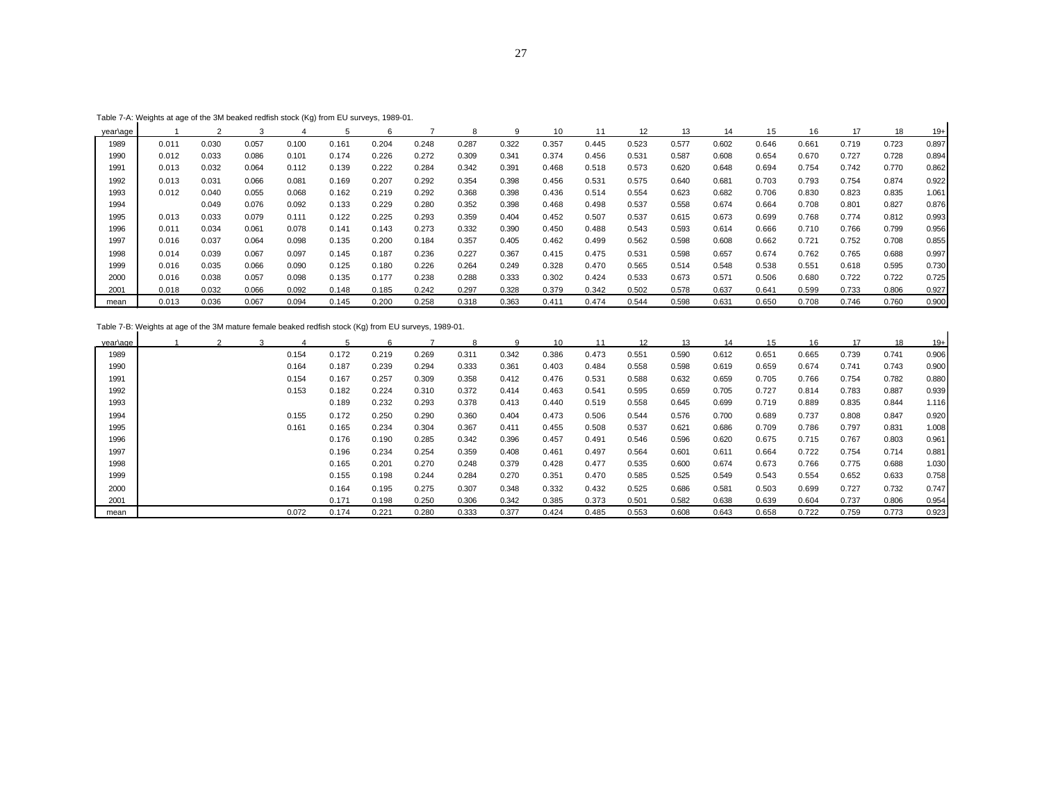Table 7-A: Weights at age of the 3M beaked redfish stock (Kg) from EU surveys, 1989-01.

| year\age | 1 | 2 | 3 | 4 | 5 | 6 | 7 | 8 | 9 | 10 | 11 | 12 | 13 | 14 | 15 | 16 | 17 | 18 | 19+ |
|---|---|---|---|---|---|---|---|---|---|---|---|---|---|---|---|---|---|---|---|
| 1989 | 0.011 | 0.030 | 0.057 | 0.100 | 0.161 | 0.204 | 0.248 | 0.287 | 0.322 | 0.357 | 0.445 | 0.523 | 0.577 | 0.602 | 0.646 | 0.661 | 0.719 | 0.723 | 0.897 |
| 1990 | 0.012 | 0.033 | 0.086 | 0.101 | 0.174 | 0.226 | 0.272 | 0.309 | 0.341 | 0.374 | 0.456 | 0.531 | 0.587 | 0.608 | 0.654 | 0.670 | 0.727 | 0.728 | 0.894 |
| 1991 | 0.013 | 0.032 | 0.064 | 0.112 | 0.139 | 0.222 | 0.284 | 0.342 | 0.391 | 0.468 | 0.518 | 0.573 | 0.620 | 0.648 | 0.694 | 0.754 | 0.742 | 0.770 | 0.862 |
| 1992 | 0.013 | 0.031 | 0.066 | 0.081 | 0.169 | 0.207 | 0.292 | 0.354 | 0.398 | 0.456 | 0.531 | 0.575 | 0.640 | 0.681 | 0.703 | 0.793 | 0.754 | 0.874 | 0.922 |
| 1993 | 0.012 | 0.040 | 0.055 | 0.068 | 0.162 | 0.219 | 0.292 | 0.368 | 0.398 | 0.436 | 0.514 | 0.554 | 0.623 | 0.682 | 0.706 | 0.830 | 0.823 | 0.835 | 1.061 |
| 1994 | | 0.049 | 0.076 | 0.092 | 0.133 | 0.229 | 0.280 | 0.352 | 0.398 | 0.468 | 0.498 | 0.537 | 0.558 | 0.674 | 0.664 | 0.708 | 0.801 | 0.827 | 0.876 |
| 1995 | 0.013 | 0.033 | 0.079 | 0.111 | 0.122 | 0.225 | 0.293 | 0.359 | 0.404 | 0.452 | 0.507 | 0.537 | 0.615 | 0.673 | 0.699 | 0.768 | 0.774 | 0.812 | 0.993 |
| 1996 | 0.011 | 0.034 | 0.061 | 0.078 | 0.141 | 0.143 | 0.273 | 0.332 | 0.390 | 0.450 | 0.488 | 0.543 | 0.593 | 0.614 | 0.666 | 0.710 | 0.766 | 0.799 | 0.956 |
| 1997 | 0.016 | 0.037 | 0.064 | 0.098 | 0.135 | 0.200 | 0.184 | 0.357 | 0.405 | 0.462 | 0.499 | 0.562 | 0.598 | 0.608 | 0.662 | 0.721 | 0.752 | 0.708 | 0.855 |
| 1998 | 0.014 | 0.039 | 0.067 | 0.097 | 0.145 | 0.187 | 0.236 | 0.227 | 0.367 | 0.415 | 0.475 | 0.531 | 0.598 | 0.657 | 0.674 | 0.762 | 0.765 | 0.688 | 0.997 |
| 1999 | 0.016 | 0.035 | 0.066 | 0.090 | 0.125 | 0.180 | 0.226 | 0.264 | 0.249 | 0.328 | 0.470 | 0.565 | 0.514 | 0.548 | 0.538 | 0.551 | 0.618 | 0.595 | 0.730 |
| 2000 | 0.016 | 0.038 | 0.057 | 0.098 | 0.135 | 0.177 | 0.238 | 0.288 | 0.333 | 0.302 | 0.424 | 0.533 | 0.673 | 0.571 | 0.506 | 0.680 | 0.722 | 0.722 | 0.725 |
| 2001 | 0.018 | 0.032 | 0.066 | 0.092 | 0.148 | 0.185 | 0.242 | 0.297 | 0.328 | 0.379 | 0.342 | 0.502 | 0.578 | 0.637 | 0.641 | 0.599 | 0.733 | 0.806 | 0.927 |
| mean | 0.013 | 0.036 | 0.067 | 0.094 | 0.145 | 0.200 | 0.258 | 0.318 | 0.363 | 0.411 | 0.474 | 0.544 | 0.598 | 0.631 | 0.650 | 0.708 | 0.746 | 0.760 | 0.900 |

Table 7-B: Weights at age of the 3M mature female beaked redfish stock (Kg) from EU surveys, 1989-01.

| year\age | 1 | 2 | 3 | 4 | 5 | 6 | 7 | 8 | 9 | 10 | 11 | 12 | 13 | 14 | 15 | 16 | 17 | 18 | 19+ |
|---|---|---|---|---|---|---|---|---|---|---|---|---|---|---|---|---|---|---|---|
| 1989 | | | | 0.154 | 0.172 | 0.219 | 0.269 | 0.311 | 0.342 | 0.386 | 0.473 | 0.551 | 0.590 | 0.612 | 0.651 | 0.665 | 0.739 | 0.741 | 0.906 |
| 1990 | | | | 0.164 | 0.187 | 0.239 | 0.294 | 0.333 | 0.361 | 0.403 | 0.484 | 0.558 | 0.598 | 0.619 | 0.659 | 0.674 | 0.741 | 0.743 | 0.900 |
| 1991 | | | | 0.154 | 0.167 | 0.257 | 0.309 | 0.358 | 0.412 | 0.476 | 0.531 | 0.588 | 0.632 | 0.659 | 0.705 | 0.766 | 0.754 | 0.782 | 0.880 |
| 1992 | | | | 0.153 | 0.182 | 0.224 | 0.310 | 0.372 | 0.414 | 0.463 | 0.541 | 0.595 | 0.659 | 0.705 | 0.727 | 0.814 | 0.783 | 0.887 | 0.939 |
| 1993 | | | | | 0.189 | 0.232 | 0.293 | 0.378 | 0.413 | 0.440 | 0.519 | 0.558 | 0.645 | 0.699 | 0.719 | 0.889 | 0.835 | 0.844 | 1.116 |
| 1994 | | | | 0.155 | 0.172 | 0.250 | 0.290 | 0.360 | 0.404 | 0.473 | 0.506 | 0.544 | 0.576 | 0.700 | 0.689 | 0.737 | 0.808 | 0.847 | 0.920 |
| 1995 | | | | 0.161 | 0.165 | 0.234 | 0.304 | 0.367 | 0.411 | 0.455 | 0.508 | 0.537 | 0.621 | 0.686 | 0.709 | 0.786 | 0.797 | 0.831 | 1.008 |
| 1996 | | | | | 0.176 | 0.190 | 0.285 | 0.342 | 0.396 | 0.457 | 0.491 | 0.546 | 0.596 | 0.620 | 0.675 | 0.715 | 0.767 | 0.803 | 0.961 |
| 1997 | | | | | 0.196 | 0.234 | 0.254 | 0.359 | 0.408 | 0.461 | 0.497 | 0.564 | 0.601 | 0.611 | 0.664 | 0.722 | 0.754 | 0.714 | 0.881 |
| 1998 | | | | | 0.165 | 0.201 | 0.270 | 0.248 | 0.379 | 0.428 | 0.477 | 0.535 | 0.600 | 0.674 | 0.673 | 0.766 | 0.775 | 0.688 | 1.030 |
| 1999 | | | | | 0.155 | 0.198 | 0.244 | 0.284 | 0.270 | 0.351 | 0.470 | 0.585 | 0.525 | 0.549 | 0.543 | 0.554 | 0.652 | 0.633 | 0.758 |
| 2000 | | | | | 0.164 | 0.195 | 0.275 | 0.307 | 0.348 | 0.332 | 0.432 | 0.525 | 0.686 | 0.581 | 0.503 | 0.699 | 0.727 | 0.732 | 0.747 |
| 2001 | | | | | 0.171 | 0.198 | 0.250 | 0.306 | 0.342 | 0.385 | 0.373 | 0.501 | 0.582 | 0.638 | 0.639 | 0.604 | 0.737 | 0.806 | 0.954 |
| mean | | | | 0.072 | 0.174 | 0.221 | 0.280 | 0.333 | 0.377 | 0.424 | 0.485 | 0.553 | 0.608 | 0.643 | 0.658 | 0.722 | 0.759 | 0.773 | 0.923 |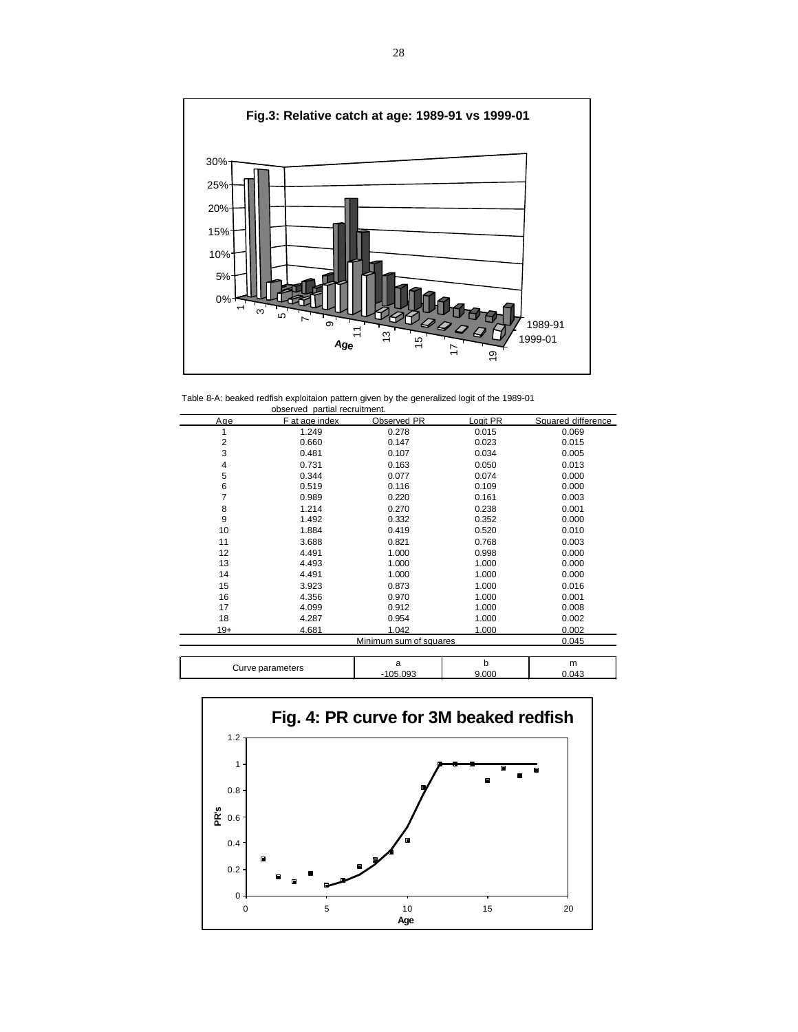**Fig.3: Relative catch at age: 1989-91 vs 1999-01**

Table 8-A: beaked redfish exploitaion pattern given by the generalized logit of the 1989-01 observed partial recruitment.

| Age | F at age index | Observed PR | Logit PR | Squared difference |
|---|---|---|---|---|
| 1 | 1.249 | 0.278 | 0.015 | 0.069 |
| 2 | 0.660 | 0.147 | 0.023 | 0.015 |
| 3 | 0.481 | 0.107 | 0.034 | 0.005 |
| 4 | 0.731 | 0.163 | 0.050 | 0.013 |
| 5 | 0.344 | 0.077 | 0.074 | 0.000 |
| 6 | 0.519 | 0.116 | 0.109 | 0.000 |
| 7 | 0.989 | 0.220 | 0.161 | 0.003 |
| 8 | 1.214 | 0.270 | 0.238 | 0.001 |
| 9 | 1.492 | 0.332 | 0.352 | 0.000 |
| 10 | 1.884 | 0.419 | 0.520 | 0.010 |
| 11 | 3.688 | 0.821 | 0.768 | 0.003 |
| 12 | 4.491 | 1.000 | 0.998 | 0.000 |
| 13 | 4.493 | 1.000 | 1.000 | 0.000 |
| 14 | 4.491 | 1.000 | 1.000 | 0.000 |
| 15 | 3.923 | 0.873 | 1.000 | 0.016 |
| 16 | 4.356 | 0.970 | 1.000 | 0.001 |
| 17 | 4.099 | 0.912 | 1.000 | 0.008 |
| 18 | 4.287 | 0.954 | 1.000 | 0.002 |
| 19+ | 4.681 | 1.042 | 1.000 | 0.002 |
| | | Minimum sum of squares | | 0.045 |

| Curve parameters | a | b | m |
|---|---|---|---|
| | -105.093 | 9.000 | 0.043 |

**Fig. 4: PR curve for 3M beaked redfish**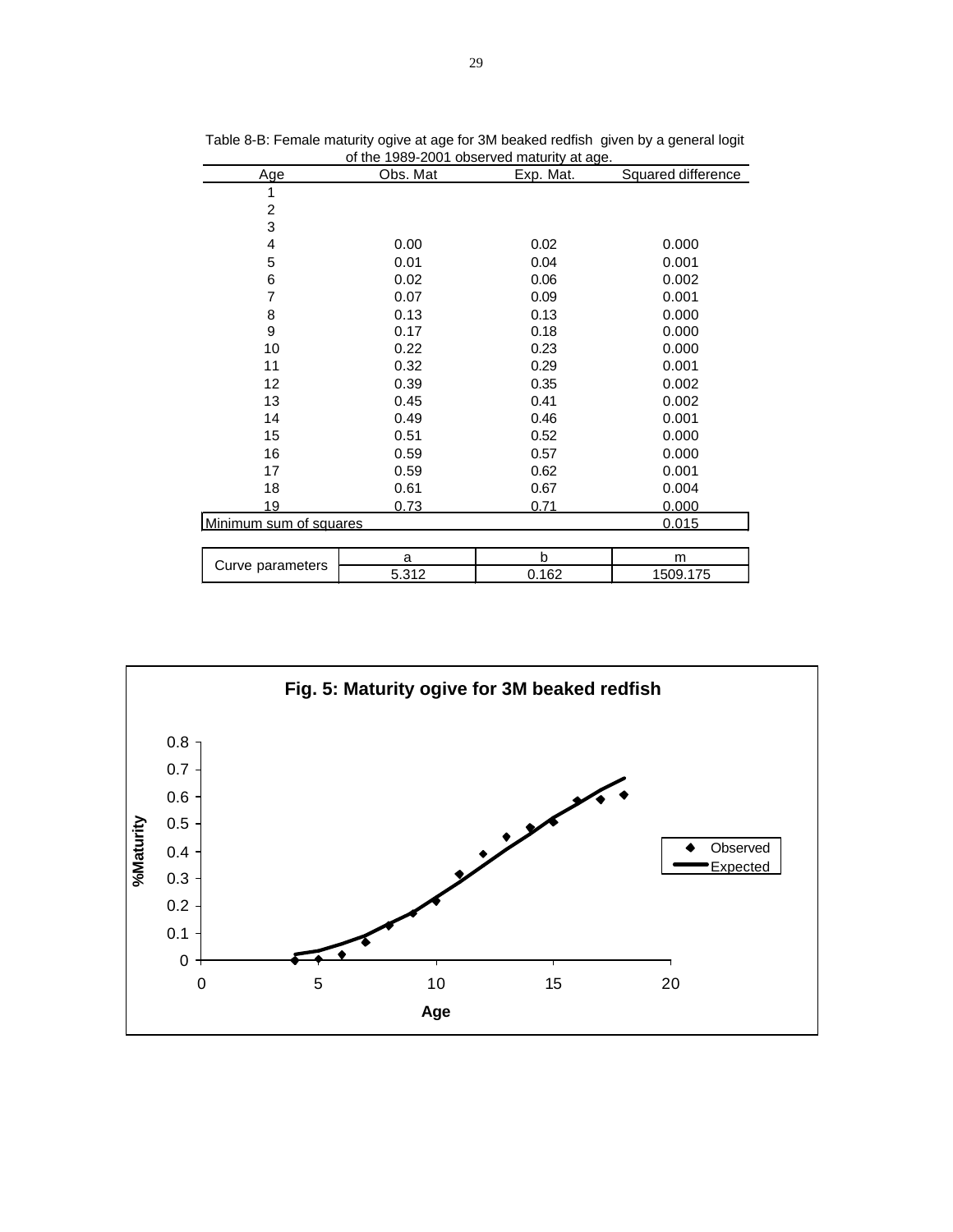Table 8-B: Female maturity ogive at age for 3M beaked redfish given by a general logit of the 1989-2001 observed maturity at age.

| Age | Obs. Mat | Exp. Mat. | Squared difference |
|---|---|---|---|
| 1 | | | |
| 2 | | | |
| 3 | | | |
| 4 | 0.00 | 0.02 | 0.000 |
| 5 | 0.01 | 0.04 | 0.001 |
| 6 | 0.02 | 0.06 | 0.002 |
| 7 | 0.07 | 0.09 | 0.001 |
| 8 | 0.13 | 0.13 | 0.000 |
| 9 | 0.17 | 0.18 | 0.000 |
| 10 | 0.22 | 0.23 | 0.000 |
| 11 | 0.32 | 0.29 | 0.001 |
| 12 | 0.39 | 0.35 | 0.002 |
| 13 | 0.45 | 0.41 | 0.002 |
| 14 | 0.49 | 0.46 | 0.001 |
| 15 | 0.51 | 0.52 | 0.000 |
| 16 | 0.59 | 0.57 | 0.000 |
| 17 | 0.59 | 0.62 | 0.001 |
| 18 | 0.61 | 0.67 | 0.004 |
| 19 | 0.73 | 0.71 | 0.000 |
| Minimum sum of squares | | | 0.015 |

| Curve parameters | a | b | m |
|---|---|---|---|
| | 5.312 | 0.162 | 1509.175 |

**Fig. 5: Maturity ogive for 3M beaked redfish**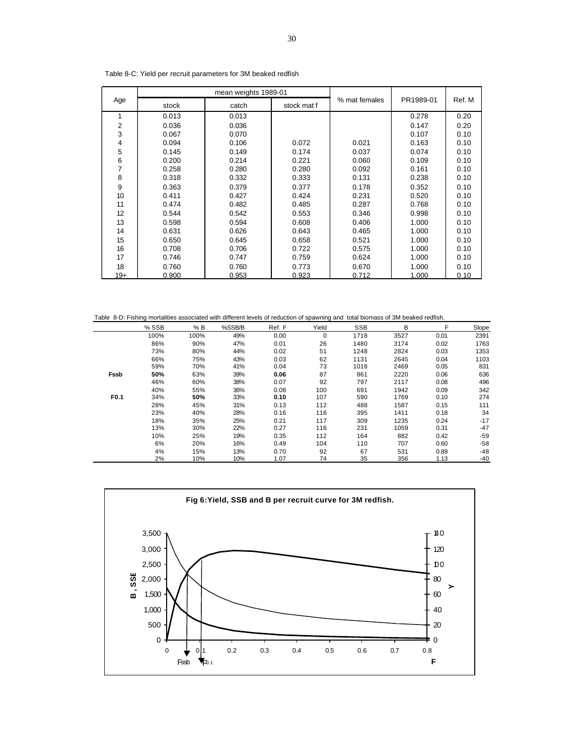Table 8-C: Yield per recruit parameters for 3M beaked redfish

| Age | mean weights 1989-01 | | | % mat females | PR1989-01 | Ref. M |
|---|---|---|---|---|---|---|
| | stock | catch | stock mat f | | | |
| 1 | 0.013 | 0.013 | | | 0.278 | 0.20 |
| 2 | 0.036 | 0.036 | | | 0.147 | 0.20 |
| 3 | 0.067 | 0.070 | | | 0.107 | 0.10 |
| 4 | 0.094 | 0.106 | 0.072 | 0.021 | 0.163 | 0.10 |
| 5 | 0.145 | 0.149 | 0.174 | 0.037 | 0.074 | 0.10 |
| 6 | 0.200 | 0.214 | 0.221 | 0.060 | 0.109 | 0.10 |
| 7 | 0.258 | 0.280 | 0.280 | 0.092 | 0.161 | 0.10 |
| 8 | 0.318 | 0.332 | 0.333 | 0.131 | 0.238 | 0.10 |
| 9 | 0.363 | 0.379 | 0.377 | 0.178 | 0.352 | 0.10 |
| 10 | 0.411 | 0.427 | 0.424 | 0.231 | 0.520 | 0.10 |
| 11 | 0.474 | 0.482 | 0.485 | 0.287 | 0.768 | 0.10 |
| 12 | 0.544 | 0.542 | 0.553 | 0.346 | 0.998 | 0.10 |
| 13 | 0.598 | 0.594 | 0.608 | 0.406 | 1.000 | 0.10 |
| 14 | 0.631 | 0.626 | 0.643 | 0.465 | 1.000 | 0.10 |
| 15 | 0.650 | 0.645 | 0.658 | 0.521 | 1.000 | 0.10 |
| 16 | 0.708 | 0.706 | 0.722 | 0.575 | 1.000 | 0.10 |
| 17 | 0.746 | 0.747 | 0.759 | 0.624 | 1.000 | 0.10 |
| 18 | 0.760 | 0.760 | 0.773 | 0.670 | 1.000 | 0.10 |
| 19+ | 0.900 | 0.953 | 0.923 | 0.712 | 1.000 | 0.10 |

Table 8-D: Fishing mortalities associated with different levels of reduction of spawning and total biomass of 3M beaked redfish.

| | % SSB | % B | %SSB/B | Ref. F | Yield | SSB | B | F | Slope |
|---|---|---|---|---|---|---|---|---|---|
| | 100% | 100% | 49% | 0.00 | 0 | 1718 | 3527 | 0.01 | 2391 |
| | 86% | 90% | 47% | 0.01 | 26 | 1480 | 3174 | 0.02 | 1763 |
| | 73% | 80% | 44% | 0.02 | 51 | 1248 | 2824 | 0.03 | 1353 |
| | 66% | 75% | 43% | 0.03 | 62 | 1131 | 2645 | 0.04 | 1103 |
| | 59% | 70% | 41% | 0.04 | 73 | 1018 | 2469 | 0.05 | 831 |
| **Fssb** | **50%** | 63% | 39% | **0.06** | 87 | 861 | 2220 | 0.06 | 636 |
| | 46% | 60% | 38% | 0.07 | 92 | 797 | 2117 | 0.08 | 496 |
| | 40% | 55% | 36% | 0.08 | 100 | 691 | 1942 | 0.09 | 342 |
| **F0.1** | 34% | **50%** | 33% | **0.10** | 107 | 590 | 1769 | 0.10 | 274 |
| | 28% | 45% | 31% | 0.13 | 112 | 488 | 1587 | 0.15 | 111 |
| | 23% | 40% | 28% | 0.16 | 116 | 395 | 1411 | 0.18 | 34 |
| | 18% | 35% | 25% | 0.21 | 117 | 309 | 1235 | 0.24 | -17 |
| | 13% | 30% | 22% | 0.27 | 116 | 231 | 1059 | 0.31 | -47 |
| | 10% | 25% | 19% | 0.35 | 112 | 164 | 882 | 0.42 | -59 |
| | 6% | 20% | 16% | 0.49 | 104 | 110 | 707 | 0.60 | -58 |
| | 4% | 15% | 13% | 0.70 | 92 | 67 | 531 | 0.89 | -48 |
| | 2% | 10% | 10% | 1.07 | 74 | 35 | 356 | 1.13 | -40 |

**Fig 6: Yield, SSB and B per recruit curve for 3M redfish.**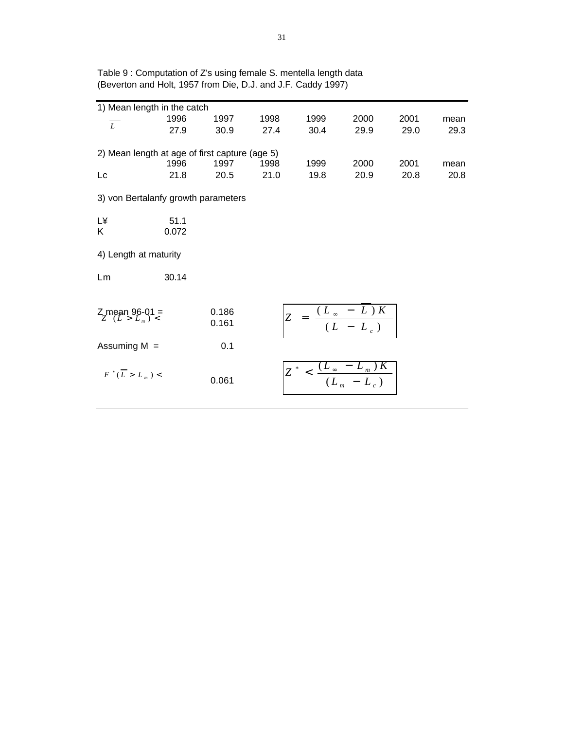Table 9 : Computation of Z's using female S. mentella length data
(Beverton and Holt, 1957 from Die, D.J. and J.F. Caddy 1997)

1) Mean length in the catch

| | 1996 | 1997 | 1998 | 1999 | 2000 | 2001 | mean |
|---|---|---|---|---|---|---|---|
| $\overline{L}$ | 27.9 | 30.9 | 27.4 | 30.4 | 29.9 | 29.0 | 29.3 |

2) Mean length at age of first capture (age 5)

| | 1996 | 1997 | 1998 | 1999 | 2000 | 2001 | mean |
|---|---|---|---|---|---|---|---|
| Lc | 21.8 | 20.5 | 21.0 | 19.8 | 20.9 | 20.8 | 20.8 |

3) von Bertalanfy growth parameters

| | |
|---|---|
| $L_\infty$ | 51.1 |
| K | 0.072 |

4) Length at maturity

| | |
|---|---|
| Lm | 30.14 |

| | |
|---|---|
| Z mean 96-01 = | 0.186 |
| $Z\ (\overline{L} > L_m) <$ | 0.161 |
| Assuming M = | 0.1 |
| $F^*(\overline{L} > L_m) <$ | 0.061 |

$$Z = \frac{(L_\infty - \overline{L})K}{(\overline{L} - L_c)}$$

$$Z^* < \frac{(L_\infty - L_m)K}{(L_m - L_c)}$$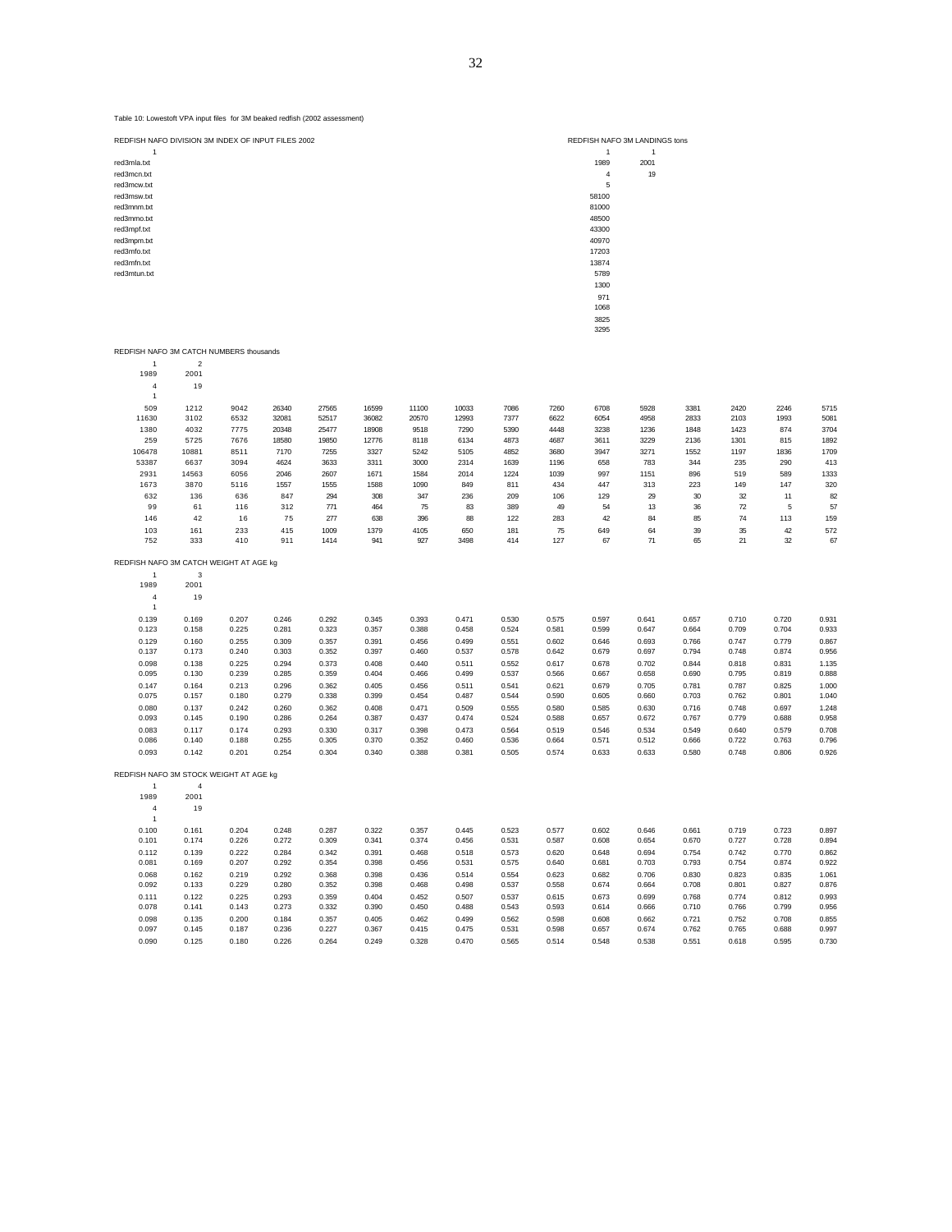Table 10: Lowestoft VPA input files for 3M beaked redfish (2002 assessment)

REDFISH NAFO DIVISION 3M INDEX OF INPUT FILES 2002

```
1
red3mla.txt
red3mcn.txt
red3mcw.txt
red3msw.txt
red3mnm.txt
red3mmo.txt
red3mpf.txt
red3mpm.txt
red3mfo.txt
red3mfn.txt
red3mtun.txt
```

REDFISH NAFO 3M LANDINGS tons

```
1       1
1989    2001
4       19
5
58100
81000
48500
43300
40970
17203
13874
5789
1300
971
1068
3825
3295
```

REDFISH NAFO 3M CATCH NUMBERS thousands

```
1       2
1989    2001
4       19
1
```

| | | | | | | | | | | | | | | | |
|---|---|---|---|---|---|---|---|---|---|---|---|---|---|---|---|
| 509 | 1212 | 9042 | 26340 | 27565 | 16599 | 11100 | 10033 | 7086 | 7260 | 6708 | 5928 | 3381 | 2420 | 2246 | 5715 |
| 11630 | 3102 | 6532 | 32081 | 52517 | 36082 | 20570 | 12993 | 7377 | 6622 | 6054 | 4958 | 2833 | 2103 | 1993 | 5081 |
| 1380 | 4032 | 7775 | 20348 | 25477 | 18908 | 9518 | 7290 | 5390 | 4448 | 3238 | 1236 | 1848 | 1423 | 874 | 3704 |
| 259 | 5725 | 7676 | 18580 | 19850 | 12776 | 8118 | 6134 | 4873 | 4687 | 3611 | 3229 | 2136 | 1301 | 815 | 1892 |
| 106478 | 10881 | 8511 | 7170 | 7255 | 3327 | 5242 | 5105 | 4852 | 3680 | 3947 | 3271 | 1552 | 1197 | 1836 | 1709 |
| 53387 | 6637 | 3094 | 4624 | 3633 | 3311 | 3000 | 2314 | 1639 | 1196 | 658 | 783 | 344 | 235 | 290 | 413 |
| 2931 | 14563 | 6056 | 2046 | 2607 | 1671 | 1584 | 2014 | 1224 | 1039 | 997 | 1151 | 896 | 519 | 589 | 1333 |
| 1673 | 3870 | 5116 | 1557 | 1555 | 1588 | 1090 | 849 | 811 | 434 | 447 | 313 | 223 | 149 | 147 | 320 |
| 632 | 136 | 636 | 847 | 294 | 308 | 347 | 236 | 209 | 106 | 129 | 29 | 30 | 32 | 11 | 82 |
| 99 | 61 | 116 | 312 | 771 | 464 | 75 | 83 | 389 | 49 | 54 | 13 | 36 | 72 | 5 | 57 |
| 146 | 42 | 16 | 75 | 277 | 638 | 396 | 88 | 122 | 283 | 42 | 84 | 85 | 74 | 113 | 159 |
| 103 | 161 | 233 | 415 | 1009 | 1379 | 4105 | 650 | 181 | 75 | 649 | 64 | 39 | 35 | 42 | 572 |
| 752 | 333 | 410 | 911 | 1414 | 941 | 927 | 3498 | 414 | 127 | 67 | 71 | 65 | 21 | 32 | 67 |

REDFISH NAFO 3M CATCH WEIGHT AT AGE kg

```
1       3
1989    2001
4       19
1
```

| | | | | | | | | | | | | | | | |
|---|---|---|---|---|---|---|---|---|---|---|---|---|---|---|---|
| 0.139 | 0.169 | 0.207 | 0.246 | 0.292 | 0.345 | 0.393 | 0.471 | 0.530 | 0.575 | 0.597 | 0.641 | 0.657 | 0.710 | 0.720 | 0.931 |
| 0.123 | 0.158 | 0.225 | 0.281 | 0.323 | 0.357 | 0.388 | 0.458 | 0.524 | 0.581 | 0.599 | 0.647 | 0.664 | 0.709 | 0.704 | 0.933 |
| 0.129 | 0.160 | 0.255 | 0.309 | 0.357 | 0.391 | 0.456 | 0.499 | 0.551 | 0.602 | 0.646 | 0.693 | 0.766 | 0.747 | 0.779 | 0.867 |
| 0.137 | 0.173 | 0.240 | 0.303 | 0.352 | 0.397 | 0.460 | 0.537 | 0.578 | 0.642 | 0.679 | 0.697 | 0.794 | 0.748 | 0.874 | 0.956 |
| 0.098 | 0.138 | 0.225 | 0.294 | 0.373 | 0.408 | 0.440 | 0.511 | 0.552 | 0.617 | 0.678 | 0.702 | 0.844 | 0.818 | 0.831 | 1.135 |
| 0.095 | 0.130 | 0.239 | 0.285 | 0.359 | 0.404 | 0.466 | 0.499 | 0.537 | 0.566 | 0.667 | 0.658 | 0.690 | 0.795 | 0.819 | 0.888 |
| 0.147 | 0.164 | 0.213 | 0.296 | 0.362 | 0.405 | 0.456 | 0.511 | 0.541 | 0.621 | 0.679 | 0.705 | 0.781 | 0.787 | 0.825 | 1.000 |
| 0.075 | 0.157 | 0.180 | 0.279 | 0.338 | 0.399 | 0.454 | 0.487 | 0.544 | 0.590 | 0.605 | 0.660 | 0.703 | 0.762 | 0.801 | 1.040 |
| 0.080 | 0.137 | 0.242 | 0.260 | 0.362 | 0.408 | 0.471 | 0.509 | 0.555 | 0.580 | 0.585 | 0.630 | 0.716 | 0.748 | 0.697 | 1.248 |
| 0.093 | 0.145 | 0.190 | 0.286 | 0.264 | 0.387 | 0.437 | 0.474 | 0.524 | 0.588 | 0.657 | 0.672 | 0.767 | 0.779 | 0.688 | 0.958 |
| 0.083 | 0.117 | 0.174 | 0.293 | 0.330 | 0.317 | 0.398 | 0.473 | 0.564 | 0.519 | 0.546 | 0.534 | 0.549 | 0.640 | 0.579 | 0.708 |
| 0.086 | 0.140 | 0.188 | 0.255 | 0.305 | 0.370 | 0.352 | 0.460 | 0.536 | 0.664 | 0.571 | 0.512 | 0.666 | 0.722 | 0.763 | 0.796 |
| 0.093 | 0.142 | 0.201 | 0.254 | 0.304 | 0.340 | 0.388 | 0.381 | 0.505 | 0.574 | 0.633 | 0.633 | 0.580 | 0.748 | 0.806 | 0.926 |

REDFISH NAFO 3M STOCK WEIGHT AT AGE kg

```
1       4
1989    2001
4       19
1
```

| | | | | | | | | | | | | | | | |
|---|---|---|---|---|---|---|---|---|---|---|---|---|---|---|---|
| 0.100 | 0.161 | 0.204 | 0.248 | 0.287 | 0.322 | 0.357 | 0.445 | 0.523 | 0.577 | 0.602 | 0.646 | 0.661 | 0.719 | 0.723 | 0.897 |
| 0.101 | 0.174 | 0.226 | 0.272 | 0.309 | 0.341 | 0.374 | 0.456 | 0.531 | 0.587 | 0.608 | 0.654 | 0.670 | 0.727 | 0.728 | 0.894 |
| 0.112 | 0.139 | 0.222 | 0.284 | 0.342 | 0.391 | 0.468 | 0.518 | 0.573 | 0.620 | 0.648 | 0.694 | 0.754 | 0.742 | 0.770 | 0.862 |
| 0.081 | 0.169 | 0.207 | 0.292 | 0.354 | 0.398 | 0.456 | 0.531 | 0.575 | 0.640 | 0.681 | 0.703 | 0.793 | 0.754 | 0.874 | 0.922 |
| 0.068 | 0.162 | 0.219 | 0.292 | 0.368 | 0.398 | 0.436 | 0.514 | 0.554 | 0.623 | 0.682 | 0.706 | 0.830 | 0.823 | 0.835 | 1.061 |
| 0.092 | 0.133 | 0.229 | 0.280 | 0.352 | 0.398 | 0.468 | 0.498 | 0.537 | 0.558 | 0.674 | 0.664 | 0.708 | 0.801 | 0.827 | 0.876 |
| 0.111 | 0.122 | 0.225 | 0.293 | 0.359 | 0.404 | 0.452 | 0.507 | 0.537 | 0.615 | 0.673 | 0.699 | 0.768 | 0.774 | 0.812 | 0.993 |
| 0.078 | 0.141 | 0.143 | 0.273 | 0.332 | 0.390 | 0.450 | 0.488 | 0.543 | 0.593 | 0.614 | 0.666 | 0.710 | 0.766 | 0.799 | 0.956 |
| 0.098 | 0.135 | 0.200 | 0.184 | 0.357 | 0.405 | 0.462 | 0.499 | 0.562 | 0.598 | 0.608 | 0.662 | 0.721 | 0.752 | 0.708 | 0.855 |
| 0.097 | 0.145 | 0.187 | 0.236 | 0.227 | 0.367 | 0.415 | 0.475 | 0.531 | 0.598 | 0.657 | 0.674 | 0.762 | 0.765 | 0.688 | 0.997 |
| 0.090 | 0.125 | 0.180 | 0.226 | 0.264 | 0.249 | 0.328 | 0.470 | 0.565 | 0.514 | 0.548 | 0.538 | 0.551 | 0.618 | 0.595 | 0.730 |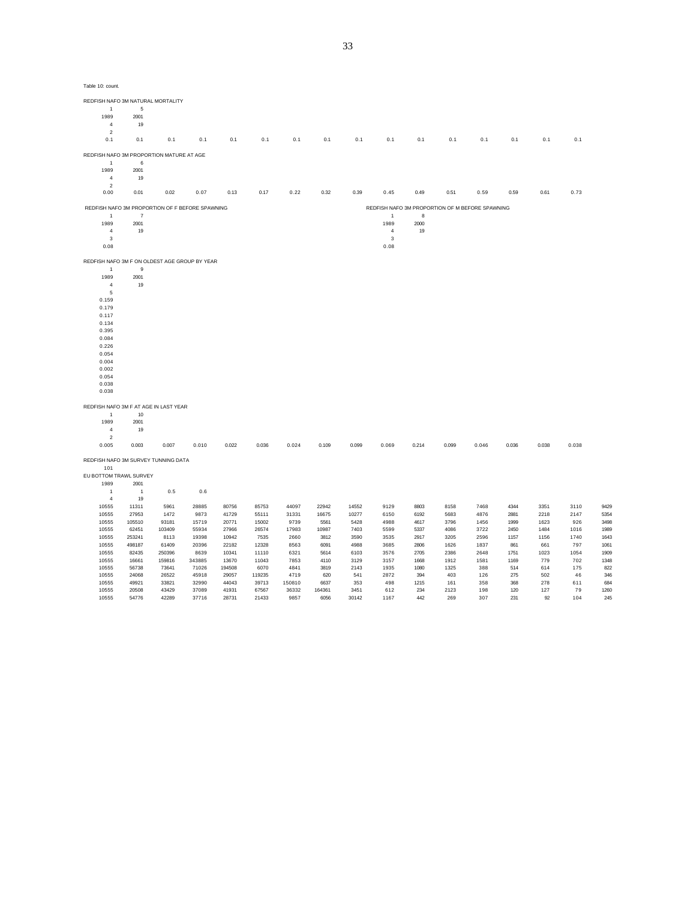Table 10: count.

REDFISH NAFO 3M NATURAL MORTALITY

| | | | | | | | | | | | | | | | |
|---|---|---|---|---|---|---|---|---|---|---|---|---|---|---|---|
| 1 | 5 | | | | | | | | | | | | | | |
| 1989 | 2001 | | | | | | | | | | | | | | |
| 4 | 19 | | | | | | | | | | | | | | |
| 2 | | | | | | | | | | | | | | | |
| 0.1 | 0.1 | 0.1 | 0.1 | 0.1 | 0.1 | 0.1 | 0.1 | 0.1 | 0.1 | 0.1 | 0.1 | 0.1 | 0.1 | 0.1 | 0.1 |

REDFISH NAFO 3M PROPORTION MATURE AT AGE

| | | | | | | | | | | | | | | | |
|---|---|---|---|---|---|---|---|---|---|---|---|---|---|---|---|
| 1 | 6 | | | | | | | | | | | | | | |
| 1989 | 2001 | | | | | | | | | | | | | | |
| 4 | 19 | | | | | | | | | | | | | | |
| 2 | | | | | | | | | | | | | | | |
| 0.00 | 0.01 | 0.02 | 0.07 | 0.13 | 0.17 | 0.22 | 0.32 | 0.39 | 0.45 | 0.49 | 0.51 | 0.59 | 0.59 | 0.61 | 0.73 |

REDFISH NAFO 3M PROPORTION OF F BEFORE SPAWNING

| | |
|---|---|
| 1 | 7 |
| 1989 | 2001 |
| 4 | 19 |
| 3 | |
| 0.08 | |

REDFISH NAFO 3M PROPORTION OF M BEFORE SPAWNING

| | |
|---|---|
| 1 | 8 |
| 1989 | 2000 |
| 4 | 19 |
| 3 | |
| 0.08 | |

REDFISH NAFO 3M F ON OLDEST AGE GROUP BY YEAR

| | |
|---|---|
| 1 | 9 |
| 1989 | 2001 |
| 4 | 19 |
| 5 | |
| 0.159 | |
| 0.179 | |
| 0.117 | |
| 0.134 | |
| 0.395 | |
| 0.084 | |
| 0.226 | |
| 0.054 | |
| 0.004 | |
| 0.002 | |
| 0.054 | |
| 0.038 | |
| 0.038 | |

REDFISH NAFO 3M F AT AGE IN LAST YEAR

| | | | | | | | | | | | | | | | |
|---|---|---|---|---|---|---|---|---|---|---|---|---|---|---|---|
| 1 | 10 | | | | | | | | | | | | | | |
| 1989 | 2001 | | | | | | | | | | | | | | |
| 4 | 19 | | | | | | | | | | | | | | |
| 2 | | | | | | | | | | | | | | | |
| 0.005 | 0.003 | 0.007 | 0.010 | 0.022 | 0.036 | 0.024 | 0.109 | 0.099 | 0.069 | 0.214 | 0.099 | 0.046 | 0.036 | 0.038 | 0.038 |

REDFISH NAFO 3M SURVEY TUNNING DATA

101

EU BOTTOM TRAWL SURVEY

| | | | | | | | | | | | | | | | | |
|---|---|---|---|---|---|---|---|---|---|---|---|---|---|---|---|---|
| 1989 | 2001 | | | | | | | | | | | | | | | |
| 1 | 1 | 0.5 | 0.6 | | | | | | | | | | | | | |
| 4 | 19 | | | | | | | | | | | | | | | |
| 10555 | 11311 | 5961 | 28885 | 80756 | 85753 | 44097 | 22942 | 14552 | 9129 | 8803 | 8158 | 7468 | 4344 | 3351 | 3110 | 9429 |
| 10555 | 27953 | 1472 | 9873 | 41729 | 55111 | 31331 | 16675 | 10277 | 6150 | 6192 | 5683 | 4876 | 2881 | 2218 | 2147 | 5354 |
| 10555 | 105510 | 93181 | 15719 | 20771 | 15002 | 9739 | 5561 | 5428 | 4988 | 4617 | 3796 | 1456 | 1999 | 1623 | 926 | 3498 |
| 10555 | 62451 | 103409 | 55934 | 27966 | 26574 | 17983 | 10987 | 7403 | 5599 | 5337 | 4086 | 3722 | 2450 | 1484 | 1016 | 1989 |
| 10555 | 253241 | 8113 | 19398 | 10942 | 7535 | 2660 | 3812 | 3590 | 3535 | 2917 | 3205 | 2596 | 1157 | 1156 | 1740 | 1643 |
| 10555 | 498187 | 61409 | 20396 | 22182 | 12328 | 8563 | 6091 | 4988 | 3685 | 2806 | 1626 | 1837 | 861 | 661 | 797 | 1061 |
| 10555 | 82435 | 250396 | 8639 | 10341 | 11110 | 6321 | 5614 | 6103 | 3576 | 2705 | 2386 | 2648 | 1751 | 1023 | 1054 | 1909 |
| 10555 | 16661 | 159816 | 343885 | 13670 | 11043 | 7853 | 4110 | 3129 | 3157 | 1668 | 1912 | 1581 | 1169 | 779 | 702 | 1348 |
| 10555 | 56738 | 73641 | 71026 | 194508 | 6070 | 4841 | 3819 | 2143 | 1935 | 1080 | 1325 | 388 | 514 | 614 | 175 | 822 |
| 10555 | 24068 | 26522 | 45918 | 29057 | 119235 | 4719 | 620 | 541 | 2872 | 394 | 403 | 126 | 275 | 502 | 46 | 346 |
| 10555 | 49921 | 33821 | 32990 | 44043 | 39713 | 150810 | 6637 | 353 | 498 | 1215 | 161 | 358 | 368 | 278 | 611 | 684 |
| 10555 | 20508 | 43429 | 37089 | 41931 | 67567 | 36332 | 164361 | 3451 | 612 | 234 | 2123 | 198 | 120 | 127 | 79 | 1260 |
| 10555 | 54776 | 42289 | 37716 | 28731 | 21433 | 9857 | 6056 | 30142 | 1167 | 442 | 269 | 307 | 231 | 92 | 104 | 245 |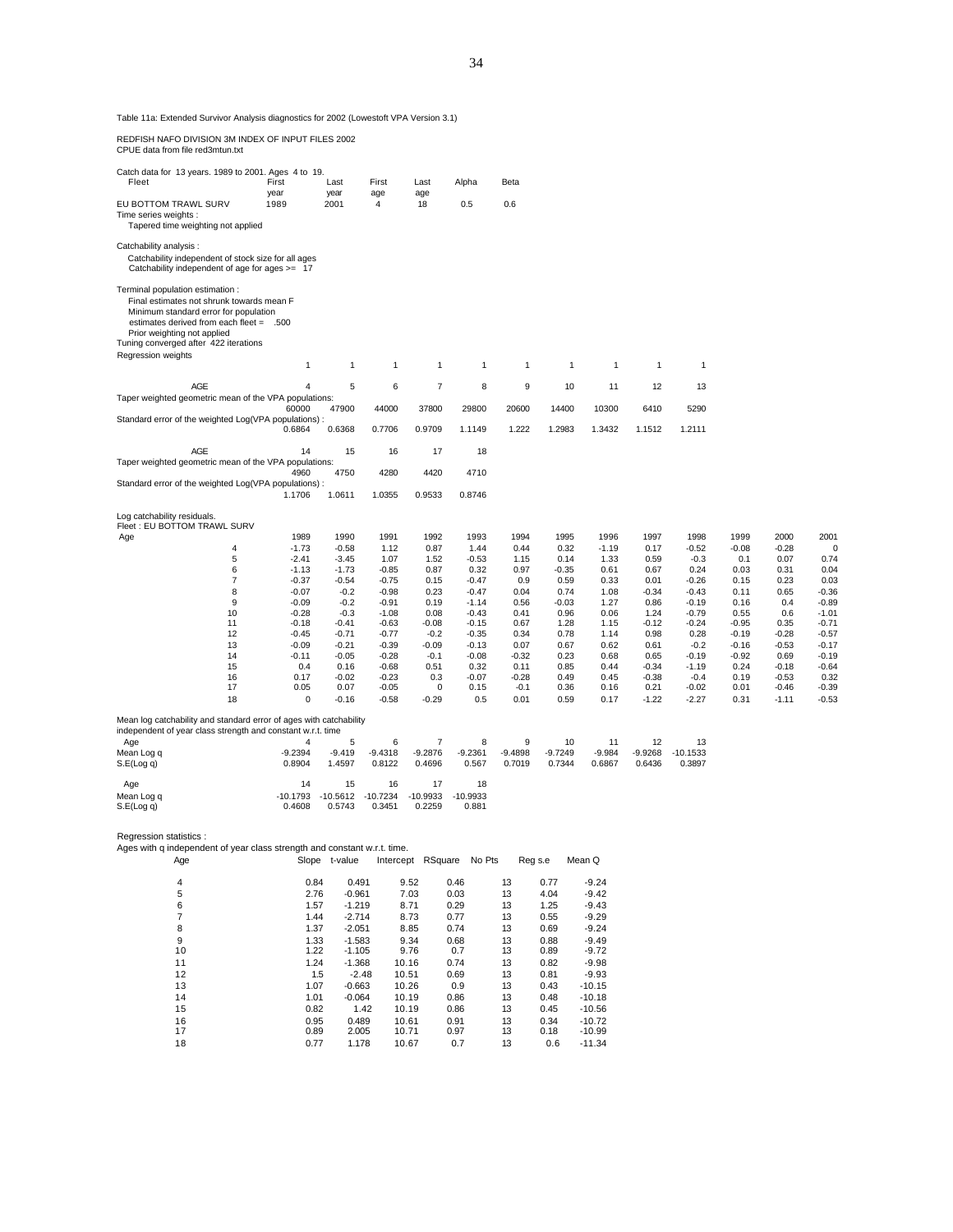Table 11a: Extended Survivor Analysis diagnostics for 2002 (Lowestoft VPA Version 3.1)

REDFISH NAFO DIVISION 3M INDEX OF INPUT FILES 2002
CPUE data from file red3mtun.txt

Catch data for 13 years. 1989 to 2001. Ages 4 to 19.

| Fleet | First year | Last year | First age | Last age | Alpha | Beta |
|---|---|---|---|---|---|---|
| EU BOTTOM TRAWL SURV | 1989 | 2001 | 4 | 18 | 0.5 | 0.6 |

Time series weights :
  Tapered time weighting not applied

Catchability analysis :
  Catchability independent of stock size for all ages
  Catchability independent of age for ages >= 17

Terminal population estimation :
  Final estimates not shrunk towards mean F
  Minimum standard error for population
  estimates derived from each fleet = .500
  Prior weighting not applied
Tuning converged after 422 iterations

Regression weights

| | | | | | | | | | | |
|---|---|---|---|---|---|---|---|---|---|---|
| | 1 | 1 | 1 | 1 | 1 | 1 | 1 | 1 | 1 | 1 |

| AGE | 4 | 5 | 6 | 7 | 8 | 9 | 10 | 11 | 12 | 13 |
|---|---|---|---|---|---|---|---|---|---|---|
| Taper weighted geometric mean of the VPA populations: | 60000 | 47900 | 44000 | 37800 | 29800 | 20600 | 14400 | 10300 | 6410 | 5290 |
| Standard error of the weighted Log(VPA populations) : | 0.6864 | 0.6368 | 0.7706 | 0.9709 | 1.1149 | 1.222 | 1.2983 | 1.3432 | 1.1512 | 1.2111 |

| AGE | 14 | 15 | 16 | 17 | 18 |
|---|---|---|---|---|---|
| Taper weighted geometric mean of the VPA populations: | 4960 | 4750 | 4280 | 4420 | 4710 |
| Standard error of the weighted Log(VPA populations) : | 1.1706 | 1.0611 | 1.0355 | 0.9533 | 0.8746 |

Log catchability residuals.
Fleet : EU BOTTOM TRAWL SURV

| Age | 1989 | 1990 | 1991 | 1992 | 1993 | 1994 | 1995 | 1996 | 1997 | 1998 | 1999 | 2000 | 2001 |
|---|---|---|---|---|---|---|---|---|---|---|---|---|---|
| 4 | -1.73 | -0.58 | 1.12 | 0.87 | 1.44 | 0.44 | 0.32 | -1.19 | 0.17 | -0.52 | -0.08 | -0.28 | 0 |
| 5 | -2.41 | -3.45 | 1.07 | 1.52 | -0.53 | 1.15 | 0.14 | 1.33 | 0.59 | -0.3 | 0.1 | 0.07 | 0.74 |
| 6 | -1.13 | -1.73 | -0.85 | 0.87 | 0.32 | 0.97 | -0.35 | 0.61 | 0.67 | 0.24 | 0.03 | 0.31 | 0.04 |
| 7 | -0.37 | -0.54 | -0.75 | 0.15 | -0.47 | 0.9 | 0.59 | 0.33 | 0.01 | -0.26 | 0.15 | 0.23 | 0.03 |
| 8 | -0.07 | -0.2 | -0.98 | 0.23 | -0.47 | 0.04 | 0.74 | 1.08 | -0.34 | -0.43 | 0.11 | 0.65 | -0.36 |
| 9 | -0.09 | -0.2 | -0.91 | 0.19 | -1.14 | 0.56 | -0.03 | 1.27 | 0.86 | -0.19 | 0.16 | 0.4 | -0.89 |
| 10 | -0.28 | -0.3 | -1.08 | 0.08 | -0.43 | 0.41 | 0.96 | 0.06 | 1.24 | -0.79 | 0.55 | 0.6 | -1.01 |
| 11 | -0.18 | -0.41 | -0.63 | -0.08 | -0.15 | 0.67 | 1.28 | 1.15 | -0.12 | -0.24 | -0.95 | 0.35 | -0.71 |
| 12 | -0.45 | -0.71 | -0.77 | -0.2 | -0.35 | 0.34 | 0.78 | 1.14 | 0.98 | 0.28 | -0.19 | -0.28 | -0.57 |
| 13 | -0.09 | -0.21 | -0.39 | -0.09 | -0.13 | 0.07 | 0.67 | 0.62 | 0.61 | -0.2 | -0.16 | -0.53 | -0.17 |
| 14 | -0.11 | -0.05 | -0.28 | -0.1 | -0.08 | -0.32 | 0.23 | 0.68 | 0.65 | -0.19 | -0.92 | 0.69 | -0.19 |
| 15 | 0.4 | 0.16 | -0.68 | 0.51 | 0.32 | 0.11 | 0.85 | 0.44 | -0.34 | -1.19 | 0.24 | -0.18 | -0.64 |
| 16 | 0.17 | -0.02 | -0.23 | 0.3 | -0.07 | -0.28 | 0.49 | 0.45 | -0.38 | -0.4 | 0.19 | -0.53 | 0.32 |
| 17 | 0.05 | 0.07 | -0.05 | 0 | 0.15 | -0.1 | 0.36 | 0.16 | 0.21 | -0.02 | 0.01 | -0.46 | -0.39 |
| 18 | 0 | -0.16 | -0.58 | -0.29 | 0.5 | 0.01 | 0.59 | 0.17 | -1.22 | -2.27 | 0.31 | -1.11 | -0.53 |

Mean log catchability and standard error of ages with catchability
independent of year class strength and constant w.r.t. time

| Age | 4 | 5 | 6 | 7 | 8 | 9 | 10 | 11 | 12 | 13 |
|---|---|---|---|---|---|---|---|---|---|---|
| Mean Log q | -9.2394 | -9.419 | -9.4318 | -9.2876 | -9.2361 | -9.4898 | -9.7249 | -9.984 | -9.9268 | -10.1533 |
| S.E(Log q) | 0.8904 | 1.4597 | 0.8122 | 0.4696 | 0.567 | 0.7019 | 0.7344 | 0.6867 | 0.6436 | 0.3897 |

| Age | 14 | 15 | 16 | 17 | 18 |
|---|---|---|---|---|---|
| Mean Log q | -10.1793 | -10.5612 | -10.7234 | -10.9933 | -10.9933 |
| S.E(Log q) | 0.4608 | 0.5743 | 0.3451 | 0.2259 | 0.881 |

Regression statistics :
Ages with q independent of year class strength and constant w.r.t. time.

| Age | Slope | t-value | Intercept | RSquare | No Pts | Reg s.e | Mean Q |
|---|---|---|---|---|---|---|---|
| 4 | 0.84 | 0.491 | 9.52 | 0.46 | 13 | 0.77 | -9.24 |
| 5 | 2.76 | -0.961 | 7.03 | 0.03 | 13 | 4.04 | -9.42 |
| 6 | 1.57 | -1.219 | 8.71 | 0.29 | 13 | 1.25 | -9.43 |
| 7 | 1.44 | -2.714 | 8.73 | 0.77 | 13 | 0.55 | -9.29 |
| 8 | 1.37 | -2.051 | 8.85 | 0.74 | 13 | 0.69 | -9.24 |
| 9 | 1.33 | -1.583 | 9.34 | 0.68 | 13 | 0.88 | -9.49 |
| 10 | 1.22 | -1.105 | 9.76 | 0.7 | 13 | 0.89 | -9.72 |
| 11 | 1.24 | -1.368 | 10.16 | 0.74 | 13 | 0.82 | -9.98 |
| 12 | 1.5 | -2.48 | 10.51 | 0.69 | 13 | 0.81 | -9.93 |
| 13 | 1.07 | -0.663 | 10.26 | 0.9 | 13 | 0.43 | -10.15 |
| 14 | 1.01 | -0.064 | 10.19 | 0.86 | 13 | 0.48 | -10.18 |
| 15 | 0.82 | 1.42 | 10.19 | 0.86 | 13 | 0.45 | -10.56 |
| 16 | 0.95 | 0.489 | 10.61 | 0.91 | 13 | 0.34 | -10.72 |
| 17 | 0.89 | 2.005 | 10.71 | 0.97 | 13 | 0.18 | -10.99 |
| 18 | 0.77 | 1.178 | 10.67 | 0.7 | 13 | 0.6 | -11.34 |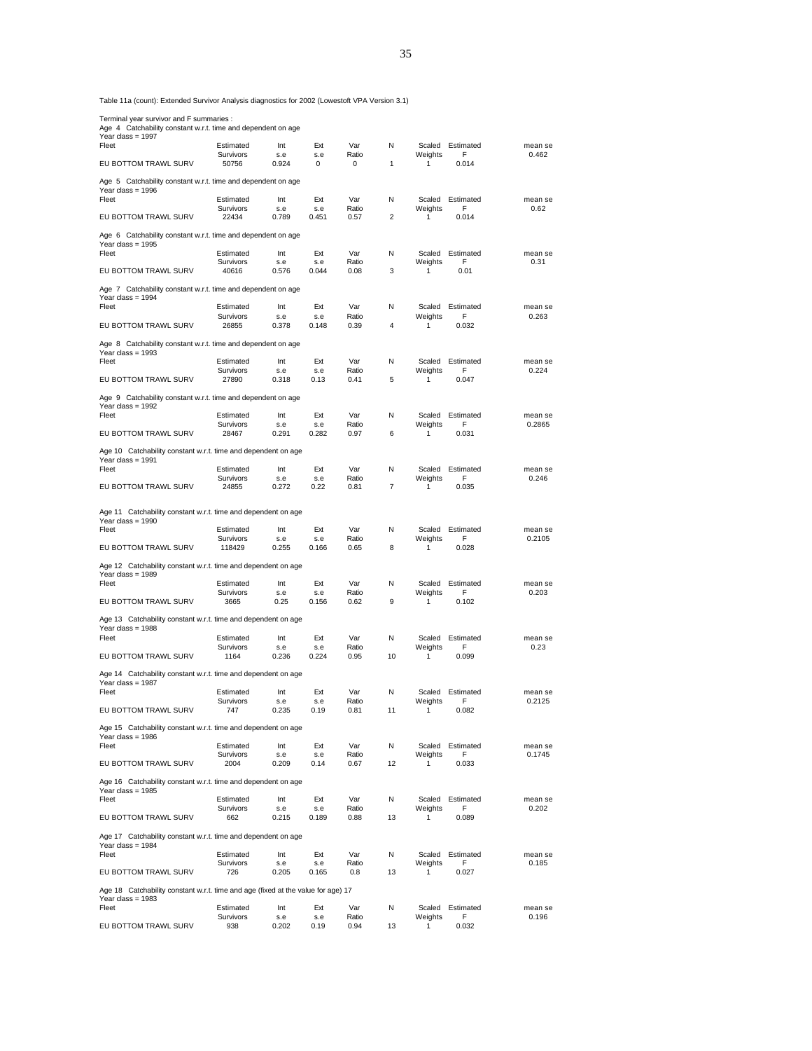Table 11a (count): Extended Survivor Analysis diagnostics for 2002 (Lowestoft VPA Version 3.1)

Terminal year survivor and F summaries :

Age 4 Catchability constant w.r.t. time and dependent on age
Year class = 1997

| Fleet | Estimated Survivors | Int s.e | Ext s.e | Var Ratio | N | Scaled Weights | Estimated F | mean se |
|---|---|---|---|---|---|---|---|---|
| EU BOTTOM TRAWL SURV | 50756 | 0.924 | 0 | 0 | 1 | 1 | 0.014 | 0.462 |

Age 5 Catchability constant w.r.t. time and dependent on age
Year class = 1996

| Fleet | Estimated Survivors | Int s.e | Ext s.e | Var Ratio | N | Scaled Weights | Estimated F | mean se |
|---|---|---|---|---|---|---|---|---|
| EU BOTTOM TRAWL SURV | 22434 | 0.789 | 0.451 | 0.57 | 2 | 1 | 0.014 | 0.62 |

Age 6 Catchability constant w.r.t. time and dependent on age
Year class = 1995

| Fleet | Estimated Survivors | Int s.e | Ext s.e | Var Ratio | N | Scaled Weights | Estimated F | mean se |
|---|---|---|---|---|---|---|---|---|
| EU BOTTOM TRAWL SURV | 40616 | 0.576 | 0.044 | 0.08 | 3 | 1 | 0.01 | 0.31 |

Age 7 Catchability constant w.r.t. time and dependent on age
Year class = 1994

| Fleet | Estimated Survivors | Int s.e | Ext s.e | Var Ratio | N | Scaled Weights | Estimated F | mean se |
|---|---|---|---|---|---|---|---|---|
| EU BOTTOM TRAWL SURV | 26855 | 0.378 | 0.148 | 0.39 | 4 | 1 | 0.032 | 0.263 |

Age 8 Catchability constant w.r.t. time and dependent on age
Year class = 1993

| Fleet | Estimated Survivors | Int s.e | Ext s.e | Var Ratio | N | Scaled Weights | Estimated F | mean se |
|---|---|---|---|---|---|---|---|---|
| EU BOTTOM TRAWL SURV | 27890 | 0.318 | 0.13 | 0.41 | 5 | 1 | 0.047 | 0.224 |

Age 9 Catchability constant w.r.t. time and dependent on age
Year class = 1992

| Fleet | Estimated Survivors | Int s.e | Ext s.e | Var Ratio | N | Scaled Weights | Estimated F | mean se |
|---|---|---|---|---|---|---|---|---|
| EU BOTTOM TRAWL SURV | 28467 | 0.291 | 0.282 | 0.97 | 6 | 1 | 0.031 | 0.2865 |

Age 10 Catchability constant w.r.t. time and dependent on age
Year class = 1991

| Fleet | Estimated Survivors | Int s.e | Ext s.e | Var Ratio | N | Scaled Weights | Estimated F | mean se |
|---|---|---|---|---|---|---|---|---|
| EU BOTTOM TRAWL SURV | 24855 | 0.272 | 0.22 | 0.81 | 7 | 1 | 0.035 | 0.246 |

Age 11 Catchability constant w.r.t. time and dependent on age
Year class = 1990

| Fleet | Estimated Survivors | Int s.e | Ext s.e | Var Ratio | N | Scaled Weights | Estimated F | mean se |
|---|---|---|---|---|---|---|---|---|
| EU BOTTOM TRAWL SURV | 118429 | 0.255 | 0.166 | 0.65 | 8 | 1 | 0.028 | 0.2105 |

Age 12 Catchability constant w.r.t. time and dependent on age
Year class = 1989

| Fleet | Estimated Survivors | Int s.e | Ext s.e | Var Ratio | N | Scaled Weights | Estimated F | mean se |
|---|---|---|---|---|---|---|---|---|
| EU BOTTOM TRAWL SURV | 3665 | 0.25 | 0.156 | 0.62 | 9 | 1 | 0.102 | 0.203 |

Age 13 Catchability constant w.r.t. time and dependent on age
Year class = 1988

| Fleet | Estimated Survivors | Int s.e | Ext s.e | Var Ratio | N | Scaled Weights | Estimated F | mean se |
|---|---|---|---|---|---|---|---|---|
| EU BOTTOM TRAWL SURV | 1164 | 0.236 | 0.224 | 0.95 | 10 | 1 | 0.099 | 0.23 |

Age 14 Catchability constant w.r.t. time and dependent on age
Year class = 1987

| Fleet | Estimated Survivors | Int s.e | Ext s.e | Var Ratio | N | Scaled Weights | Estimated F | mean se |
|---|---|---|---|---|---|---|---|---|
| EU BOTTOM TRAWL SURV | 747 | 0.235 | 0.19 | 0.81 | 11 | 1 | 0.082 | 0.2125 |

Age 15 Catchability constant w.r.t. time and dependent on age
Year class = 1986

| Fleet | Estimated Survivors | Int s.e | Ext s.e | Var Ratio | N | Scaled Weights | Estimated F | mean se |
|---|---|---|---|---|---|---|---|---|
| EU BOTTOM TRAWL SURV | 2004 | 0.209 | 0.14 | 0.67 | 12 | 1 | 0.033 | 0.1745 |

Age 16 Catchability constant w.r.t. time and dependent on age
Year class = 1985

| Fleet | Estimated Survivors | Int s.e | Ext s.e | Var Ratio | N | Scaled Weights | Estimated F | mean se |
|---|---|---|---|---|---|---|---|---|
| EU BOTTOM TRAWL SURV | 662 | 0.215 | 0.189 | 0.88 | 13 | 1 | 0.089 | 0.202 |

Age 17 Catchability constant w.r.t. time and dependent on age
Year class = 1984

| Fleet | Estimated Survivors | Int s.e | Ext s.e | Var Ratio | N | Scaled Weights | Estimated F | mean se |
|---|---|---|---|---|---|---|---|---|
| EU BOTTOM TRAWL SURV | 726 | 0.205 | 0.165 | 0.8 | 13 | 1 | 0.027 | 0.185 |

Age 18 Catchability constant w.r.t. time and age (fixed at the value for age) 17
Year class = 1983

| Fleet | Estimated Survivors | Int s.e | Ext s.e | Var Ratio | N | Scaled Weights | Estimated F | mean se |
|---|---|---|---|---|---|---|---|---|
| EU BOTTOM TRAWL SURV | 938 | 0.202 | 0.19 | 0.94 | 13 | 1 | 0.032 | 0.196 |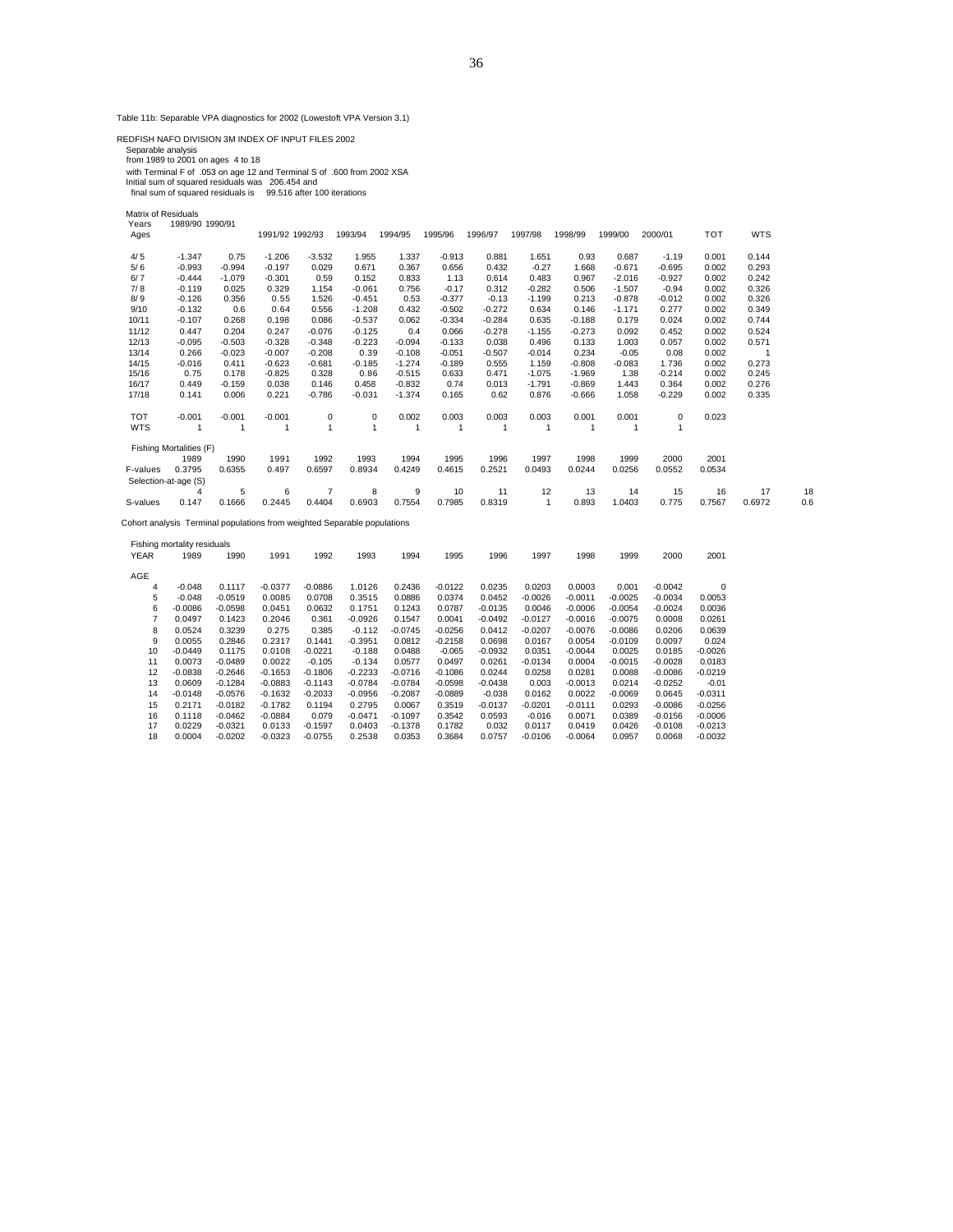Table 11b: Separable VPA diagnostics for 2002 (Lowestoft VPA Version 3.1)

REDFISH NAFO DIVISION 3M INDEX OF INPUT FILES 2002
Separable analysis
from 1989 to 2001 on ages 4 to 18
with Terminal F of .053 on age 12 and Terminal S of .600 from 2002 XSA
Initial sum of squared residuals was 206.454 and
final sum of squared residuals is 99.516 after 100 iterations

Matrix of Residuals

| Years / Ages | 1989/90 | 1990/91 | 1991/92 | 1992/93 | 1993/94 | 1994/95 | 1995/96 | 1996/97 | 1997/98 | 1998/99 | 1999/00 | 2000/01 | TOT | WTS |
|---|---|---|---|---|---|---|---|---|---|---|---|---|---|---|
| 4/ 5 | -1.347 | 0.75 | -1.206 | -3.532 | 1.955 | 1.337 | -0.913 | 0.881 | 1.651 | 0.93 | 0.687 | -1.19 | 0.001 | 0.144 |
| 5/ 6 | -0.993 | -0.994 | -0.197 | 0.029 | 0.671 | 0.367 | 0.656 | 0.432 | -0.27 | 1.668 | -0.671 | -0.695 | 0.002 | 0.293 |
| 6/ 7 | -0.444 | -1.079 | -0.301 | 0.59 | 0.152 | 0.833 | 1.13 | 0.614 | 0.483 | 0.967 | -2.016 | -0.927 | 0.002 | 0.242 |
| 7/ 8 | -0.119 | 0.025 | 0.329 | 1.154 | -0.061 | 0.756 | -0.17 | 0.312 | -0.282 | 0.506 | -1.507 | -0.94 | 0.002 | 0.326 |
| 8/ 9 | -0.126 | 0.356 | 0.55 | 1.526 | -0.451 | 0.53 | -0.377 | -0.13 | -1.199 | 0.213 | -0.878 | -0.012 | 0.002 | 0.326 |
| 9/10 | -0.132 | 0.6 | 0.64 | 0.556 | -1.208 | 0.432 | -0.502 | -0.272 | 0.634 | 0.146 | -1.171 | 0.277 | 0.002 | 0.349 |
| 10/11 | -0.107 | 0.268 | 0.198 | 0.086 | -0.537 | 0.062 | -0.334 | -0.284 | 0.635 | -0.188 | 0.179 | 0.024 | 0.002 | 0.744 |
| 11/12 | 0.447 | 0.204 | 0.247 | -0.076 | -0.125 | 0.4 | 0.066 | -0.278 | -1.155 | -0.273 | 0.092 | 0.452 | 0.002 | 0.524 |
| 12/13 | -0.095 | -0.503 | -0.328 | -0.348 | -0.223 | -0.094 | -0.133 | 0.038 | 0.496 | 0.133 | 1.003 | 0.057 | 0.002 | 0.571 |
| 13/14 | 0.266 | -0.023 | -0.007 | -0.208 | 0.39 | -0.108 | -0.051 | -0.507 | -0.014 | 0.234 | -0.05 | 0.08 | 0.002 | 1 |
| 14/15 | -0.016 | 0.411 | -0.623 | -0.681 | -0.185 | -1.274 | -0.189 | 0.555 | 1.159 | -0.808 | -0.083 | 1.736 | 0.002 | 0.273 |
| 15/16 | 0.75 | 0.178 | -0.825 | 0.328 | 0.86 | -0.515 | 0.633 | 0.471 | -1.075 | -1.969 | 1.38 | -0.214 | 0.002 | 0.245 |
| 16/17 | 0.449 | -0.159 | 0.038 | 0.146 | 0.458 | -0.832 | 0.74 | 0.013 | -1.791 | -0.869 | 1.443 | 0.364 | 0.002 | 0.276 |
| 17/18 | 0.141 | 0.006 | 0.221 | -0.786 | -0.031 | -1.374 | 0.165 | 0.62 | 0.876 | -0.666 | 1.058 | -0.229 | 0.002 | 0.335 |
| TOT | -0.001 | -0.001 | -0.001 | 0 | 0 | 0.002 | 0.003 | 0.003 | 0.003 | 0.001 | 0.001 | 0 | 0.023 | |
| WTS | 1 | 1 | 1 | 1 | 1 | 1 | 1 | 1 | 1 | 1 | 1 | 1 | | |

Fishing Mortalities (F)

| | 1989 | 1990 | 1991 | 1992 | 1993 | 1994 | 1995 | 1996 | 1997 | 1998 | 1999 | 2000 | 2001 |
|---|---|---|---|---|---|---|---|---|---|---|---|---|---|
| F-values | 0.3795 | 0.6355 | 0.497 | 0.6597 | 0.8934 | 0.4249 | 0.4615 | 0.2521 | 0.0493 | 0.0244 | 0.0256 | 0.0552 | 0.0534 |

Selection-at-age (S)

| | 4 | 5 | 6 | 7 | 8 | 9 | 10 | 11 | 12 | 13 | 14 | 15 | 16 | 17 | 18 |
|---|---|---|---|---|---|---|---|---|---|---|---|---|---|---|---|
| S-values | 0.147 | 0.1666 | 0.2445 | 0.4404 | 0.6903 | 0.7554 | 0.7985 | 0.8319 | 1 | 0.893 | 1.0403 | 0.775 | 0.7567 | 0.6972 | 0.6 |

Cohort analysis Terminal populations from weighted Separable populations

Fishing mortality residuals

| YEAR / AGE | 1989 | 1990 | 1991 | 1992 | 1993 | 1994 | 1995 | 1996 | 1997 | 1998 | 1999 | 2000 | 2001 |
|---|---|---|---|---|---|---|---|---|---|---|---|---|---|
| 4 | -0.048 | 0.1117 | -0.0377 | -0.0886 | 1.0126 | 0.2436 | -0.0122 | 0.0235 | 0.0203 | 0.0003 | 0.001 | -0.0042 | 0 |
| 5 | -0.048 | -0.0519 | 0.0085 | 0.0708 | 0.3515 | 0.0886 | 0.0374 | 0.0452 | -0.0026 | -0.0011 | -0.0025 | -0.0034 | 0.0053 |
| 6 | -0.0086 | -0.0598 | 0.0451 | 0.0632 | 0.1751 | 0.1243 | 0.0787 | -0.0135 | 0.0046 | -0.0006 | -0.0054 | -0.0024 | 0.0036 |
| 7 | 0.0497 | 0.1423 | 0.2046 | 0.361 | -0.0926 | 0.1547 | 0.0041 | -0.0492 | -0.0127 | -0.0016 | -0.0075 | 0.0008 | 0.0261 |
| 8 | 0.0524 | 0.3239 | 0.275 | 0.385 | -0.112 | -0.0745 | -0.0256 | 0.0412 | -0.0207 | -0.0076 | -0.0086 | 0.0206 | 0.0639 |
| 9 | 0.0055 | 0.2846 | 0.2317 | 0.1441 | -0.3951 | 0.0812 | -0.2158 | 0.0698 | 0.0167 | 0.0054 | -0.0109 | 0.0097 | 0.024 |
| 10 | -0.0449 | 0.1175 | 0.0108 | -0.0221 | -0.188 | 0.0488 | -0.065 | -0.0932 | 0.0351 | -0.0044 | 0.0025 | 0.0185 | -0.0026 |
| 11 | 0.0073 | -0.0489 | 0.0022 | -0.105 | -0.134 | 0.0577 | 0.0497 | 0.0261 | -0.0134 | 0.0004 | -0.0015 | -0.0028 | 0.0183 |
| 12 | -0.0838 | -0.2646 | -0.1653 | -0.1806 | -0.2233 | -0.0716 | -0.1086 | 0.0244 | 0.0258 | 0.0281 | 0.0088 | -0.0086 | -0.0219 |
| 13 | 0.0609 | -0.1284 | -0.0883 | -0.1143 | -0.0784 | -0.0784 | -0.0598 | -0.0438 | 0.003 | -0.0013 | 0.0214 | -0.0252 | -0.01 |
| 14 | -0.0148 | -0.0576 | -0.1632 | -0.2033 | -0.0956 | -0.2087 | -0.0889 | -0.038 | 0.0162 | 0.0022 | -0.0069 | 0.0645 | -0.0311 |
| 15 | 0.2171 | -0.0182 | -0.1782 | 0.1194 | 0.2795 | 0.0067 | 0.3519 | -0.0137 | -0.0201 | -0.0111 | 0.0293 | -0.0086 | -0.0256 |
| 16 | 0.1118 | -0.0462 | -0.0884 | 0.079 | -0.0471 | -0.1097 | 0.3542 | 0.0593 | -0.016 | 0.0071 | 0.0389 | -0.0156 | -0.0006 |
| 17 | 0.0229 | -0.0321 | 0.0133 | -0.1597 | 0.0403 | -0.1378 | 0.1782 | 0.032 | 0.0117 | 0.0419 | 0.0426 | -0.0108 | -0.0213 |
| 18 | 0.0004 | -0.0202 | -0.0323 | -0.0755 | 0.2538 | 0.0353 | 0.3684 | 0.0757 | -0.0106 | -0.0064 | 0.0957 | 0.0068 | -0.0032 |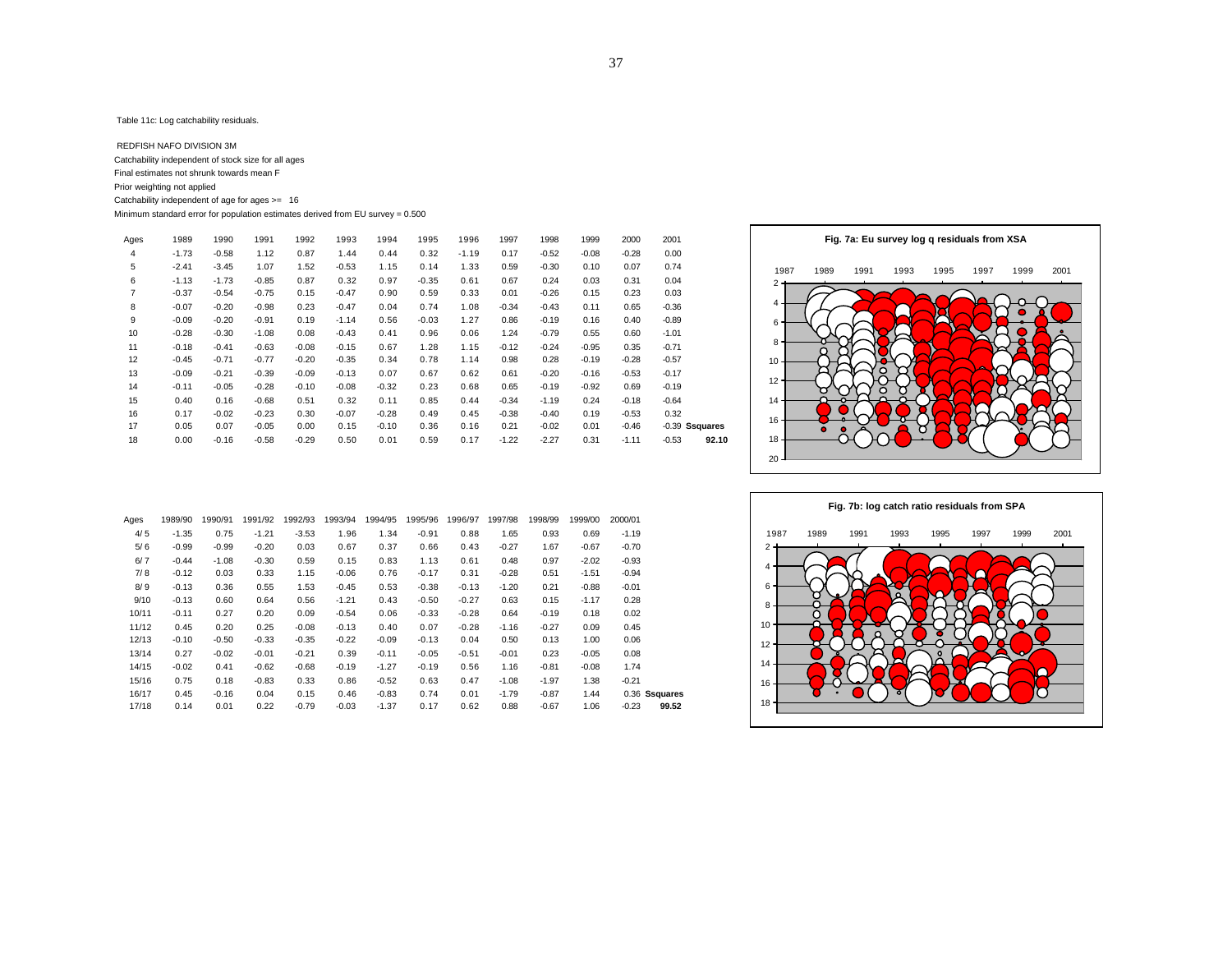Table 11c: Log catchability residuals.

REDFISH NAFO DIVISION 3M

Catchability independent of stock size for all ages

Final estimates not shrunk towards mean F

Prior weighting not applied

Catchability independent of age for ages >= 16

Minimum standard error for population estimates derived from EU survey = 0.500

| Ages | 1989 | 1990 | 1991 | 1992 | 1993 | 1994 | 1995 | 1996 | 1997 | 1998 | 1999 | 2000 | 2001 | |
|---|---|---|---|---|---|---|---|---|---|---|---|---|---|---|
| 4 | -1.73 | -0.58 | 1.12 | 0.87 | 1.44 | 0.44 | 0.32 | -1.19 | 0.17 | -0.52 | -0.08 | -0.28 | 0.00 | |
| 5 | -2.41 | -3.45 | 1.07 | 1.52 | -0.53 | 1.15 | 0.14 | 1.33 | 0.59 | -0.30 | 0.10 | 0.07 | 0.74 | |
| 6 | -1.13 | -1.73 | -0.85 | 0.87 | 0.32 | 0.97 | -0.35 | 0.61 | 0.67 | 0.24 | 0.03 | 0.31 | 0.04 | |
| 7 | -0.37 | -0.54 | -0.75 | 0.15 | -0.47 | 0.90 | 0.59 | 0.33 | 0.01 | -0.26 | 0.15 | 0.23 | 0.03 | |
| 8 | -0.07 | -0.20 | -0.98 | 0.23 | -0.47 | 0.04 | 0.74 | 1.08 | -0.34 | -0.43 | 0.11 | 0.65 | -0.36 | |
| 9 | -0.09 | -0.20 | -0.91 | 0.19 | -1.14 | 0.56 | -0.03 | 1.27 | 0.86 | -0.19 | 0.16 | 0.40 | -0.89 | |
| 10 | -0.28 | -0.30 | -1.08 | 0.08 | -0.43 | 0.41 | 0.96 | 0.06 | 1.24 | -0.79 | 0.55 | 0.60 | -1.01 | |
| 11 | -0.18 | -0.41 | -0.63 | -0.08 | -0.15 | 0.67 | 1.28 | 1.15 | -0.12 | -0.24 | -0.95 | 0.35 | -0.71 | |
| 12 | -0.45 | -0.71 | -0.77 | -0.20 | -0.35 | 0.34 | 0.78 | 1.14 | 0.98 | 0.28 | -0.19 | -0.28 | -0.57 | |
| 13 | -0.09 | -0.21 | -0.39 | -0.09 | -0.13 | 0.07 | 0.67 | 0.62 | 0.61 | -0.20 | -0.16 | -0.53 | -0.17 | |
| 14 | -0.11 | -0.05 | -0.28 | -0.10 | -0.08 | -0.32 | 0.23 | 0.68 | 0.65 | -0.19 | -0.92 | 0.69 | -0.19 | |
| 15 | 0.40 | 0.16 | -0.68 | 0.51 | 0.32 | 0.11 | 0.85 | 0.44 | -0.34 | -1.19 | 0.24 | -0.18 | -0.64 | |
| 16 | 0.17 | -0.02 | -0.23 | 0.30 | -0.07 | -0.28 | 0.49 | 0.45 | -0.38 | -0.40 | 0.19 | -0.53 | 0.32 | |
| 17 | 0.05 | 0.07 | -0.05 | 0.00 | 0.15 | -0.10 | 0.36 | 0.16 | 0.21 | -0.02 | 0.01 | -0.46 | -0.39 | **Ssquares** |
| 18 | 0.00 | -0.16 | -0.58 | -0.29 | 0.50 | 0.01 | 0.59 | 0.17 | -1.22 | -2.27 | 0.31 | -1.11 | -0.53 | **92.10** |

Fig. 7a: Eu survey log q residuals from XSA

| Ages | 1989/90 | 1990/91 | 1991/92 | 1992/93 | 1993/94 | 1994/95 | 1995/96 | 1996/97 | 1997/98 | 1998/99 | 1999/00 | 2000/01 | |
|---|---|---|---|---|---|---|---|---|---|---|---|---|---|
| 4/ 5 | -1.35 | 0.75 | -1.21 | -3.53 | 1.96 | 1.34 | -0.91 | 0.88 | 1.65 | 0.93 | 0.69 | -1.19 | |
| 5/ 6 | -0.99 | -0.99 | -0.20 | 0.03 | 0.67 | 0.37 | 0.66 | 0.43 | -0.27 | 1.67 | -0.67 | -0.70 | |
| 6/ 7 | -0.44 | -1.08 | -0.30 | 0.59 | 0.15 | 0.83 | 1.13 | 0.61 | 0.48 | 0.97 | -2.02 | -0.93 | |
| 7/ 8 | -0.12 | 0.03 | 0.33 | 1.15 | -0.06 | 0.76 | -0.17 | 0.31 | -0.28 | 0.51 | -1.51 | -0.94 | |
| 8/ 9 | -0.13 | 0.36 | 0.55 | 1.53 | -0.45 | 0.53 | -0.38 | -0.13 | -1.20 | 0.21 | -0.88 | -0.01 | |
| 9/10 | -0.13 | 0.60 | 0.64 | 0.56 | -1.21 | 0.43 | -0.50 | -0.27 | 0.63 | 0.15 | -1.17 | 0.28 | |
| 10/11 | -0.11 | 0.27 | 0.20 | 0.09 | -0.54 | 0.06 | -0.33 | -0.28 | 0.64 | -0.19 | 0.18 | 0.02 | |
| 11/12 | 0.45 | 0.20 | 0.25 | -0.08 | -0.13 | 0.40 | 0.07 | -0.28 | -1.16 | -0.27 | 0.09 | 0.45 | |
| 12/13 | -0.10 | -0.50 | -0.33 | -0.35 | -0.22 | -0.09 | -0.13 | 0.04 | 0.50 | 0.13 | 1.00 | 0.06 | |
| 13/14 | 0.27 | -0.02 | -0.01 | -0.21 | 0.39 | -0.11 | -0.05 | -0.51 | -0.01 | 0.23 | -0.05 | 0.08 | |
| 14/15 | -0.02 | 0.41 | -0.62 | -0.68 | -0.19 | -1.27 | -0.19 | 0.56 | 1.16 | -0.81 | -0.08 | 1.74 | |
| 15/16 | 0.75 | 0.18 | -0.83 | 0.33 | 0.86 | -0.52 | 0.63 | 0.47 | -1.08 | -1.97 | 1.38 | -0.21 | |
| 16/17 | 0.45 | -0.16 | 0.04 | 0.15 | 0.46 | -0.83 | 0.74 | 0.01 | -1.79 | -0.87 | 1.44 | 0.36 | **Ssquares** |
| 17/18 | 0.14 | 0.01 | 0.22 | -0.79 | -0.03 | -1.37 | 0.17 | 0.62 | 0.88 | -0.67 | 1.06 | -0.23 | **99.52** |

Fig. 7b: log catch ratio residuals from SPA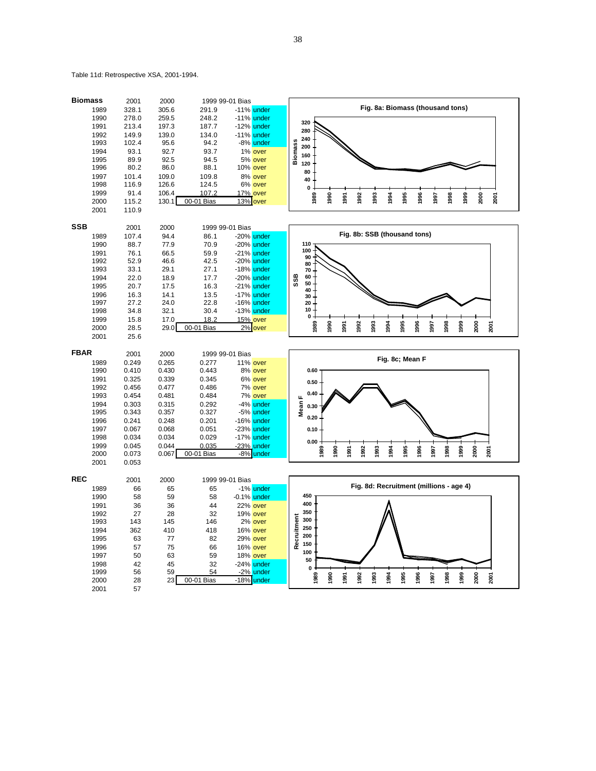Table 11d: Retrospective XSA, 2001-1994.

| Biomass | 2001 | 2000 | 1999 | 99-01 Bias | |
|---|---|---|---|---|---|
| 1989 | 328.1 | 305.6 | 291.9 | -11% | under |
| 1990 | 278.0 | 259.5 | 248.2 | -11% | under |
| 1991 | 213.4 | 197.3 | 187.7 | -12% | under |
| 1992 | 149.9 | 139.0 | 134.0 | -11% | under |
| 1993 | 102.4 | 95.6 | 94.2 | -8% | under |
| 1994 | 93.1 | 92.7 | 93.7 | 1% | over |
| 1995 | 89.9 | 92.5 | 94.5 | 5% | over |
| 1996 | 80.2 | 86.0 | 88.1 | 10% | over |
| 1997 | 101.4 | 109.0 | 109.8 | 8% | over |
| 1998 | 116.9 | 126.6 | 124.5 | 6% | over |
| 1999 | 91.4 | 106.4 | 107.2 | 17% | over |
| 2000 | 115.2 | 130.1 | 00-01 Bias | 13% | over |
| 2001 | 110.9 | | | | |

Fig. 8a: Biomass (thousand tons)

| SSB | 2001 | 2000 | 1999 | 99-01 Bias | |
|---|---|---|---|---|---|
| 1989 | 107.4 | 94.4 | 86.1 | -20% | under |
| 1990 | 88.7 | 77.9 | 70.9 | -20% | under |
| 1991 | 76.1 | 66.5 | 59.9 | -21% | under |
| 1992 | 52.9 | 46.6 | 42.5 | -20% | under |
| 1993 | 33.1 | 29.1 | 27.1 | -18% | under |
| 1994 | 22.0 | 18.9 | 17.7 | -20% | under |
| 1995 | 20.7 | 17.5 | 16.3 | -21% | under |
| 1996 | 16.3 | 14.1 | 13.5 | -17% | under |
| 1997 | 27.2 | 24.0 | 22.8 | -16% | under |
| 1998 | 34.8 | 32.1 | 30.4 | -13% | under |
| 1999 | 15.8 | 17.0 | 18.2 | 15% | over |
| 2000 | 28.5 | 29.0 | 00-01 Bias | 2% | over |
| 2001 | 25.6 | | | | |

Fig. 8b: SSB (thousand tons)

| FBAR | 2001 | 2000 | 1999 | 99-01 Bias | |
|---|---|---|---|---|---|
| 1989 | 0.249 | 0.265 | 0.277 | 11% | over |
| 1990 | 0.410 | 0.430 | 0.443 | 8% | over |
| 1991 | 0.325 | 0.339 | 0.345 | 6% | over |
| 1992 | 0.456 | 0.477 | 0.486 | 7% | over |
| 1993 | 0.454 | 0.481 | 0.484 | 7% | over |
| 1994 | 0.303 | 0.315 | 0.292 | -4% | under |
| 1995 | 0.343 | 0.357 | 0.327 | -5% | under |
| 1996 | 0.241 | 0.248 | 0.201 | -16% | under |
| 1997 | 0.067 | 0.068 | 0.051 | -23% | under |
| 1998 | 0.034 | 0.034 | 0.029 | -17% | under |
| 1999 | 0.045 | 0.044 | 0.035 | -23% | under |
| 2000 | 0.073 | 0.067 | 00-01 Bias | -8% | under |
| 2001 | 0.053 | | | | |

Fig. 8c; Mean F

| REC | 2001 | 2000 | 1999 | 99-01 Bias | |
|---|---|---|---|---|---|
| 1989 | 66 | 65 | 65 | -1% | under |
| 1990 | 58 | 59 | 58 | -0.1% | under |
| 1991 | 36 | 36 | 44 | 22% | over |
| 1992 | 27 | 28 | 32 | 19% | over |
| 1993 | 143 | 145 | 146 | 2% | over |
| 1994 | 362 | 410 | 418 | 16% | over |
| 1995 | 63 | 77 | 82 | 29% | over |
| 1996 | 57 | 75 | 66 | 16% | over |
| 1997 | 50 | 63 | 59 | 18% | over |
| 1998 | 42 | 45 | 32 | -24% | under |
| 1999 | 56 | 59 | 54 | -2% | under |
| 2000 | 28 | 23 | 00-01 Bias | -18% | under |
| 2001 | 57 | | | | |

Fig. 8d: Recruitment (millions - age 4)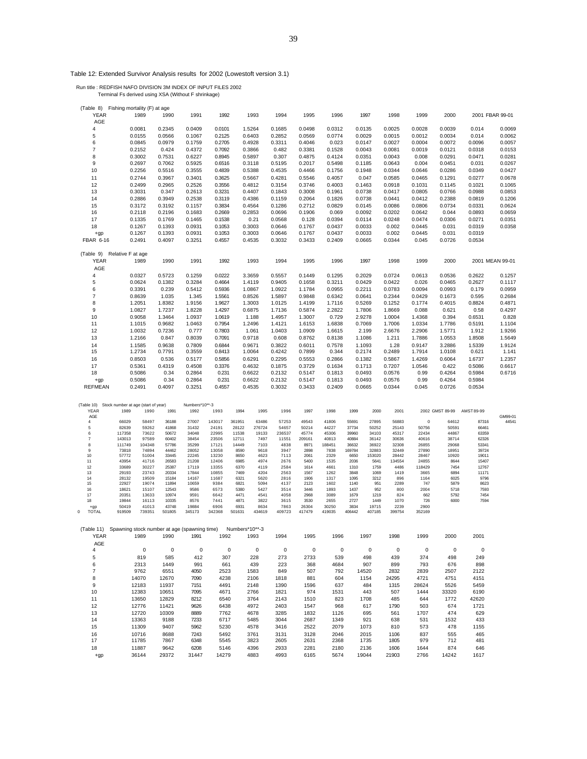Table 12: Extended Survivor Analysis results for 2002 (Lowestoft version 3.1)

Run title : REDFISH NAFO DIVISION 3M INDEX OF INPUT FILES 2002
Terminal Fs derived using XSA (Without F shrinkage)

(Table 8) Fishing mortality (F) at age

| YEAR | 1989 | 1990 | 1991 | 1992 | 1993 | 1994 | 1995 | 1996 | 1997 | 1998 | 1999 | 2000 | 2001 | FBAR 99-01 |
|---|---|---|---|---|---|---|---|---|---|---|---|---|---|---|
| AGE | | | | | | | | | | | | | | |
| 4 | 0.0081 | 0.2345 | 0.0409 | 0.0101 | 1.5264 | 0.1685 | 0.0498 | 0.0312 | 0.0135 | 0.0025 | 0.0028 | 0.0039 | 0.014 | 0.0069 |
| 5 | 0.0155 | 0.0566 | 0.1067 | 0.2125 | 0.6403 | 0.2852 | 0.0569 | 0.0774 | 0.0029 | 0.0015 | 0.0012 | 0.0034 | 0.014 | 0.0062 |
| 6 | 0.0845 | 0.0979 | 0.1759 | 0.2705 | 0.4928 | 0.3311 | 0.4046 | 0.023 | 0.0147 | 0.0027 | 0.0004 | 0.0072 | 0.0096 | 0.0057 |
| 7 | 0.2152 | 0.424 | 0.4372 | 0.7092 | 0.3866 | 0.482 | 0.3381 | 0.1528 | 0.0043 | 0.0081 | 0.0019 | 0.0121 | 0.0318 | 0.0153 |
| 8 | 0.3002 | 0.7531 | 0.6227 | 0.8945 | 0.5897 | 0.307 | 0.4875 | 0.4124 | 0.0351 | 0.0043 | 0.008 | 0.0291 | 0.0471 | 0.0281 |
| 9 | 0.2697 | 0.7062 | 0.5925 | 0.6516 | 0.3118 | 0.5195 | 0.2017 | 0.5498 | 0.1185 | 0.0643 | 0.004 | 0.0451 | 0.031 | 0.0267 |
| 10 | 0.2256 | 0.5516 | 0.3555 | 0.4839 | 0.5388 | 0.4535 | 0.4466 | 0.1756 | 0.1948 | 0.0344 | 0.0646 | 0.0286 | 0.0349 | 0.0427 |
| 11 | 0.2744 | 0.3967 | 0.3401 | 0.3625 | 0.5667 | 0.4281 | 0.5546 | 0.4057 | 0.047 | 0.0585 | 0.0465 | 0.1291 | 0.0277 | 0.0678 |
| 12 | 0.2499 | 0.2965 | 0.2526 | 0.3556 | 0.4812 | 0.3154 | 0.3746 | 0.4003 | 0.1463 | 0.0918 | 0.1031 | 0.1145 | 0.1021 | 0.1065 |
| 13 | 0.3031 | 0.347 | 0.2613 | 0.3231 | 0.4407 | 0.1843 | 0.3008 | 0.1961 | 0.0738 | 0.0417 | 0.0805 | 0.0766 | 0.0988 | 0.0853 |
| 14 | 0.2886 | 0.3949 | 0.2538 | 0.3119 | 0.4386 | 0.1159 | 0.2064 | 0.1826 | 0.0738 | 0.0441 | 0.0412 | 0.2388 | 0.0819 | 0.1206 |
| 15 | 0.3172 | 0.3192 | 0.1157 | 0.3834 | 0.4564 | 0.1286 | 0.2712 | 0.0829 | 0.0145 | 0.0086 | 0.0806 | 0.0734 | 0.0331 | 0.0624 |
| 16 | 0.2118 | 0.2196 | 0.1683 | 0.2669 | 0.2853 | 0.0696 | 0.1906 | 0.069 | 0.0092 | 0.0202 | 0.0642 | 0.044 | 0.0893 | 0.0659 |
| 17 | 0.1335 | 0.1769 | 0.1465 | 0.1538 | 0.21 | 0.0568 | 0.128 | 0.0394 | 0.0114 | 0.0248 | 0.0474 | 0.0306 | 0.0271 | 0.0351 |
| 18 | 0.1267 | 0.1393 | 0.0931 | 0.1053 | 0.3003 | 0.0646 | 0.1767 | 0.0437 | 0.0033 | 0.002 | 0.0445 | 0.031 | 0.0319 | 0.0358 |
| +gp | 0.1267 | 0.1393 | 0.0931 | 0.1053 | 0.3003 | 0.0646 | 0.1767 | 0.0437 | 0.0033 | 0.002 | 0.0445 | 0.031 | 0.0319 | |
| FBAR 6-16 | 0.2491 | 0.4097 | 0.3251 | 0.4557 | 0.4535 | 0.3032 | 0.3433 | 0.2409 | 0.0665 | 0.0344 | 0.045 | 0.0726 | 0.0534 | |

(Table 9) Relative F at age

| YEAR | 1989 | 1990 | 1991 | 1992 | 1993 | 1994 | 1995 | 1996 | 1997 | 1998 | 1999 | 2000 | 2001 | MEAN 99-01 |
|---|---|---|---|---|---|---|---|---|---|---|---|---|---|---|
| AGE | | | | | | | | | | | | | | |
| 4 | 0.0327 | 0.5723 | 0.1259 | 0.0222 | 3.3659 | 0.5557 | 0.1449 | 0.1295 | 0.2029 | 0.0724 | 0.0613 | 0.0536 | 0.2622 | 0.1257 |
| 5 | 0.0624 | 0.1382 | 0.3284 | 0.4664 | 1.4119 | 0.9405 | 0.1658 | 0.3211 | 0.0429 | 0.0422 | 0.026 | 0.0465 | 0.2627 | 0.1117 |
| 6 | 0.3391 | 0.239 | 0.5412 | 0.5936 | 1.0867 | 1.0922 | 1.1784 | 0.0955 | 0.2211 | 0.0783 | 0.0094 | 0.0993 | 0.179 | 0.0959 |
| 7 | 0.8639 | 1.035 | 1.345 | 1.5561 | 0.8526 | 1.5897 | 0.9848 | 0.6342 | 0.0641 | 0.2344 | 0.0429 | 0.1673 | 0.595 | 0.2684 |
| 8 | 1.2051 | 1.8382 | 1.9156 | 1.9627 | 1.3003 | 1.0125 | 1.4199 | 1.7116 | 0.5269 | 0.1252 | 0.1774 | 0.4015 | 0.8824 | 0.4871 |
| 9 | 1.0827 | 1.7237 | 1.8228 | 1.4297 | 0.6875 | 1.7136 | 0.5874 | 2.2822 | 1.7806 | 1.8669 | 0.088 | 0.621 | 0.58 | 0.4297 |
| 10 | 0.9058 | 1.3464 | 1.0937 | 1.0619 | 1.188 | 1.4957 | 1.3007 | 0.729 | 2.9278 | 1.0004 | 1.4368 | 0.394 | 0.6531 | 0.828 |
| 11 | 1.1015 | 0.9682 | 1.0463 | 0.7954 | 1.2496 | 1.4121 | 1.6153 | 1.6838 | 0.7069 | 1.7006 | 1.0334 | 1.7786 | 0.5191 | 1.1104 |
| 12 | 1.0032 | 0.7236 | 0.777 | 0.7803 | 1.061 | 1.0403 | 1.0909 | 1.6615 | 2.199 | 2.6676 | 2.2906 | 1.5771 | 1.912 | 1.9266 |
| 13 | 1.2166 | 0.847 | 0.8039 | 0.7091 | 0.9718 | 0.608 | 0.8762 | 0.8138 | 1.1086 | 1.211 | 1.7886 | 1.0553 | 1.8508 | 1.5649 |
| 14 | 1.1585 | 0.9638 | 0.7809 | 0.6844 | 0.9671 | 0.3822 | 0.6011 | 0.7578 | 1.1093 | 1.28 | 0.9147 | 3.2886 | 1.5339 | 1.9124 |
| 15 | 1.2734 | 0.7791 | 0.3559 | 0.8413 | 1.0064 | 0.4242 | 0.7899 | 0.344 | 0.2174 | 0.2489 | 1.7914 | 1.0108 | 0.621 | 1.141 |
| 16 | 0.8503 | 0.536 | 0.5177 | 0.5856 | 0.6291 | 0.2295 | 0.5553 | 0.2866 | 0.1382 | 0.5867 | 1.4269 | 0.6064 | 1.6737 | 1.2357 |
| 17 | 0.5361 | 0.4319 | 0.4508 | 0.3376 | 0.4632 | 0.1875 | 0.3729 | 0.1634 | 0.1713 | 0.7207 | 1.0546 | 0.422 | 0.5086 | 0.6617 |
| 18 | 0.5086 | 0.34 | 0.2864 | 0.231 | 0.6622 | 0.2132 | 0.5147 | 0.1813 | 0.0493 | 0.0576 | 0.99 | 0.4264 | 0.5984 | 0.6716 |
| +gp | 0.5086 | 0.34 | 0.2864 | 0.231 | 0.6622 | 0.2132 | 0.5147 | 0.1813 | 0.0493 | 0.0576 | 0.99 | 0.4264 | 0.5984 | |
| REFMEAN | 0.2491 | 0.4097 | 0.3251 | 0.4557 | 0.4535 | 0.3032 | 0.3433 | 0.2409 | 0.0665 | 0.0344 | 0.045 | 0.0726 | 0.0534 | |

(Table 10) Stock number at age (start of year) Numbers*10**-3

| YEAR | 1989 | 1990 | 1991 | 1992 | 1993 | 1994 | 1995 | 1996 | 1997 | 1998 | 1999 | 2000 | 2001 | 2002 | GMST 89-99 | AMST 89-99 | GM99-01 |
|---|---|---|---|---|---|---|---|---|---|---|---|---|---|---|---|---|---|
| AGE | | | | | | | | | | | | | | | | | |
| 4 | 66029 | 58497 | 36188 | 27007 | 143017 | 361951 | 63486 | 57253 | 49543 | 41806 | 55691 | 27895 | 56883 | 0 | 64612 | 87316 | 44541 |
| 5 | 82639 | 59262 | 41868 | 31432 | 24191 | 28122 | 276724 | 54657 | 50214 | 44227 | 37734 | 50252 | 25143 | 50756 | 50591 | 66461 | |
| 6 | 117358 | 73622 | 50672 | 34048 | 22995 | 11538 | 19133 | 236537 | 45774 | 45306 | 39960 | 34103 | 45317 | 22434 | 44867 | 63359 | |
| 7 | 143013 | 97589 | 60402 | 38454 | 23506 | 12711 | 7497 | 11551 | 209161 | 40813 | 40884 | 36142 | 30636 | 40616 | 38714 | 62326 | |
| 8 | 111749 | 104348 | 57786 | 35299 | 17121 | 14449 | 7103 | 4838 | 8971 | 188451 | 36632 | 36922 | 32308 | 26855 | 29068 | 53341 | |
| 9 | 73818 | 74894 | 44462 | 28052 | 13058 | 8590 | 9618 | 3947 | 2898 | 7838 | 169784 | 32883 | 32449 | 27890 | 18951 | 39724 | |
| 10 | 57772 | 51004 | 33445 | 22245 | 13230 | 8650 | 4623 | 7113 | 2061 | 2329 | 6650 | 153020 | 28442 | 28467 | 10920 | 19011 | |
| 11 | 43954 | 41716 | 26583 | 21208 | 12406 | 6985 | 4974 | 2676 | 5400 | 1535 | 2036 | 5641 | 134554 | 24855 | 8644 | 15407 | |
| 12 | 33689 | 30227 | 25387 | 17119 | 13355 | 6370 | 4119 | 2584 | 1614 | 4661 | 1310 | 1759 | 4486 | 118429 | 7454 | 12767 | |
| 13 | 29193 | 23743 | 20334 | 17844 | 10855 | 7469 | 4204 | 2563 | 1567 | 1262 | 3848 | 1069 | 1419 | 3665 | 6894 | 11171 | |
| 14 | 28132 | 19509 | 15184 | 14167 | 11687 | 6321 | 5620 | 2816 | 1906 | 1317 | 1095 | 3212 | 896 | 1164 | 6025 | 9796 | |
| 15 | 22927 | 19074 | 11894 | 10659 | 9384 | 6821 | 5094 | 4137 | 2123 | 1602 | 1140 | 951 | 2289 | 747 | 5879 | 8623 | |
| 16 | 18621 | 15107 | 12543 | 9586 | 6573 | 5380 | 5427 | 3514 | 3446 | 1893 | 1437 | 952 | 800 | 2004 | 5718 | 7593 | |
| 17 | 20351 | 13633 | 10974 | 9591 | 6642 | 4471 | 4541 | 4058 | 2968 | 3089 | 1679 | 1219 | 824 | 662 | 5792 | 7454 | |
| 18 | 19844 | 16113 | 10335 | 8576 | 7441 | 4871 | 3822 | 3615 | 3530 | 2655 | 2727 | 1449 | 1070 | 726 | 6000 | 7594 | |
| +gp | 50419 | 41013 | 43748 | 19884 | 6906 | 6931 | 8634 | 7863 | 26304 | 30250 | 3834 | 19715 | 2239 | 2900 | | | |
| 0 TOTAL | 919509 | 739351 | 501805 | 345173 | 342368 | 501631 | 434619 | 409723 | 417479 | 419035 | 406442 | 407185 | 399754 | 352169 | | | |

(Table 11) Spawning stock number at age (spawning time) Numbers*10**-3

| YEAR | 1989 | 1990 | 1991 | 1992 | 1993 | 1994 | 1995 | 1996 | 1997 | 1998 | 1999 | 2000 | 2001 |
|---|---|---|---|---|---|---|---|---|---|---|---|---|---|
| AGE | | | | | | | | | | | | | |
| 4 | 0 | 0 | 0 | 0 | 0 | 0 | 0 | 0 | 0 | 0 | 0 | 0 | 0 |
| 5 | 819 | 585 | 412 | 307 | 228 | 273 | 2733 | 539 | 498 | 439 | 374 | 498 | 249 |
| 6 | 2313 | 1449 | 991 | 661 | 439 | 223 | 368 | 4684 | 907 | 899 | 793 | 676 | 898 |
| 7 | 9762 | 6551 | 4050 | 2523 | 1583 | 849 | 507 | 792 | 14520 | 2832 | 2839 | 2507 | 2122 |
| 8 | 14070 | 12670 | 7090 | 4238 | 2106 | 1818 | 881 | 604 | 1154 | 24295 | 4721 | 4751 | 4151 |
| 9 | 12183 | 11937 | 7151 | 4491 | 2148 | 1390 | 1596 | 637 | 484 | 1315 | 28624 | 5526 | 5459 |
| 10 | 12383 | 10651 | 7095 | 4671 | 2766 | 1821 | 974 | 1531 | 443 | 507 | 1444 | 33320 | 6190 |
| 11 | 13650 | 12829 | 8212 | 6540 | 3764 | 2143 | 1510 | 823 | 1708 | 485 | 644 | 1772 | 42620 |
| 12 | 12776 | 11421 | 9626 | 6438 | 4972 | 2403 | 1547 | 968 | 617 | 1790 | 503 | 674 | 1721 |
| 13 | 12720 | 10309 | 8889 | 7762 | 4678 | 3285 | 1832 | 1126 | 695 | 561 | 1707 | 474 | 629 |
| 14 | 13363 | 9188 | 7233 | 6717 | 5485 | 3044 | 2687 | 1349 | 921 | 638 | 531 | 1532 | 433 |
| 15 | 11309 | 9407 | 5962 | 5230 | 4578 | 3416 | 2522 | 2079 | 1073 | 810 | 573 | 478 | 1155 |
| 16 | 10716 | 8688 | 7243 | 5492 | 3761 | 3131 | 3128 | 2046 | 2015 | 1106 | 837 | 555 | 465 |
| 17 | 11785 | 7867 | 6348 | 5545 | 3823 | 2605 | 2631 | 2368 | 1735 | 1805 | 979 | 712 | 481 |
| 18 | 11887 | 9642 | 6208 | 5146 | 4396 | 2933 | 2281 | 2180 | 2136 | 1606 | 1644 | 874 | 646 |
| +gp | 36144 | 29372 | 31447 | 14279 | 4883 | 4993 | 6165 | 5674 | 19044 | 21903 | 2766 | 14242 | 1617 |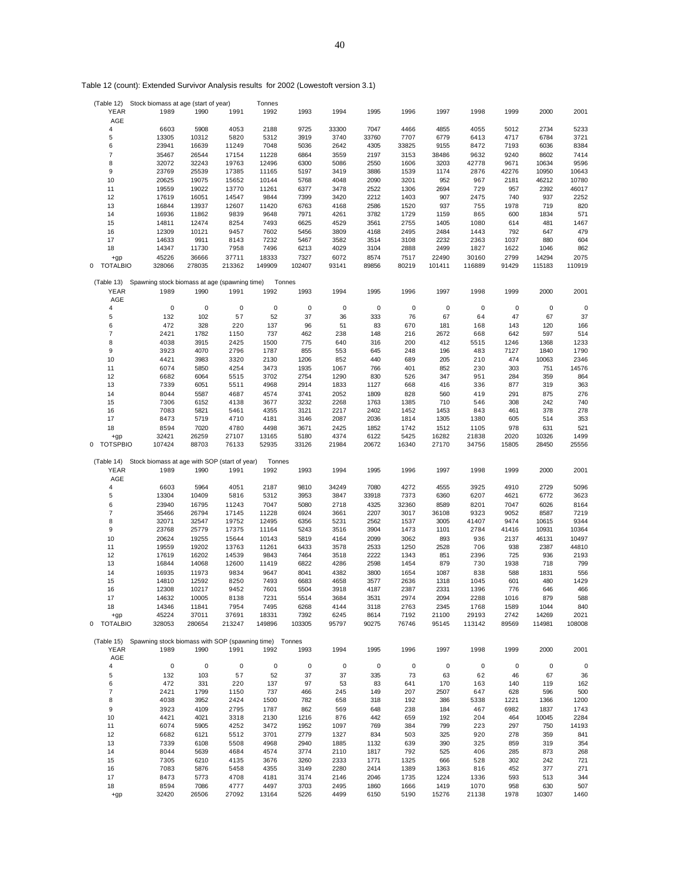Table 12 (count): Extended Survivor Analysis results for 2002 (Lowestoft version 3.1)

(Table 12) Stock biomass at age (start of year) Tonnes

| YEAR | 1989 | 1990 | 1991 | 1992 | 1993 | 1994 | 1995 | 1996 | 1997 | 1998 | 1999 | 2000 | 2001 |
|---|---|---|---|---|---|---|---|---|---|---|---|---|---|
| AGE | | | | | | | | | | | | | |
| 4 | 6603 | 5908 | 4053 | 2188 | 9725 | 33300 | 7047 | 4466 | 4855 | 4055 | 5012 | 2734 | 5233 |
| 5 | 13305 | 10312 | 5820 | 5312 | 3919 | 3740 | 33760 | 7707 | 6779 | 6413 | 4717 | 6784 | 3721 |
| 6 | 23941 | 16639 | 11249 | 7048 | 5036 | 2642 | 4305 | 33825 | 9155 | 8472 | 7193 | 6036 | 8384 |
| 7 | 35467 | 26544 | 17154 | 11228 | 6864 | 3559 | 2197 | 3153 | 38486 | 9632 | 9240 | 8602 | 7414 |
| 8 | 32072 | 32243 | 19763 | 12496 | 6300 | 5086 | 2550 | 1606 | 3203 | 42778 | 9671 | 10634 | 9596 |
| 9 | 23769 | 25539 | 17385 | 11165 | 5197 | 3419 | 3886 | 1539 | 1174 | 2876 | 42276 | 10950 | 10643 |
| 10 | 20625 | 19075 | 15652 | 10144 | 5768 | 4048 | 2090 | 3201 | 952 | 967 | 2181 | 46212 | 10780 |
| 11 | 19559 | 19022 | 13770 | 11261 | 6377 | 3478 | 2522 | 1306 | 2694 | 729 | 957 | 2392 | 46017 |
| 12 | 17619 | 16051 | 14547 | 9844 | 7399 | 3420 | 2212 | 1403 | 907 | 2475 | 740 | 937 | 2252 |
| 13 | 16844 | 13937 | 12607 | 11420 | 6763 | 4168 | 2586 | 1520 | 937 | 755 | 1978 | 719 | 820 |
| 14 | 16936 | 11862 | 9839 | 9648 | 7971 | 4261 | 3782 | 1729 | 1159 | 865 | 600 | 1834 | 571 |
| 15 | 14811 | 12474 | 8254 | 7493 | 6625 | 4529 | 3561 | 2755 | 1405 | 1080 | 614 | 481 | 1467 |
| 16 | 12309 | 10121 | 9457 | 7602 | 5456 | 3809 | 4168 | 2495 | 2484 | 1443 | 792 | 647 | 479 |
| 17 | 14633 | 9911 | 8143 | 7232 | 5467 | 3582 | 3514 | 3108 | 2232 | 2363 | 1037 | 880 | 604 |
| 18 | 14347 | 11730 | 7958 | 7496 | 6213 | 4029 | 3104 | 2888 | 2499 | 1827 | 1622 | 1046 | 862 |
| +gp | 45226 | 36666 | 37711 | 18333 | 7327 | 6072 | 8574 | 7517 | 22490 | 30160 | 2799 | 14294 | 2075 |
| 0 TOTALBIO | 328066 | 278035 | 213362 | 149909 | 102407 | 93141 | 89856 | 80219 | 101411 | 116889 | 91429 | 115183 | 110919 |

(Table 13) Spawning stock biomass at age (spawning time) Tonnes

| YEAR | 1989 | 1990 | 1991 | 1992 | 1993 | 1994 | 1995 | 1996 | 1997 | 1998 | 1999 | 2000 | 2001 |
|---|---|---|---|---|---|---|---|---|---|---|---|---|---|
| AGE | | | | | | | | | | | | | |
| 4 | 0 | 0 | 0 | 0 | 0 | 0 | 0 | 0 | 0 | 0 | 0 | 0 | 0 |
| 5 | 132 | 102 | 57 | 52 | 37 | 36 | 333 | 76 | 67 | 64 | 47 | 67 | 37 |
| 6 | 472 | 328 | 220 | 137 | 96 | 51 | 83 | 670 | 181 | 168 | 143 | 120 | 166 |
| 7 | 2421 | 1782 | 1150 | 737 | 462 | 238 | 148 | 216 | 2672 | 668 | 642 | 597 | 514 |
| 8 | 4038 | 3915 | 2425 | 1500 | 775 | 640 | 316 | 200 | 412 | 5515 | 1246 | 1368 | 1233 |
| 9 | 3923 | 4070 | 2796 | 1787 | 855 | 553 | 645 | 248 | 196 | 483 | 7127 | 1840 | 1790 |
| 10 | 4421 | 3983 | 3320 | 2130 | 1206 | 852 | 440 | 689 | 205 | 210 | 474 | 10063 | 2346 |
| 11 | 6074 | 5850 | 4254 | 3473 | 1935 | 1067 | 766 | 401 | 852 | 230 | 303 | 751 | 14576 |
| 12 | 6682 | 6064 | 5515 | 3702 | 2754 | 1290 | 830 | 526 | 347 | 951 | 284 | 359 | 864 |
| 13 | 7339 | 6051 | 5511 | 4968 | 2914 | 1833 | 1127 | 668 | 416 | 336 | 877 | 319 | 363 |
| 14 | 8044 | 5587 | 4687 | 4574 | 3741 | 2052 | 1809 | 828 | 560 | 419 | 291 | 875 | 276 |
| 15 | 7306 | 6152 | 4138 | 3677 | 3232 | 2268 | 1763 | 1385 | 710 | 546 | 308 | 242 | 740 |
| 16 | 7083 | 5821 | 5461 | 4355 | 3121 | 2217 | 2402 | 1452 | 1453 | 843 | 461 | 378 | 278 |
| 17 | 8473 | 5719 | 4710 | 4181 | 3146 | 2087 | 2036 | 1814 | 1305 | 1380 | 605 | 514 | 353 |
| 18 | 8594 | 7020 | 4780 | 4498 | 3671 | 2425 | 1852 | 1742 | 1512 | 1105 | 978 | 631 | 521 |
| +gp | 32421 | 26259 | 27107 | 13165 | 5180 | 4374 | 6122 | 5425 | 16282 | 21838 | 2020 | 10326 | 1499 |
| 0 TOTSPBIO | 107424 | 88703 | 76133 | 52935 | 33126 | 21984 | 20672 | 16340 | 27170 | 34756 | 15805 | 28450 | 25556 |

(Table 14) Stock biomass at age with SOP (start of year) Tonnes

| YEAR | 1989 | 1990 | 1991 | 1992 | 1993 | 1994 | 1995 | 1996 | 1997 | 1998 | 1999 | 2000 | 2001 |
|---|---|---|---|---|---|---|---|---|---|---|---|---|---|
| AGE | | | | | | | | | | | | | |
| 4 | 6603 | 5964 | 4051 | 2187 | 9810 | 34249 | 7080 | 4272 | 4555 | 3925 | 4910 | 2729 | 5096 |
| 5 | 13304 | 10409 | 5816 | 5312 | 3953 | 3847 | 33918 | 7373 | 6360 | 6207 | 4621 | 6772 | 3623 |
| 6 | 23940 | 16795 | 11243 | 7047 | 5080 | 2718 | 4325 | 32360 | 8589 | 8201 | 7047 | 6026 | 8164 |
| 7 | 35466 | 26794 | 17145 | 11228 | 6924 | 3661 | 2207 | 3017 | 36108 | 9323 | 9052 | 8587 | 7219 |
| 8 | 32071 | 32547 | 19752 | 12495 | 6356 | 5231 | 2562 | 1537 | 3005 | 41407 | 9474 | 10615 | 9344 |
| 9 | 23768 | 25779 | 17375 | 11164 | 5243 | 3516 | 3904 | 1473 | 1101 | 2784 | 41416 | 10931 | 10364 |
| 10 | 20624 | 19255 | 15644 | 10143 | 5819 | 4164 | 2099 | 3062 | 893 | 936 | 2137 | 46131 | 10497 |
| 11 | 19559 | 19202 | 13763 | 11261 | 6433 | 3578 | 2533 | 1250 | 2528 | 706 | 938 | 2387 | 44810 |
| 12 | 17619 | 16202 | 14539 | 9843 | 7464 | 3518 | 2222 | 1343 | 851 | 2396 | 725 | 936 | 2193 |
| 13 | 16844 | 14068 | 12600 | 11419 | 6822 | 4286 | 2598 | 1454 | 879 | 730 | 1938 | 718 | 799 |
| 14 | 16935 | 11973 | 9834 | 9647 | 8041 | 4382 | 3800 | 1654 | 1087 | 838 | 588 | 1831 | 556 |
| 15 | 14810 | 12592 | 8250 | 7493 | 6683 | 4658 | 3577 | 2636 | 1318 | 1045 | 601 | 480 | 1429 |
| 16 | 12308 | 10217 | 9452 | 7601 | 5504 | 3918 | 4187 | 2387 | 2331 | 1396 | 776 | 646 | 466 |
| 17 | 14632 | 10005 | 8138 | 7231 | 5514 | 3684 | 3531 | 2974 | 2094 | 2288 | 1016 | 879 | 588 |
| 18 | 14346 | 11841 | 7954 | 7495 | 6268 | 4144 | 3118 | 2763 | 2345 | 1768 | 1589 | 1044 | 840 |
| +gp | 45224 | 37011 | 37691 | 18331 | 7392 | 6245 | 8614 | 7192 | 21100 | 29193 | 2742 | 14269 | 2021 |
| 0 TOTALBIO | 328053 | 280654 | 213247 | 149896 | 103305 | 95797 | 90275 | 76746 | 95145 | 113142 | 89569 | 114981 | 108008 |

(Table 15) Spawning stock biomass with SOP (spawning time) Tonnes

| YEAR | 1989 | 1990 | 1991 | 1992 | 1993 | 1994 | 1995 | 1996 | 1997 | 1998 | 1999 | 2000 | 2001 |
|---|---|---|---|---|---|---|---|---|---|---|---|---|---|
| AGE | | | | | | | | | | | | | |
| 4 | 0 | 0 | 0 | 0 | 0 | 0 | 0 | 0 | 0 | 0 | 0 | 0 | 0 |
| 5 | 132 | 103 | 57 | 52 | 37 | 37 | 335 | 73 | 63 | 62 | 46 | 67 | 36 |
| 6 | 472 | 331 | 220 | 137 | 97 | 53 | 83 | 641 | 170 | 163 | 140 | 119 | 162 |
| 7 | 2421 | 1799 | 1150 | 737 | 466 | 245 | 149 | 207 | 2507 | 647 | 628 | 596 | 500 |
| 8 | 4038 | 3952 | 2424 | 1500 | 782 | 658 | 318 | 192 | 386 | 5338 | 1221 | 1366 | 1200 |
| 9 | 3923 | 4109 | 2795 | 1787 | 862 | 569 | 648 | 238 | 184 | 467 | 6982 | 1837 | 1743 |
| 10 | 4421 | 4021 | 3318 | 2130 | 1216 | 876 | 442 | 659 | 192 | 204 | 464 | 10045 | 2284 |
| 11 | 6074 | 5905 | 4252 | 3472 | 1952 | 1097 | 769 | 384 | 799 | 223 | 297 | 750 | 14193 |
| 12 | 6682 | 6121 | 5512 | 3701 | 2779 | 1327 | 834 | 503 | 325 | 920 | 278 | 359 | 841 |
| 13 | 7339 | 6108 | 5508 | 4968 | 2940 | 1885 | 1132 | 639 | 390 | 325 | 859 | 319 | 354 |
| 14 | 8044 | 5639 | 4684 | 4574 | 3774 | 2110 | 1817 | 792 | 525 | 406 | 285 | 873 | 268 |
| 15 | 7305 | 6210 | 4135 | 3676 | 3260 | 2333 | 1771 | 1325 | 666 | 528 | 302 | 242 | 721 |
| 16 | 7083 | 5876 | 5458 | 4355 | 3149 | 2280 | 2414 | 1389 | 1363 | 816 | 452 | 377 | 271 |
| 17 | 8473 | 5773 | 4708 | 4181 | 3174 | 2146 | 2046 | 1735 | 1224 | 1336 | 593 | 513 | 344 |
| 18 | 8594 | 7086 | 4777 | 4497 | 3703 | 2495 | 1860 | 1666 | 1419 | 1070 | 958 | 630 | 507 |
| +gp | 32420 | 26506 | 27092 | 13164 | 5226 | 4499 | 6150 | 5190 | 15276 | 21138 | 1978 | 10307 | 1460 |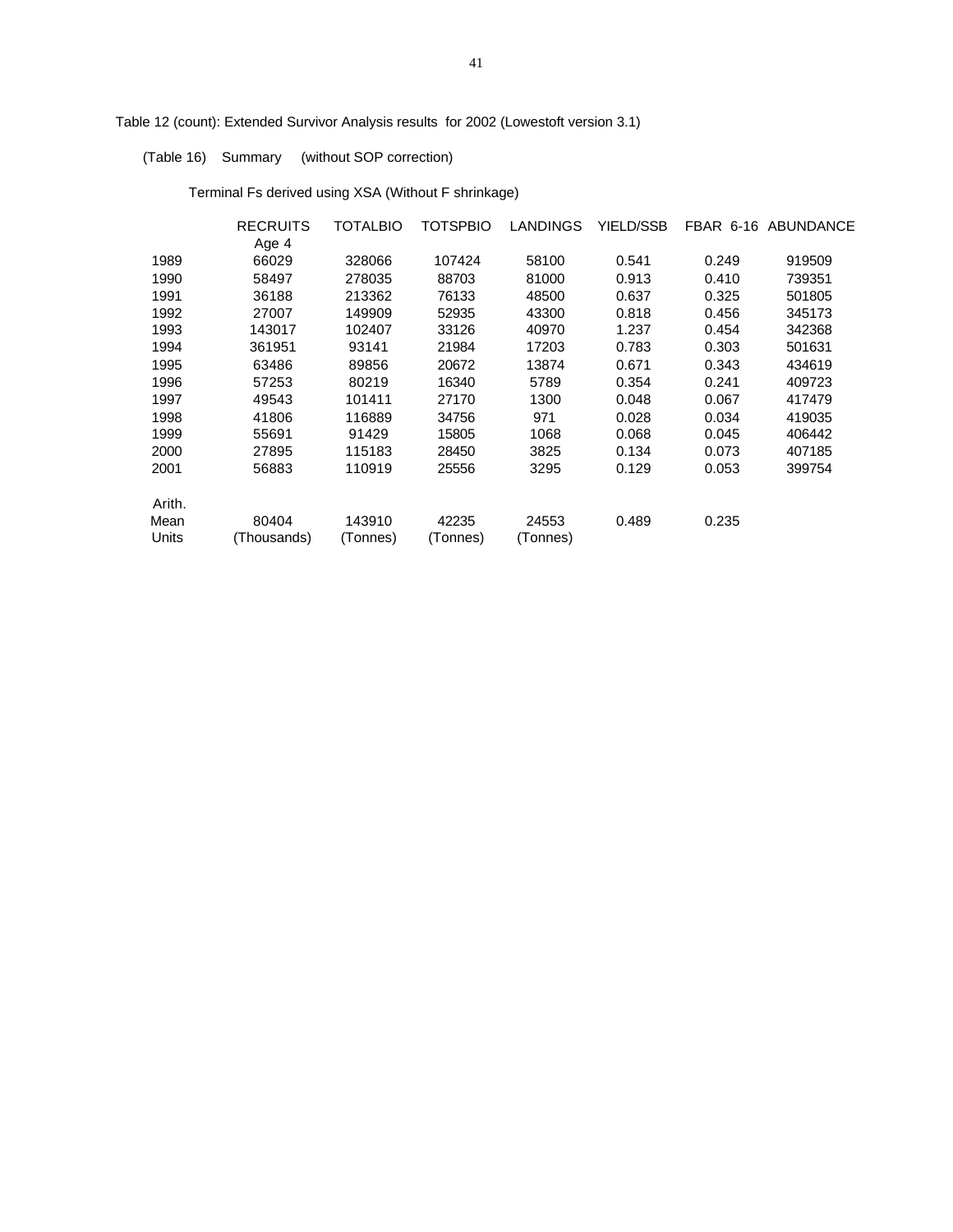Table 12 (count): Extended Survivor Analysis results for 2002 (Lowestoft version 3.1)

(Table 16) Summary (without SOP correction)

Terminal Fs derived using XSA (Without F shrinkage)

| | RECRUITS Age 4 | TOTALBIO | TOTSPBIO | LANDINGS | YIELD/SSB | FBAR 6-16 | ABUNDANCE |
|---|---|---|---|---|---|---|---|
| 1989 | 66029 | 328066 | 107424 | 58100 | 0.541 | 0.249 | 919509 |
| 1990 | 58497 | 278035 | 88703 | 81000 | 0.913 | 0.410 | 739351 |
| 1991 | 36188 | 213362 | 76133 | 48500 | 0.637 | 0.325 | 501805 |
| 1992 | 27007 | 149909 | 52935 | 43300 | 0.818 | 0.456 | 345173 |
| 1993 | 143017 | 102407 | 33126 | 40970 | 1.237 | 0.454 | 342368 |
| 1994 | 361951 | 93141 | 21984 | 17203 | 0.783 | 0.303 | 501631 |
| 1995 | 63486 | 89856 | 20672 | 13874 | 0.671 | 0.343 | 434619 |
| 1996 | 57253 | 80219 | 16340 | 5789 | 0.354 | 0.241 | 409723 |
| 1997 | 49543 | 101411 | 27170 | 1300 | 0.048 | 0.067 | 417479 |
| 1998 | 41806 | 116889 | 34756 | 971 | 0.028 | 0.034 | 419035 |
| 1999 | 55691 | 91429 | 15805 | 1068 | 0.068 | 0.045 | 406442 |
| 2000 | 27895 | 115183 | 28450 | 3825 | 0.134 | 0.073 | 407185 |
| 2001 | 56883 | 110919 | 25556 | 3295 | 0.129 | 0.053 | 399754 |
| Arith. Mean | 80404 | 143910 | 42235 | 24553 | 0.489 | 0.235 | |
| Units | (Thousands) | (Tonnes) | (Tonnes) | (Tonnes) | | | |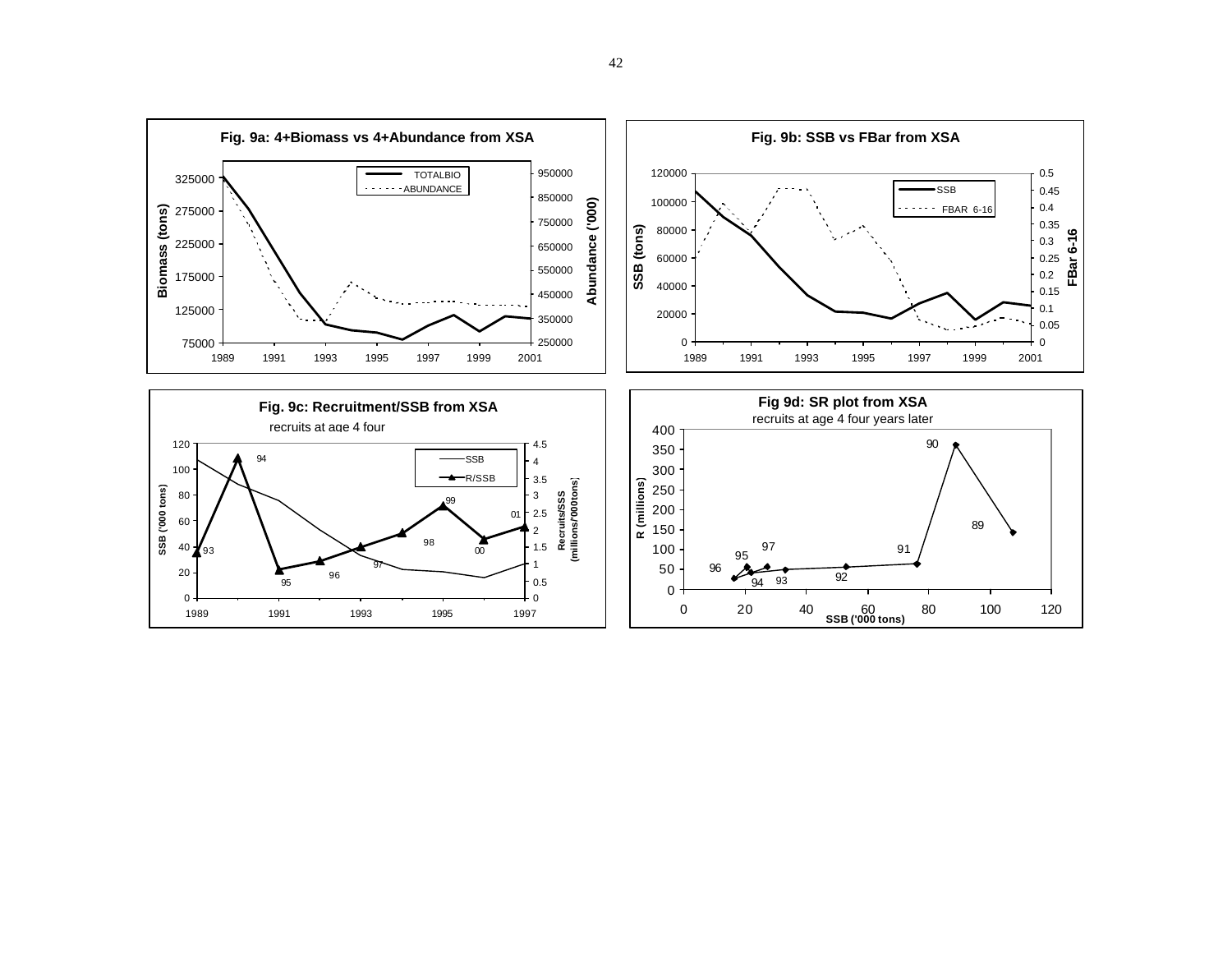**Fig. 9a: 4+Biomass vs 4+Abundance from XSA**

**Fig. 9b: SSB vs FBar from XSA**

**Fig. 9c: Recruitment/SSB from XSA**

recruits at age 4 four

**Fig 9d: SR plot from XSA**

recruits at age 4 four years later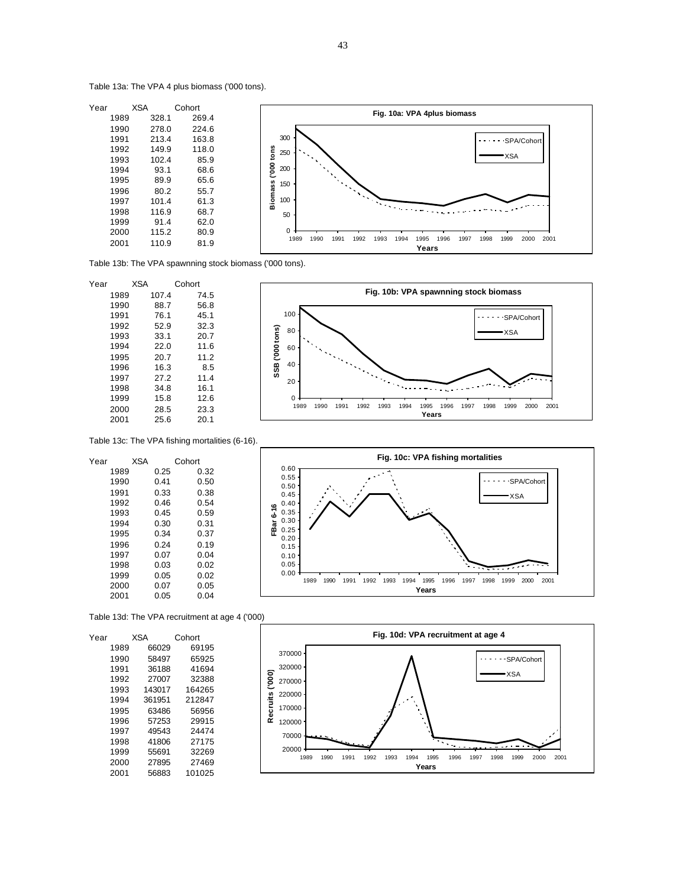Table 13a: The VPA 4 plus biomass ('000 tons).

| Year | XSA | Cohort |
|---|---|---|
| 1989 | 328.1 | 269.4 |
| 1990 | 278.0 | 224.6 |
| 1991 | 213.4 | 163.8 |
| 1992 | 149.9 | 118.0 |
| 1993 | 102.4 | 85.9 |
| 1994 | 93.1 | 68.6 |
| 1995 | 89.9 | 65.6 |
| 1996 | 80.2 | 55.7 |
| 1997 | 101.4 | 61.3 |
| 1998 | 116.9 | 68.7 |
| 1999 | 91.4 | 62.0 |
| 2000 | 115.2 | 80.9 |
| 2001 | 110.9 | 81.9 |

Fig. 10a: VPA 4plus biomass

Table 13b: The VPA spawnning stock biomass ('000 tons).

| Year | XSA | Cohort |
|---|---|---|
| 1989 | 107.4 | 74.5 |
| 1990 | 88.7 | 56.8 |
| 1991 | 76.1 | 45.1 |
| 1992 | 52.9 | 32.3 |
| 1993 | 33.1 | 20.7 |
| 1994 | 22.0 | 11.6 |
| 1995 | 20.7 | 11.2 |
| 1996 | 16.3 | 8.5 |
| 1997 | 27.2 | 11.4 |
| 1998 | 34.8 | 16.1 |
| 1999 | 15.8 | 12.6 |
| 2000 | 28.5 | 23.3 |
| 2001 | 25.6 | 20.1 |

Fig. 10b: VPA spawnning stock biomass

Table 13c: The VPA fishing mortalities (6-16).

| Year | XSA | Cohort |
|---|---|---|
| 1989 | 0.25 | 0.32 |
| 1990 | 0.41 | 0.50 |
| 1991 | 0.33 | 0.38 |
| 1992 | 0.46 | 0.54 |
| 1993 | 0.45 | 0.59 |
| 1994 | 0.30 | 0.31 |
| 1995 | 0.34 | 0.37 |
| 1996 | 0.24 | 0.19 |
| 1997 | 0.07 | 0.04 |
| 1998 | 0.03 | 0.02 |
| 1999 | 0.05 | 0.02 |
| 2000 | 0.07 | 0.05 |
| 2001 | 0.05 | 0.04 |

Fig. 10c: VPA fishing mortalities

Table 13d: The VPA recruitment at age 4 ('000)

| Year | XSA | Cohort |
|---|---|---|
| 1989 | 66029 | 69195 |
| 1990 | 58497 | 65925 |
| 1991 | 36188 | 41694 |
| 1992 | 27007 | 32388 |
| 1993 | 143017 | 164265 |
| 1994 | 361951 | 212847 |
| 1995 | 63486 | 56956 |
| 1996 | 57253 | 29915 |
| 1997 | 49543 | 24474 |
| 1998 | 41806 | 27175 |
| 1999 | 55691 | 32269 |
| 2000 | 27895 | 27469 |
| 2001 | 56883 | 101025 |

Fig. 10d: VPA recruitment at age 4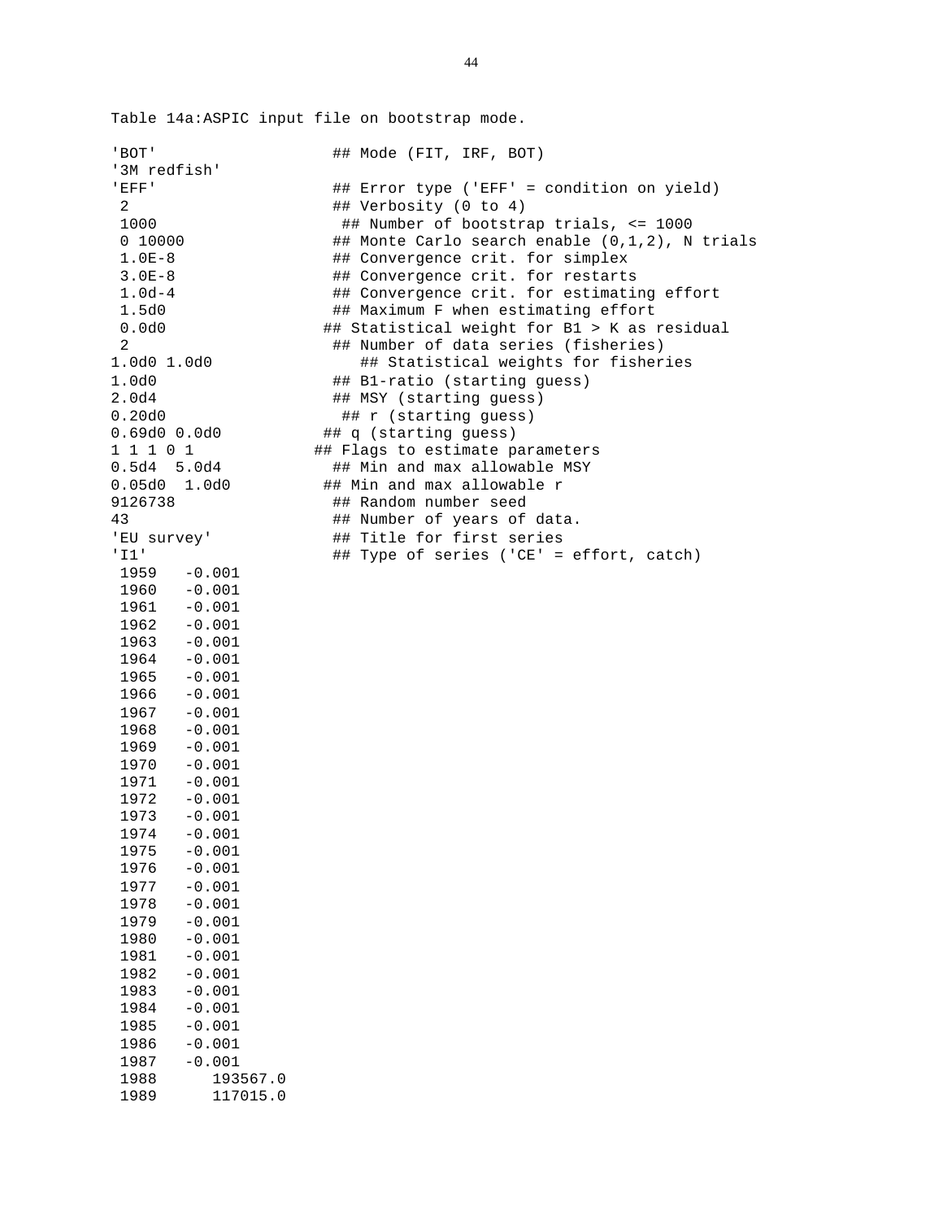Table 14a:ASPIC input file on bootstrap mode.

```
'BOT'                    ## Mode (FIT, IRF, BOT)
'3M redfish'
'EFF'                    ## Error type ('EFF' = condition on yield)
 2                       ## Verbosity (0 to 4)
 1000                     ## Number of bootstrap trials, <= 1000
 0 10000                 ## Monte Carlo search enable (0,1,2), N trials
 1.0E-8                  ## Convergence crit. for simplex
 3.0E-8                  ## Convergence crit. for restarts
 1.0d-4                  ## Convergence crit. for estimating effort
 1.5d0                   ## Maximum F when estimating effort
 0.0d0                  ## Statistical weight for B1 > K as residual
 2                       ## Number of data series (fisheries)
1.0d0 1.0d0                 ## Statistical weights for fisheries
1.0d0                    ## B1-ratio (starting guess)
2.0d4                    ## MSY (starting guess)
0.20d0                    ## r (starting guess)
0.69d0 0.0d0            ## q (starting guess)
1 1 1 0 1              ## Flags to estimate parameters
0.5d4  5.0d4             ## Min and max allowable MSY
0.05d0  1.0d0           ## Min and max allowable r
9126738                  ## Random number seed
43                       ## Number of years of data.
'EU survey'              ## Title for first series
'I1'                     ## Type of series ('CE' = effort, catch)
 1959   -0.001
 1960   -0.001
 1961   -0.001
 1962   -0.001
 1963   -0.001
 1964   -0.001
 1965   -0.001
 1966   -0.001
 1967   -0.001
 1968   -0.001
 1969   -0.001
 1970   -0.001
 1971   -0.001
 1972   -0.001
 1973   -0.001
 1974   -0.001
 1975   -0.001
 1976   -0.001
 1977   -0.001
 1978   -0.001
 1979   -0.001
 1980   -0.001
 1981   -0.001
 1982   -0.001
 1983   -0.001
 1984   -0.001
 1985   -0.001
 1986   -0.001
 1987   -0.001
 1988      193567.0
 1989      117015.0
```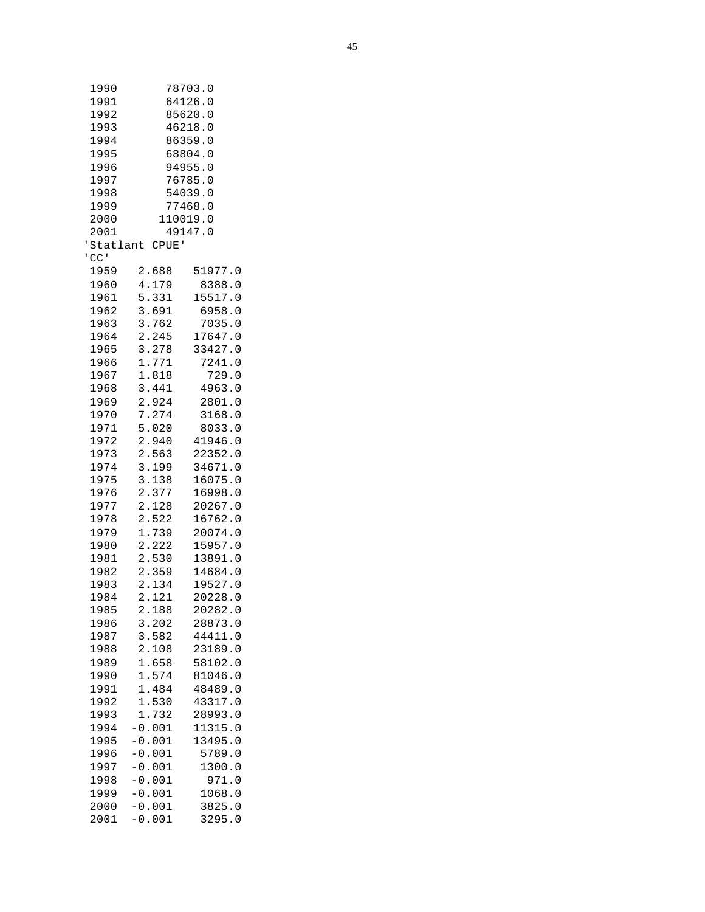```
 1990       78703.0
 1991       64126.0
 1992       85620.0
 1993       46218.0
 1994       86359.0
 1995       68804.0
 1996       94955.0
 1997       76785.0
 1998       54039.0
 1999       77468.0
 2000      110019.0
 2001       49147.0
'Statlant CPUE'
'CC'
 1959   2.688   51977.0
 1960   4.179    8388.0
 1961   5.331   15517.0
 1962   3.691    6958.0
 1963   3.762    7035.0
 1964   2.245   17647.0
 1965   3.278   33427.0
 1966   1.771    7241.0
 1967   1.818     729.0
 1968   3.441    4963.0
 1969   2.924    2801.0
 1970   7.274    3168.0
 1971   5.020    8033.0
 1972   2.940   41946.0
 1973   2.563   22352.0
 1974   3.199   34671.0
 1975   3.138   16075.0
 1976   2.377   16998.0
 1977   2.128   20267.0
 1978   2.522   16762.0
 1979   1.739   20074.0
 1980   2.222   15957.0
 1981   2.530   13891.0
 1982   2.359   14684.0
 1983   2.134   19527.0
 1984   2.121   20228.0
 1985   2.188   20282.0
 1986   3.202   28873.0
 1987   3.582   44411.0
 1988   2.108   23189.0
 1989   1.658   58102.0
 1990   1.574   81046.0
 1991   1.484   48489.0
 1992   1.530   43317.0
 1993   1.732   28993.0
 1994  -0.001   11315.0
 1995  -0.001   13495.0
 1996  -0.001    5789.0
 1997  -0.001    1300.0
 1998  -0.001     971.0
 1999  -0.001    1068.0
 2000  -0.001    3825.0
 2001  -0.001    3295.0
```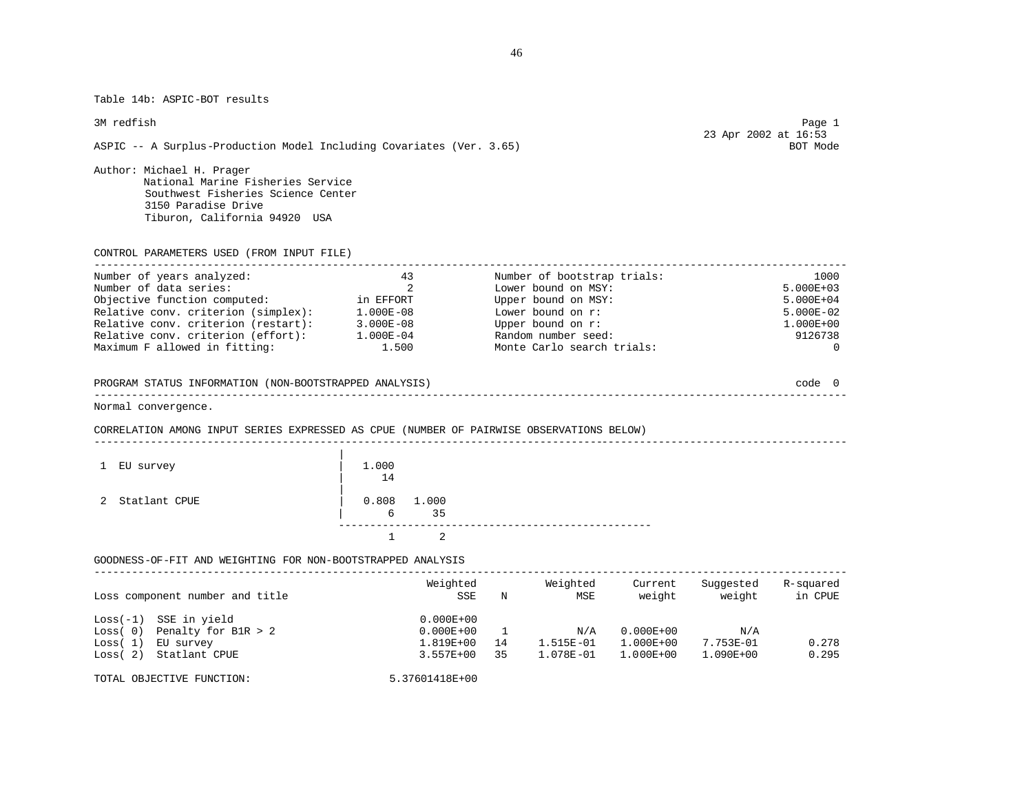Table 14b: ASPIC-BOT results

3M redfish  
23 Apr 2002 at 16:53  
Page 1  
BOT Mode

ASPIC -- A Surplus-Production Model Including Covariates (Ver. 3.65)

Author: Michael H. Prager  
National Marine Fisheries Service  
Southwest Fisheries Science Center  
3150 Paradise Drive  
Tiburon, California 94920 USA

CONTROL PARAMETERS USED (FROM INPUT FILE)

| Parameter | Value | Parameter | Value |
|---|---|---|---|
| Number of years analyzed: | 43 | Number of bootstrap trials: | 1000 |
| Number of data series: | 2 | Lower bound on MSY: | 5.000E+03 |
| Objective function computed: | in EFFORT | Upper bound on MSY: | 5.000E+04 |
| Relative conv. criterion (simplex): | 1.000E-08 | Lower bound on r: | 5.000E-02 |
| Relative conv. criterion (restart): | 3.000E-08 | Upper bound on r: | 1.000E+00 |
| Relative conv. criterion (effort): | 1.000E-04 | Random number seed: | 9126738 |
| Maximum F allowed in fitting: | 1.500 | Monte Carlo search trials: | 0 |

PROGRAM STATUS INFORMATION (NON-BOOTSTRAPPED ANALYSIS) code 0

Normal convergence.

CORRELATION AMONG INPUT SERIES EXPRESSED AS CPUE (NUMBER OF PAIRWISE OBSERVATIONS BELOW)

| | 1 | 2 |
|---|---|---|
| 1 EU survey | 1.000 (14) | |
| 2 Statlant CPUE | 0.808 (6) | 1.000 (35) |

GOODNESS-OF-FIT AND WEIGHTING FOR NON-BOOTSTRAPPED ANALYSIS

| Loss component number and title | Weighted SSE | N | Weighted MSE | Current weight | Suggested weight | R-squared in CPUE |
|---|---|---|---|---|---|---|
| Loss(-1) SSE in yield | 0.000E+00 | | | | | |
| Loss( 0) Penalty for B1R > 2 | 0.000E+00 | 1 | N/A | 0.000E+00 | N/A | |
| Loss( 1) EU survey | 1.819E+00 | 14 | 1.515E-01 | 1.000E+00 | 7.753E-01 | 0.278 |
| Loss( 2) Statlant CPUE | 3.557E+00 | 35 | 1.078E-01 | 1.000E+00 | 1.090E+00 | 0.295 |

TOTAL OBJECTIVE FUNCTION: 5.37601418E+00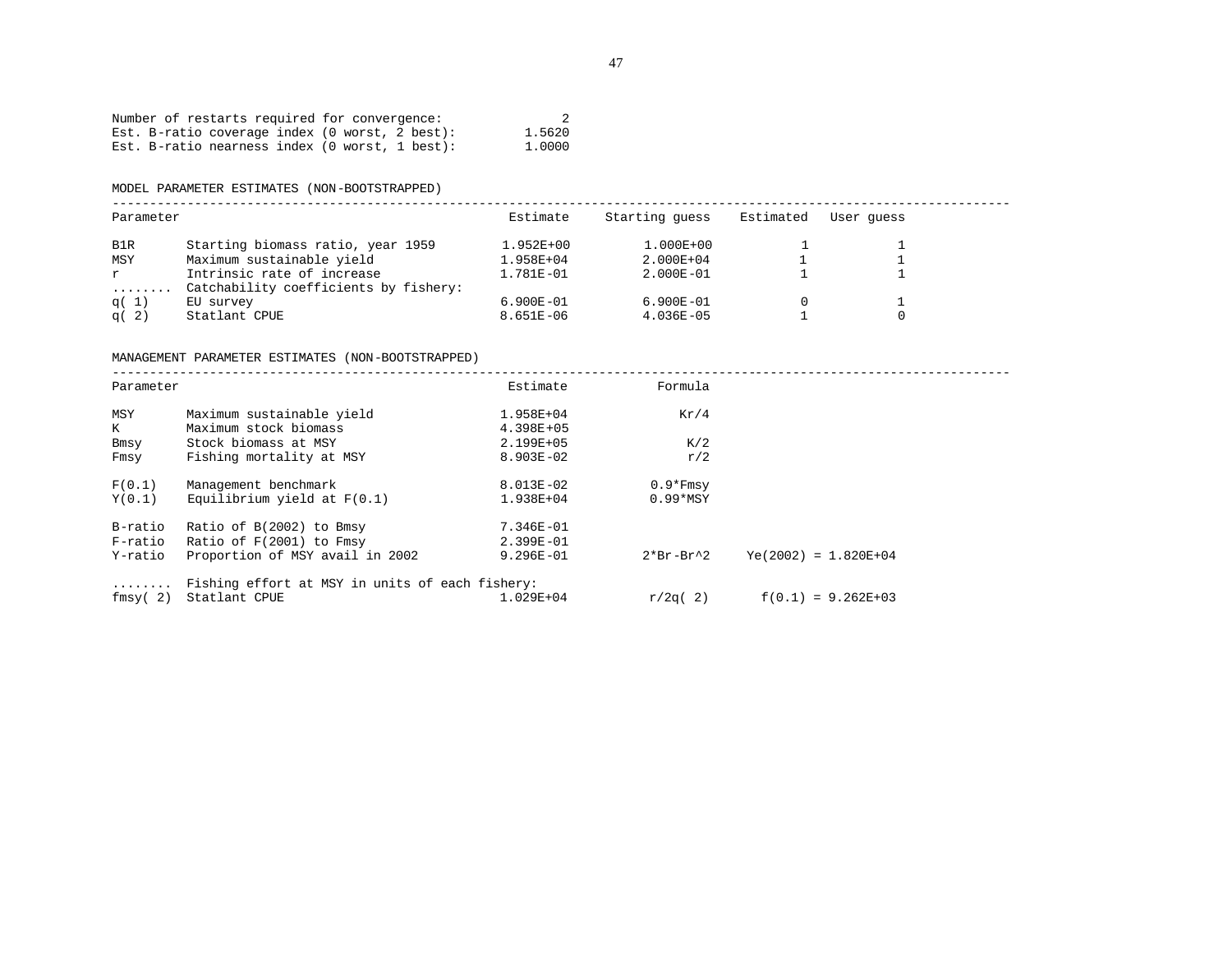Number of restarts required for convergence: 2
Est. B-ratio coverage index (0 worst, 2 best): 1.5620
Est. B-ratio nearness index (0 worst, 1 best): 1.0000

MODEL PARAMETER ESTIMATES (NON-BOOTSTRAPPED)

| Parameter | | Estimate | Starting guess | Estimated | User guess |
|---|---|---|---|---|---|
| B1R | Starting biomass ratio, year 1959 | 1.952E+00 | 1.000E+00 | 1 | 1 |
| MSY | Maximum sustainable yield | 1.958E+04 | 2.000E+04 | 1 | 1 |
| r | Intrinsic rate of increase | 1.781E-01 | 2.000E-01 | 1 | 1 |
| ........ | Catchability coefficients by fishery: | | | | |
| q( 1) | EU survey | 6.900E-01 | 6.900E-01 | 0 | 1 |
| q( 2) | Statlant CPUE | 8.651E-06 | 4.036E-05 | 1 | 0 |

MANAGEMENT PARAMETER ESTIMATES (NON-BOOTSTRAPPED)

| Parameter | | Estimate | Formula | |
|---|---|---|---|---|
| MSY | Maximum sustainable yield | 1.958E+04 | Kr/4 | |
| K | Maximum stock biomass | 4.398E+05 | | |
| Bmsy | Stock biomass at MSY | 2.199E+05 | K/2 | |
| Fmsy | Fishing mortality at MSY | 8.903E-02 | r/2 | |
| F(0.1) | Management benchmark | 8.013E-02 | 0.9*Fmsy | |
| Y(0.1) | Equilibrium yield at F(0.1) | 1.938E+04 | 0.99*MSY | |
| B-ratio | Ratio of B(2002) to Bmsy | 7.346E-01 | | |
| F-ratio | Ratio of F(2001) to Fmsy | 2.399E-01 | | |
| Y-ratio | Proportion of MSY avail in 2002 | 9.296E-01 | 2*Br-Br^2 | Ye(2002) = 1.820E+04 |
| ........ | Fishing effort at MSY in units of each fishery: | | | |
| fmsy( 2) | Statlant CPUE | 1.029E+04 | r/2q( 2) | f(0.1) = 9.262E+03 |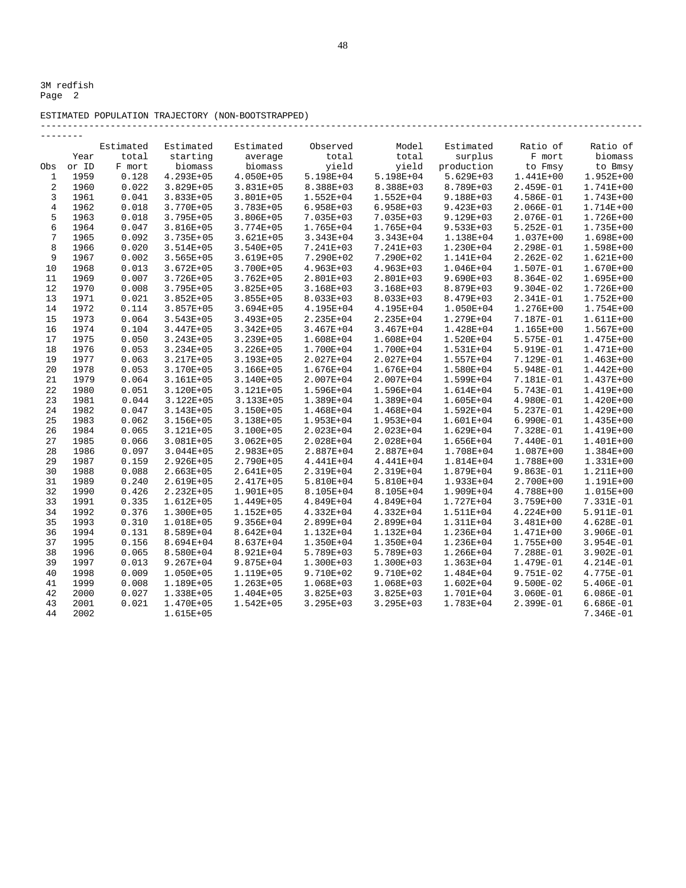3M redfish
Page 2

ESTIMATED POPULATION TRAJECTORY (NON-BOOTSTRAPPED)

| Obs | Year or ID | Estimated total F mort | Estimated starting biomass | Estimated average biomass | Observed total yield | Model total yield | Estimated surplus production | Ratio of F mort to Fmsy | Ratio of biomass to Bmsy |
|---|---|---|---|---|---|---|---|---|---|
| 1 | 1959 | 0.128 | 4.293E+05 | 4.050E+05 | 5.198E+04 | 5.198E+04 | 5.629E+03 | 1.441E+00 | 1.952E+00 |
| 2 | 1960 | 0.022 | 3.829E+05 | 3.831E+05 | 8.388E+03 | 8.388E+03 | 8.789E+03 | 2.459E-01 | 1.741E+00 |
| 3 | 1961 | 0.041 | 3.833E+05 | 3.801E+05 | 1.552E+04 | 1.552E+04 | 9.188E+03 | 4.586E-01 | 1.743E+00 |
| 4 | 1962 | 0.018 | 3.770E+05 | 3.783E+05 | 6.958E+03 | 6.958E+03 | 9.423E+03 | 2.066E-01 | 1.714E+00 |
| 5 | 1963 | 0.018 | 3.795E+05 | 3.806E+05 | 7.035E+03 | 7.035E+03 | 9.129E+03 | 2.076E-01 | 1.726E+00 |
| 6 | 1964 | 0.047 | 3.816E+05 | 3.774E+05 | 1.765E+04 | 1.765E+04 | 9.533E+03 | 5.252E-01 | 1.735E+00 |
| 7 | 1965 | 0.092 | 3.735E+05 | 3.621E+05 | 3.343E+04 | 3.343E+04 | 1.138E+04 | 1.037E+00 | 1.698E+00 |
| 8 | 1966 | 0.020 | 3.514E+05 | 3.540E+05 | 7.241E+03 | 7.241E+03 | 1.230E+04 | 2.298E-01 | 1.598E+00 |
| 9 | 1967 | 0.002 | 3.565E+05 | 3.619E+05 | 7.290E+02 | 7.290E+02 | 1.141E+04 | 2.262E-02 | 1.621E+00 |
| 10 | 1968 | 0.013 | 3.672E+05 | 3.700E+05 | 4.963E+03 | 4.963E+03 | 1.046E+04 | 1.507E-01 | 1.670E+00 |
| 11 | 1969 | 0.007 | 3.726E+05 | 3.762E+05 | 2.801E+03 | 2.801E+03 | 9.690E+03 | 8.364E-02 | 1.695E+00 |
| 12 | 1970 | 0.008 | 3.795E+05 | 3.825E+05 | 3.168E+03 | 3.168E+03 | 8.879E+03 | 9.304E-02 | 1.726E+00 |
| 13 | 1971 | 0.021 | 3.852E+05 | 3.855E+05 | 8.033E+03 | 8.033E+03 | 8.479E+03 | 2.341E-01 | 1.752E+00 |
| 14 | 1972 | 0.114 | 3.857E+05 | 3.694E+05 | 4.195E+04 | 4.195E+04 | 1.050E+04 | 1.276E+00 | 1.754E+00 |
| 15 | 1973 | 0.064 | 3.543E+05 | 3.493E+05 | 2.235E+04 | 2.235E+04 | 1.279E+04 | 7.187E-01 | 1.611E+00 |
| 16 | 1974 | 0.104 | 3.447E+05 | 3.342E+05 | 3.467E+04 | 3.467E+04 | 1.428E+04 | 1.165E+00 | 1.567E+00 |
| 17 | 1975 | 0.050 | 3.243E+05 | 3.239E+05 | 1.608E+04 | 1.608E+04 | 1.520E+04 | 5.575E-01 | 1.475E+00 |
| 18 | 1976 | 0.053 | 3.234E+05 | 3.226E+05 | 1.700E+04 | 1.700E+04 | 1.531E+04 | 5.919E-01 | 1.471E+00 |
| 19 | 1977 | 0.063 | 3.217E+05 | 3.193E+05 | 2.027E+04 | 2.027E+04 | 1.557E+04 | 7.129E-01 | 1.463E+00 |
| 20 | 1978 | 0.053 | 3.170E+05 | 3.166E+05 | 1.676E+04 | 1.676E+04 | 1.580E+04 | 5.948E-01 | 1.442E+00 |
| 21 | 1979 | 0.064 | 3.161E+05 | 3.140E+05 | 2.007E+04 | 2.007E+04 | 1.599E+04 | 7.181E-01 | 1.437E+00 |
| 22 | 1980 | 0.051 | 3.120E+05 | 3.121E+05 | 1.596E+04 | 1.596E+04 | 1.614E+04 | 5.743E-01 | 1.419E+00 |
| 23 | 1981 | 0.044 | 3.122E+05 | 3.133E+05 | 1.389E+04 | 1.389E+04 | 1.605E+04 | 4.980E-01 | 1.420E+00 |
| 24 | 1982 | 0.047 | 3.143E+05 | 3.150E+05 | 1.468E+04 | 1.468E+04 | 1.592E+04 | 5.237E-01 | 1.429E+00 |
| 25 | 1983 | 0.062 | 3.156E+05 | 3.138E+05 | 1.953E+04 | 1.953E+04 | 1.601E+04 | 6.990E-01 | 1.435E+00 |
| 26 | 1984 | 0.065 | 3.121E+05 | 3.100E+05 | 2.023E+04 | 2.023E+04 | 1.629E+04 | 7.328E-01 | 1.419E+00 |
| 27 | 1985 | 0.066 | 3.081E+05 | 3.062E+05 | 2.028E+04 | 2.028E+04 | 1.656E+04 | 7.440E-01 | 1.401E+00 |
| 28 | 1986 | 0.097 | 3.044E+05 | 2.983E+05 | 2.887E+04 | 2.887E+04 | 1.708E+04 | 1.087E+00 | 1.384E+00 |
| 29 | 1987 | 0.159 | 2.926E+05 | 2.790E+05 | 4.441E+04 | 4.441E+04 | 1.814E+04 | 1.788E+00 | 1.331E+00 |
| 30 | 1988 | 0.088 | 2.663E+05 | 2.641E+05 | 2.319E+04 | 2.319E+04 | 1.879E+04 | 9.863E-01 | 1.211E+00 |
| 31 | 1989 | 0.240 | 2.619E+05 | 2.417E+05 | 5.810E+04 | 5.810E+04 | 1.933E+04 | 2.700E+00 | 1.191E+00 |
| 32 | 1990 | 0.426 | 2.232E+05 | 1.901E+05 | 8.105E+04 | 8.105E+04 | 1.909E+04 | 4.788E+00 | 1.015E+00 |
| 33 | 1991 | 0.335 | 1.612E+05 | 1.449E+05 | 4.849E+04 | 4.849E+04 | 1.727E+04 | 3.759E+00 | 7.331E-01 |
| 34 | 1992 | 0.376 | 1.300E+05 | 1.152E+05 | 4.332E+04 | 4.332E+04 | 1.511E+04 | 4.224E+00 | 5.911E-01 |
| 35 | 1993 | 0.310 | 1.018E+05 | 9.356E+04 | 2.899E+04 | 2.899E+04 | 1.311E+04 | 3.481E+00 | 4.628E-01 |
| 36 | 1994 | 0.131 | 8.589E+04 | 8.642E+04 | 1.132E+04 | 1.132E+04 | 1.236E+04 | 1.471E+00 | 3.906E-01 |
| 37 | 1995 | 0.156 | 8.694E+04 | 8.637E+04 | 1.350E+04 | 1.350E+04 | 1.236E+04 | 1.755E+00 | 3.954E-01 |
| 38 | 1996 | 0.065 | 8.580E+04 | 8.921E+04 | 5.789E+03 | 5.789E+03 | 1.266E+04 | 7.288E-01 | 3.902E-01 |
| 39 | 1997 | 0.013 | 9.267E+04 | 9.875E+04 | 1.300E+03 | 1.300E+03 | 1.363E+04 | 1.479E-01 | 4.214E-01 |
| 40 | 1998 | 0.009 | 1.050E+05 | 1.119E+05 | 9.710E+02 | 9.710E+02 | 1.484E+04 | 9.751E-02 | 4.775E-01 |
| 41 | 1999 | 0.008 | 1.189E+05 | 1.263E+05 | 1.068E+03 | 1.068E+03 | 1.602E+04 | 9.500E-02 | 5.406E-01 |
| 42 | 2000 | 0.027 | 1.338E+05 | 1.404E+05 | 3.825E+03 | 3.825E+03 | 1.701E+04 | 3.060E-01 | 6.086E-01 |
| 43 | 2001 | 0.021 | 1.470E+05 | 1.542E+05 | 3.295E+03 | 3.295E+03 | 1.783E+04 | 2.399E-01 | 6.686E-01 |
| 44 | 2002 | | 1.615E+05 | | | | | | 7.346E-01 |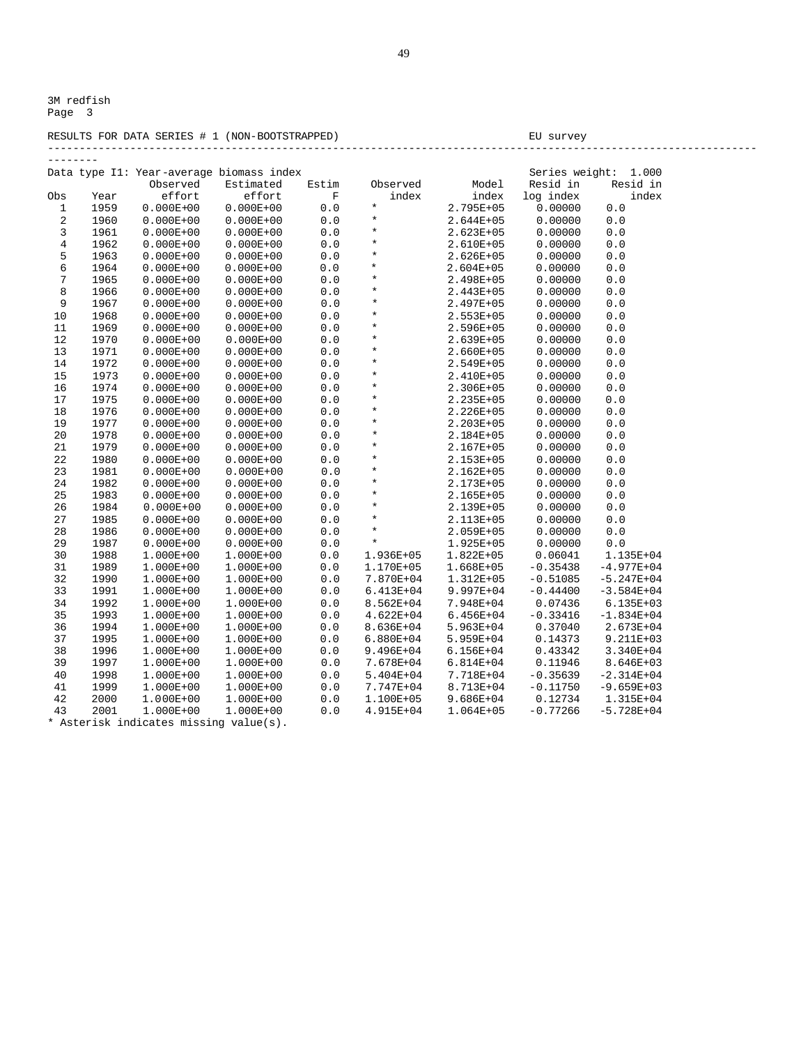3M redfish
Page 3

RESULTS FOR DATA SERIES # 1 (NON-BOOTSTRAPPED) EU survey

Data type I1: Year-average biomass index Series weight: 1.000

| Obs | Year | Observed effort | Estimated effort | Estim F | Observed index | Model index | Resid in log index | Resid in index |
|---|---|---|---|---|---|---|---|---|
| 1 | 1959 | 0.000E+00 | 0.000E+00 | 0.0 | * | 2.795E+05 | 0.00000 | 0.0 |
| 2 | 1960 | 0.000E+00 | 0.000E+00 | 0.0 | * | 2.644E+05 | 0.00000 | 0.0 |
| 3 | 1961 | 0.000E+00 | 0.000E+00 | 0.0 | * | 2.623E+05 | 0.00000 | 0.0 |
| 4 | 1962 | 0.000E+00 | 0.000E+00 | 0.0 | * | 2.610E+05 | 0.00000 | 0.0 |
| 5 | 1963 | 0.000E+00 | 0.000E+00 | 0.0 | * | 2.626E+05 | 0.00000 | 0.0 |
| 6 | 1964 | 0.000E+00 | 0.000E+00 | 0.0 | * | 2.604E+05 | 0.00000 | 0.0 |
| 7 | 1965 | 0.000E+00 | 0.000E+00 | 0.0 | * | 2.498E+05 | 0.00000 | 0.0 |
| 8 | 1966 | 0.000E+00 | 0.000E+00 | 0.0 | * | 2.443E+05 | 0.00000 | 0.0 |
| 9 | 1967 | 0.000E+00 | 0.000E+00 | 0.0 | * | 2.497E+05 | 0.00000 | 0.0 |
| 10 | 1968 | 0.000E+00 | 0.000E+00 | 0.0 | * | 2.553E+05 | 0.00000 | 0.0 |
| 11 | 1969 | 0.000E+00 | 0.000E+00 | 0.0 | * | 2.596E+05 | 0.00000 | 0.0 |
| 12 | 1970 | 0.000E+00 | 0.000E+00 | 0.0 | * | 2.639E+05 | 0.00000 | 0.0 |
| 13 | 1971 | 0.000E+00 | 0.000E+00 | 0.0 | * | 2.660E+05 | 0.00000 | 0.0 |
| 14 | 1972 | 0.000E+00 | 0.000E+00 | 0.0 | * | 2.549E+05 | 0.00000 | 0.0 |
| 15 | 1973 | 0.000E+00 | 0.000E+00 | 0.0 | * | 2.410E+05 | 0.00000 | 0.0 |
| 16 | 1974 | 0.000E+00 | 0.000E+00 | 0.0 | * | 2.306E+05 | 0.00000 | 0.0 |
| 17 | 1975 | 0.000E+00 | 0.000E+00 | 0.0 | * | 2.235E+05 | 0.00000 | 0.0 |
| 18 | 1976 | 0.000E+00 | 0.000E+00 | 0.0 | * | 2.226E+05 | 0.00000 | 0.0 |
| 19 | 1977 | 0.000E+00 | 0.000E+00 | 0.0 | * | 2.203E+05 | 0.00000 | 0.0 |
| 20 | 1978 | 0.000E+00 | 0.000E+00 | 0.0 | * | 2.184E+05 | 0.00000 | 0.0 |
| 21 | 1979 | 0.000E+00 | 0.000E+00 | 0.0 | * | 2.167E+05 | 0.00000 | 0.0 |
| 22 | 1980 | 0.000E+00 | 0.000E+00 | 0.0 | * | 2.153E+05 | 0.00000 | 0.0 |
| 23 | 1981 | 0.000E+00 | 0.000E+00 | 0.0 | * | 2.162E+05 | 0.00000 | 0.0 |
| 24 | 1982 | 0.000E+00 | 0.000E+00 | 0.0 | * | 2.173E+05 | 0.00000 | 0.0 |
| 25 | 1983 | 0.000E+00 | 0.000E+00 | 0.0 | * | 2.165E+05 | 0.00000 | 0.0 |
| 26 | 1984 | 0.000E+00 | 0.000E+00 | 0.0 | * | 2.139E+05 | 0.00000 | 0.0 |
| 27 | 1985 | 0.000E+00 | 0.000E+00 | 0.0 | * | 2.113E+05 | 0.00000 | 0.0 |
| 28 | 1986 | 0.000E+00 | 0.000E+00 | 0.0 | * | 2.059E+05 | 0.00000 | 0.0 |
| 29 | 1987 | 0.000E+00 | 0.000E+00 | 0.0 | * | 1.925E+05 | 0.00000 | 0.0 |
| 30 | 1988 | 1.000E+00 | 1.000E+00 | 0.0 | 1.936E+05 | 1.822E+05 | 0.06041 | 1.135E+04 |
| 31 | 1989 | 1.000E+00 | 1.000E+00 | 0.0 | 1.170E+05 | 1.668E+05 | -0.35438 | -4.977E+04 |
| 32 | 1990 | 1.000E+00 | 1.000E+00 | 0.0 | 7.870E+04 | 1.312E+05 | -0.51085 | -5.247E+04 |
| 33 | 1991 | 1.000E+00 | 1.000E+00 | 0.0 | 6.413E+04 | 9.997E+04 | -0.44400 | -3.584E+04 |
| 34 | 1992 | 1.000E+00 | 1.000E+00 | 0.0 | 8.562E+04 | 7.948E+04 | 0.07436 | 6.135E+03 |
| 35 | 1993 | 1.000E+00 | 1.000E+00 | 0.0 | 4.622E+04 | 6.456E+04 | -0.33416 | -1.834E+04 |
| 36 | 1994 | 1.000E+00 | 1.000E+00 | 0.0 | 8.636E+04 | 5.963E+04 | 0.37040 | 2.673E+04 |
| 37 | 1995 | 1.000E+00 | 1.000E+00 | 0.0 | 6.880E+04 | 5.959E+04 | 0.14373 | 9.211E+03 |
| 38 | 1996 | 1.000E+00 | 1.000E+00 | 0.0 | 9.496E+04 | 6.156E+04 | 0.43342 | 3.340E+04 |
| 39 | 1997 | 1.000E+00 | 1.000E+00 | 0.0 | 7.678E+04 | 6.814E+04 | 0.11946 | 8.646E+03 |
| 40 | 1998 | 1.000E+00 | 1.000E+00 | 0.0 | 5.404E+04 | 7.718E+04 | -0.35639 | -2.314E+04 |
| 41 | 1999 | 1.000E+00 | 1.000E+00 | 0.0 | 7.747E+04 | 8.713E+04 | -0.11750 | -9.659E+03 |
| 42 | 2000 | 1.000E+00 | 1.000E+00 | 0.0 | 1.100E+05 | 9.686E+04 | 0.12734 | 1.315E+04 |
| 43 | 2001 | 1.000E+00 | 1.000E+00 | 0.0 | 4.915E+04 | 1.064E+05 | -0.77266 | -5.728E+04 |

* Asterisk indicates missing value(s).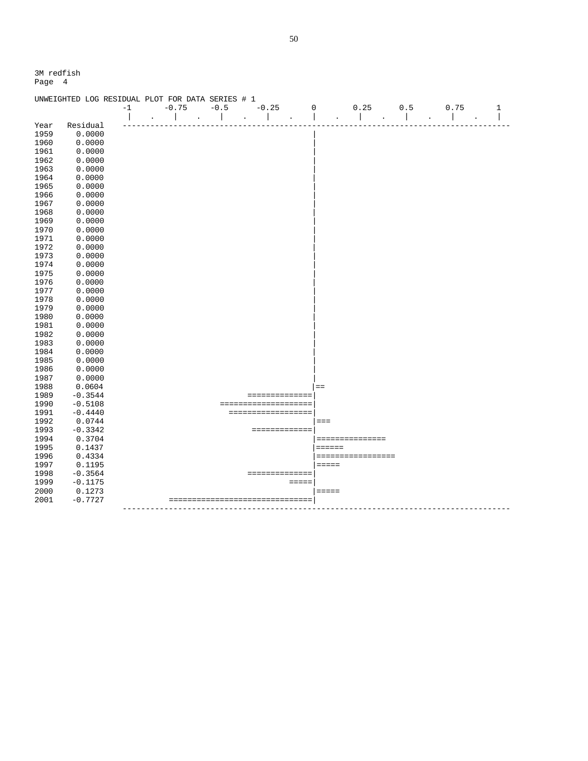3M redfish
Page 4

```
UNWEIGHTED LOG RESIDUAL PLOT FOR DATA SERIES # 1
                   -1       -0.75     -0.5      -0.25       0        0.25      0.5       0.75       1
                    |    .    |    .    |    .    |    .    |    .    |    .    |    .    |    .    |
Year   Residual    ---------------------------------------------------------------------------------
1959     0.0000                                             |
1960     0.0000                                             |
1961     0.0000                                             |
1962     0.0000                                             |
1963     0.0000                                             |
1964     0.0000                                             |
1965     0.0000                                             |
1966     0.0000                                             |
1967     0.0000                                             |
1968     0.0000                                             |
1969     0.0000                                             |
1970     0.0000                                             |
1971     0.0000                                             |
1972     0.0000                                             |
1973     0.0000                                             |
1974     0.0000                                             |
1975     0.0000                                             |
1976     0.0000                                             |
1977     0.0000                                             |
1978     0.0000                                             |
1979     0.0000                                             |
1980     0.0000                                             |
1981     0.0000                                             |
1982     0.0000                                             |
1983     0.0000                                             |
1984     0.0000                                             |
1985     0.0000                                             |
1986     0.0000                                             |
1987     0.0000                                             |
1988     0.0604                                             |==
1989    -0.3544                               ==============|
1990    -0.5108                         ====================|
1991    -0.4440                           ==================|
1992     0.0744                                             |===
1993    -0.3342                                =============|
1994     0.3704                                             |===============
1995     0.1437                                             |======
1996     0.4334                                             |=================
1997     0.1195                                             |=====
1998    -0.3564                               ==============|
1999    -0.1175                                        =====|
2000     0.1273                                             |=====
2001    -0.7727              ===============================|
                   ---------------------------------------------------------------------------------
```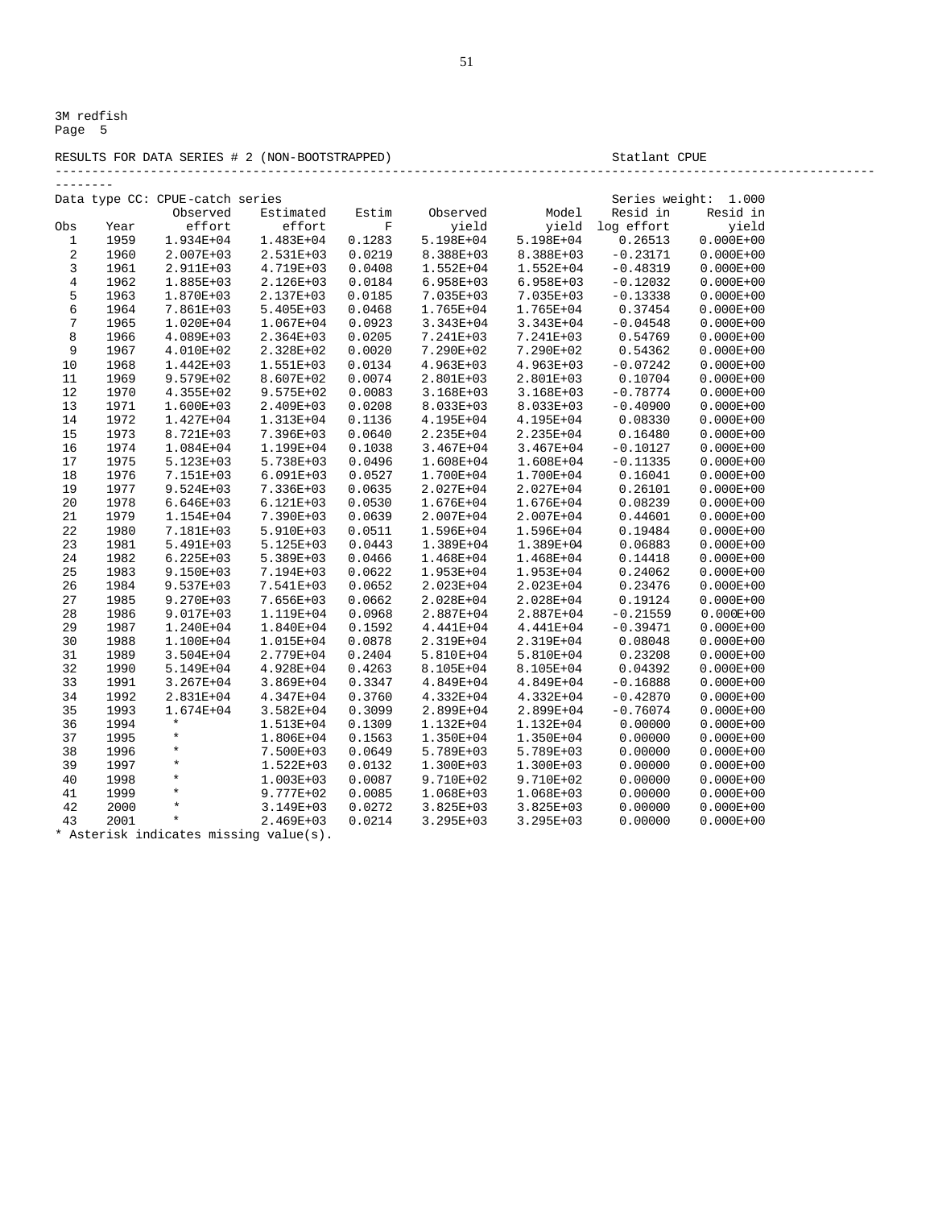3M redfish
Page 5

RESULTS FOR DATA SERIES # 2 (NON-BOOTSTRAPPED) Statlant CPUE

Data type CC: CPUE-catch series Series weight: 1.000

| Obs | Year | Observed effort | Estimated effort | Estim F | Observed yield | Model yield | Resid in log effort | Resid in yield |
|---|---|---|---|---|---|---|---|---|
| 1 | 1959 | 1.934E+04 | 1.483E+04 | 0.1283 | 5.198E+04 | 5.198E+04 | 0.26513 | 0.000E+00 |
| 2 | 1960 | 2.007E+03 | 2.531E+03 | 0.0219 | 8.388E+03 | 8.388E+03 | -0.23171 | 0.000E+00 |
| 3 | 1961 | 2.911E+03 | 4.719E+03 | 0.0408 | 1.552E+04 | 1.552E+04 | -0.48319 | 0.000E+00 |
| 4 | 1962 | 1.885E+03 | 2.126E+03 | 0.0184 | 6.958E+03 | 6.958E+03 | -0.12032 | 0.000E+00 |
| 5 | 1963 | 1.870E+03 | 2.137E+03 | 0.0185 | 7.035E+03 | 7.035E+03 | -0.13338 | 0.000E+00 |
| 6 | 1964 | 7.861E+03 | 5.405E+03 | 0.0468 | 1.765E+04 | 1.765E+04 | 0.37454 | 0.000E+00 |
| 7 | 1965 | 1.020E+04 | 1.067E+04 | 0.0923 | 3.343E+04 | 3.343E+04 | -0.04548 | 0.000E+00 |
| 8 | 1966 | 4.089E+03 | 2.364E+03 | 0.0205 | 7.241E+03 | 7.241E+03 | 0.54769 | 0.000E+00 |
| 9 | 1967 | 4.010E+02 | 2.328E+02 | 0.0020 | 7.290E+02 | 7.290E+02 | 0.54362 | 0.000E+00 |
| 10 | 1968 | 1.442E+03 | 1.551E+03 | 0.0134 | 4.963E+03 | 4.963E+03 | -0.07242 | 0.000E+00 |
| 11 | 1969 | 9.579E+02 | 8.607E+02 | 0.0074 | 2.801E+03 | 2.801E+03 | 0.10704 | 0.000E+00 |
| 12 | 1970 | 4.355E+02 | 9.575E+02 | 0.0083 | 3.168E+03 | 3.168E+03 | -0.78774 | 0.000E+00 |
| 13 | 1971 | 1.600E+03 | 2.409E+03 | 0.0208 | 8.033E+03 | 8.033E+03 | -0.40900 | 0.000E+00 |
| 14 | 1972 | 1.427E+04 | 1.313E+04 | 0.1136 | 4.195E+04 | 4.195E+04 | 0.08330 | 0.000E+00 |
| 15 | 1973 | 8.721E+03 | 7.396E+03 | 0.0640 | 2.235E+04 | 2.235E+04 | 0.16480 | 0.000E+00 |
| 16 | 1974 | 1.084E+04 | 1.199E+04 | 0.1038 | 3.467E+04 | 3.467E+04 | -0.10127 | 0.000E+00 |
| 17 | 1975 | 5.123E+03 | 5.738E+03 | 0.0496 | 1.608E+04 | 1.608E+04 | -0.11335 | 0.000E+00 |
| 18 | 1976 | 7.151E+03 | 6.091E+03 | 0.0527 | 1.700E+04 | 1.700E+04 | 0.16041 | 0.000E+00 |
| 19 | 1977 | 9.524E+03 | 7.336E+03 | 0.0635 | 2.027E+04 | 2.027E+04 | 0.26101 | 0.000E+00 |
| 20 | 1978 | 6.646E+03 | 6.121E+03 | 0.0530 | 1.676E+04 | 1.676E+04 | 0.08239 | 0.000E+00 |
| 21 | 1979 | 1.154E+04 | 7.390E+03 | 0.0639 | 2.007E+04 | 2.007E+04 | 0.44601 | 0.000E+00 |
| 22 | 1980 | 7.181E+03 | 5.910E+03 | 0.0511 | 1.596E+04 | 1.596E+04 | 0.19484 | 0.000E+00 |
| 23 | 1981 | 5.491E+03 | 5.125E+03 | 0.0443 | 1.389E+04 | 1.389E+04 | 0.06883 | 0.000E+00 |
| 24 | 1982 | 6.225E+03 | 5.389E+03 | 0.0466 | 1.468E+04 | 1.468E+04 | 0.14418 | 0.000E+00 |
| 25 | 1983 | 9.150E+03 | 7.194E+03 | 0.0622 | 1.953E+04 | 1.953E+04 | 0.24062 | 0.000E+00 |
| 26 | 1984 | 9.537E+03 | 7.541E+03 | 0.0652 | 2.023E+04 | 2.023E+04 | 0.23476 | 0.000E+00 |
| 27 | 1985 | 9.270E+03 | 7.656E+03 | 0.0662 | 2.028E+04 | 2.028E+04 | 0.19124 | 0.000E+00 |
| 28 | 1986 | 9.017E+03 | 1.119E+04 | 0.0968 | 2.887E+04 | 2.887E+04 | -0.21559 | 0.000E+00 |
| 29 | 1987 | 1.240E+04 | 1.840E+04 | 0.1592 | 4.441E+04 | 4.441E+04 | -0.39471 | 0.000E+00 |
| 30 | 1988 | 1.100E+04 | 1.015E+04 | 0.0878 | 2.319E+04 | 2.319E+04 | 0.08048 | 0.000E+00 |
| 31 | 1989 | 3.504E+04 | 2.779E+04 | 0.2404 | 5.810E+04 | 5.810E+04 | 0.23208 | 0.000E+00 |
| 32 | 1990 | 5.149E+04 | 4.928E+04 | 0.4263 | 8.105E+04 | 8.105E+04 | 0.04392 | 0.000E+00 |
| 33 | 1991 | 3.267E+04 | 3.869E+04 | 0.3347 | 4.849E+04 | 4.849E+04 | -0.16888 | 0.000E+00 |
| 34 | 1992 | 2.831E+04 | 4.347E+04 | 0.3760 | 4.332E+04 | 4.332E+04 | -0.42870 | 0.000E+00 |
| 35 | 1993 | 1.674E+04 | 3.582E+04 | 0.3099 | 2.899E+04 | 2.899E+04 | -0.76074 | 0.000E+00 |
| 36 | 1994 | * | 1.513E+04 | 0.1309 | 1.132E+04 | 1.132E+04 | 0.00000 | 0.000E+00 |
| 37 | 1995 | * | 1.806E+04 | 0.1563 | 1.350E+04 | 1.350E+04 | 0.00000 | 0.000E+00 |
| 38 | 1996 | * | 7.500E+03 | 0.0649 | 5.789E+03 | 5.789E+03 | 0.00000 | 0.000E+00 |
| 39 | 1997 | * | 1.522E+03 | 0.0132 | 1.300E+03 | 1.300E+03 | 0.00000 | 0.000E+00 |
| 40 | 1998 | * | 1.003E+03 | 0.0087 | 9.710E+02 | 9.710E+02 | 0.00000 | 0.000E+00 |
| 41 | 1999 | * | 9.777E+02 | 0.0085 | 1.068E+03 | 1.068E+03 | 0.00000 | 0.000E+00 |
| 42 | 2000 | * | 3.149E+03 | 0.0272 | 3.825E+03 | 3.825E+03 | 0.00000 | 0.000E+00 |
| 43 | 2001 | * | 2.469E+03 | 0.0214 | 3.295E+03 | 3.295E+03 | 0.00000 | 0.000E+00 |

* Asterisk indicates missing value(s).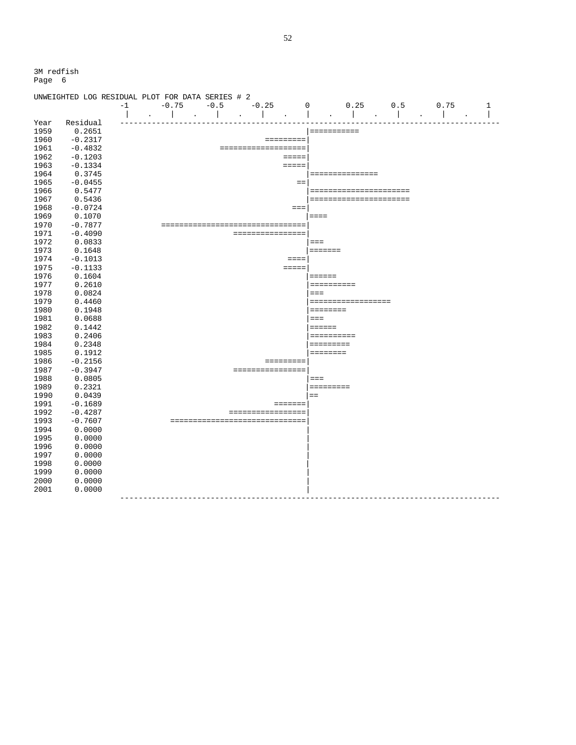3M redfish
Page 6

```
UNWEIGHTED LOG RESIDUAL PLOT FOR DATA SERIES # 2
                 -1       -0.75     -0.5      -0.25       0        0.25      0.5       0.75       1
                  |    .    |    .    |    .    |    .    |    .    |    .    |    .    |    .    |
Year   Residual   ---------------------------------------------------------------------------------
1959     0.2651                                           |===========
1960    -0.2317                                  =========|
1961    -0.4832                        ===================|
1962    -0.1203                                      =====|
1963    -0.1334                                      =====|
1964     0.3745                                           |===============
1965    -0.0455                                         ==|
1966     0.5477                                           |======================
1967     0.5436                                           |======================
1968    -0.0724                                        ===|
1969     0.1070                                           |====
1970    -0.7877           ================================|
1971    -0.4090                          =================|
1972     0.0833                                           |===
1973     0.1648                                           |=======
1974    -0.1013                                       ====|
1975    -0.1133                                      =====|
1976     0.1604                                           |======
1977     0.2610                                           |==========
1978     0.0824                                           |===
1979     0.4460                                           |==================
1980     0.1948                                           |========
1981     0.0688                                           |===
1982     0.1442                                           |======
1983     0.2406                                           |==========
1984     0.2348                                           |=========
1985     0.1912                                           |========
1986    -0.2156                                  =========|
1987    -0.3947                          =================|
1988     0.0805                                           |===
1989     0.2321                                           |=========
1990     0.0439                                           |==
1991    -0.1689                                    =======|
1992    -0.4287                         ==================|
1993    -0.7607             ==============================|
1994     0.0000                                           |
1995     0.0000                                           |
1996     0.0000                                           |
1997     0.0000                                           |
1998     0.0000                                           |
1999     0.0000                                           |
2000     0.0000                                           |
2001     0.0000                                           |
                  ---------------------------------------------------------------------------------
```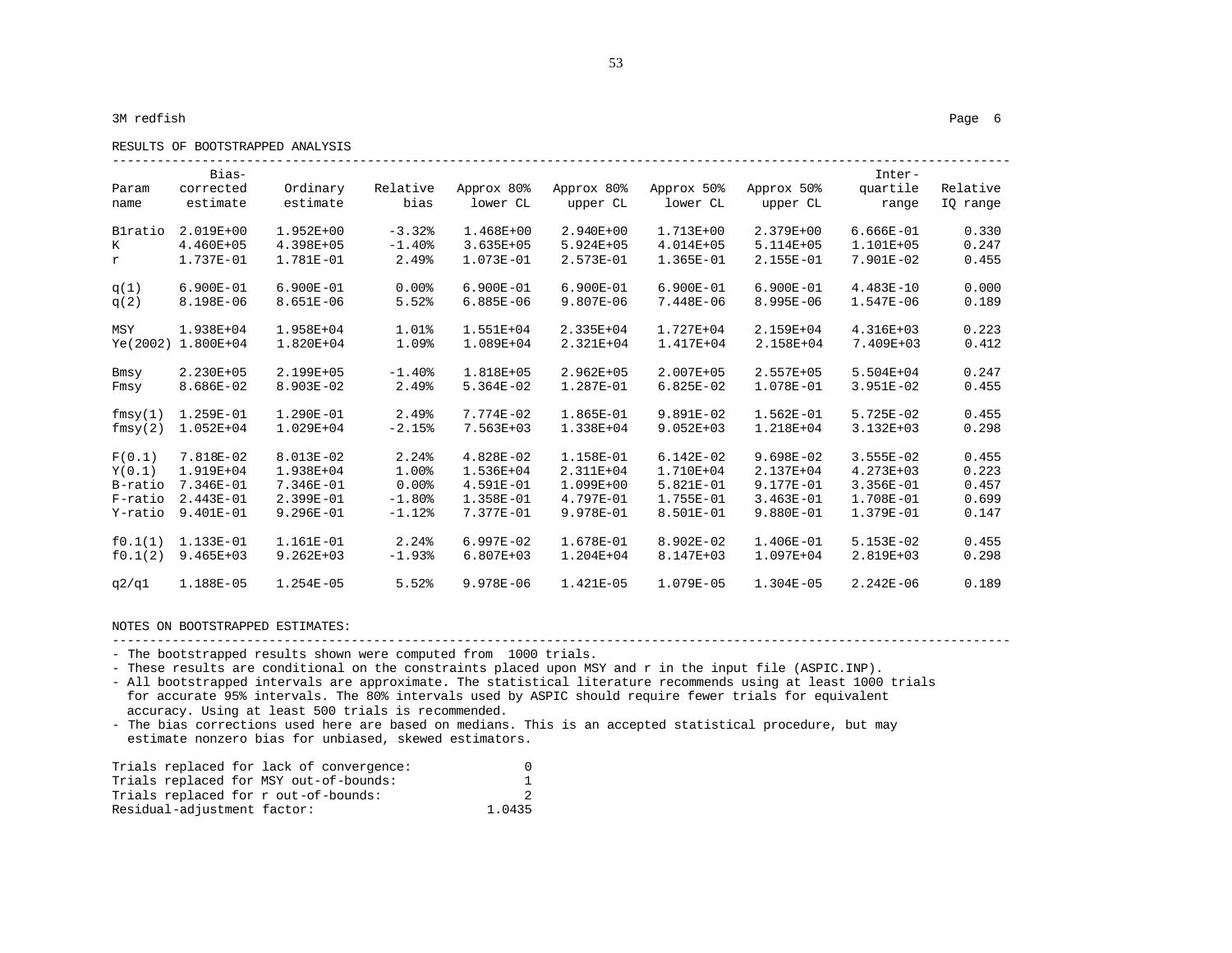3M redfish Page 6

RESULTS OF BOOTSTRAPPED ANALYSIS

| Param name | Bias-corrected estimate | Ordinary estimate | Relative bias | Approx 80% lower CL | Approx 80% upper CL | Approx 50% lower CL | Approx 50% upper CL | Inter-quartile range | Relative IQ range |
|---|---|---|---|---|---|---|---|---|---|
| B1ratio | 2.019E+00 | 1.952E+00 | -3.32% | 1.468E+00 | 2.940E+00 | 1.713E+00 | 2.379E+00 | 6.666E-01 | 0.330 |
| K | 4.460E+05 | 4.398E+05 | -1.40% | 3.635E+05 | 5.924E+05 | 4.014E+05 | 5.114E+05 | 1.101E+05 | 0.247 |
| r | 1.737E-01 | 1.781E-01 | 2.49% | 1.073E-01 | 2.573E-01 | 1.365E-01 | 2.155E-01 | 7.901E-02 | 0.455 |
| q(1) | 6.900E-01 | 6.900E-01 | 0.00% | 6.900E-01 | 6.900E-01 | 6.900E-01 | 6.900E-01 | 4.483E-10 | 0.000 |
| q(2) | 8.198E-06 | 8.651E-06 | 5.52% | 6.885E-06 | 9.807E-06 | 7.448E-06 | 8.995E-06 | 1.547E-06 | 0.189 |
| MSY | 1.938E+04 | 1.958E+04 | 1.01% | 1.551E+04 | 2.335E+04 | 1.727E+04 | 2.159E+04 | 4.316E+03 | 0.223 |
| Ye(2002) | 1.800E+04 | 1.820E+04 | 1.09% | 1.089E+04 | 2.321E+04 | 1.417E+04 | 2.158E+04 | 7.409E+03 | 0.412 |
| Bmsy | 2.230E+05 | 2.199E+05 | -1.40% | 1.818E+05 | 2.962E+05 | 2.007E+05 | 2.557E+05 | 5.504E+04 | 0.247 |
| Fmsy | 8.686E-02 | 8.903E-02 | 2.49% | 5.364E-02 | 1.287E-01 | 6.825E-02 | 1.078E-01 | 3.951E-02 | 0.455 |
| fmsy(1) | 1.259E-01 | 1.290E-01 | 2.49% | 7.774E-02 | 1.865E-01 | 9.891E-02 | 1.562E-01 | 5.725E-02 | 0.455 |
| fmsy(2) | 1.052E+04 | 1.029E+04 | -2.15% | 7.563E+03 | 1.338E+04 | 9.052E+03 | 1.218E+04 | 3.132E+03 | 0.298 |
| F(0.1) | 7.818E-02 | 8.013E-02 | 2.24% | 4.828E-02 | 1.158E-01 | 6.142E-02 | 9.698E-02 | 3.555E-02 | 0.455 |
| Y(0.1) | 1.919E+04 | 1.938E+04 | 1.00% | 1.536E+04 | 2.311E+04 | 1.710E+04 | 2.137E+04 | 4.273E+03 | 0.223 |
| B-ratio | 7.346E-01 | 7.346E-01 | 0.00% | 4.591E-01 | 1.099E+00 | 5.821E-01 | 9.177E-01 | 3.356E-01 | 0.457 |
| F-ratio | 2.443E-01 | 2.399E-01 | -1.80% | 1.358E-01 | 4.797E-01 | 1.755E-01 | 3.463E-01 | 1.708E-01 | 0.699 |
| Y-ratio | 9.401E-01 | 9.296E-01 | -1.12% | 7.377E-01 | 9.978E-01 | 8.501E-01 | 9.880E-01 | 1.379E-01 | 0.147 |
| f0.1(1) | 1.133E-01 | 1.161E-01 | 2.24% | 6.997E-02 | 1.678E-01 | 8.902E-02 | 1.406E-01 | 5.153E-02 | 0.455 |
| f0.1(2) | 9.465E+03 | 9.262E+03 | -1.93% | 6.807E+03 | 1.204E+04 | 8.147E+03 | 1.097E+04 | 2.819E+03 | 0.298 |
| q2/q1 | 1.188E-05 | 1.254E-05 | 5.52% | 9.978E-06 | 1.421E-05 | 1.079E-05 | 1.304E-05 | 2.242E-06 | 0.189 |

NOTES ON BOOTSTRAPPED ESTIMATES:

- The bootstrapped results shown were computed from 1000 trials.
- These results are conditional on the constraints placed upon MSY and r in the input file (ASPIC.INP).
- All bootstrapped intervals are approximate. The statistical literature recommends using at least 1000 trials for accurate 95% intervals. The 80% intervals used by ASPIC should require fewer trials for equivalent accuracy. Using at least 500 trials is recommended.
- The bias corrections used here are based on medians. This is an accepted statistical procedure, but may estimate nonzero bias for unbiased, skewed estimators.

```
Trials replaced for lack of convergence:          0
Trials replaced for MSY out-of-bounds:            1
Trials replaced for r out-of-bounds:              2
Residual-adjustment factor:                  1.0435
```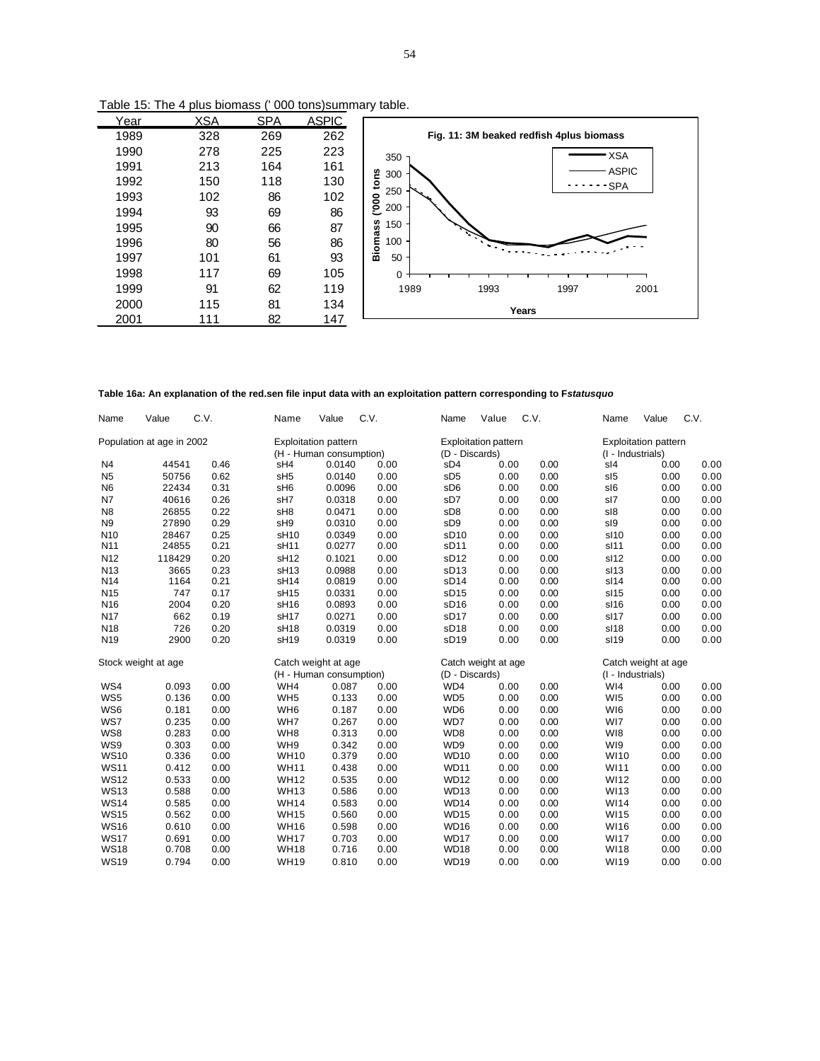Table 15: The 4 plus biomass (' 000 tons)summary table.

| Year | XSA | SPA | ASPIC |
|---|---|---|---|
| 1989 | 328 | 269 | 262 |
| 1990 | 278 | 225 | 223 |
| 1991 | 213 | 164 | 161 |
| 1992 | 150 | 118 | 130 |
| 1993 | 102 | 86 | 102 |
| 1994 | 93 | 69 | 86 |
| 1995 | 90 | 66 | 87 |
| 1996 | 80 | 56 | 86 |
| 1997 | 101 | 61 | 93 |
| 1998 | 117 | 69 | 105 |
| 1999 | 91 | 62 | 119 |
| 2000 | 115 | 81 | 134 |
| 2001 | 111 | 82 | 147 |

Fig. 11: 3M beaked redfish 4plus biomass

**Table 16a: An explanation of the red.sen file input data with an exploitation pattern corresponding to F*statusquo***

| Name | Value | C.V. | Name | Value | C.V. | Name | Value | C.V. | Name | Value | C.V. |
|---|---|---|---|---|---|---|---|---|---|---|---|
| Population at age in 2002 | | | Exploitation pattern (H - Human consumption) | | | Exploitation pattern (D - Discards) | | | Exploitation pattern (I - Industrials) | | |
| N4 | 44541 | 0.46 | sH4 | 0.0140 | 0.00 | sD4 | 0.00 | 0.00 | sI4 | 0.00 | 0.00 |
| N5 | 50756 | 0.62 | sH5 | 0.0140 | 0.00 | sD5 | 0.00 | 0.00 | sI5 | 0.00 | 0.00 |
| N6 | 22434 | 0.31 | sH6 | 0.0096 | 0.00 | sD6 | 0.00 | 0.00 | sI6 | 0.00 | 0.00 |
| N7 | 40616 | 0.26 | sH7 | 0.0318 | 0.00 | sD7 | 0.00 | 0.00 | sI7 | 0.00 | 0.00 |
| N8 | 26855 | 0.22 | sH8 | 0.0471 | 0.00 | sD8 | 0.00 | 0.00 | sI8 | 0.00 | 0.00 |
| N9 | 27890 | 0.29 | sH9 | 0.0310 | 0.00 | sD9 | 0.00 | 0.00 | sI9 | 0.00 | 0.00 |
| N10 | 28467 | 0.25 | sH10 | 0.0349 | 0.00 | sD10 | 0.00 | 0.00 | sI10 | 0.00 | 0.00 |
| N11 | 24855 | 0.21 | sH11 | 0.0277 | 0.00 | sD11 | 0.00 | 0.00 | sI11 | 0.00 | 0.00 |
| N12 | 118429 | 0.20 | sH12 | 0.1021 | 0.00 | sD12 | 0.00 | 0.00 | sI12 | 0.00 | 0.00 |
| N13 | 3665 | 0.23 | sH13 | 0.0988 | 0.00 | sD13 | 0.00 | 0.00 | sI13 | 0.00 | 0.00 |
| N14 | 1164 | 0.21 | sH14 | 0.0819 | 0.00 | sD14 | 0.00 | 0.00 | sI14 | 0.00 | 0.00 |
| N15 | 747 | 0.17 | sH15 | 0.0331 | 0.00 | sD15 | 0.00 | 0.00 | sI15 | 0.00 | 0.00 |
| N16 | 2004 | 0.20 | sH16 | 0.0893 | 0.00 | sD16 | 0.00 | 0.00 | sI16 | 0.00 | 0.00 |
| N17 | 662 | 0.19 | sH17 | 0.0271 | 0.00 | sD17 | 0.00 | 0.00 | sI17 | 0.00 | 0.00 |
| N18 | 726 | 0.20 | sH18 | 0.0319 | 0.00 | sD18 | 0.00 | 0.00 | sI18 | 0.00 | 0.00 |
| N19 | 2900 | 0.20 | sH19 | 0.0319 | 0.00 | sD19 | 0.00 | 0.00 | sI19 | 0.00 | 0.00 |
| Stock weight at age | | | Catch weight at age (H - Human consumption) | | | Catch weight at age (D - Discards) | | | Catch weight at age (I - Industrials) | | |
| WS4 | 0.093 | 0.00 | WH4 | 0.087 | 0.00 | WD4 | 0.00 | 0.00 | WI4 | 0.00 | 0.00 |
| WS5 | 0.136 | 0.00 | WH5 | 0.133 | 0.00 | WD5 | 0.00 | 0.00 | WI5 | 0.00 | 0.00 |
| WS6 | 0.181 | 0.00 | WH6 | 0.187 | 0.00 | WD6 | 0.00 | 0.00 | WI6 | 0.00 | 0.00 |
| WS7 | 0.235 | 0.00 | WH7 | 0.267 | 0.00 | WD7 | 0.00 | 0.00 | WI7 | 0.00 | 0.00 |
| WS8 | 0.283 | 0.00 | WH8 | 0.313 | 0.00 | WD8 | 0.00 | 0.00 | WI8 | 0.00 | 0.00 |
| WS9 | 0.303 | 0.00 | WH9 | 0.342 | 0.00 | WD9 | 0.00 | 0.00 | WI9 | 0.00 | 0.00 |
| WS10 | 0.336 | 0.00 | WH10 | 0.379 | 0.00 | WD10 | 0.00 | 0.00 | WI10 | 0.00 | 0.00 |
| WS11 | 0.412 | 0.00 | WH11 | 0.438 | 0.00 | WD11 | 0.00 | 0.00 | WI11 | 0.00 | 0.00 |
| WS12 | 0.533 | 0.00 | WH12 | 0.535 | 0.00 | WD12 | 0.00 | 0.00 | WI12 | 0.00 | 0.00 |
| WS13 | 0.588 | 0.00 | WH13 | 0.586 | 0.00 | WD13 | 0.00 | 0.00 | WI13 | 0.00 | 0.00 |
| WS14 | 0.585 | 0.00 | WH14 | 0.583 | 0.00 | WD14 | 0.00 | 0.00 | WI14 | 0.00 | 0.00 |
| WS15 | 0.562 | 0.00 | WH15 | 0.560 | 0.00 | WD15 | 0.00 | 0.00 | WI15 | 0.00 | 0.00 |
| WS16 | 0.610 | 0.00 | WH16 | 0.598 | 0.00 | WD16 | 0.00 | 0.00 | WI16 | 0.00 | 0.00 |
| WS17 | 0.691 | 0.00 | WH17 | 0.703 | 0.00 | WD17 | 0.00 | 0.00 | WI17 | 0.00 | 0.00 |
| WS18 | 0.708 | 0.00 | WH18 | 0.716 | 0.00 | WD18 | 0.00 | 0.00 | WI18 | 0.00 | 0.00 |
| WS19 | 0.794 | 0.00 | WH19 | 0.810 | 0.00 | WD19 | 0.00 | 0.00 | WI19 | 0.00 | 0.00 |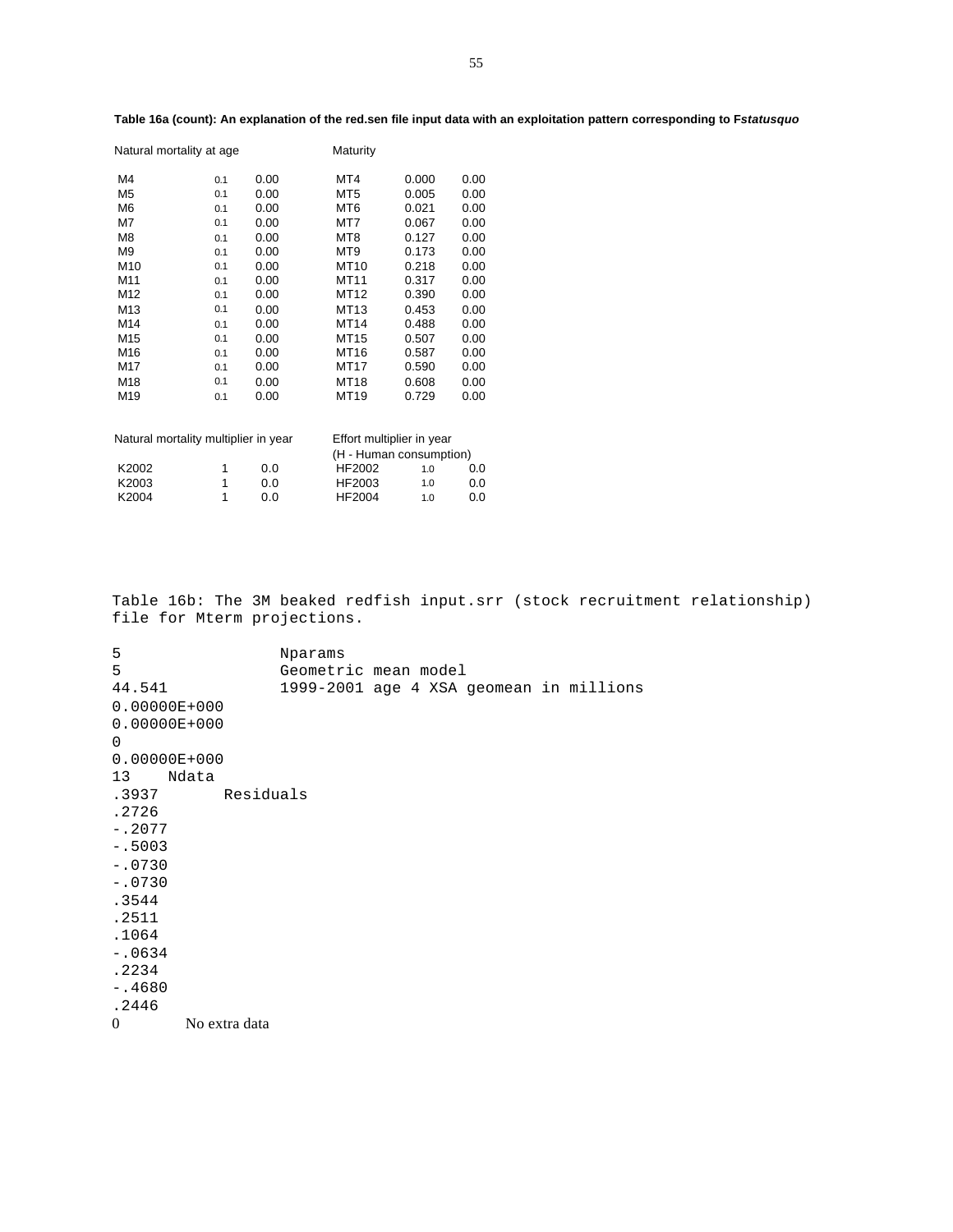**Table 16a (count): An explanation of the red.sen file input data with an exploitation pattern corresponding to F*statusquo***

| Natural mortality at age | | | Maturity | | |
|---|---|---|---|---|---|
| M4 | 0.1 | 0.00 | MT4 | 0.000 | 0.00 |
| M5 | 0.1 | 0.00 | MT5 | 0.005 | 0.00 |
| M6 | 0.1 | 0.00 | MT6 | 0.021 | 0.00 |
| M7 | 0.1 | 0.00 | MT7 | 0.067 | 0.00 |
| M8 | 0.1 | 0.00 | MT8 | 0.127 | 0.00 |
| M9 | 0.1 | 0.00 | MT9 | 0.173 | 0.00 |
| M10 | 0.1 | 0.00 | MT10 | 0.218 | 0.00 |
| M11 | 0.1 | 0.00 | MT11 | 0.317 | 0.00 |
| M12 | 0.1 | 0.00 | MT12 | 0.390 | 0.00 |
| M13 | 0.1 | 0.00 | MT13 | 0.453 | 0.00 |
| M14 | 0.1 | 0.00 | MT14 | 0.488 | 0.00 |
| M15 | 0.1 | 0.00 | MT15 | 0.507 | 0.00 |
| M16 | 0.1 | 0.00 | MT16 | 0.587 | 0.00 |
| M17 | 0.1 | 0.00 | MT17 | 0.590 | 0.00 |
| M18 | 0.1 | 0.00 | MT18 | 0.608 | 0.00 |
| M19 | 0.1 | 0.00 | MT19 | 0.729 | 0.00 |

| Natural mortality multiplier in year | | | Effort multiplier in year (H - Human consumption) | | |
|---|---|---|---|---|---|
| K2002 | 1 | 0.0 | HF2002 | 1.0 | 0.0 |
| K2003 | 1 | 0.0 | HF2003 | 1.0 | 0.0 |
| K2004 | 1 | 0.0 | HF2004 | 1.0 | 0.0 |

Table 16b: The 3M beaked redfish input.srr (stock recruitment relationship) file for Mterm projections.

```
5                 Nparams
5                 Geometric mean model
44.541            1999-2001 age 4 XSA geomean in millions
0.00000E+000
0.00000E+000
0
0.00000E+000
13    Ndata
.3937       Residuals
.2726
-.2077
-.5003
-.0730
-.0730
.3544
.2511
.1064
-.0634
.2234
-.4680
.2446
0        No extra data
```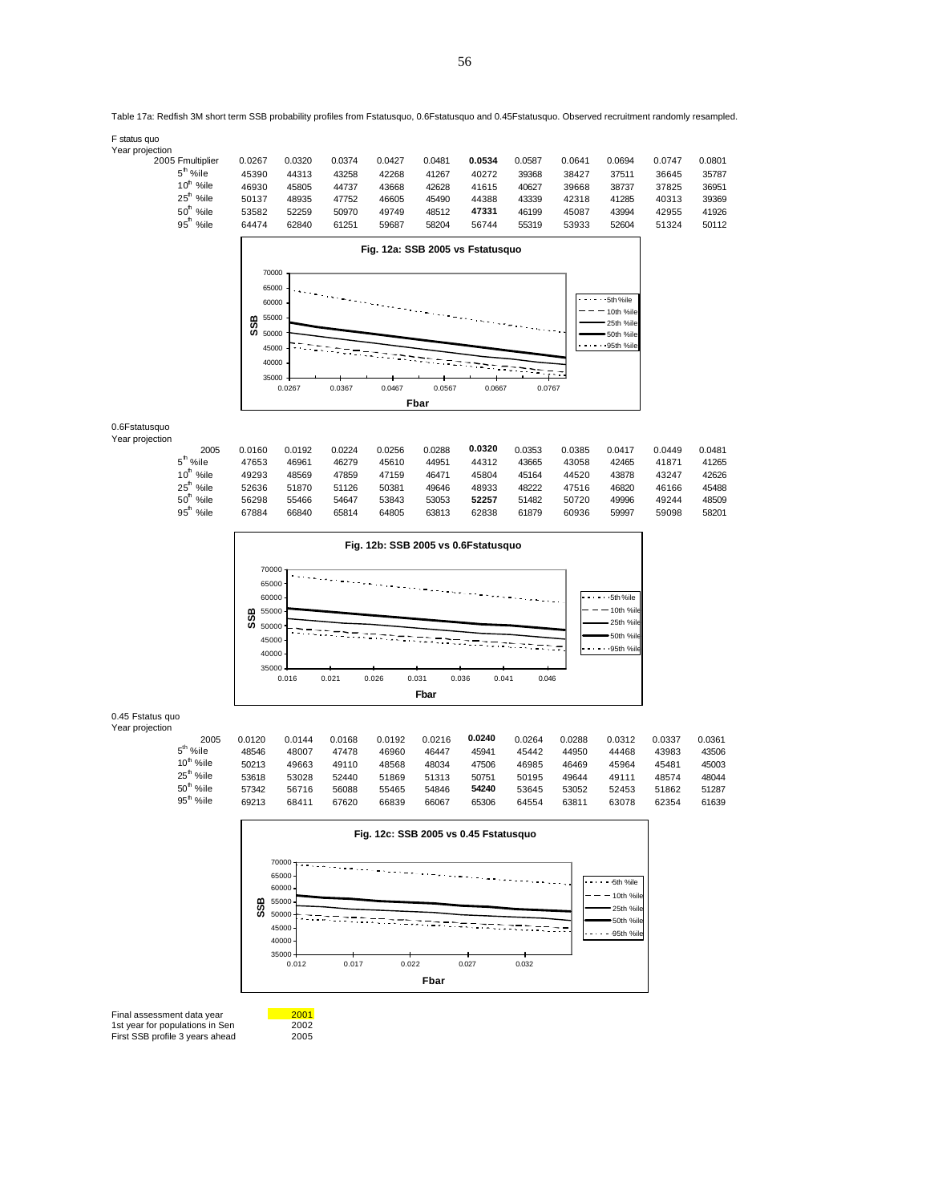Table 17a: Redfish 3M short term SSB probability profiles from Fstatusquo, 0.6Fstatusquo and 0.45Fstatusquo. Observed recruitment randomly resampled.

F status quo

Year projection

| 2005 Fmultiplier | 0.0267 | 0.0320 | 0.0374 | 0.0427 | 0.0481 | **0.0534** | 0.0587 | 0.0641 | 0.0694 | 0.0747 | 0.0801 |
|---|---|---|---|---|---|---|---|---|---|---|---|
| $5^{th}$ %ile | 45390 | 44313 | 43258 | 42268 | 41267 | 40272 | 39368 | 38427 | 37511 | 36645 | 35787 |
| $10^{th}$ %ile | 46930 | 45805 | 44737 | 43668 | 42628 | 41615 | 40627 | 39668 | 38737 | 37825 | 36951 |
| $25^{th}$ %ile | 50137 | 48935 | 47752 | 46605 | 45490 | 44388 | 43339 | 42318 | 41285 | 40313 | 39369 |
| $50^{th}$ %ile | 53582 | 52259 | 50970 | 49749 | 48512 | **47331** | 46199 | 45087 | 43994 | 42955 | 41926 |
| $95^{th}$ %ile | 64474 | 62840 | 61251 | 59687 | 58204 | 56744 | 55319 | 53933 | 52604 | 51324 | 50112 |

Fig. 12a: SSB 2005 vs Fstatusquo

0.6Fstatusquo

Year projection

| 2005 | 0.0160 | 0.0192 | 0.0224 | 0.0256 | 0.0288 | **0.0320** | 0.0353 | 0.0385 | 0.0417 | 0.0449 | 0.0481 |
|---|---|---|---|---|---|---|---|---|---|---|---|
| $5^{th}$ %ile | 47653 | 46961 | 46279 | 45610 | 44951 | 44312 | 43665 | 43058 | 42465 | 41871 | 41265 |
| $10^{th}$ %ile | 49293 | 48569 | 47859 | 47159 | 46471 | 45804 | 45164 | 44520 | 43878 | 43247 | 42626 |
| $25^{th}$ %ile | 52636 | 51870 | 51126 | 50381 | 49646 | 48933 | 48222 | 47516 | 46820 | 46166 | 45488 |
| $50^{th}$ %ile | 56298 | 55466 | 54647 | 53843 | 53053 | **52257** | 51482 | 50720 | 49996 | 49244 | 48509 |
| $95^{th}$ %ile | 67884 | 66840 | 65814 | 64805 | 63813 | 62838 | 61879 | 60936 | 59997 | 59098 | 58201 |

Fig. 12b: SSB 2005 vs 0.6Fstatusquo

0.45 Fstatus quo

Year projection

| 2005 | 0.0120 | 0.0144 | 0.0168 | 0.0192 | 0.0216 | **0.0240** | 0.0264 | 0.0288 | 0.0312 | 0.0337 | 0.0361 |
|---|---|---|---|---|---|---|---|---|---|---|---|
| $5^{th}$ %ile | 48546 | 48007 | 47478 | 46960 | 46447 | 45941 | 45442 | 44950 | 44468 | 43983 | 43506 |
| $10^{th}$ %ile | 50213 | 49663 | 49110 | 48568 | 48034 | 47506 | 46985 | 46469 | 45964 | 45481 | 45003 |
| $25^{th}$ %ile | 53618 | 53028 | 52440 | 51869 | 51313 | 50751 | 50195 | 49644 | 49111 | 48574 | 48044 |
| $50^{th}$ %ile | 57342 | 56716 | 56088 | 55465 | 54846 | **54240** | 53645 | 53052 | 52453 | 51862 | 51287 |
| $95^{th}$ %ile | 69213 | 68411 | 67620 | 66839 | 66067 | 65306 | 64554 | 63811 | 63078 | 62354 | 61639 |

Fig. 12c: SSB 2005 vs 0.45 Fstatusquo

| | |
|---|---|
| Final assessment data year | 2001 |
| 1st year for populations in Sen | 2002 |
| First SSB profile 3 years ahead | 2005 |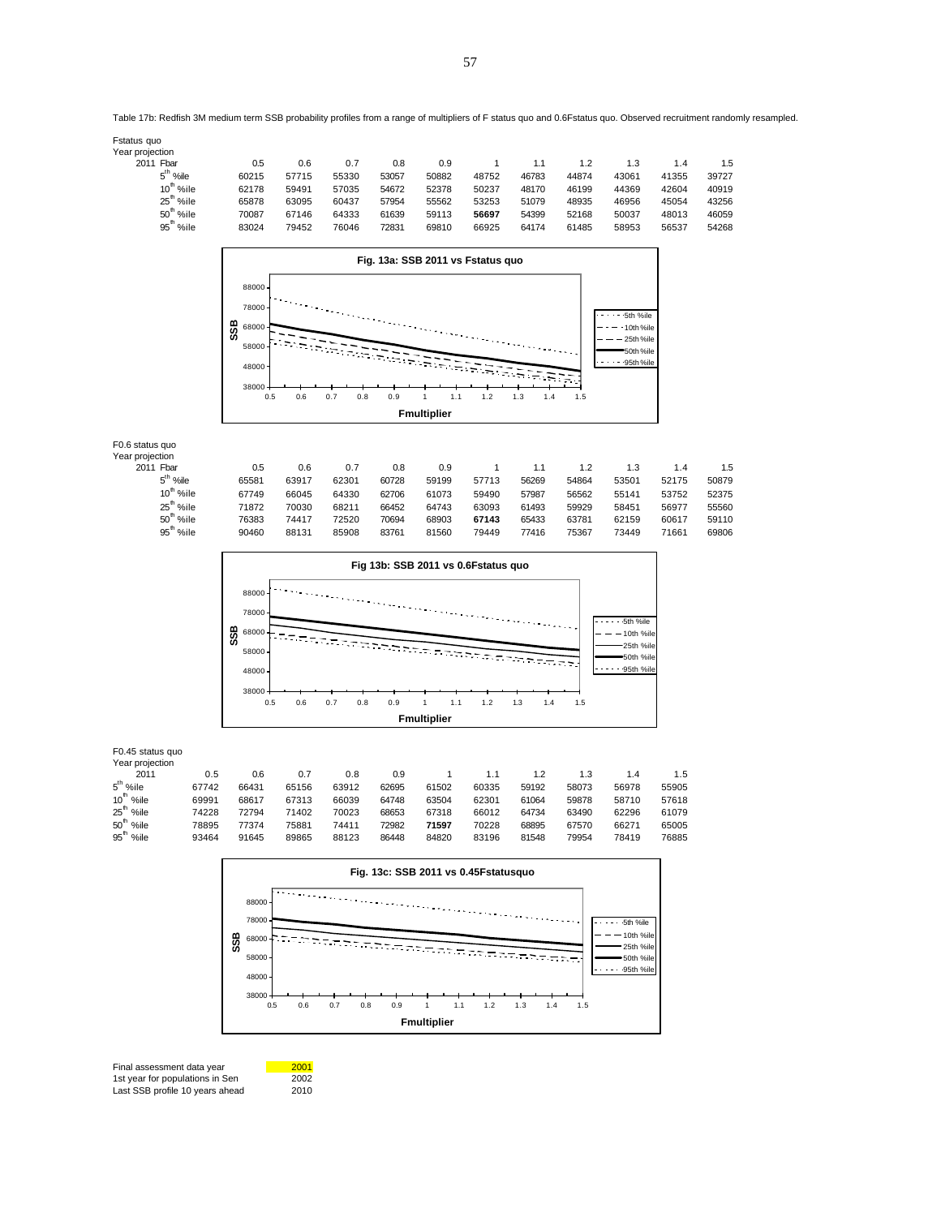Table 17b: Redfish 3M medium term SSB probability profiles from a range of multipliers of F status quo and 0.6Fstatus quo. Observed recruitment randomly resampled.

Fstatus quo

| Year projection 2011 Fbar | 0.5 | 0.6 | 0.7 | 0.8 | 0.9 | 1 | 1.1 | 1.2 | 1.3 | 1.4 | 1.5 |
|---|---|---|---|---|---|---|---|---|---|---|---|
| 5th %ile | 60215 | 57715 | 55330 | 53057 | 50882 | 48752 | 46783 | 44874 | 43061 | 41355 | 39727 |
| 10th %ile | 62178 | 59491 | 57035 | 54672 | 52378 | 50237 | 48170 | 46199 | 44369 | 42604 | 40919 |
| 25th %ile | 65878 | 63095 | 60437 | 57954 | 55562 | 53253 | 51079 | 48935 | 46956 | 45054 | 43256 |
| 50th %ile | 70087 | 67146 | 64333 | 61639 | 59113 | **56697** | 54399 | 52168 | 50037 | 48013 | 46059 |
| 95th %ile | 83024 | 79452 | 76046 | 72831 | 69810 | 66925 | 64174 | 61485 | 58953 | 56537 | 54268 |

Fig. 13a: SSB 2011 vs Fstatus quo

F0.6 status quo

| Year projection 2011 Fbar | 0.5 | 0.6 | 0.7 | 0.8 | 0.9 | 1 | 1.1 | 1.2 | 1.3 | 1.4 | 1.5 |
|---|---|---|---|---|---|---|---|---|---|---|---|
| 5th %ile | 65581 | 63917 | 62301 | 60728 | 59199 | 57713 | 56269 | 54864 | 53501 | 52175 | 50879 |
| 10th %ile | 67749 | 66045 | 64330 | 62706 | 61073 | 59490 | 57987 | 56562 | 55141 | 53752 | 52375 |
| 25th %ile | 71872 | 70030 | 68211 | 66452 | 64743 | 63093 | 61493 | 59929 | 58451 | 56977 | 55560 |
| 50th %ile | 76383 | 74417 | 72520 | 70694 | 68903 | **67143** | 65433 | 63781 | 62159 | 60617 | 59110 |
| 95th %ile | 90460 | 88131 | 85908 | 83761 | 81560 | 79449 | 77416 | 75367 | 73449 | 71661 | 69806 |

Fig 13b: SSB 2011 vs 0.6Fstatus quo

F0.45 status quo

| Year projection 2011 | 0.5 | 0.6 | 0.7 | 0.8 | 0.9 | 1 | 1.1 | 1.2 | 1.3 | 1.4 | 1.5 |
|---|---|---|---|---|---|---|---|---|---|---|---|
| 5th %ile | 67742 | 66431 | 65156 | 63912 | 62695 | 61502 | 60335 | 59192 | 58073 | 56978 | 55905 |
| 10th %ile | 69991 | 68617 | 67313 | 66039 | 64748 | 63504 | 62301 | 61064 | 59878 | 58710 | 57618 |
| 25th %ile | 74228 | 72794 | 71402 | 70023 | 68653 | 67318 | 66012 | 64734 | 63490 | 62296 | 61079 |
| 50th %ile | 78895 | 77374 | 75881 | 74411 | 72982 | **71597** | 70228 | 68895 | 67570 | 66271 | 65005 |
| 95th %ile | 93464 | 91645 | 89865 | 88123 | 86448 | 84820 | 83196 | 81548 | 79954 | 78419 | 76885 |

Fig. 13c: SSB 2011 vs 0.45Fstatusquo

| | |
|---|---|
| Final assessment data year | 2001 |
| 1st year for populations in Sen | 2002 |
| Last SSB profile 10 years ahead | 2010 |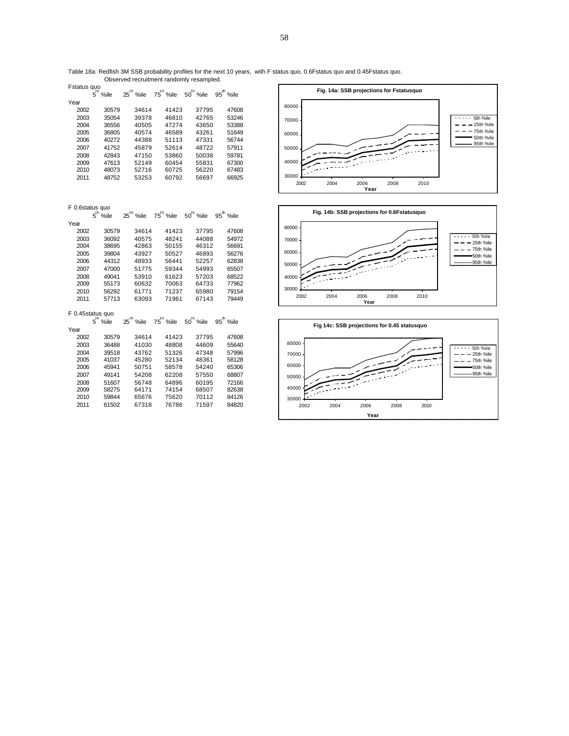Table 18a: Redfish 3M SSB probability profiles for the next 10 years, with F status quo, 0.6Fstatus quo and 0.45Fstatus quo. Observed recruitment randomly resampled.

Fstatus quo

| Year | 5th %ile | 25th %ile | 75th %ile | 50th %ile | 95th %ile |
|---|---|---|---|---|---|
| 2002 | 30579 | 34614 | 41423 | 37795 | 47608 |
| 2003 | 35054 | 39378 | 46810 | 42765 | 53246 |
| 2004 | 36556 | 40505 | 47274 | 43650 | 53388 |
| 2005 | 36805 | 40574 | 46589 | 43261 | 51649 |
| 2006 | 40272 | 44388 | 51113 | 47331 | 56744 |
| 2007 | 41752 | 45879 | 52614 | 48722 | 57911 |
| 2008 | 42843 | 47150 | 53860 | 50038 | 59781 |
| 2009 | 47613 | 52149 | 60454 | 55831 | 67300 |
| 2010 | 48073 | 52716 | 60725 | 56220 | 67483 |
| 2011 | 48752 | 53253 | 60792 | 56697 | 66925 |

Fig. 14a: SSB projections for Fstatusquo

F 0.6status quo

| Year | 5th %ile | 25th %ile | 75th %ile | 50th %ile | 95th %ile |
|---|---|---|---|---|---|
| 2002 | 30579 | 34614 | 41423 | 37795 | 47608 |
| 2003 | 36092 | 40575 | 48241 | 44088 | 54972 |
| 2004 | 38695 | 42863 | 50155 | 46312 | 56691 |
| 2005 | 39804 | 43927 | 50527 | 46893 | 56276 |
| 2006 | 44312 | 48933 | 56441 | 52257 | 62838 |
| 2007 | 47000 | 51775 | 59344 | 54993 | 65507 |
| 2008 | 49041 | 53910 | 61623 | 57203 | 68522 |
| 2009 | 55173 | 60632 | 70063 | 64733 | 77962 |
| 2010 | 56292 | 61771 | 71237 | 65980 | 79154 |
| 2011 | 57713 | 63093 | 71961 | 67143 | 79449 |

Fig. 14b: SSB projections for 0.6Fstatusquo

F 0.45status quo

| Year | 5th %ile | 25th %ile | 75th %ile | 50th %ile | 95th %ile |
|---|---|---|---|---|---|
| 2002 | 30579 | 34614 | 41423 | 37795 | 47608 |
| 2003 | 36488 | 41030 | 48808 | 44609 | 55640 |
| 2004 | 39518 | 43762 | 51326 | 47348 | 57996 |
| 2005 | 41037 | 45280 | 52134 | 48361 | 58128 |
| 2006 | 45941 | 50751 | 58578 | 54240 | 65306 |
| 2007 | 49141 | 54208 | 62208 | 57550 | 68807 |
| 2008 | 51607 | 56748 | 64896 | 60195 | 72166 |
| 2009 | 58275 | 64171 | 74154 | 68507 | 82638 |
| 2010 | 59844 | 65676 | 75620 | 70112 | 84126 |
| 2011 | 61502 | 67318 | 76786 | 71597 | 84820 |

Fig 14c: SSB projections for 0.45 statusquo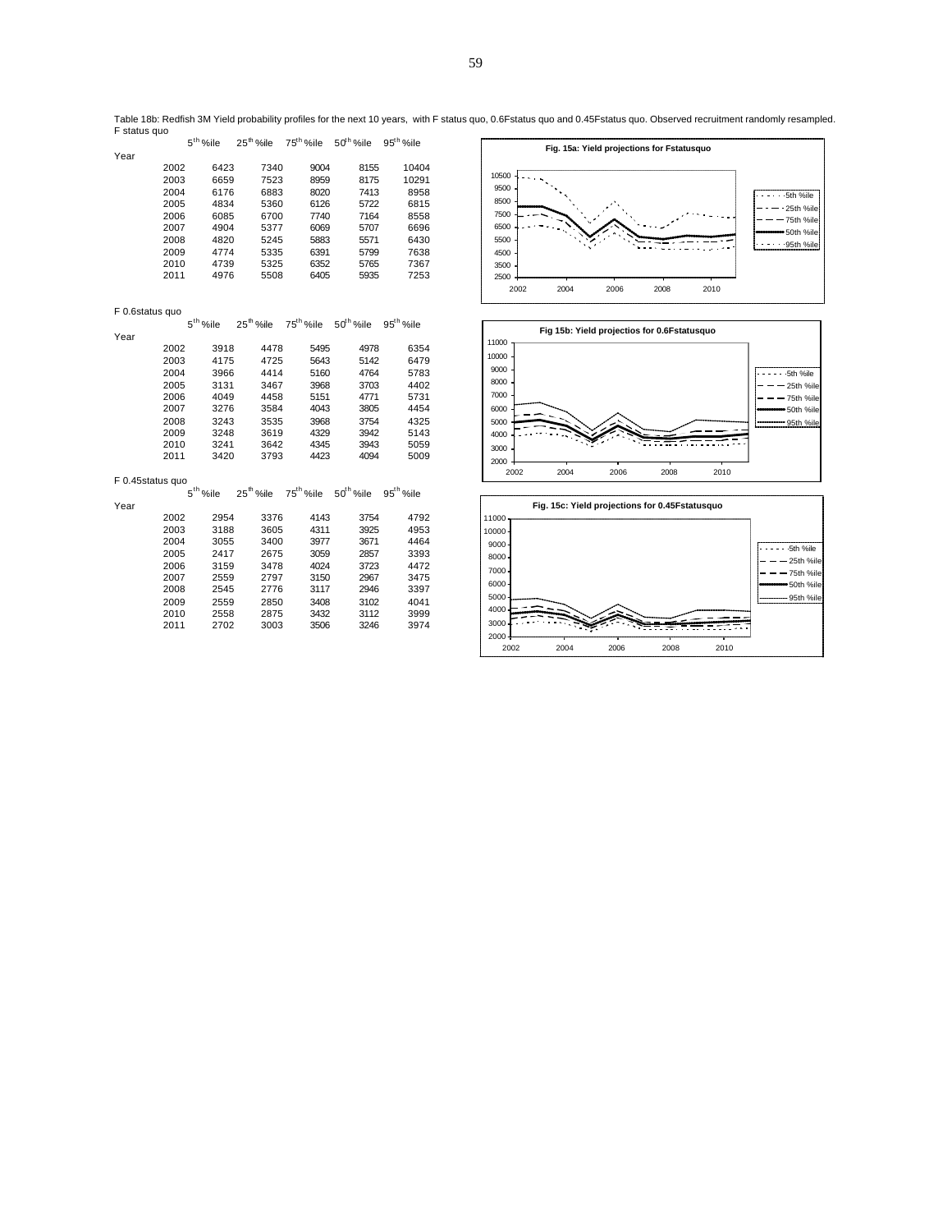Table 18b: Redfish 3M Yield probability profiles for the next 10 years, with F status quo, 0.6Fstatus quo and 0.45Fstatus quo. Observed recruitment randomly resampled.

F status quo

| Year | 5th %ile | 25th %ile | 75th %ile | 50th %ile | 95th %ile |
|---|---|---|---|---|---|
| 2002 | 6423 | 7340 | 9004 | 8155 | 10404 |
| 2003 | 6659 | 7523 | 8959 | 8175 | 10291 |
| 2004 | 6176 | 6883 | 8020 | 7413 | 8958 |
| 2005 | 4834 | 5360 | 6126 | 5722 | 6815 |
| 2006 | 6085 | 6700 | 7740 | 7164 | 8558 |
| 2007 | 4904 | 5377 | 6069 | 5707 | 6696 |
| 2008 | 4820 | 5245 | 5883 | 5571 | 6430 |
| 2009 | 4774 | 5335 | 6391 | 5799 | 7638 |
| 2010 | 4739 | 5325 | 6352 | 5765 | 7367 |
| 2011 | 4976 | 5508 | 6405 | 5935 | 7253 |

Fig. 15a: Yield projections for Fstatusquo

F 0.6status quo

| Year | 5th %ile | 25th %ile | 75th %ile | 50th %ile | 95th %ile |
|---|---|---|---|---|---|
| 2002 | 3918 | 4478 | 5495 | 4978 | 6354 |
| 2003 | 4175 | 4725 | 5643 | 5142 | 6479 |
| 2004 | 3966 | 4414 | 5160 | 4764 | 5783 |
| 2005 | 3131 | 3467 | 3968 | 3703 | 4402 |
| 2006 | 4049 | 4458 | 5151 | 4771 | 5731 |
| 2007 | 3276 | 3584 | 4043 | 3805 | 4454 |
| 2008 | 3243 | 3535 | 3968 | 3754 | 4325 |
| 2009 | 3248 | 3619 | 4329 | 3942 | 5143 |
| 2010 | 3241 | 3642 | 4345 | 3943 | 5059 |
| 2011 | 3420 | 3793 | 4423 | 4094 | 5009 |

Fig 15b: Yield projectios for 0.6Fstatusquo

F 0.45status quo

| Year | 5th %ile | 25th %ile | 75th %ile | 50th %ile | 95th %ile |
|---|---|---|---|---|---|
| 2002 | 2954 | 3376 | 4143 | 3754 | 4792 |
| 2003 | 3188 | 3605 | 4311 | 3925 | 4953 |
| 2004 | 3055 | 3400 | 3977 | 3671 | 4464 |
| 2005 | 2417 | 2675 | 3059 | 2857 | 3393 |
| 2006 | 3159 | 3478 | 4024 | 3723 | 4472 |
| 2007 | 2559 | 2797 | 3150 | 2967 | 3475 |
| 2008 | 2545 | 2776 | 3117 | 2946 | 3397 |
| 2009 | 2559 | 2850 | 3408 | 3102 | 4041 |
| 2010 | 2558 | 2875 | 3432 | 3112 | 3999 |
| 2011 | 2702 | 3003 | 3506 | 3246 | 3974 |

Fig. 15c: Yield projections for 0.45Fstatusquo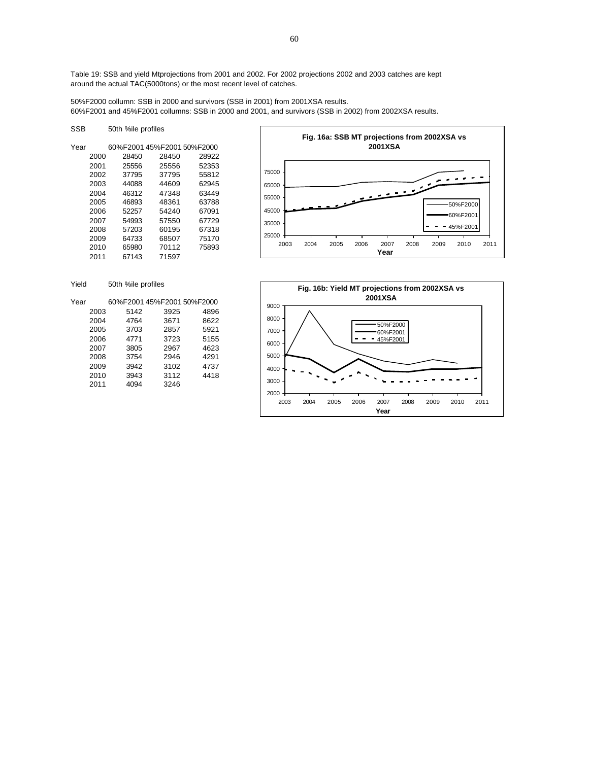Table 19: SSB and yield Mtprojections from 2001 and 2002. For 2002 projections 2002 and 2003 catches are kept around the actual TAC(5000tons) or the most recent level of catches.

50%F2000 collumn: SSB in 2000 and survivors (SSB in 2001) from 2001XSA results.
60%F2001 and 45%F2001 collumns: SSB in 2000 and 2001, and survivors (SSB in 2002) from 2002XSA results.

SSB 50th %ile profiles

| Year | 60%F2001 | 45%F2001 | 50%F2000 |
|---|---|---|---|
| 2000 | 28450 | 28450 | 28922 |
| 2001 | 25556 | 25556 | 52353 |
| 2002 | 37795 | 37795 | 55812 |
| 2003 | 44088 | 44609 | 62945 |
| 2004 | 46312 | 47348 | 63449 |
| 2005 | 46893 | 48361 | 63788 |
| 2006 | 52257 | 54240 | 67091 |
| 2007 | 54993 | 57550 | 67729 |
| 2008 | 57203 | 60195 | 67318 |
| 2009 | 64733 | 68507 | 75170 |
| 2010 | 65980 | 70112 | 75893 |
| 2011 | 67143 | 71597 | |

Fig. 16a: SSB MT projections from 2002XSA vs 2001XSA

75000
65000
55000
45000
35000
25000

2003 2004 2005 2006 2007 2008 2009 2010 2011

Year

50%F2000
60%F2001
45%F2001

Yield 50th %ile profiles

| Year | 60%F2001 | 45%F2001 | 50%F2000 |
|---|---|---|---|
| 2003 | 5142 | 3925 | 4896 |
| 2004 | 4764 | 3671 | 8622 |
| 2005 | 3703 | 2857 | 5921 |
| 2006 | 4771 | 3723 | 5155 |
| 2007 | 3805 | 2967 | 4623 |
| 2008 | 3754 | 2946 | 4291 |
| 2009 | 3942 | 3102 | 4737 |
| 2010 | 3943 | 3112 | 4418 |
| 2011 | 4094 | 3246 | |

Fig. 16b: Yield MT projections from 2002XSA vs 2001XSA

9000
8000
7000
6000
5000
4000
3000
2000

2003 2004 2005 2006 2007 2008 2009 2010 2011

Year

50%F2000
60%F2001
45%F2001